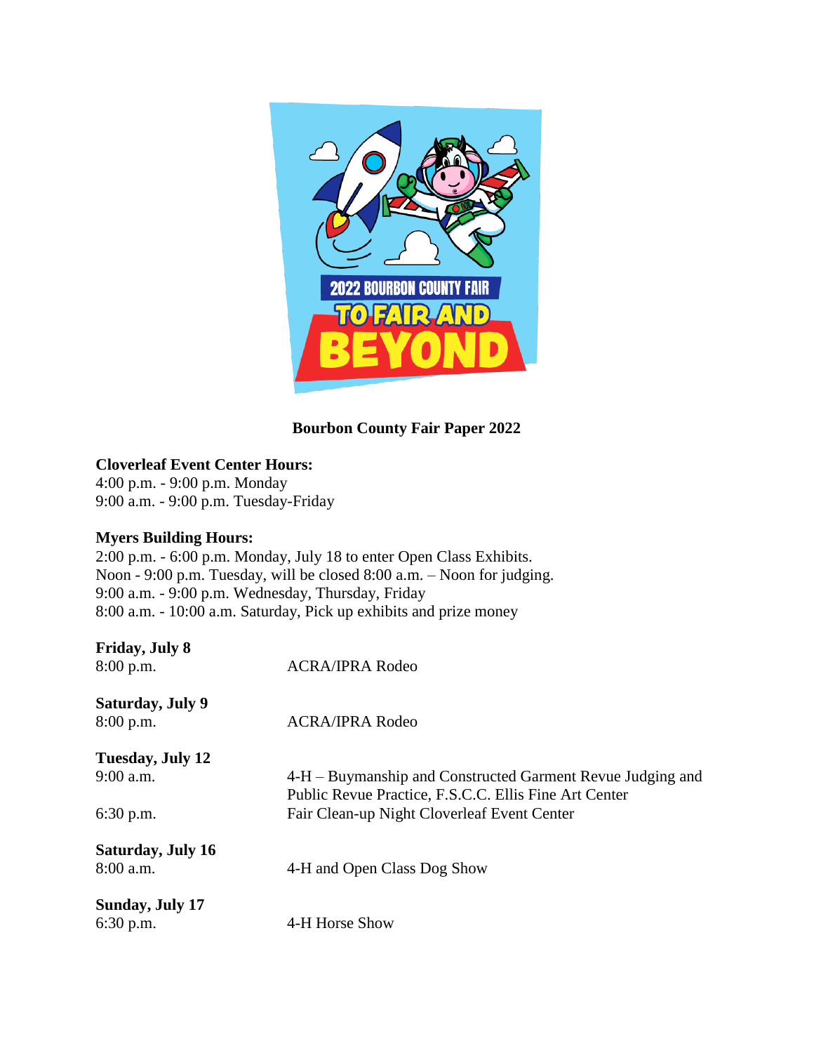2022 BOURBON COUNTY FAIR

TO FAIR AND BEYOND

**Bourbon County Fair Paper 2022**

**Cloverleaf Event Center Hours:**
4:00 p.m. - 9:00 p.m. Monday
9:00 a.m. - 9:00 p.m. Tuesday-Friday

**Myers Building Hours:**
2:00 p.m. - 6:00 p.m. Monday, July 18 to enter Open Class Exhibits.
Noon - 9:00 p.m. Tuesday, will be closed 8:00 a.m. – Noon for judging.
9:00 a.m. - 9:00 p.m. Wednesday, Thursday, Friday
8:00 a.m. - 10:00 a.m. Saturday, Pick up exhibits and prize money

**Friday, July 8**

| | |
|---|---|
| 8:00 p.m. | ACRA/IPRA Rodeo |

**Saturday, July 9**

| | |
|---|---|
| 8:00 p.m. | ACRA/IPRA Rodeo |

**Tuesday, July 12**

| | |
|---|---|
| 9:00 a.m. | 4-H – Buymanship and Constructed Garment Revue Judging and Public Revue Practice, F.S.C.C. Ellis Fine Art Center |
| 6:30 p.m. | Fair Clean-up Night Cloverleaf Event Center |

**Saturday, July 16**

| | |
|---|---|
| 8:00 a.m. | 4-H and Open Class Dog Show |

**Sunday, July 17**

| | |
|---|---|
| 6:30 p.m. | 4-H Horse Show |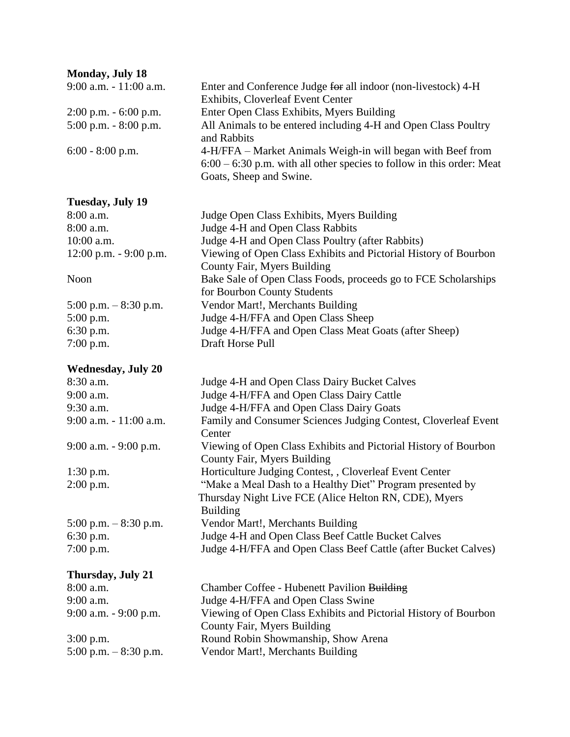**Monday, July 18**

| | |
|---|---|
| 9:00 a.m. - 11:00 a.m. | Enter and Conference Judge ~~for~~ all indoor (non-livestock) 4-H Exhibits, Cloverleaf Event Center |
| 2:00 p.m. - 6:00 p.m. | Enter Open Class Exhibits, Myers Building |
| 5:00 p.m. - 8:00 p.m. | All Animals to be entered including 4-H and Open Class Poultry and Rabbits |
| 6:00 - 8:00 p.m. | 4-H/FFA – Market Animals Weigh-in will began with Beef from 6:00 – 6:30 p.m. with all other species to follow in this order: Meat Goats, Sheep and Swine. |

**Tuesday, July 19**

| | |
|---|---|
| 8:00 a.m. | Judge Open Class Exhibits, Myers Building |
| 8:00 a.m. | Judge 4-H and Open Class Rabbits |
| 10:00 a.m. | Judge 4-H and Open Class Poultry (after Rabbits) |
| 12:00 p.m. - 9:00 p.m. | Viewing of Open Class Exhibits and Pictorial History of Bourbon County Fair, Myers Building |
| Noon | Bake Sale of Open Class Foods, proceeds go to FCE Scholarships for Bourbon County Students |
| 5:00 p.m. – 8:30 p.m. | Vendor Mart!, Merchants Building |
| 5:00 p.m. | Judge 4-H/FFA and Open Class Sheep |
| 6:30 p.m. | Judge 4-H/FFA and Open Class Meat Goats (after Sheep) |
| 7:00 p.m. | Draft Horse Pull |

**Wednesday, July 20**

| | |
|---|---|
| 8:30 a.m. | Judge 4-H and Open Class Dairy Bucket Calves |
| 9:00 a.m. | Judge 4-H/FFA and Open Class Dairy Cattle |
| 9:30 a.m. | Judge 4-H/FFA and Open Class Dairy Goats |
| 9:00 a.m. - 11:00 a.m. | Family and Consumer Sciences Judging Contest, Cloverleaf Event Center |
| 9:00 a.m. - 9:00 p.m. | Viewing of Open Class Exhibits and Pictorial History of Bourbon County Fair, Myers Building |
| 1:30 p.m. | Horticulture Judging Contest, , Cloverleaf Event Center |
| 2:00 p.m. | "Make a Meal Dash to a Healthy Diet" Program presented by Thursday Night Live FCE (Alice Helton RN, CDE), Myers Building |
| 5:00 p.m. – 8:30 p.m. | Vendor Mart!, Merchants Building |
| 6:30 p.m. | Judge 4-H and Open Class Beef Cattle Bucket Calves |
| 7:00 p.m. | Judge 4-H/FFA and Open Class Beef Cattle (after Bucket Calves) |

**Thursday, July 21**

| | |
|---|---|
| 8:00 a.m. | Chamber Coffee - Hubenett Pavilion ~~Building~~ |
| 9:00 a.m. | Judge 4-H/FFA and Open Class Swine |
| 9:00 a.m. - 9:00 p.m. | Viewing of Open Class Exhibits and Pictorial History of Bourbon County Fair, Myers Building |
| 3:00 p.m. | Round Robin Showmanship, Show Arena |
| 5:00 p.m. – 8:30 p.m. | Vendor Mart!, Merchants Building |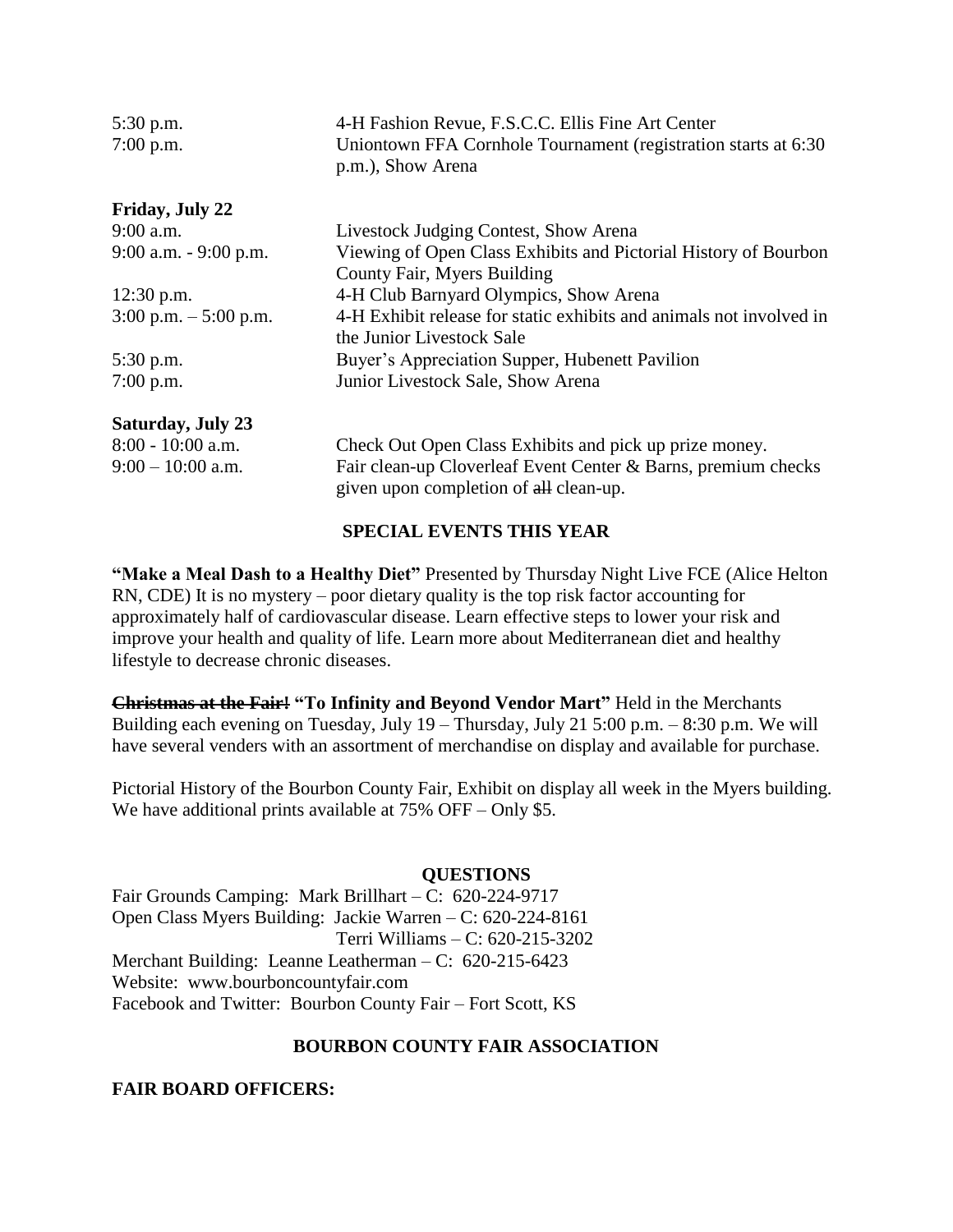| | |
|---|---|
| 5:30 p.m. | 4-H Fashion Revue, F.S.C.C. Ellis Fine Art Center |
| 7:00 p.m. | Uniontown FFA Cornhole Tournament (registration starts at 6:30 p.m.), Show Arena |

**Friday, July 22**

| | |
|---|---|
| 9:00 a.m. | Livestock Judging Contest, Show Arena |
| 9:00 a.m. - 9:00 p.m. | Viewing of Open Class Exhibits and Pictorial History of Bourbon County Fair, Myers Building |
| 12:30 p.m. | 4-H Club Barnyard Olympics, Show Arena |
| 3:00 p.m. – 5:00 p.m. | 4-H Exhibit release for static exhibits and animals not involved in the Junior Livestock Sale |
| 5:30 p.m. | Buyer's Appreciation Supper, Hubenett Pavilion |
| 7:00 p.m. | Junior Livestock Sale, Show Arena |

**Saturday, July 23**

| | |
|---|---|
| 8:00 - 10:00 a.m. | Check Out Open Class Exhibits and pick up prize money. |
| 9:00 – 10:00 a.m. | Fair clean-up Cloverleaf Event Center & Barns, premium checks given upon completion of ~~all~~ clean-up. |

## SPECIAL EVENTS THIS YEAR

**"Make a Meal Dash to a Healthy Diet"** Presented by Thursday Night Live FCE (Alice Helton RN, CDE) It is no mystery – poor dietary quality is the top risk factor accounting for approximately half of cardiovascular disease. Learn effective steps to lower your risk and improve your health and quality of life. Learn more about Mediterranean diet and healthy lifestyle to decrease chronic diseases.

**~~Christmas at the Fair!~~ "To Infinity and Beyond Vendor Mart"** Held in the Merchants Building each evening on Tuesday, July 19 – Thursday, July 21 5:00 p.m. – 8:30 p.m. We will have several venders with an assortment of merchandise on display and available for purchase.

Pictorial History of the Bourbon County Fair, Exhibit on display all week in the Myers building. We have additional prints available at 75% OFF – Only $5.

## QUESTIONS

Fair Grounds Camping: Mark Brillhart – C: 620-224-9717
Open Class Myers Building: Jackie Warren – C: 620-224-8161
Terri Williams – C: 620-215-3202
Merchant Building: Leanne Leatherman – C: 620-215-6423
Website: www.bourboncountyfair.com
Facebook and Twitter: Bourbon County Fair – Fort Scott, KS

## BOURBON COUNTY FAIR ASSOCIATION

**FAIR BOARD OFFICERS:**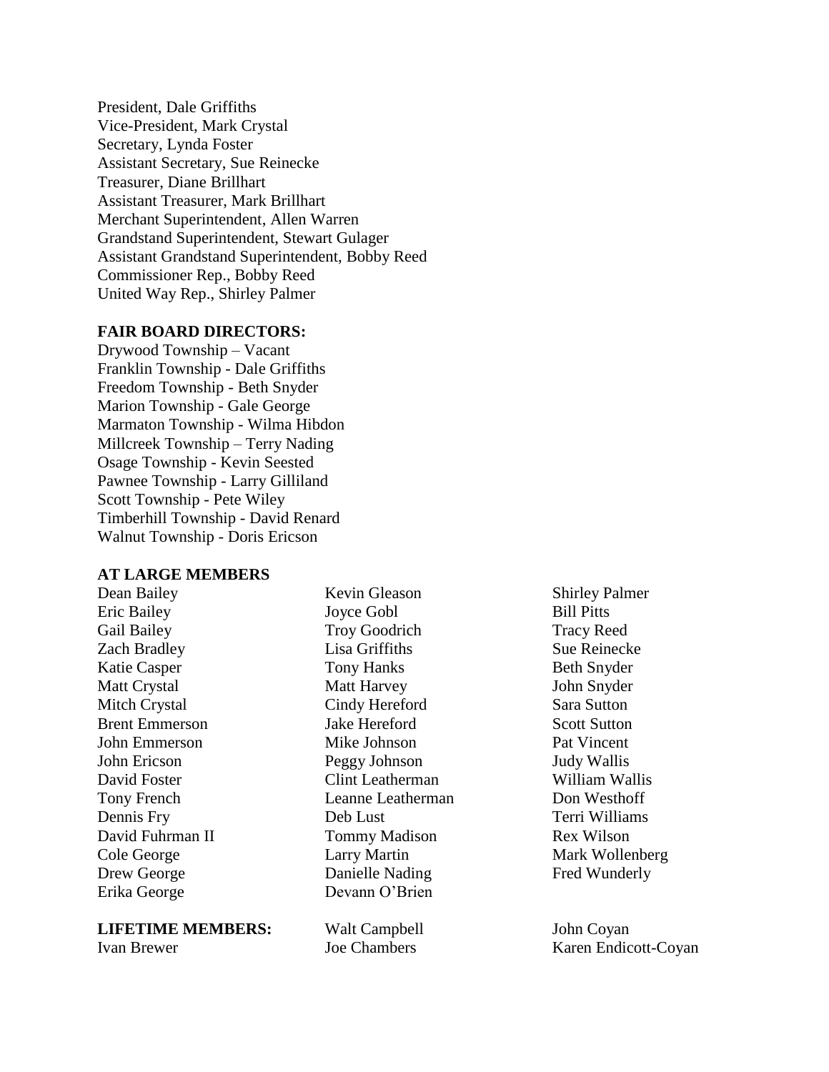President, Dale Griffiths
Vice-President, Mark Crystal
Secretary, Lynda Foster
Assistant Secretary, Sue Reinecke
Treasurer, Diane Brillhart
Assistant Treasurer, Mark Brillhart
Merchant Superintendent, Allen Warren
Grandstand Superintendent, Stewart Gulager
Assistant Grandstand Superintendent, Bobby Reed
Commissioner Rep., Bobby Reed
United Way Rep., Shirley Palmer

**FAIR BOARD DIRECTORS:**

Drywood Township – Vacant
Franklin Township - Dale Griffiths
Freedom Township - Beth Snyder
Marion Township - Gale George
Marmaton Township - Wilma Hibdon
Millcreek Township – Terry Nading
Osage Township - Kevin Seested
Pawnee Township - Larry Gilliland
Scott Township - Pete Wiley
Timberhill Township - David Renard
Walnut Township - Doris Ericson

**AT LARGE MEMBERS**

Dean Bailey
Eric Bailey
Gail Bailey
Zach Bradley
Katie Casper
Matt Crystal
Mitch Crystal
Brent Emmerson
John Emmerson
John Ericson
David Foster
Tony French
Dennis Fry
David Fuhrman II
Cole George
Drew George
Erika George
Kevin Gleason
Joyce Gobl
Troy Goodrich
Lisa Griffiths
Tony Hanks
Matt Harvey
Cindy Hereford
Jake Hereford
Mike Johnson
Peggy Johnson
Clint Leatherman
Leanne Leatherman
Deb Lust
Tommy Madison
Larry Martin
Danielle Nading
Devann O'Brien
Shirley Palmer
Bill Pitts
Tracy Reed
Sue Reinecke
Beth Snyder
John Snyder
Sara Sutton
Scott Sutton
Pat Vincent
Judy Wallis
William Wallis
Don Westhoff
Terri Williams
Rex Wilson
Mark Wollenberg
Fred Wunderly

**LIFETIME MEMBERS:**

Ivan Brewer
Walt Campbell
Joe Chambers
John Coyan
Karen Endicott-Coyan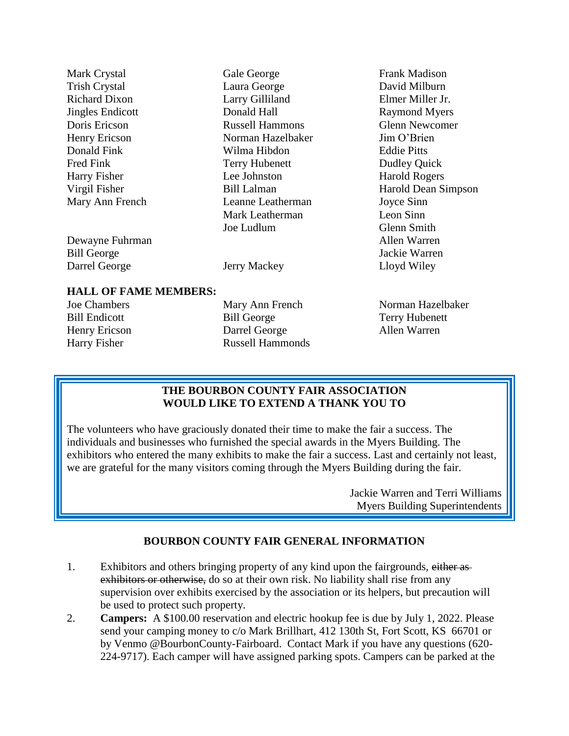Mark Crystal
Trish Crystal
Richard Dixon
Jingles Endicott
Doris Ericson
Henry Ericson
Donald Fink
Fred Fink
Harry Fisher
Virgil Fisher
Mary Ann French
Dewayne Fuhrman
Bill George
Darrel George
Gale George
Laura George
Larry Gilliland
Donald Hall
Russell Hammons
Norman Hazelbaker
Wilma Hibdon
Terry Hubenett
Lee Johnston
Bill Lalman
Leanne Leatherman
Mark Leatherman
Joe Ludlum
Jerry Mackey
Frank Madison
David Milburn
Elmer Miller Jr.
Raymond Myers
Glenn Newcomer
Jim O'Brien
Eddie Pitts
Dudley Quick
Harold Rogers
Harold Dean Simpson
Joyce Sinn
Leon Sinn
Glenn Smith
Allen Warren
Jackie Warren
Lloyd Wiley

**HALL OF FAME MEMBERS:**

Joe Chambers
Bill Endicott
Henry Ericson
Harry Fisher
Mary Ann French
Bill George
Darrel George
Russell Hammonds
Norman Hazelbaker
Terry Hubenett
Allen Warren

**THE BOURBON COUNTY FAIR ASSOCIATION WOULD LIKE TO EXTEND A THANK YOU TO**

The volunteers who have graciously donated their time to make the fair a success. The individuals and businesses who furnished the special awards in the Myers Building. The exhibitors who entered the many exhibits to make the fair a success. Last and certainly not least, we are grateful for the many visitors coming through the Myers Building during the fair.

Jackie Warren and Terri Williams
Myers Building Superintendents

## BOURBON COUNTY FAIR GENERAL INFORMATION

1. Exhibitors and others bringing property of any kind upon the fairgrounds, ~~either as exhibitors or otherwise,~~ do so at their own risk. No liability shall rise from any supervision over exhibits exercised by the association or its helpers, but precaution will be used to protect such property.
2. **Campers:** A $100.00 reservation and electric hookup fee is due by July 1, 2022. Please send your camping money to c/o Mark Brillhart, 412 130th St, Fort Scott, KS 66701 or by Venmo @BourbonCounty-Fairboard. Contact Mark if you have any questions (620-224-9717). Each camper will have assigned parking spots. Campers can be parked at the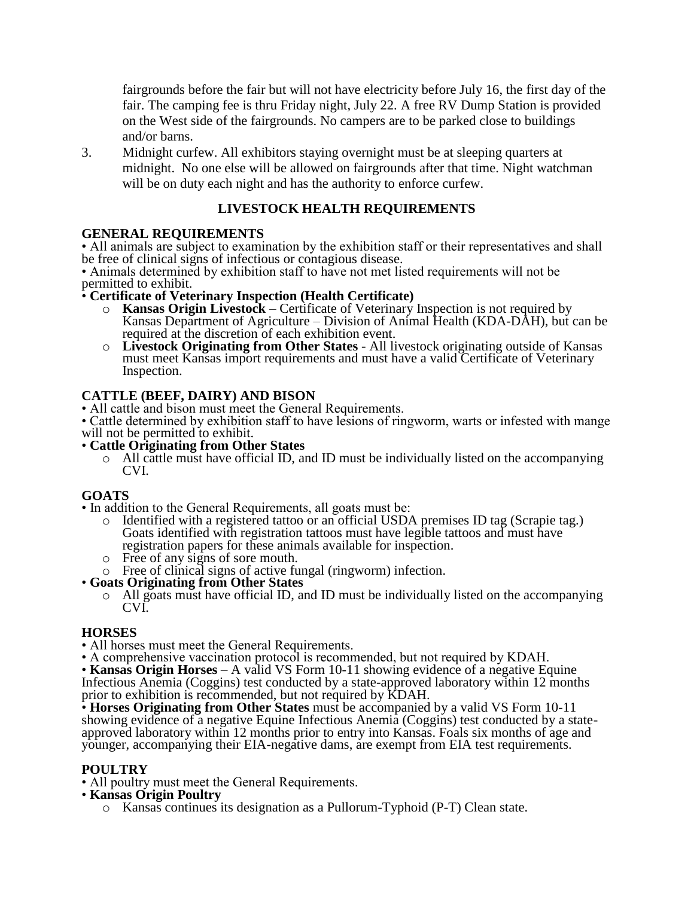fairgrounds before the fair but will not have electricity before July 16, the first day of the fair. The camping fee is thru Friday night, July 22. A free RV Dump Station is provided on the West side of the fairgrounds. No campers are to be parked close to buildings and/or barns.

3. Midnight curfew. All exhibitors staying overnight must be at sleeping quarters at midnight. No one else will be allowed on fairgrounds after that time. Night watchman will be on duty each night and has the authority to enforce curfew.

## LIVESTOCK HEALTH REQUIREMENTS

### GENERAL REQUIREMENTS

- All animals are subject to examination by the exhibition staff or their representatives and shall be free of clinical signs of infectious or contagious disease.
- Animals determined by exhibition staff to have not met listed requirements will not be permitted to exhibit.
- **Certificate of Veterinary Inspection (Health Certificate)**
  - **Kansas Origin Livestock** – Certificate of Veterinary Inspection is not required by Kansas Department of Agriculture – Division of Animal Health (KDA-DAH), but can be required at the discretion of each exhibition event.
  - **Livestock Originating from Other States** - All livestock originating outside of Kansas must meet Kansas import requirements and must have a valid Certificate of Veterinary Inspection.

### CATTLE (BEEF, DAIRY) AND BISON

- All cattle and bison must meet the General Requirements.
- Cattle determined by exhibition staff to have lesions of ringworm, warts or infested with mange will not be permitted to exhibit.
- **Cattle Originating from Other States**
  - All cattle must have official ID, and ID must be individually listed on the accompanying CVI.

### GOATS

- In addition to the General Requirements, all goats must be:
  - Identified with a registered tattoo or an official USDA premises ID tag (Scrapie tag.) Goats identified with registration tattoos must have legible tattoos and must have registration papers for these animals available for inspection.
  - Free of any signs of sore mouth.
  - Free of clinical signs of active fungal (ringworm) infection.
- **Goats Originating from Other States**
  - All goats must have official ID, and ID must be individually listed on the accompanying CVI.

### HORSES

- All horses must meet the General Requirements.
- A comprehensive vaccination protocol is recommended, but not required by KDAH.
- **Kansas Origin Horses** – A valid VS Form 10-11 showing evidence of a negative Equine Infectious Anemia (Coggins) test conducted by a state-approved laboratory within 12 months prior to exhibition is recommended, but not required by KDAH.
- **Horses Originating from Other States** must be accompanied by a valid VS Form 10-11 showing evidence of a negative Equine Infectious Anemia (Coggins) test conducted by a state-approved laboratory within 12 months prior to entry into Kansas. Foals six months of age and younger, accompanying their EIA-negative dams, are exempt from EIA test requirements.

### POULTRY

- All poultry must meet the General Requirements.
- **Kansas Origin Poultry**
  - Kansas continues its designation as a Pullorum-Typhoid (P-T) Clean state.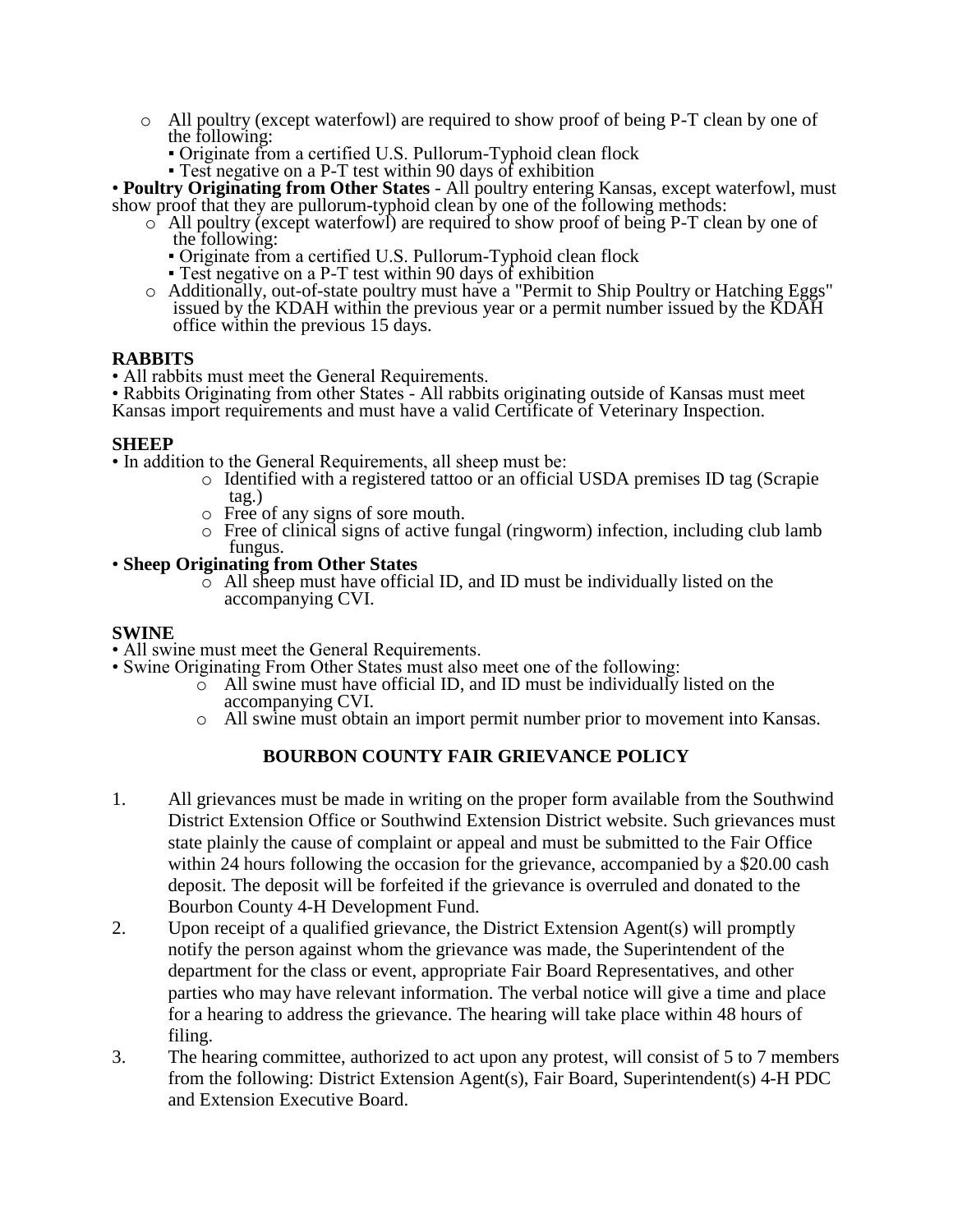- All poultry (except waterfowl) are required to show proof of being P-T clean by one of the following:
  - Originate from a certified U.S. Pullorum-Typhoid clean flock
  - Test negative on a P-T test within 90 days of exhibition

• **Poultry Originating from Other States** - All poultry entering Kansas, except waterfowl, must show proof that they are pullorum-typhoid clean by one of the following methods:

- All poultry (except waterfowl) are required to show proof of being P-T clean by one of the following:
  - Originate from a certified U.S. Pullorum-Typhoid clean flock
  - Test negative on a P-T test within 90 days of exhibition
- Additionally, out-of-state poultry must have a "Permit to Ship Poultry or Hatching Eggs" issued by the KDAH within the previous year or a permit number issued by the KDAH office within the previous 15 days.

**RABBITS**

• All rabbits must meet the General Requirements.

• Rabbits Originating from other States - All rabbits originating outside of Kansas must meet Kansas import requirements and must have a valid Certificate of Veterinary Inspection.

**SHEEP**

• In addition to the General Requirements, all sheep must be:

- Identified with a registered tattoo or an official USDA premises ID tag (Scrapie tag.)
- Free of any signs of sore mouth.
- Free of clinical signs of active fungal (ringworm) infection, including club lamb fungus.

• **Sheep Originating from Other States**

- All sheep must have official ID, and ID must be individually listed on the accompanying CVI.

**SWINE**

• All swine must meet the General Requirements.

• Swine Originating From Other States must also meet one of the following:

- All swine must have official ID, and ID must be individually listed on the accompanying CVI.
- All swine must obtain an import permit number prior to movement into Kansas.

## BOURBON COUNTY FAIR GRIEVANCE POLICY

1. All grievances must be made in writing on the proper form available from the Southwind District Extension Office or Southwind Extension District website. Such grievances must state plainly the cause of complaint or appeal and must be submitted to the Fair Office within 24 hours following the occasion for the grievance, accompanied by a $20.00 cash deposit. The deposit will be forfeited if the grievance is overruled and donated to the Bourbon County 4-H Development Fund.
2. Upon receipt of a qualified grievance, the District Extension Agent(s) will promptly notify the person against whom the grievance was made, the Superintendent of the department for the class or event, appropriate Fair Board Representatives, and other parties who may have relevant information. The verbal notice will give a time and place for a hearing to address the grievance. The hearing will take place within 48 hours of filing.
3. The hearing committee, authorized to act upon any protest, will consist of 5 to 7 members from the following: District Extension Agent(s), Fair Board, Superintendent(s) 4-H PDC and Extension Executive Board.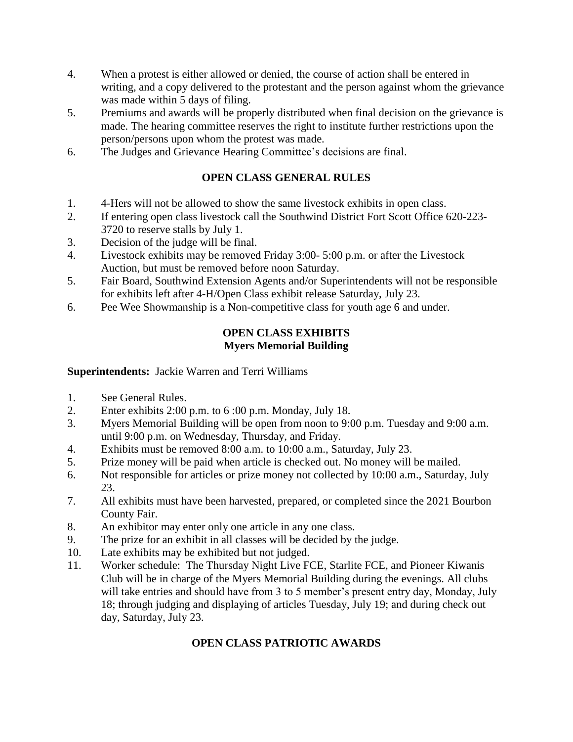4. When a protest is either allowed or denied, the course of action shall be entered in writing, and a copy delivered to the protestant and the person against whom the grievance was made within 5 days of filing.
5. Premiums and awards will be properly distributed when final decision on the grievance is made. The hearing committee reserves the right to institute further restrictions upon the person/persons upon whom the protest was made.
6. The Judges and Grievance Hearing Committee's decisions are final.

## OPEN CLASS GENERAL RULES

1. 4-Hers will not be allowed to show the same livestock exhibits in open class.
2. If entering open class livestock call the Southwind District Fort Scott Office 620-223-3720 to reserve stalls by July 1.
3. Decision of the judge will be final.
4. Livestock exhibits may be removed Friday 3:00- 5:00 p.m. or after the Livestock Auction, but must be removed before noon Saturday.
5. Fair Board, Southwind Extension Agents and/or Superintendents will not be responsible for exhibits left after 4-H/Open Class exhibit release Saturday, July 23.
6. Pee Wee Showmanship is a Non-competitive class for youth age 6 and under.

## OPEN CLASS EXHIBITS
## Myers Memorial Building

**Superintendents:** Jackie Warren and Terri Williams

1. See General Rules.
2. Enter exhibits 2:00 p.m. to 6 :00 p.m. Monday, July 18.
3. Myers Memorial Building will be open from noon to 9:00 p.m. Tuesday and 9:00 a.m. until 9:00 p.m. on Wednesday, Thursday, and Friday.
4. Exhibits must be removed 8:00 a.m. to 10:00 a.m., Saturday, July 23.
5. Prize money will be paid when article is checked out. No money will be mailed.
6. Not responsible for articles or prize money not collected by 10:00 a.m., Saturday, July 23.
7. All exhibits must have been harvested, prepared, or completed since the 2021 Bourbon County Fair.
8. An exhibitor may enter only one article in any one class.
9. The prize for an exhibit in all classes will be decided by the judge.
10. Late exhibits may be exhibited but not judged.
11. Worker schedule: The Thursday Night Live FCE, Starlite FCE, and Pioneer Kiwanis Club will be in charge of the Myers Memorial Building during the evenings. All clubs will take entries and should have from 3 to 5 member's present entry day, Monday, July 18; through judging and displaying of articles Tuesday, July 19; and during check out day, Saturday, July 23.

## OPEN CLASS PATRIOTIC AWARDS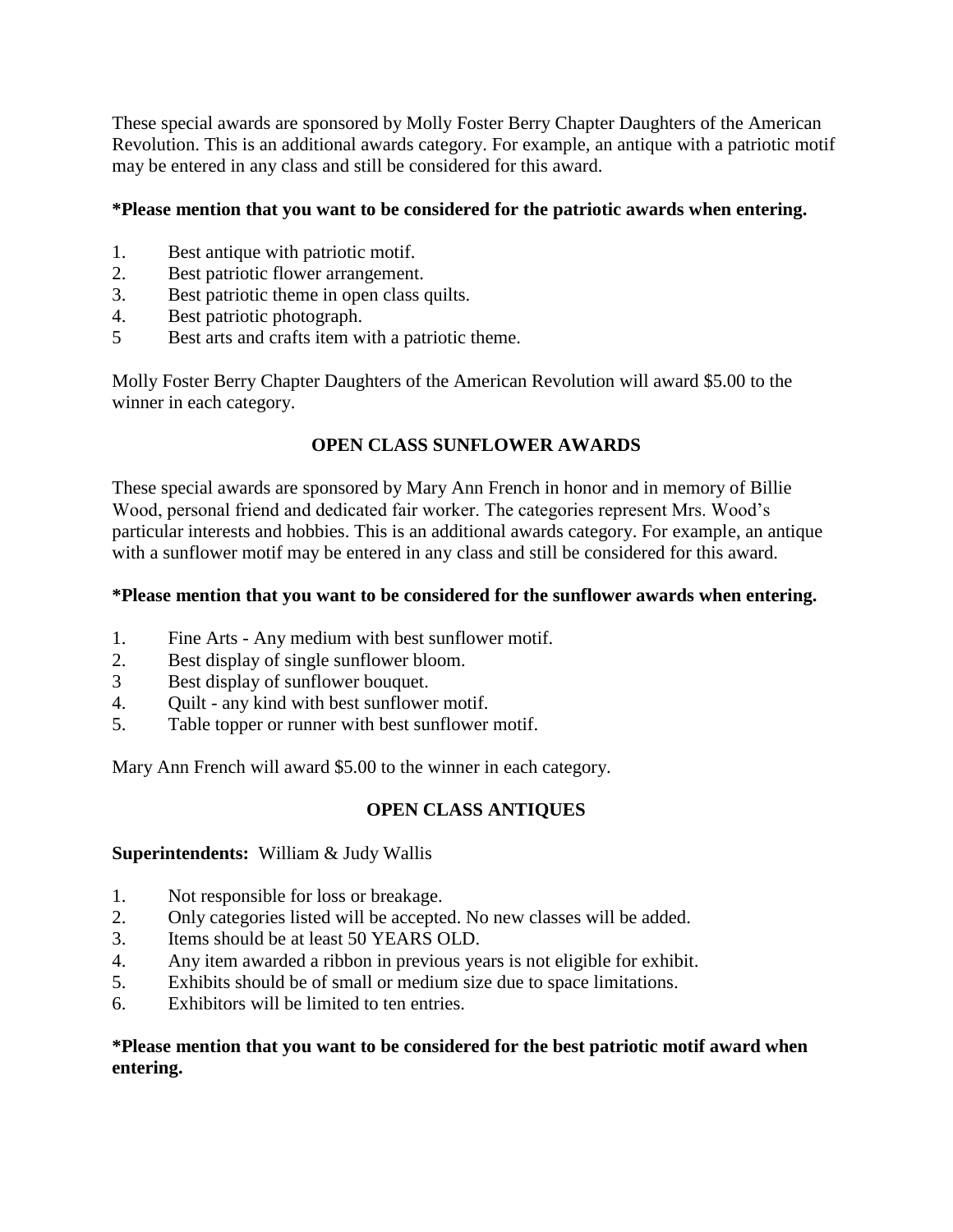These special awards are sponsored by Molly Foster Berry Chapter Daughters of the American Revolution. This is an additional awards category. For example, an antique with a patriotic motif may be entered in any class and still be considered for this award.

**\*Please mention that you want to be considered for the patriotic awards when entering.**

1. Best antique with patriotic motif.
2. Best patriotic flower arrangement.
3. Best patriotic theme in open class quilts.
4. Best patriotic photograph.
5. Best arts and crafts item with a patriotic theme.

Molly Foster Berry Chapter Daughters of the American Revolution will award $5.00 to the winner in each category.

## OPEN CLASS SUNFLOWER AWARDS

These special awards are sponsored by Mary Ann French in honor and in memory of Billie Wood, personal friend and dedicated fair worker. The categories represent Mrs. Wood's particular interests and hobbies. This is an additional awards category. For example, an antique with a sunflower motif may be entered in any class and still be considered for this award.

**\*Please mention that you want to be considered for the sunflower awards when entering.**

1. Fine Arts - Any medium with best sunflower motif.
2. Best display of single sunflower bloom.
3. Best display of sunflower bouquet.
4. Quilt - any kind with best sunflower motif.
5. Table topper or runner with best sunflower motif.

Mary Ann French will award $5.00 to the winner in each category.

## OPEN CLASS ANTIQUES

**Superintendents:** William & Judy Wallis

1. Not responsible for loss or breakage.
2. Only categories listed will be accepted. No new classes will be added.
3. Items should be at least 50 YEARS OLD.
4. Any item awarded a ribbon in previous years is not eligible for exhibit.
5. Exhibits should be of small or medium size due to space limitations.
6. Exhibitors will be limited to ten entries.

**\*Please mention that you want to be considered for the best patriotic motif award when entering.**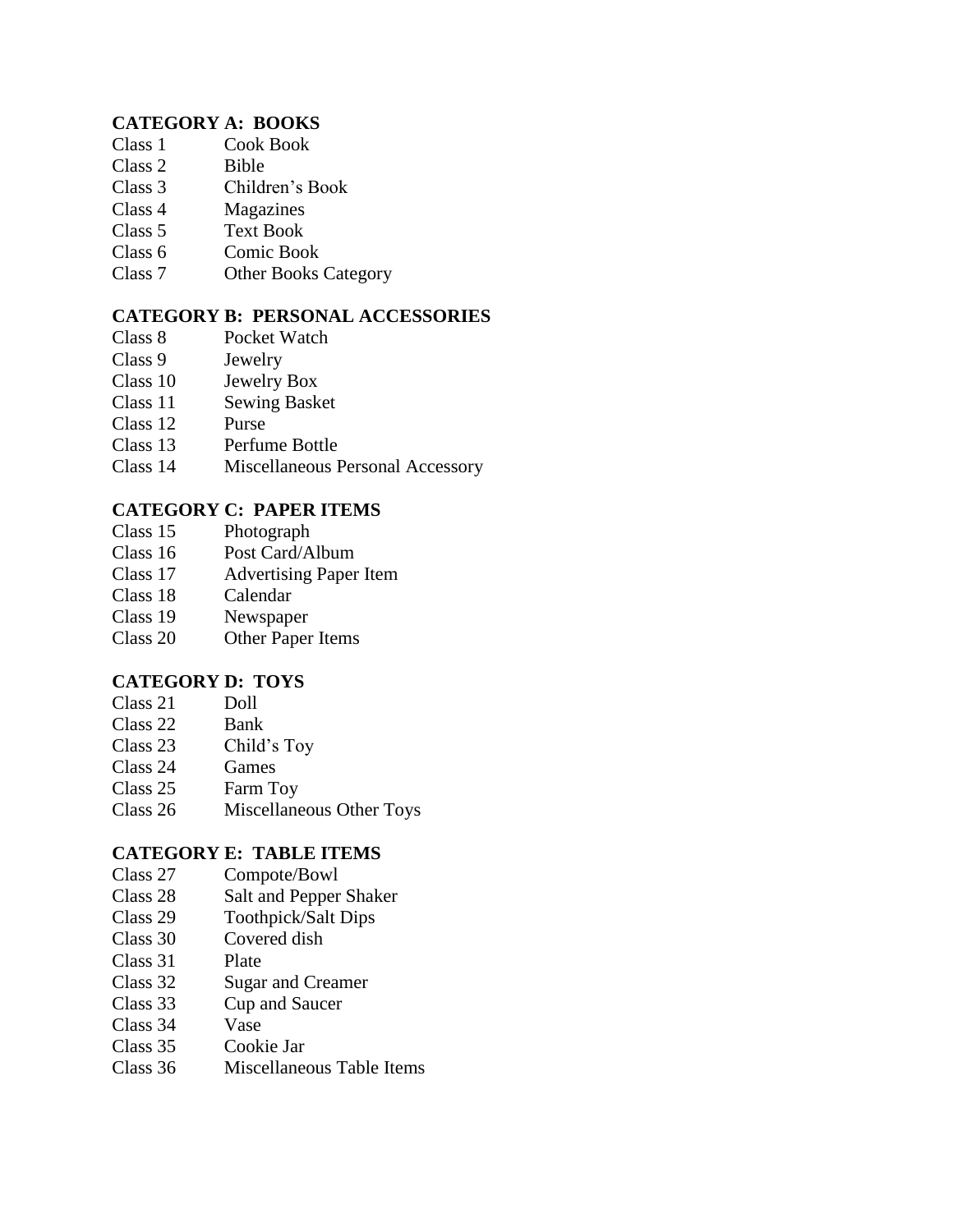**CATEGORY A: BOOKS**

| | |
|---|---|
| Class 1 | Cook Book |
| Class 2 | Bible |
| Class 3 | Children's Book |
| Class 4 | Magazines |
| Class 5 | Text Book |
| Class 6 | Comic Book |
| Class 7 | Other Books Category |

**CATEGORY B: PERSONAL ACCESSORIES**

| | |
|---|---|
| Class 8 | Pocket Watch |
| Class 9 | Jewelry |
| Class 10 | Jewelry Box |
| Class 11 | Sewing Basket |
| Class 12 | Purse |
| Class 13 | Perfume Bottle |
| Class 14 | Miscellaneous Personal Accessory |

**CATEGORY C: PAPER ITEMS**

| | |
|---|---|
| Class 15 | Photograph |
| Class 16 | Post Card/Album |
| Class 17 | Advertising Paper Item |
| Class 18 | Calendar |
| Class 19 | Newspaper |
| Class 20 | Other Paper Items |

**CATEGORY D: TOYS**

| | |
|---|---|
| Class 21 | Doll |
| Class 22 | Bank |
| Class 23 | Child's Toy |
| Class 24 | Games |
| Class 25 | Farm Toy |
| Class 26 | Miscellaneous Other Toys |

**CATEGORY E: TABLE ITEMS**

| | |
|---|---|
| Class 27 | Compote/Bowl |
| Class 28 | Salt and Pepper Shaker |
| Class 29 | Toothpick/Salt Dips |
| Class 30 | Covered dish |
| Class 31 | Plate |
| Class 32 | Sugar and Creamer |
| Class 33 | Cup and Saucer |
| Class 34 | Vase |
| Class 35 | Cookie Jar |
| Class 36 | Miscellaneous Table Items |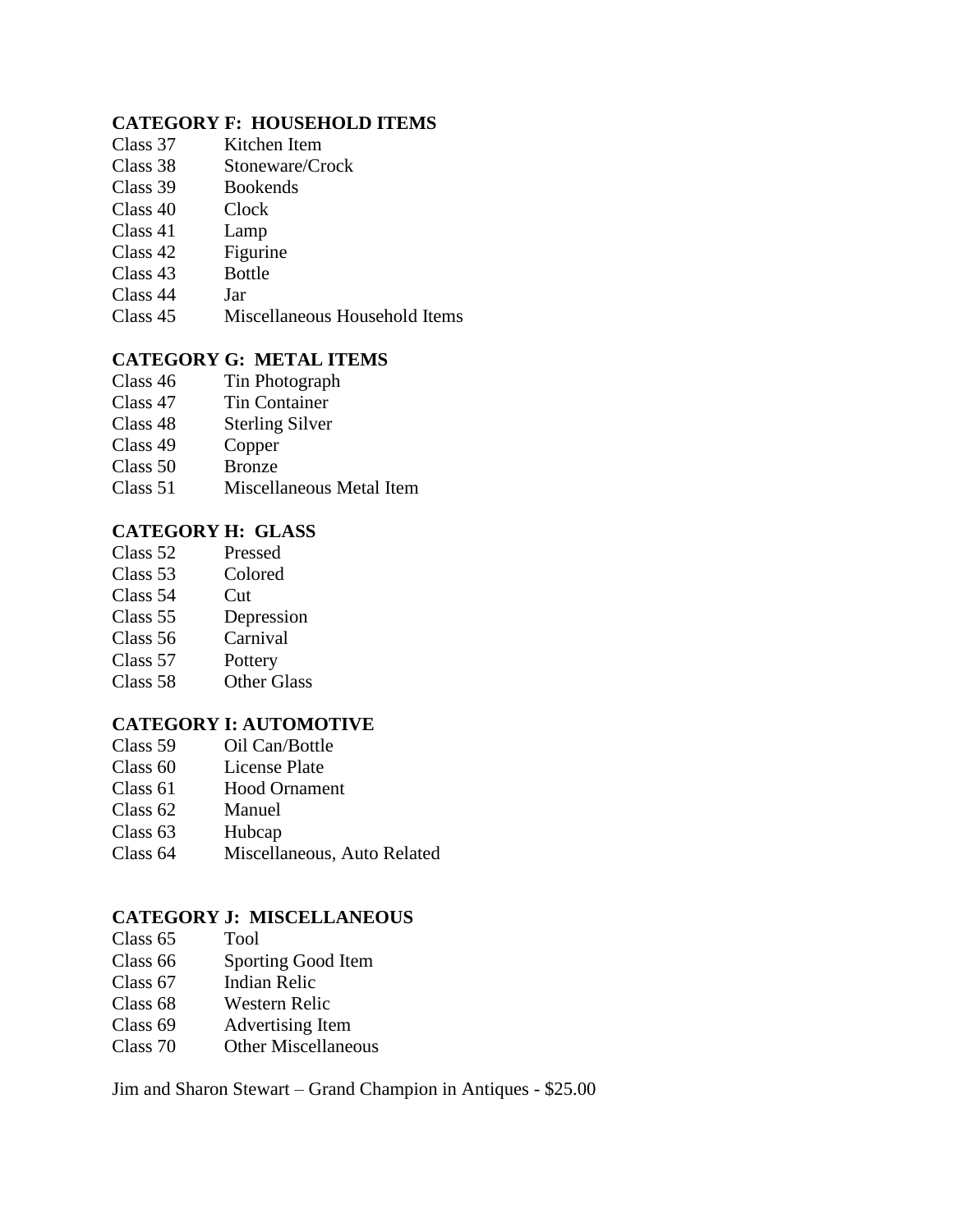### CATEGORY F: HOUSEHOLD ITEMS

Class 37 Kitchen Item
Class 38 Stoneware/Crock
Class 39 Bookends
Class 40 Clock
Class 41 Lamp
Class 42 Figurine
Class 43 Bottle
Class 44 Jar
Class 45 Miscellaneous Household Items

### CATEGORY G: METAL ITEMS

Class 46 Tin Photograph
Class 47 Tin Container
Class 48 Sterling Silver
Class 49 Copper
Class 50 Bronze
Class 51 Miscellaneous Metal Item

### CATEGORY H: GLASS

Class 52 Pressed
Class 53 Colored
Class 54 Cut
Class 55 Depression
Class 56 Carnival
Class 57 Pottery
Class 58 Other Glass

### CATEGORY I: AUTOMOTIVE

Class 59 Oil Can/Bottle
Class 60 License Plate
Class 61 Hood Ornament
Class 62 Manuel
Class 63 Hubcap
Class 64 Miscellaneous, Auto Related

### CATEGORY J: MISCELLANEOUS

Class 65 Tool
Class 66 Sporting Good Item
Class 67 Indian Relic
Class 68 Western Relic
Class 69 Advertising Item
Class 70 Other Miscellaneous

Jim and Sharon Stewart – Grand Champion in Antiques - $25.00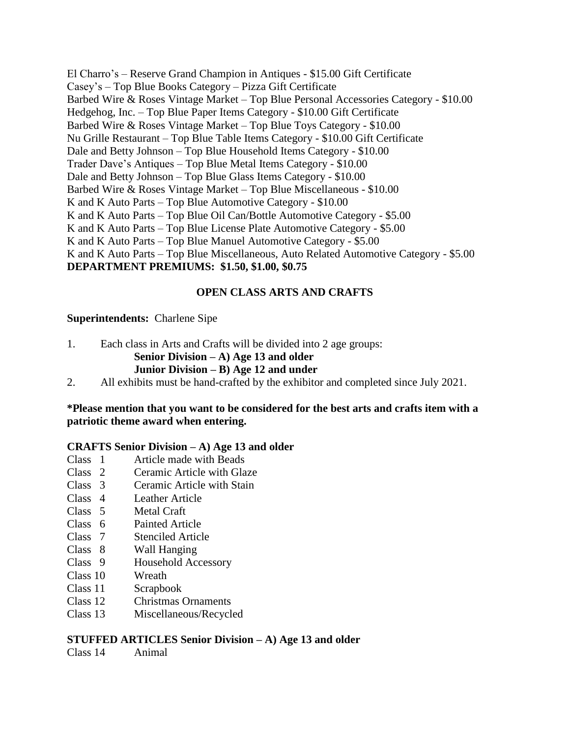El Charro's – Reserve Grand Champion in Antiques - $15.00 Gift Certificate
Casey's – Top Blue Books Category – Pizza Gift Certificate
Barbed Wire & Roses Vintage Market – Top Blue Personal Accessories Category - $10.00
Hedgehog, Inc. – Top Blue Paper Items Category - $10.00 Gift Certificate
Barbed Wire & Roses Vintage Market – Top Blue Toys Category - $10.00
Nu Grille Restaurant – Top Blue Table Items Category - $10.00 Gift Certificate
Dale and Betty Johnson – Top Blue Household Items Category - $10.00
Trader Dave's Antiques – Top Blue Metal Items Category - $10.00
Dale and Betty Johnson – Top Blue Glass Items Category - $10.00
Barbed Wire & Roses Vintage Market – Top Blue Miscellaneous - $10.00
K and K Auto Parts – Top Blue Automotive Category - $10.00
K and K Auto Parts – Top Blue Oil Can/Bottle Automotive Category - $5.00
K and K Auto Parts – Top Blue License Plate Automotive Category - $5.00
K and K Auto Parts – Top Blue Manuel Automotive Category - $5.00
K and K Auto Parts – Top Blue Miscellaneous, Auto Related Automotive Category - $5.00
**DEPARTMENT PREMIUMS: $1.50, $1.00, $0.75**

## OPEN CLASS ARTS AND CRAFTS

**Superintendents:** Charlene Sipe

1. Each class in Arts and Crafts will be divided into 2 age groups:
   **Senior Division – A) Age 13 and older**
   **Junior Division – B) Age 12 and under**
2. All exhibits must be hand-crafted by the exhibitor and completed since July 2021.

***Please mention that you want to be considered for the best arts and crafts item with a patriotic theme award when entering.**

### CRAFTS Senior Division – A) Age 13 and older

Class 1 Article made with Beads
Class 2 Ceramic Article with Glaze
Class 3 Ceramic Article with Stain
Class 4 Leather Article
Class 5 Metal Craft
Class 6 Painted Article
Class 7 Stenciled Article
Class 8 Wall Hanging
Class 9 Household Accessory
Class 10 Wreath
Class 11 Scrapbook
Class 12 Christmas Ornaments
Class 13 Miscellaneous/Recycled

### STUFFED ARTICLES Senior Division – A) Age 13 and older

Class 14 Animal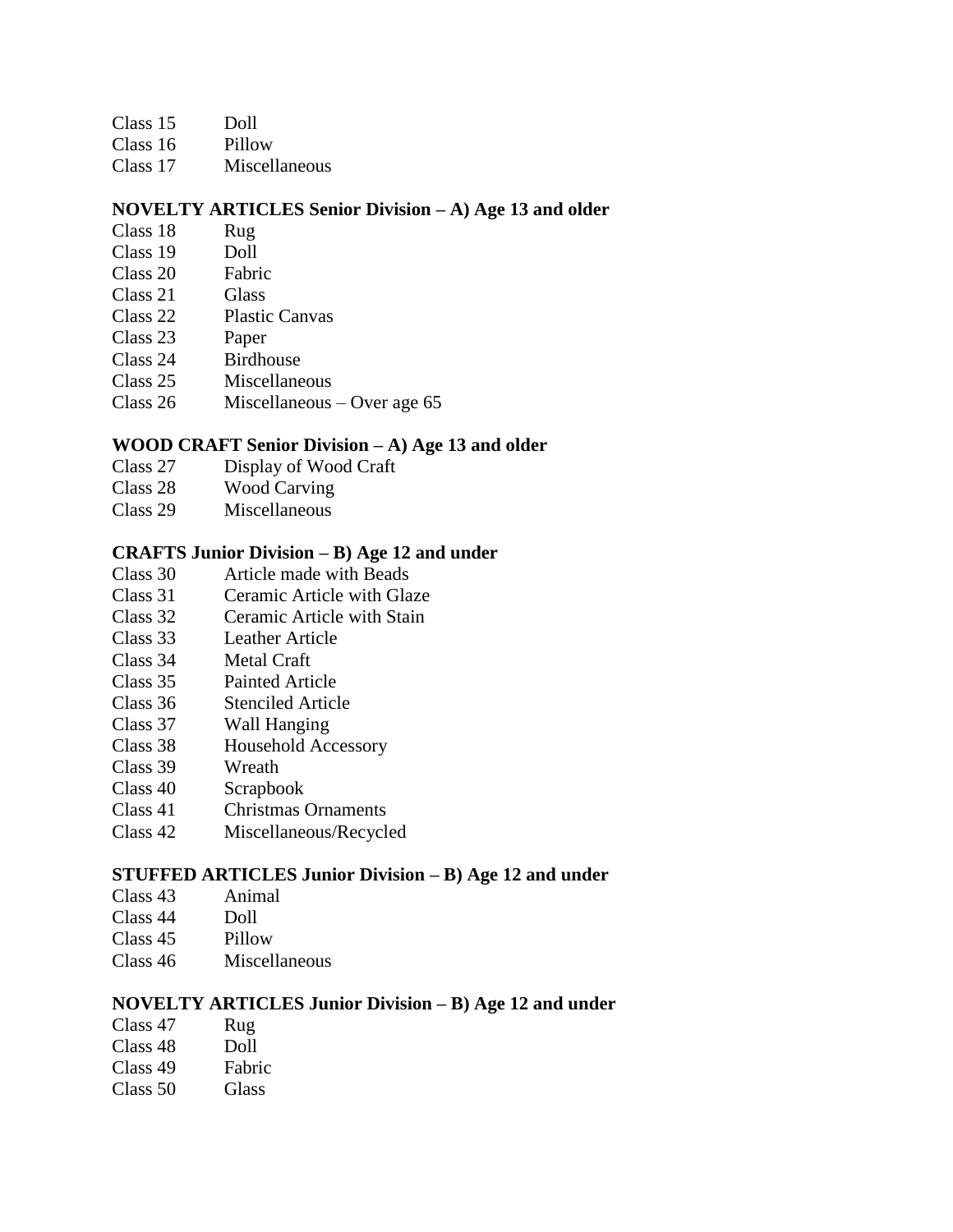Class 15 Doll
Class 16 Pillow
Class 17 Miscellaneous

**NOVELTY ARTICLES Senior Division – A) Age 13 and older**

Class 18 Rug
Class 19 Doll
Class 20 Fabric
Class 21 Glass
Class 22 Plastic Canvas
Class 23 Paper
Class 24 Birdhouse
Class 25 Miscellaneous
Class 26 Miscellaneous – Over age 65

**WOOD CRAFT Senior Division – A) Age 13 and older**

Class 27 Display of Wood Craft
Class 28 Wood Carving
Class 29 Miscellaneous

**CRAFTS Junior Division – B) Age 12 and under**

Class 30 Article made with Beads
Class 31 Ceramic Article with Glaze
Class 32 Ceramic Article with Stain
Class 33 Leather Article
Class 34 Metal Craft
Class 35 Painted Article
Class 36 Stenciled Article
Class 37 Wall Hanging
Class 38 Household Accessory
Class 39 Wreath
Class 40 Scrapbook
Class 41 Christmas Ornaments
Class 42 Miscellaneous/Recycled

**STUFFED ARTICLES Junior Division – B) Age 12 and under**

Class 43 Animal
Class 44 Doll
Class 45 Pillow
Class 46 Miscellaneous

**NOVELTY ARTICLES Junior Division – B) Age 12 and under**

Class 47 Rug
Class 48 Doll
Class 49 Fabric
Class 50 Glass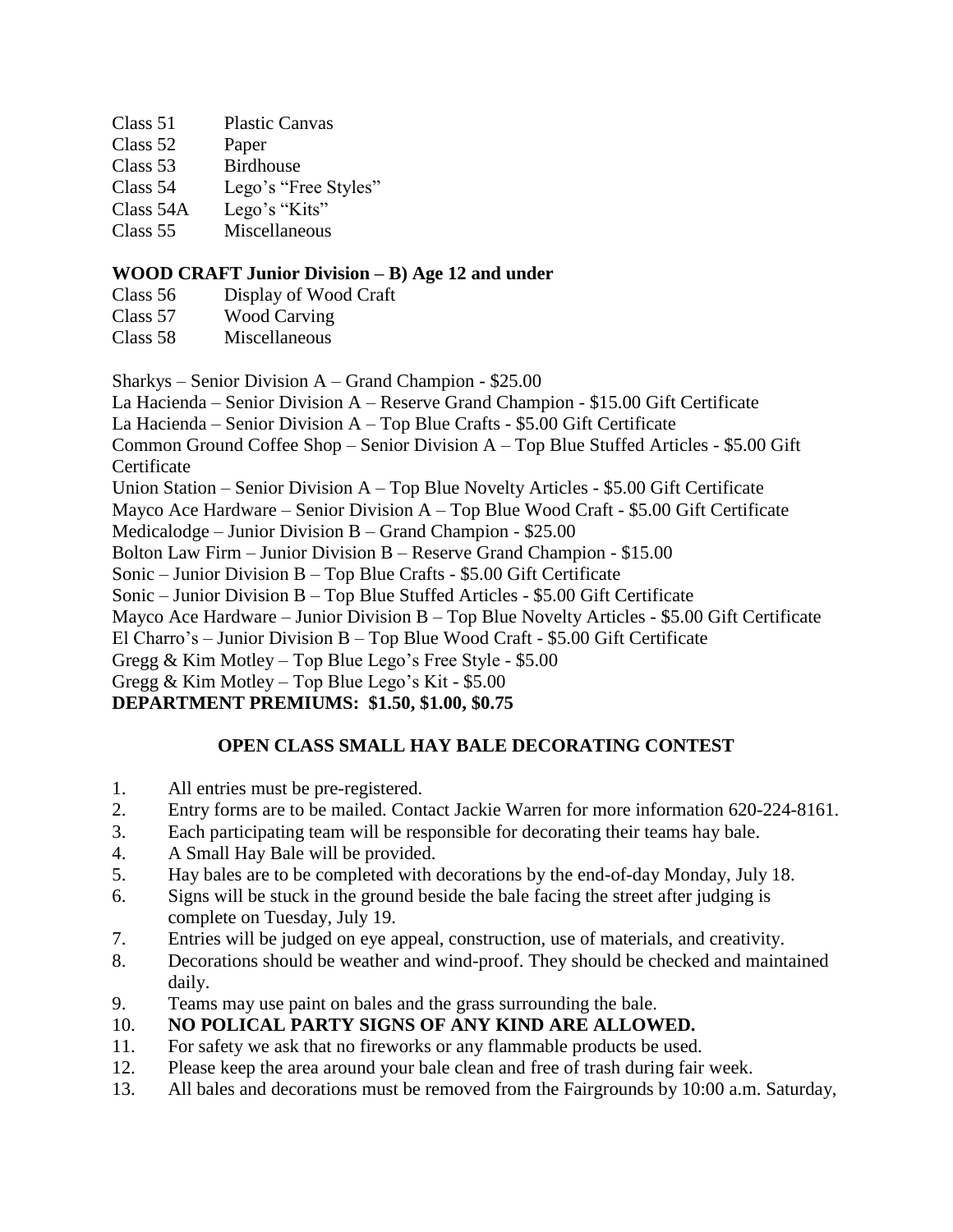Class 51 Plastic Canvas
Class 52 Paper
Class 53 Birdhouse
Class 54 Lego's "Free Styles"
Class 54A Lego's "Kits"
Class 55 Miscellaneous

**WOOD CRAFT Junior Division – B) Age 12 and under**

Class 56 Display of Wood Craft
Class 57 Wood Carving
Class 58 Miscellaneous

Sharkys – Senior Division A – Grand Champion - $25.00
La Hacienda – Senior Division A – Reserve Grand Champion - $15.00 Gift Certificate
La Hacienda – Senior Division A – Top Blue Crafts - $5.00 Gift Certificate
Common Ground Coffee Shop – Senior Division A – Top Blue Stuffed Articles - $5.00 Gift Certificate
Union Station – Senior Division A – Top Blue Novelty Articles - $5.00 Gift Certificate
Mayco Ace Hardware – Senior Division A – Top Blue Wood Craft - $5.00 Gift Certificate
Medicalodge – Junior Division B – Grand Champion - $25.00
Bolton Law Firm – Junior Division B – Reserve Grand Champion - $15.00
Sonic – Junior Division B – Top Blue Crafts - $5.00 Gift Certificate
Sonic – Junior Division B – Top Blue Stuffed Articles - $5.00 Gift Certificate
Mayco Ace Hardware – Junior Division B – Top Blue Novelty Articles - $5.00 Gift Certificate
El Charro's – Junior Division B – Top Blue Wood Craft - $5.00 Gift Certificate
Gregg & Kim Motley – Top Blue Lego's Free Style - $5.00
Gregg & Kim Motley – Top Blue Lego's Kit - $5.00

**DEPARTMENT PREMIUMS: $1.50, $1.00, $0.75**

## OPEN CLASS SMALL HAY BALE DECORATING CONTEST

1. All entries must be pre-registered.
2. Entry forms are to be mailed. Contact Jackie Warren for more information 620-224-8161.
3. Each participating team will be responsible for decorating their teams hay bale.
4. A Small Hay Bale will be provided.
5. Hay bales are to be completed with decorations by the end-of-day Monday, July 18.
6. Signs will be stuck in the ground beside the bale facing the street after judging is complete on Tuesday, July 19.
7. Entries will be judged on eye appeal, construction, use of materials, and creativity.
8. Decorations should be weather and wind-proof. They should be checked and maintained daily.
9. Teams may use paint on bales and the grass surrounding the bale.
10. **NO POLICAL PARTY SIGNS OF ANY KIND ARE ALLOWED.**
11. For safety we ask that no fireworks or any flammable products be used.
12. Please keep the area around your bale clean and free of trash during fair week.
13. All bales and decorations must be removed from the Fairgrounds by 10:00 a.m. Saturday,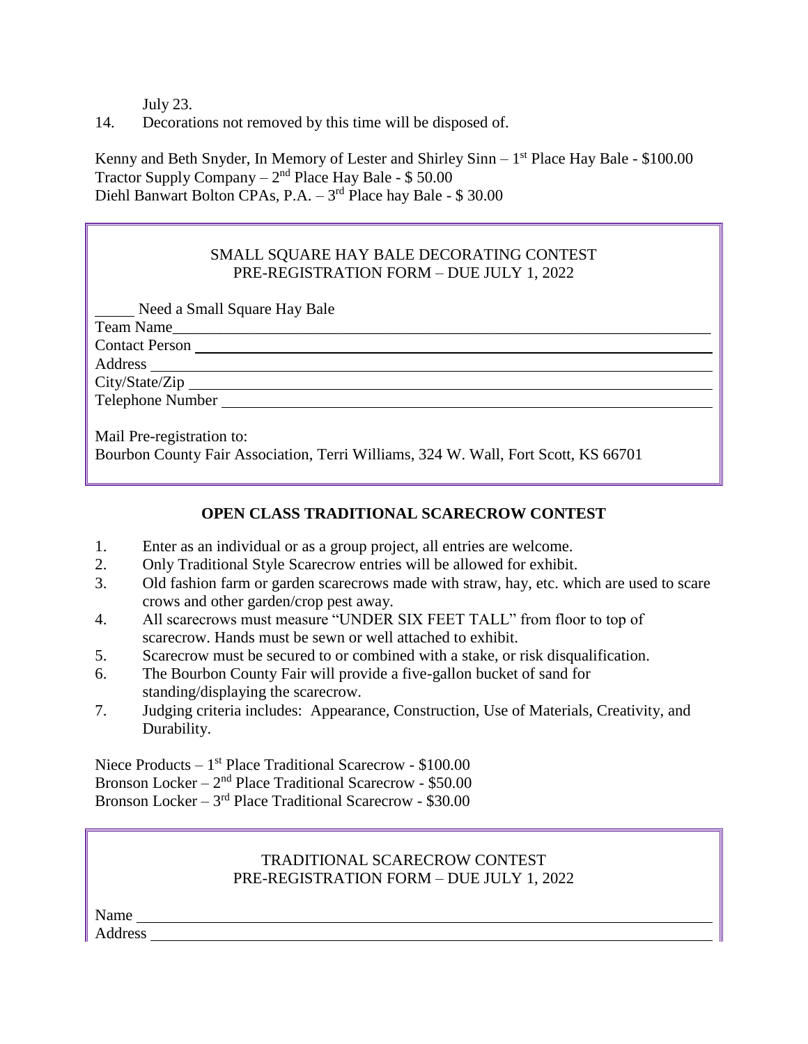July 23.

14. Decorations not removed by this time will be disposed of.

Kenny and Beth Snyder, In Memory of Lester and Shirley Sinn – 1st Place Hay Bale - $100.00
Tractor Supply Company – 2nd Place Hay Bale - $ 50.00
Diehl Banwart Bolton CPAs, P.A. – 3rd Place hay Bale - $ 30.00

SMALL SQUARE HAY BALE DECORATING CONTEST
PRE-REGISTRATION FORM – DUE JULY 1, 2022

_____ Need a Small Square Hay Bale
Team Name_______________________________________________
Contact Person ____________________________________________
Address _________________________________________________
City/State/Zip ____________________________________________
Telephone Number _________________________________________

Mail Pre-registration to:
Bourbon County Fair Association, Terri Williams, 324 W. Wall, Fort Scott, KS 66701

## OPEN CLASS TRADITIONAL SCARECROW CONTEST

1. Enter as an individual or as a group project, all entries are welcome.
2. Only Traditional Style Scarecrow entries will be allowed for exhibit.
3. Old fashion farm or garden scarecrows made with straw, hay, etc. which are used to scare crows and other garden/crop pest away.
4. All scarecrows must measure "UNDER SIX FEET TALL" from floor to top of scarecrow. Hands must be sewn or well attached to exhibit.
5. Scarecrow must be secured to or combined with a stake, or risk disqualification.
6. The Bourbon County Fair will provide a five-gallon bucket of sand for standing/displaying the scarecrow.
7. Judging criteria includes: Appearance, Construction, Use of Materials, Creativity, and Durability.

Niece Products – 1st Place Traditional Scarecrow - $100.00
Bronson Locker – 2nd Place Traditional Scarecrow - $50.00
Bronson Locker – 3rd Place Traditional Scarecrow - $30.00

TRADITIONAL SCARECROW CONTEST
PRE-REGISTRATION FORM – DUE JULY 1, 2022

Name _________________________________________________
Address _______________________________________________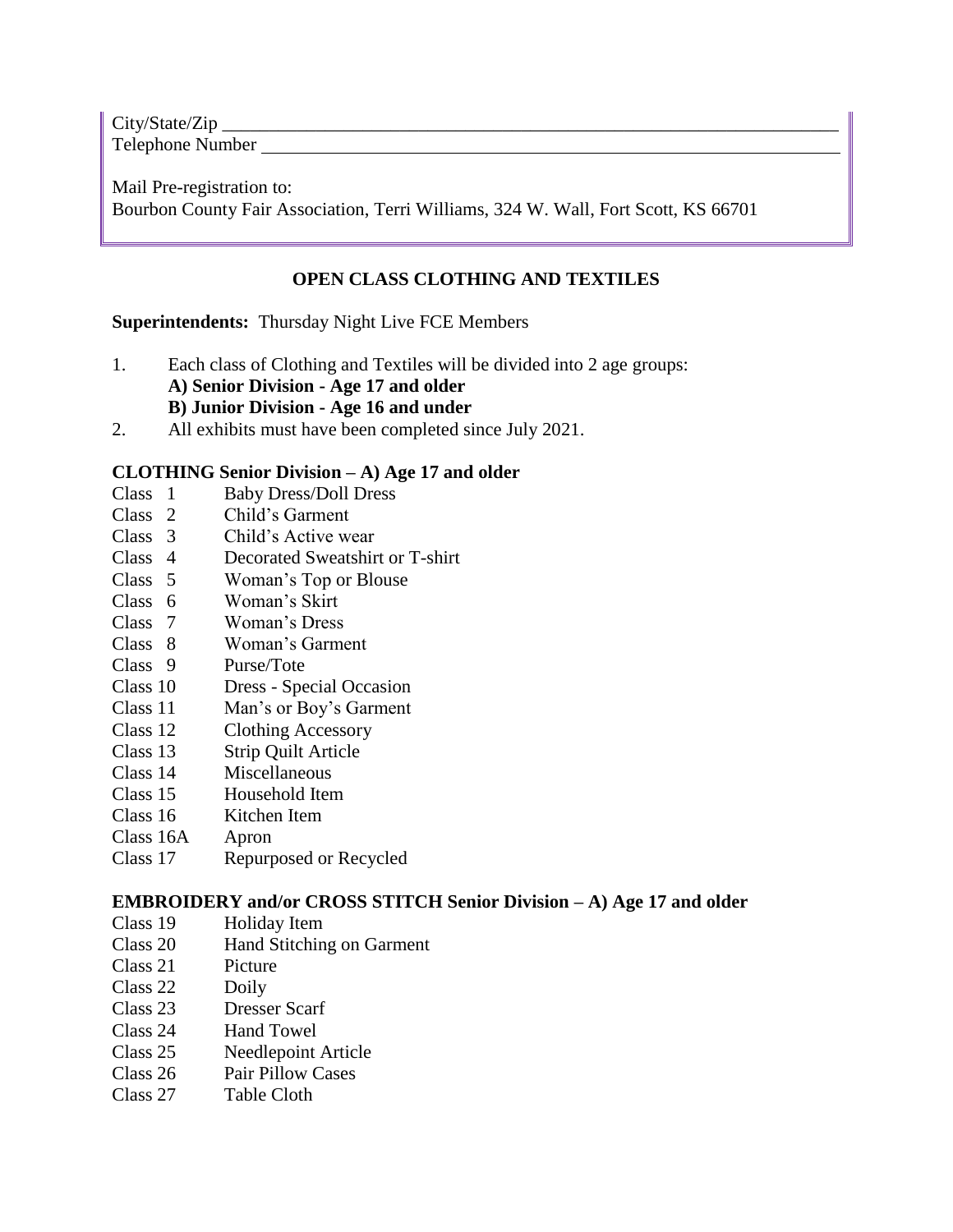City/State/Zip ____________________________________________________________________

Telephone Number ______________________________________________________________

Mail Pre-registration to:
Bourbon County Fair Association, Terri Williams, 324 W. Wall, Fort Scott, KS 66701

## OPEN CLASS CLOTHING AND TEXTILES

**Superintendents:** Thursday Night Live FCE Members

1. Each class of Clothing and Textiles will be divided into 2 age groups:
   **A) Senior Division - Age 17 and older**
   **B) Junior Division - Age 16 and under**
2. All exhibits must have been completed since July 2021.

### CLOTHING Senior Division – A) Age 17 and older

Class 1 Baby Dress/Doll Dress
Class 2 Child's Garment
Class 3 Child's Active wear
Class 4 Decorated Sweatshirt or T-shirt
Class 5 Woman's Top or Blouse
Class 6 Woman's Skirt
Class 7 Woman's Dress
Class 8 Woman's Garment
Class 9 Purse/Tote
Class 10 Dress - Special Occasion
Class 11 Man's or Boy's Garment
Class 12 Clothing Accessory
Class 13 Strip Quilt Article
Class 14 Miscellaneous
Class 15 Household Item
Class 16 Kitchen Item
Class 16A Apron
Class 17 Repurposed or Recycled

### EMBROIDERY and/or CROSS STITCH Senior Division – A) Age 17 and older

Class 19 Holiday Item
Class 20 Hand Stitching on Garment
Class 21 Picture
Class 22 Doily
Class 23 Dresser Scarf
Class 24 Hand Towel
Class 25 Needlepoint Article
Class 26 Pair Pillow Cases
Class 27 Table Cloth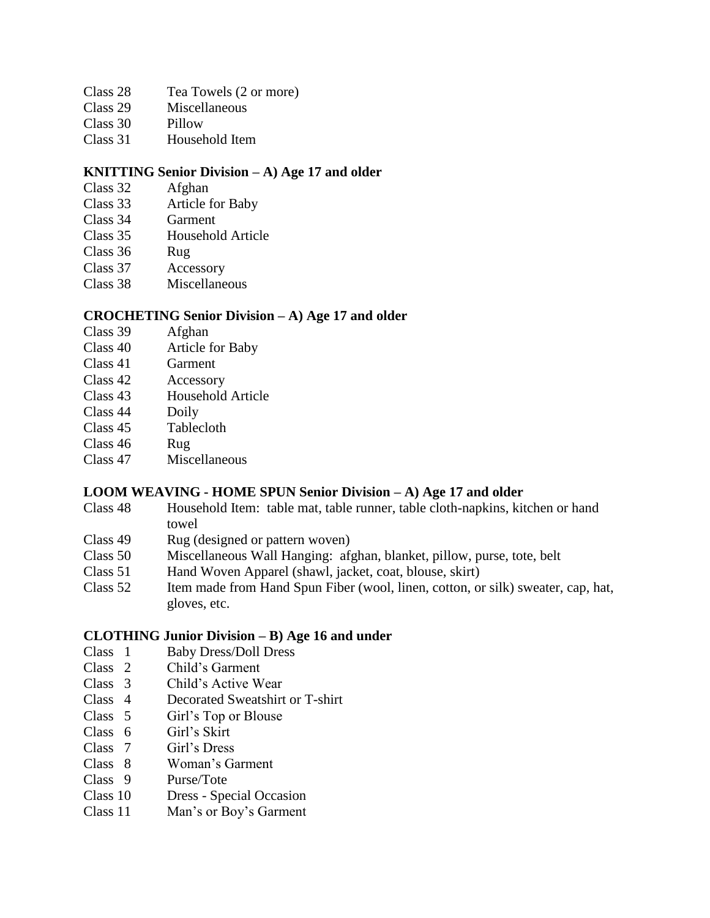Class 28 Tea Towels (2 or more)
Class 29 Miscellaneous
Class 30 Pillow
Class 31 Household Item

### KNITTING Senior Division – A) Age 17 and older

Class 32 Afghan
Class 33 Article for Baby
Class 34 Garment
Class 35 Household Article
Class 36 Rug
Class 37 Accessory
Class 38 Miscellaneous

### CROCHETING Senior Division – A) Age 17 and older

Class 39 Afghan
Class 40 Article for Baby
Class 41 Garment
Class 42 Accessory
Class 43 Household Article
Class 44 Doily
Class 45 Tablecloth
Class 46 Rug
Class 47 Miscellaneous

### LOOM WEAVING - HOME SPUN Senior Division – A) Age 17 and older

Class 48 Household Item: table mat, table runner, table cloth-napkins, kitchen or hand towel
Class 49 Rug (designed or pattern woven)
Class 50 Miscellaneous Wall Hanging: afghan, blanket, pillow, purse, tote, belt
Class 51 Hand Woven Apparel (shawl, jacket, coat, blouse, skirt)
Class 52 Item made from Hand Spun Fiber (wool, linen, cotton, or silk) sweater, cap, hat, gloves, etc.

### CLOTHING Junior Division – B) Age 16 and under

Class 1 Baby Dress/Doll Dress
Class 2 Child's Garment
Class 3 Child's Active Wear
Class 4 Decorated Sweatshirt or T-shirt
Class 5 Girl's Top or Blouse
Class 6 Girl's Skirt
Class 7 Girl's Dress
Class 8 Woman's Garment
Class 9 Purse/Tote
Class 10 Dress - Special Occasion
Class 11 Man's or Boy's Garment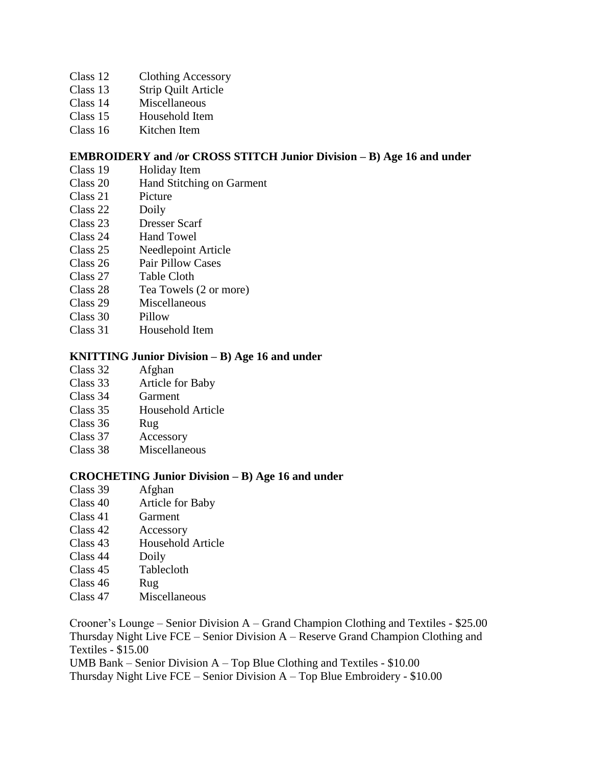Class 12 Clothing Accessory
Class 13 Strip Quilt Article
Class 14 Miscellaneous
Class 15 Household Item
Class 16 Kitchen Item

**EMBROIDERY and /or CROSS STITCH Junior Division – B) Age 16 and under**

Class 19 Holiday Item
Class 20 Hand Stitching on Garment
Class 21 Picture
Class 22 Doily
Class 23 Dresser Scarf
Class 24 Hand Towel
Class 25 Needlepoint Article
Class 26 Pair Pillow Cases
Class 27 Table Cloth
Class 28 Tea Towels (2 or more)
Class 29 Miscellaneous
Class 30 Pillow
Class 31 Household Item

**KNITTING Junior Division – B) Age 16 and under**

Class 32 Afghan
Class 33 Article for Baby
Class 34 Garment
Class 35 Household Article
Class 36 Rug
Class 37 Accessory
Class 38 Miscellaneous

**CROCHETING Junior Division – B) Age 16 and under**

Class 39 Afghan
Class 40 Article for Baby
Class 41 Garment
Class 42 Accessory
Class 43 Household Article
Class 44 Doily
Class 45 Tablecloth
Class 46 Rug
Class 47 Miscellaneous

Crooner's Lounge – Senior Division A – Grand Champion Clothing and Textiles - $25.00
Thursday Night Live FCE – Senior Division A – Reserve Grand Champion Clothing and Textiles - $15.00
UMB Bank – Senior Division A – Top Blue Clothing and Textiles - $10.00
Thursday Night Live FCE – Senior Division A – Top Blue Embroidery - $10.00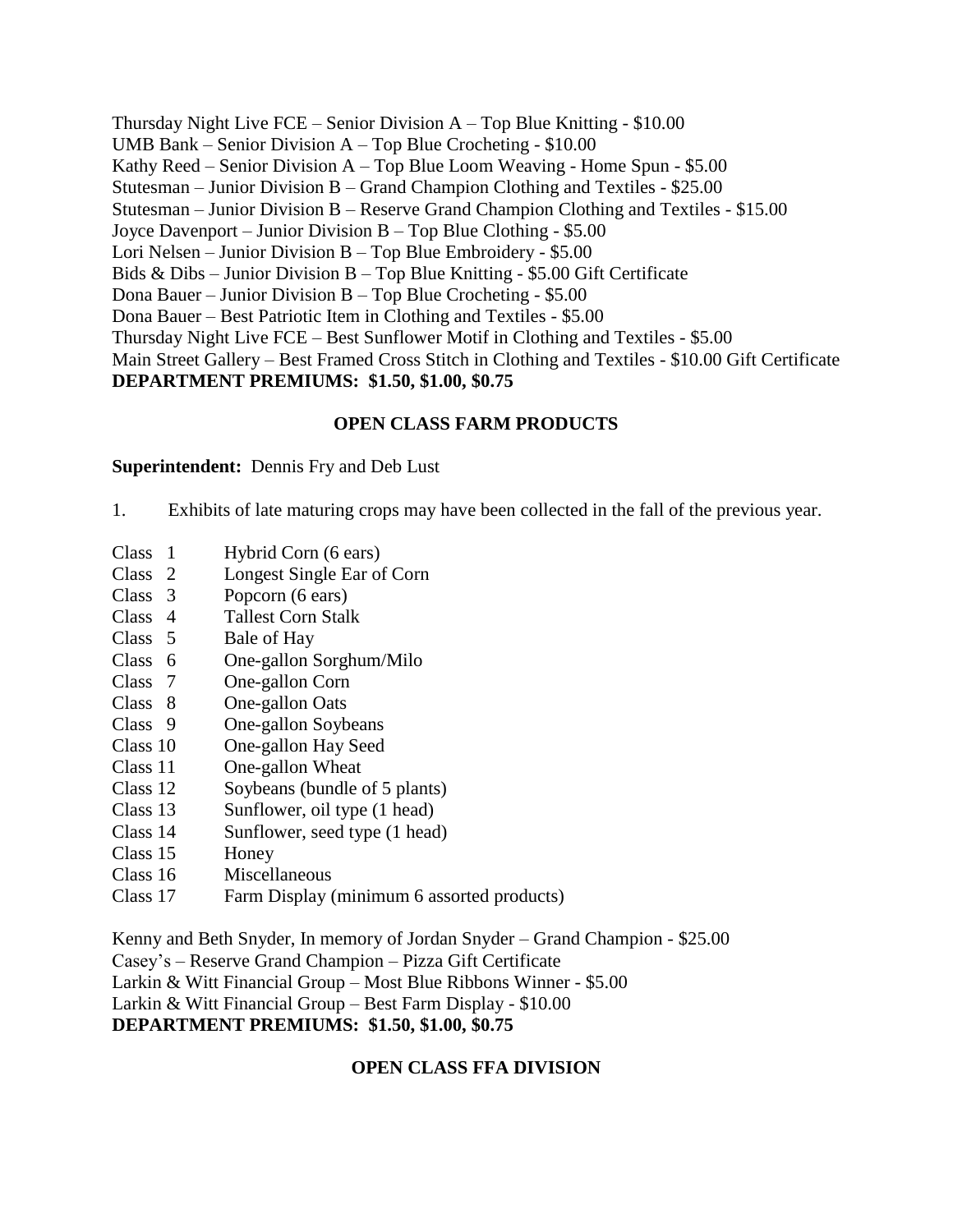Thursday Night Live FCE – Senior Division A – Top Blue Knitting - $10.00
UMB Bank – Senior Division A – Top Blue Crocheting - $10.00
Kathy Reed – Senior Division A – Top Blue Loom Weaving - Home Spun - $5.00
Stutesman – Junior Division B – Grand Champion Clothing and Textiles - $25.00
Stutesman – Junior Division B – Reserve Grand Champion Clothing and Textiles - $15.00
Joyce Davenport – Junior Division B – Top Blue Clothing - $5.00
Lori Nelsen – Junior Division B – Top Blue Embroidery - $5.00
Bids & Dibs – Junior Division B – Top Blue Knitting - $5.00 Gift Certificate
Dona Bauer – Junior Division B – Top Blue Crocheting - $5.00
Dona Bauer – Best Patriotic Item in Clothing and Textiles - $5.00
Thursday Night Live FCE – Best Sunflower Motif in Clothing and Textiles - $5.00
Main Street Gallery – Best Framed Cross Stitch in Clothing and Textiles - $10.00 Gift Certificate
**DEPARTMENT PREMIUMS: $1.50, $1.00, $0.75**

## OPEN CLASS FARM PRODUCTS

**Superintendent:** Dennis Fry and Deb Lust

1. Exhibits of late maturing crops may have been collected in the fall of the previous year.

Class 1 Hybrid Corn (6 ears)
Class 2 Longest Single Ear of Corn
Class 3 Popcorn (6 ears)
Class 4 Tallest Corn Stalk
Class 5 Bale of Hay
Class 6 One-gallon Sorghum/Milo
Class 7 One-gallon Corn
Class 8 One-gallon Oats
Class 9 One-gallon Soybeans
Class 10 One-gallon Hay Seed
Class 11 One-gallon Wheat
Class 12 Soybeans (bundle of 5 plants)
Class 13 Sunflower, oil type (1 head)
Class 14 Sunflower, seed type (1 head)
Class 15 Honey
Class 16 Miscellaneous
Class 17 Farm Display (minimum 6 assorted products)

Kenny and Beth Snyder, In memory of Jordan Snyder – Grand Champion - $25.00
Casey's – Reserve Grand Champion – Pizza Gift Certificate
Larkin & Witt Financial Group – Most Blue Ribbons Winner - $5.00
Larkin & Witt Financial Group – Best Farm Display - $10.00
**DEPARTMENT PREMIUMS: $1.50, $1.00, $0.75**

## OPEN CLASS FFA DIVISION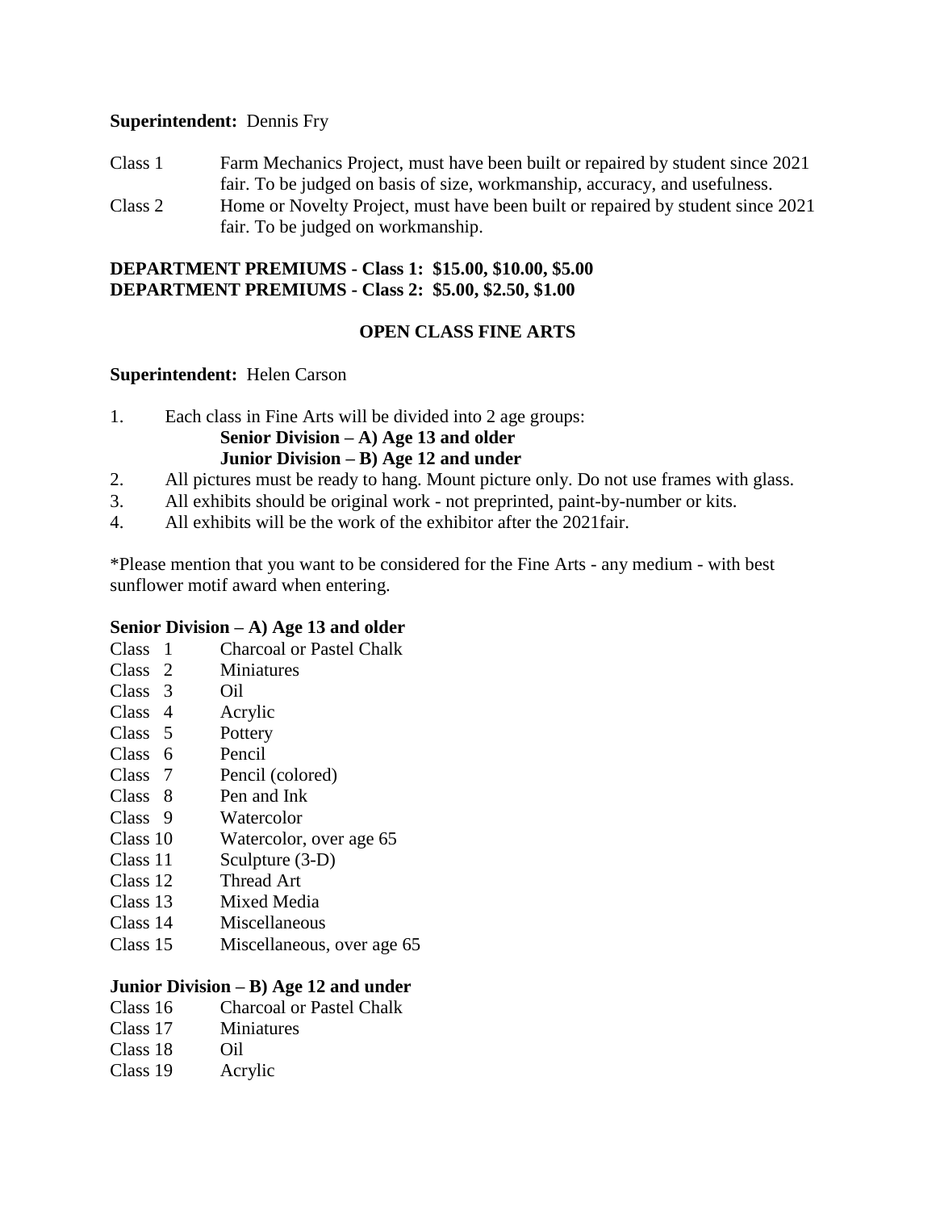**Superintendent:** Dennis Fry

Class 1 Farm Mechanics Project, must have been built or repaired by student since 2021 fair. To be judged on basis of size, workmanship, accuracy, and usefulness.

Class 2 Home or Novelty Project, must have been built or repaired by student since 2021 fair. To be judged on workmanship.

**DEPARTMENT PREMIUMS - Class 1: $15.00, $10.00, $5.00**
**DEPARTMENT PREMIUMS - Class 2: $5.00, $2.50, $1.00**

## OPEN CLASS FINE ARTS

**Superintendent:** Helen Carson

1. Each class in Fine Arts will be divided into 2 age groups:
   **Senior Division – A) Age 13 and older**
   **Junior Division – B) Age 12 and under**
2. All pictures must be ready to hang. Mount picture only. Do not use frames with glass.
3. All exhibits should be original work - not preprinted, paint-by-number or kits.
4. All exhibits will be the work of the exhibitor after the 2021fair.

*Please mention that you want to be considered for the Fine Arts - any medium - with best sunflower motif award when entering.

**Senior Division – A) Age 13 and older**

Class 1 Charcoal or Pastel Chalk
Class 2 Miniatures
Class 3 Oil
Class 4 Acrylic
Class 5 Pottery
Class 6 Pencil
Class 7 Pencil (colored)
Class 8 Pen and Ink
Class 9 Watercolor
Class 10 Watercolor, over age 65
Class 11 Sculpture (3-D)
Class 12 Thread Art
Class 13 Mixed Media
Class 14 Miscellaneous
Class 15 Miscellaneous, over age 65

**Junior Division – B) Age 12 and under**

Class 16 Charcoal or Pastel Chalk
Class 17 Miniatures
Class 18 Oil
Class 19 Acrylic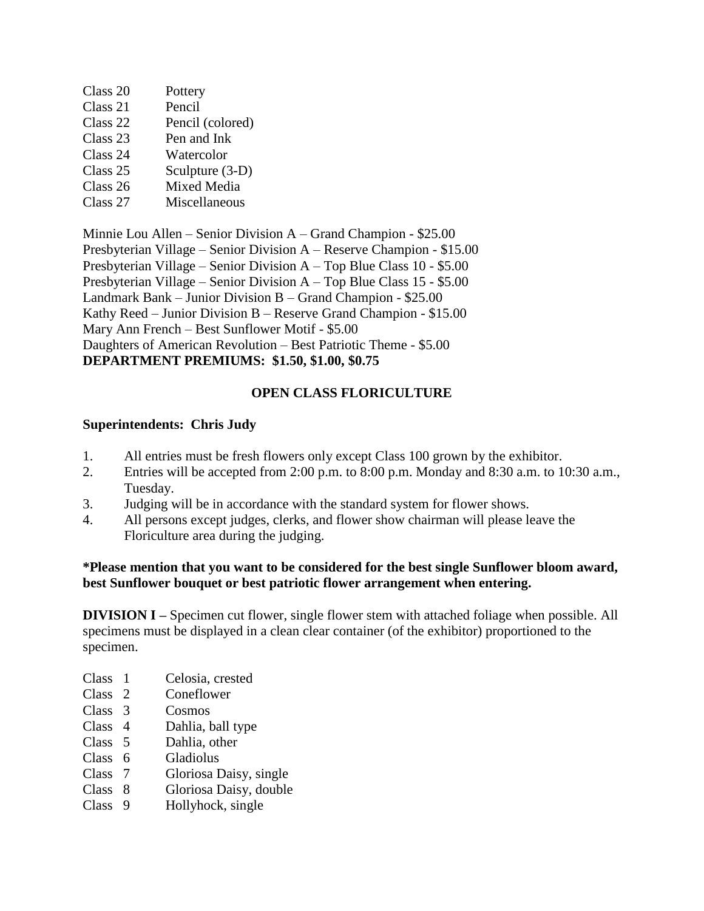Class 20 Pottery
Class 21 Pencil
Class 22 Pencil (colored)
Class 23 Pen and Ink
Class 24 Watercolor
Class 25 Sculpture (3-D)
Class 26 Mixed Media
Class 27 Miscellaneous

Minnie Lou Allen – Senior Division A – Grand Champion - $25.00
Presbyterian Village – Senior Division A – Reserve Champion - $15.00
Presbyterian Village – Senior Division A – Top Blue Class 10 - $5.00
Presbyterian Village – Senior Division A – Top Blue Class 15 - $5.00
Landmark Bank – Junior Division B – Grand Champion - $25.00
Kathy Reed – Junior Division B – Reserve Grand Champion - $15.00
Mary Ann French – Best Sunflower Motif - $5.00
Daughters of American Revolution – Best Patriotic Theme - $5.00
**DEPARTMENT PREMIUMS: $1.50, $1.00, $0.75**

## OPEN CLASS FLORICULTURE

**Superintendents: Chris Judy**

1. All entries must be fresh flowers only except Class 100 grown by the exhibitor.
2. Entries will be accepted from 2:00 p.m. to 8:00 p.m. Monday and 8:30 a.m. to 10:30 a.m., Tuesday.
3. Judging will be in accordance with the standard system for flower shows.
4. All persons except judges, clerks, and flower show chairman will please leave the Floriculture area during the judging.

**\*Please mention that you want to be considered for the best single Sunflower bloom award, best Sunflower bouquet or best patriotic flower arrangement when entering.**

**DIVISION I –** Specimen cut flower, single flower stem with attached foliage when possible. All specimens must be displayed in a clean clear container (of the exhibitor) proportioned to the specimen.

Class 1 Celosia, crested
Class 2 Coneflower
Class 3 Cosmos
Class 4 Dahlia, ball type
Class 5 Dahlia, other
Class 6 Gladiolus
Class 7 Gloriosa Daisy, single
Class 8 Gloriosa Daisy, double
Class 9 Hollyhock, single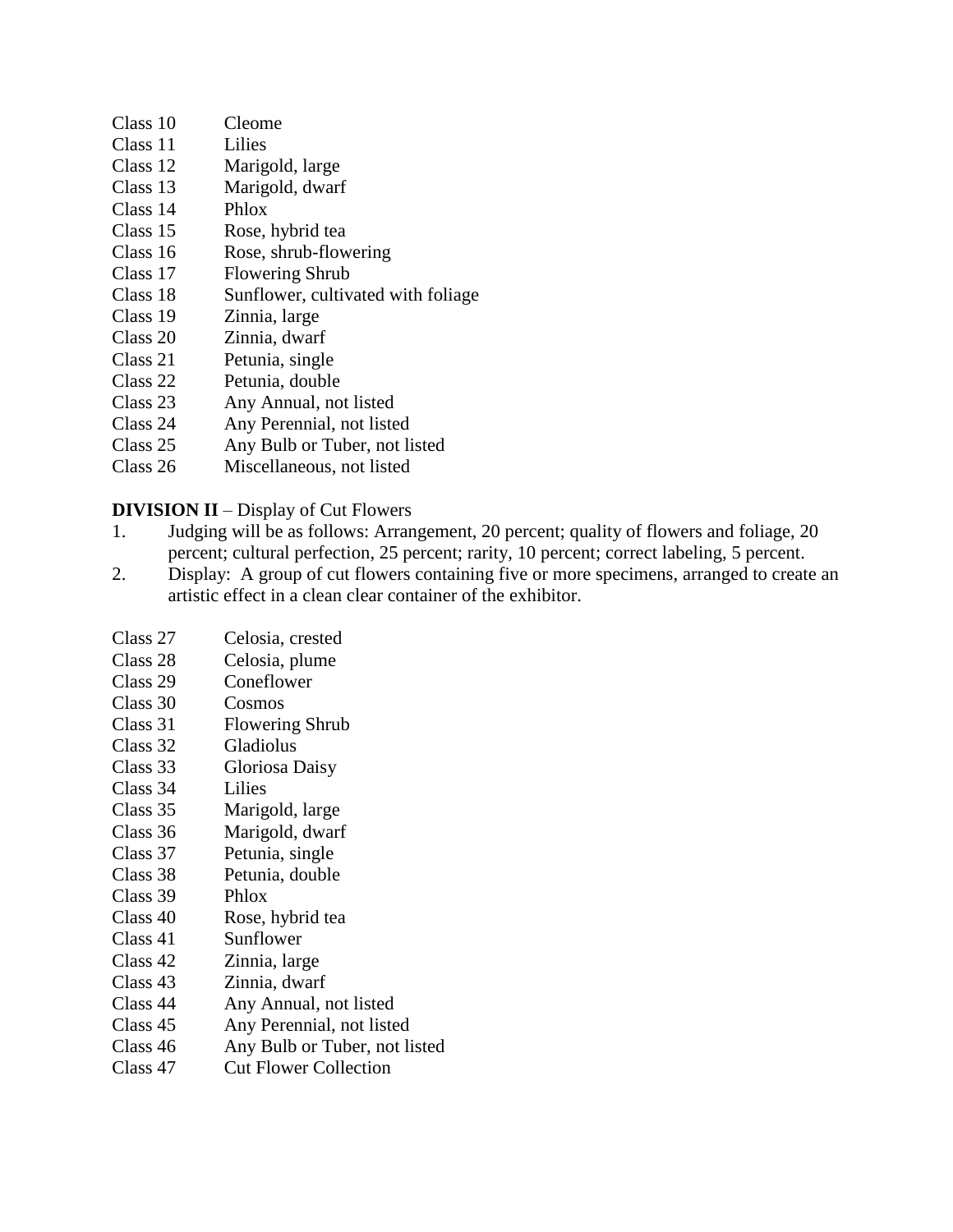Class 10 Cleome
Class 11 Lilies
Class 12 Marigold, large
Class 13 Marigold, dwarf
Class 14 Phlox
Class 15 Rose, hybrid tea
Class 16 Rose, shrub-flowering
Class 17 Flowering Shrub
Class 18 Sunflower, cultivated with foliage
Class 19 Zinnia, large
Class 20 Zinnia, dwarf
Class 21 Petunia, single
Class 22 Petunia, double
Class 23 Any Annual, not listed
Class 24 Any Perennial, not listed
Class 25 Any Bulb or Tuber, not listed
Class 26 Miscellaneous, not listed

**DIVISION II** – Display of Cut Flowers

1. Judging will be as follows: Arrangement, 20 percent; quality of flowers and foliage, 20 percent; cultural perfection, 25 percent; rarity, 10 percent; correct labeling, 5 percent.
2. Display: A group of cut flowers containing five or more specimens, arranged to create an artistic effect in a clean clear container of the exhibitor.

Class 27 Celosia, crested
Class 28 Celosia, plume
Class 29 Coneflower
Class 30 Cosmos
Class 31 Flowering Shrub
Class 32 Gladiolus
Class 33 Gloriosa Daisy
Class 34 Lilies
Class 35 Marigold, large
Class 36 Marigold, dwarf
Class 37 Petunia, single
Class 38 Petunia, double
Class 39 Phlox
Class 40 Rose, hybrid tea
Class 41 Sunflower
Class 42 Zinnia, large
Class 43 Zinnia, dwarf
Class 44 Any Annual, not listed
Class 45 Any Perennial, not listed
Class 46 Any Bulb or Tuber, not listed
Class 47 Cut Flower Collection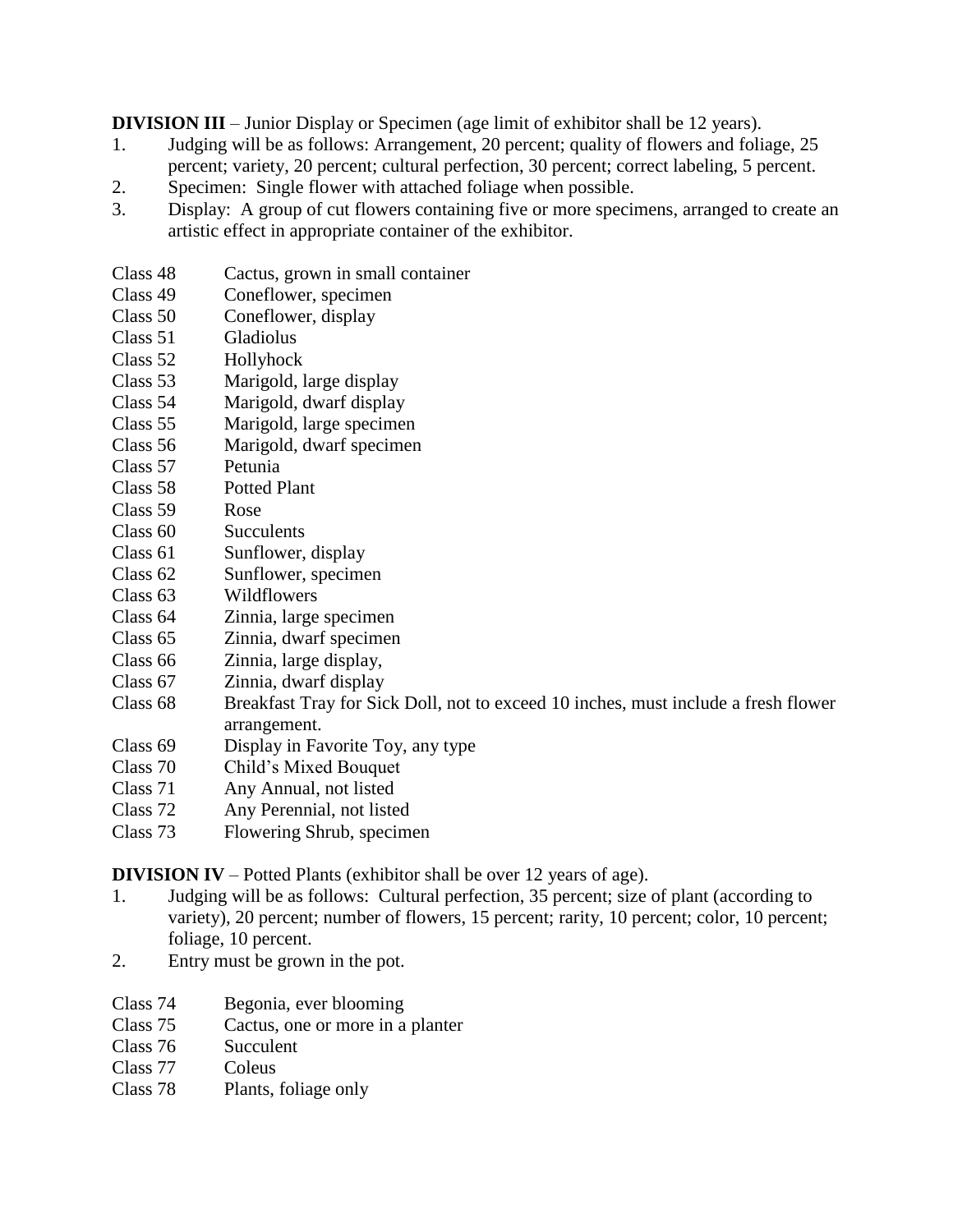**DIVISION III** – Junior Display or Specimen (age limit of exhibitor shall be 12 years).

1. Judging will be as follows: Arrangement, 20 percent; quality of flowers and foliage, 25 percent; variety, 20 percent; cultural perfection, 30 percent; correct labeling, 5 percent.
2. Specimen: Single flower with attached foliage when possible.
3. Display: A group of cut flowers containing five or more specimens, arranged to create an artistic effect in appropriate container of the exhibitor.

Class 48 Cactus, grown in small container
Class 49 Coneflower, specimen
Class 50 Coneflower, display
Class 51 Gladiolus
Class 52 Hollyhock
Class 53 Marigold, large display
Class 54 Marigold, dwarf display
Class 55 Marigold, large specimen
Class 56 Marigold, dwarf specimen
Class 57 Petunia
Class 58 Potted Plant
Class 59 Rose
Class 60 Succulents
Class 61 Sunflower, display
Class 62 Sunflower, specimen
Class 63 Wildflowers
Class 64 Zinnia, large specimen
Class 65 Zinnia, dwarf specimen
Class 66 Zinnia, large display,
Class 67 Zinnia, dwarf display
Class 68 Breakfast Tray for Sick Doll, not to exceed 10 inches, must include a fresh flower arrangement.
Class 69 Display in Favorite Toy, any type
Class 70 Child's Mixed Bouquet
Class 71 Any Annual, not listed
Class 72 Any Perennial, not listed
Class 73 Flowering Shrub, specimen

**DIVISION IV** – Potted Plants (exhibitor shall be over 12 years of age).

1. Judging will be as follows: Cultural perfection, 35 percent; size of plant (according to variety), 20 percent; number of flowers, 15 percent; rarity, 10 percent; color, 10 percent; foliage, 10 percent.
2. Entry must be grown in the pot.

Class 74 Begonia, ever blooming
Class 75 Cactus, one or more in a planter
Class 76 Succulent
Class 77 Coleus
Class 78 Plants, foliage only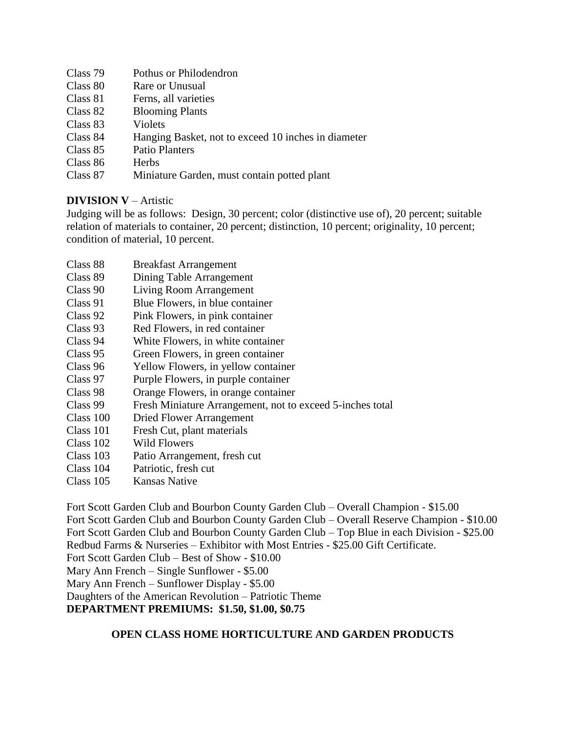Class 79 Pothus or Philodendron
Class 80 Rare or Unusual
Class 81 Ferns, all varieties
Class 82 Blooming Plants
Class 83 Violets
Class 84 Hanging Basket, not to exceed 10 inches in diameter
Class 85 Patio Planters
Class 86 Herbs
Class 87 Miniature Garden, must contain potted plant

**DIVISION V** – Artistic
Judging will be as follows: Design, 30 percent; color (distinctive use of), 20 percent; suitable relation of materials to container, 20 percent; distinction, 10 percent; originality, 10 percent; condition of material, 10 percent.

Class 88 Breakfast Arrangement
Class 89 Dining Table Arrangement
Class 90 Living Room Arrangement
Class 91 Blue Flowers, in blue container
Class 92 Pink Flowers, in pink container
Class 93 Red Flowers, in red container
Class 94 White Flowers, in white container
Class 95 Green Flowers, in green container
Class 96 Yellow Flowers, in yellow container
Class 97 Purple Flowers, in purple container
Class 98 Orange Flowers, in orange container
Class 99 Fresh Miniature Arrangement, not to exceed 5-inches total
Class 100 Dried Flower Arrangement
Class 101 Fresh Cut, plant materials
Class 102 Wild Flowers
Class 103 Patio Arrangement, fresh cut
Class 104 Patriotic, fresh cut
Class 105 Kansas Native

Fort Scott Garden Club and Bourbon County Garden Club – Overall Champion - $15.00
Fort Scott Garden Club and Bourbon County Garden Club – Overall Reserve Champion - $10.00
Fort Scott Garden Club and Bourbon County Garden Club – Top Blue in each Division - $25.00
Redbud Farms & Nurseries – Exhibitor with Most Entries - $25.00 Gift Certificate.
Fort Scott Garden Club – Best of Show - $10.00
Mary Ann French – Single Sunflower - $5.00
Mary Ann French – Sunflower Display - $5.00
Daughters of the American Revolution – Patriotic Theme
**DEPARTMENT PREMIUMS: $1.50, $1.00, $0.75**

## OPEN CLASS HOME HORTICULTURE AND GARDEN PRODUCTS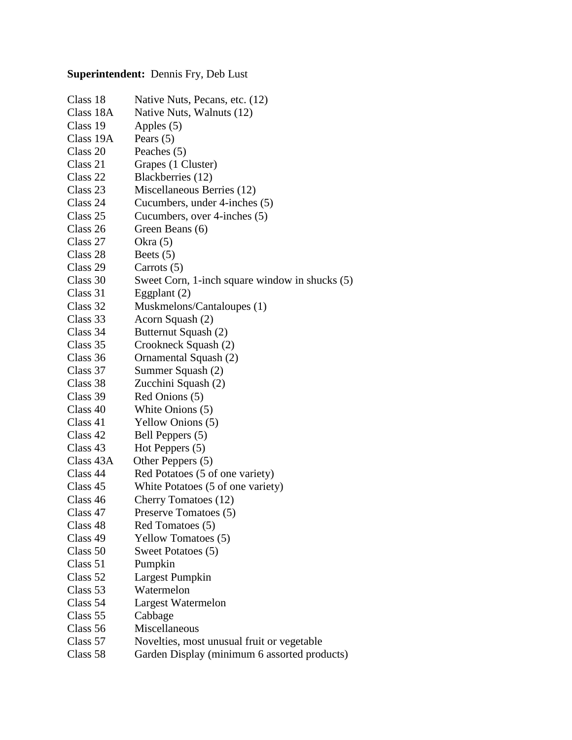**Superintendent:** Dennis Fry, Deb Lust

| | |
|---|---|
| Class 18 | Native Nuts, Pecans, etc. (12) |
| Class 18A | Native Nuts, Walnuts (12) |
| Class 19 | Apples (5) |
| Class 19A | Pears (5) |
| Class 20 | Peaches (5) |
| Class 21 | Grapes (1 Cluster) |
| Class 22 | Blackberries (12) |
| Class 23 | Miscellaneous Berries (12) |
| Class 24 | Cucumbers, under 4-inches (5) |
| Class 25 | Cucumbers, over 4-inches (5) |
| Class 26 | Green Beans (6) |
| Class 27 | Okra (5) |
| Class 28 | Beets (5) |
| Class 29 | Carrots (5) |
| Class 30 | Sweet Corn, 1-inch square window in shucks (5) |
| Class 31 | Eggplant (2) |
| Class 32 | Muskmelons/Cantaloupes (1) |
| Class 33 | Acorn Squash (2) |
| Class 34 | Butternut Squash (2) |
| Class 35 | Crookneck Squash (2) |
| Class 36 | Ornamental Squash (2) |
| Class 37 | Summer Squash (2) |
| Class 38 | Zucchini Squash (2) |
| Class 39 | Red Onions (5) |
| Class 40 | White Onions (5) |
| Class 41 | Yellow Onions (5) |
| Class 42 | Bell Peppers (5) |
| Class 43 | Hot Peppers (5) |
| Class 43A | Other Peppers (5) |
| Class 44 | Red Potatoes (5 of one variety) |
| Class 45 | White Potatoes (5 of one variety) |
| Class 46 | Cherry Tomatoes (12) |
| Class 47 | Preserve Tomatoes (5) |
| Class 48 | Red Tomatoes (5) |
| Class 49 | Yellow Tomatoes (5) |
| Class 50 | Sweet Potatoes (5) |
| Class 51 | Pumpkin |
| Class 52 | Largest Pumpkin |
| Class 53 | Watermelon |
| Class 54 | Largest Watermelon |
| Class 55 | Cabbage |
| Class 56 | Miscellaneous |
| Class 57 | Novelties, most unusual fruit or vegetable |
| Class 58 | Garden Display (minimum 6 assorted products) |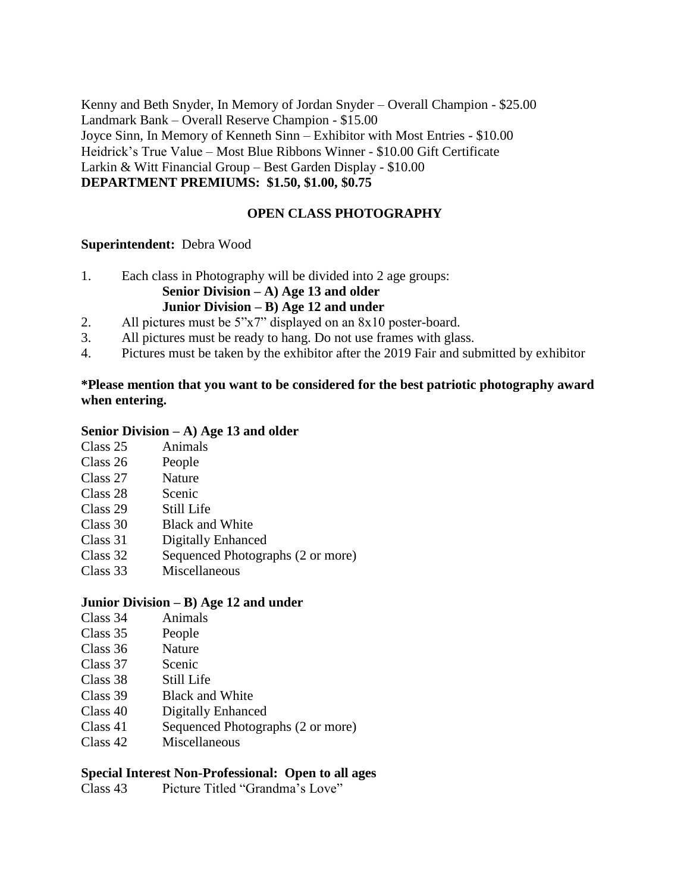Kenny and Beth Snyder, In Memory of Jordan Snyder – Overall Champion - $25.00
Landmark Bank – Overall Reserve Champion - $15.00
Joyce Sinn, In Memory of Kenneth Sinn – Exhibitor with Most Entries - $10.00
Heidrick's True Value – Most Blue Ribbons Winner - $10.00 Gift Certificate
Larkin & Witt Financial Group – Best Garden Display - $10.00
**DEPARTMENT PREMIUMS: $1.50, $1.00, $0.75**

## OPEN CLASS PHOTOGRAPHY

**Superintendent:** Debra Wood

1. Each class in Photography will be divided into 2 age groups:
   **Senior Division – A) Age 13 and older**
   **Junior Division – B) Age 12 and under**
2. All pictures must be 5"x7" displayed on an 8x10 poster-board.
3. All pictures must be ready to hang. Do not use frames with glass.
4. Pictures must be taken by the exhibitor after the 2019 Fair and submitted by exhibitor

**\*Please mention that you want to be considered for the best patriotic photography award when entering.**

**Senior Division – A) Age 13 and older**

Class 25 Animals
Class 26 People
Class 27 Nature
Class 28 Scenic
Class 29 Still Life
Class 30 Black and White
Class 31 Digitally Enhanced
Class 32 Sequenced Photographs (2 or more)
Class 33 Miscellaneous

**Junior Division – B) Age 12 and under**

Class 34 Animals
Class 35 People
Class 36 Nature
Class 37 Scenic
Class 38 Still Life
Class 39 Black and White
Class 40 Digitally Enhanced
Class 41 Sequenced Photographs (2 or more)
Class 42 Miscellaneous

**Special Interest Non-Professional: Open to all ages**

Class 43 Picture Titled "Grandma's Love"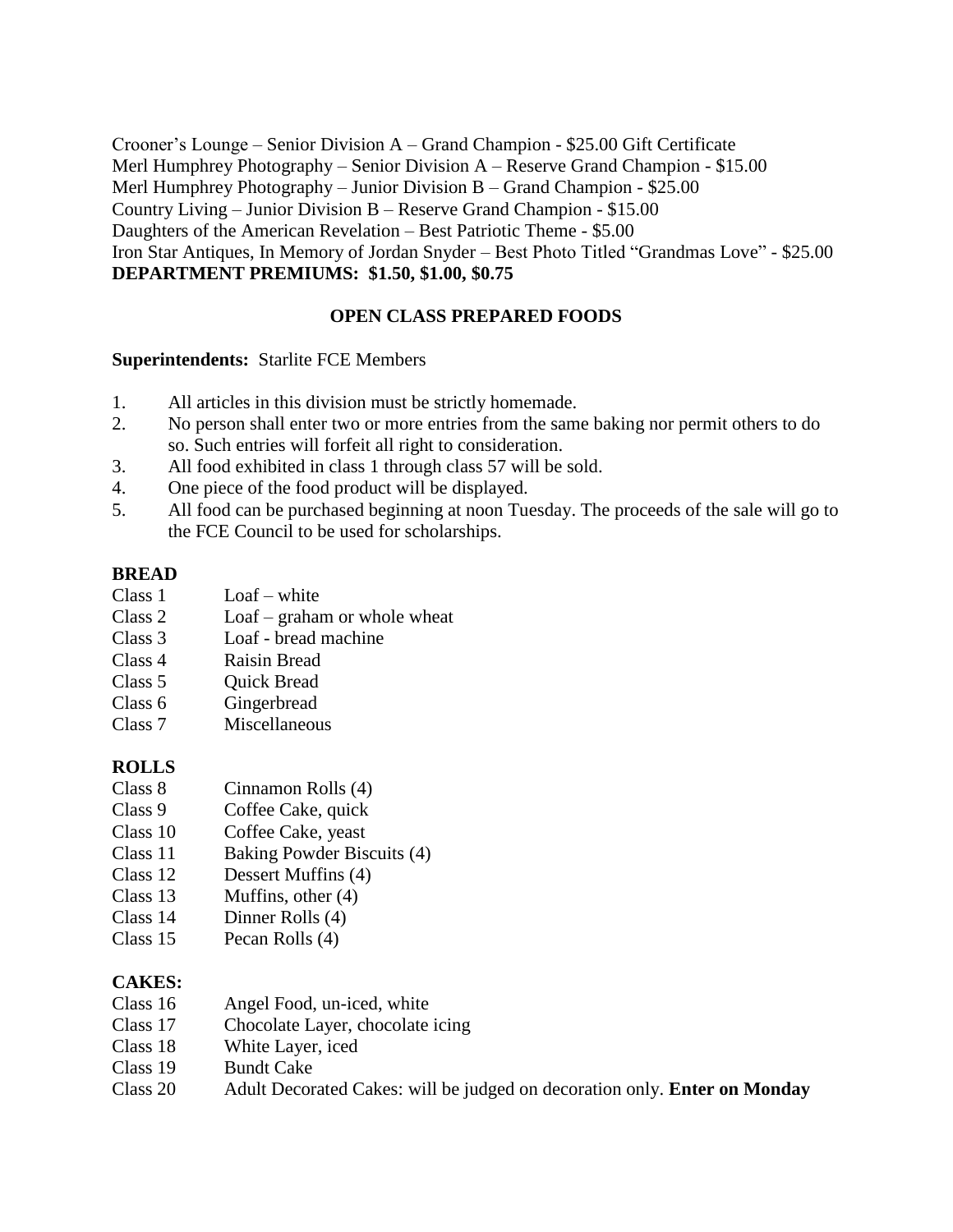Crooner's Lounge – Senior Division A – Grand Champion - $25.00 Gift Certificate
Merl Humphrey Photography – Senior Division A – Reserve Grand Champion - $15.00
Merl Humphrey Photography – Junior Division B – Grand Champion - $25.00
Country Living – Junior Division B – Reserve Grand Champion - $15.00
Daughters of the American Revelation – Best Patriotic Theme - $5.00
Iron Star Antiques, In Memory of Jordan Snyder – Best Photo Titled "Grandmas Love" - $25.00
**DEPARTMENT PREMIUMS: $1.50, $1.00, $0.75**

## OPEN CLASS PREPARED FOODS

**Superintendents:** Starlite FCE Members

1. All articles in this division must be strictly homemade.
2. No person shall enter two or more entries from the same baking nor permit others to do so. Such entries will forfeit all right to consideration.
3. All food exhibited in class 1 through class 57 will be sold.
4. One piece of the food product will be displayed.
5. All food can be purchased beginning at noon Tuesday. The proceeds of the sale will go to the FCE Council to be used for scholarships.

**BREAD**

Class 1 Loaf – white
Class 2 Loaf – graham or whole wheat
Class 3 Loaf - bread machine
Class 4 Raisin Bread
Class 5 Quick Bread
Class 6 Gingerbread
Class 7 Miscellaneous

**ROLLS**

Class 8 Cinnamon Rolls (4)
Class 9 Coffee Cake, quick
Class 10 Coffee Cake, yeast
Class 11 Baking Powder Biscuits (4)
Class 12 Dessert Muffins (4)
Class 13 Muffins, other (4)
Class 14 Dinner Rolls (4)
Class 15 Pecan Rolls (4)

**CAKES:**

Class 16 Angel Food, un-iced, white
Class 17 Chocolate Layer, chocolate icing
Class 18 White Layer, iced
Class 19 Bundt Cake
Class 20 Adult Decorated Cakes: will be judged on decoration only. **Enter on Monday**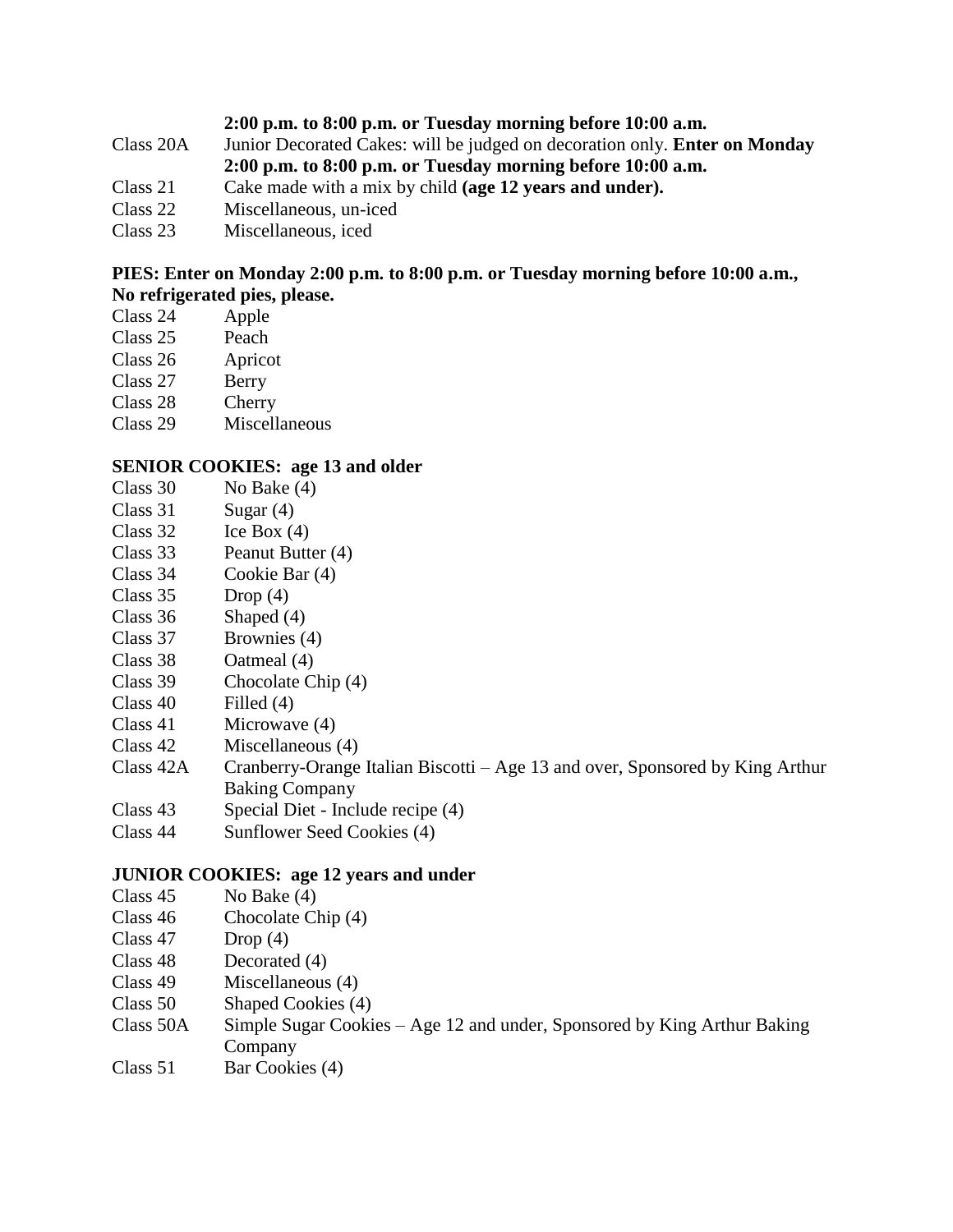**2:00 p.m. to 8:00 p.m. or Tuesday morning before 10:00 a.m.**

Class 20A Junior Decorated Cakes: will be judged on decoration only. **Enter on Monday 2:00 p.m. to 8:00 p.m. or Tuesday morning before 10:00 a.m.**

Class 21 Cake made with a mix by child **(age 12 years and under).**

Class 22 Miscellaneous, un-iced

Class 23 Miscellaneous, iced

**PIES: Enter on Monday 2:00 p.m. to 8:00 p.m. or Tuesday morning before 10:00 a.m., No refrigerated pies, please.**

Class 24 Apple

Class 25 Peach

Class 26 Apricot

Class 27 Berry

Class 28 Cherry

Class 29 Miscellaneous

**SENIOR COOKIES: age 13 and older**

Class 30 No Bake (4)

Class 31 Sugar (4)

Class 32 Ice Box (4)

Class 33 Peanut Butter (4)

Class 34 Cookie Bar (4)

Class 35 Drop (4)

Class 36 Shaped (4)

Class 37 Brownies (4)

Class 38 Oatmeal (4)

Class 39 Chocolate Chip (4)

Class 40 Filled (4)

Class 41 Microwave (4)

Class 42 Miscellaneous (4)

Class 42A Cranberry-Orange Italian Biscotti – Age 13 and over, Sponsored by King Arthur Baking Company

Class 43 Special Diet - Include recipe (4)

Class 44 Sunflower Seed Cookies (4)

**JUNIOR COOKIES: age 12 years and under**

Class 45 No Bake (4)

Class 46 Chocolate Chip (4)

Class 47 Drop (4)

Class 48 Decorated (4)

Class 49 Miscellaneous (4)

Class 50 Shaped Cookies (4)

Class 50A Simple Sugar Cookies – Age 12 and under, Sponsored by King Arthur Baking Company

Class 51 Bar Cookies (4)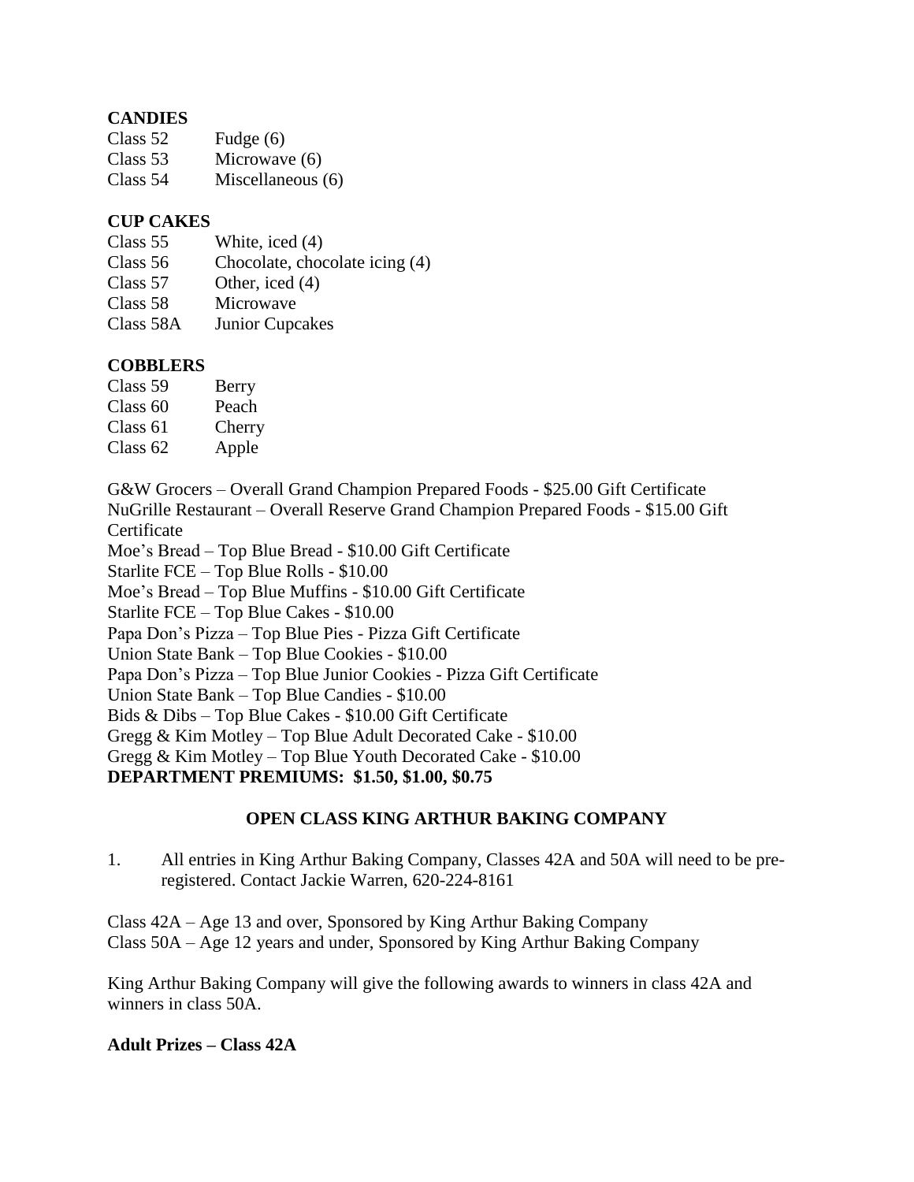**CANDIES**

Class 52 Fudge (6)
Class 53 Microwave (6)
Class 54 Miscellaneous (6)

**CUP CAKES**

Class 55 White, iced (4)
Class 56 Chocolate, chocolate icing (4)
Class 57 Other, iced (4)
Class 58 Microwave
Class 58A Junior Cupcakes

**COBBLERS**

Class 59 Berry
Class 60 Peach
Class 61 Cherry
Class 62 Apple

G&W Grocers – Overall Grand Champion Prepared Foods - $25.00 Gift Certificate
NuGrille Restaurant – Overall Reserve Grand Champion Prepared Foods - $15.00 Gift Certificate
Moe's Bread – Top Blue Bread - $10.00 Gift Certificate
Starlite FCE – Top Blue Rolls - $10.00
Moe's Bread – Top Blue Muffins - $10.00 Gift Certificate
Starlite FCE – Top Blue Cakes - $10.00
Papa Don's Pizza – Top Blue Pies - Pizza Gift Certificate
Union State Bank – Top Blue Cookies - $10.00
Papa Don's Pizza – Top Blue Junior Cookies - Pizza Gift Certificate
Union State Bank – Top Blue Candies - $10.00
Bids & Dibs – Top Blue Cakes - $10.00 Gift Certificate
Gregg & Kim Motley – Top Blue Adult Decorated Cake - $10.00
Gregg & Kim Motley – Top Blue Youth Decorated Cake - $10.00
**DEPARTMENT PREMIUMS: $1.50, $1.00, $0.75**

## OPEN CLASS KING ARTHUR BAKING COMPANY

1. All entries in King Arthur Baking Company, Classes 42A and 50A will need to be pre-registered. Contact Jackie Warren, 620-224-8161

Class 42A – Age 13 and over, Sponsored by King Arthur Baking Company
Class 50A – Age 12 years and under, Sponsored by King Arthur Baking Company

King Arthur Baking Company will give the following awards to winners in class 42A and winners in class 50A.

**Adult Prizes – Class 42A**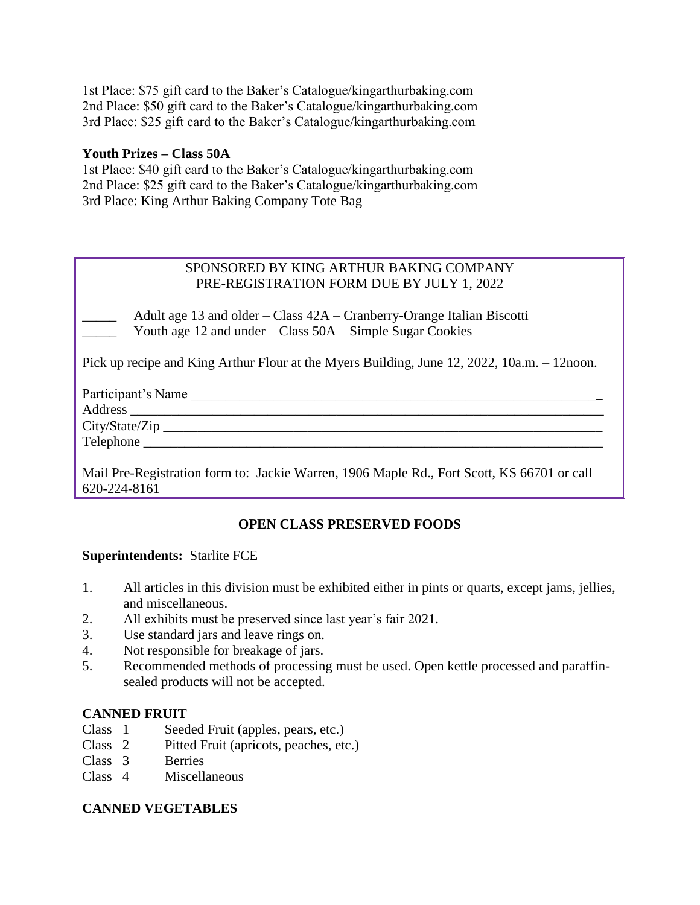1st Place: $75 gift card to the Baker's Catalogue/kingarthurbaking.com
2nd Place: $50 gift card to the Baker's Catalogue/kingarthurbaking.com
3rd Place: $25 gift card to the Baker's Catalogue/kingarthurbaking.com

**Youth Prizes – Class 50A**
1st Place: $40 gift card to the Baker's Catalogue/kingarthurbaking.com
2nd Place: $25 gift card to the Baker's Catalogue/kingarthurbaking.com
3rd Place: King Arthur Baking Company Tote Bag

SPONSORED BY KING ARTHUR BAKING COMPANY
PRE-REGISTRATION FORM DUE BY JULY 1, 2022

_____ Adult age 13 and older – Class 42A – Cranberry-Orange Italian Biscotti
_____ Youth age 12 and under – Class 50A – Simple Sugar Cookies

Pick up recipe and King Arthur Flour at the Myers Building, June 12, 2022, 10a.m. – 12noon.

Participant's Name _______________________________________________
Address _______________________________________________
City/State/Zip _______________________________________________
Telephone _______________________________________________

Mail Pre-Registration form to: Jackie Warren, 1906 Maple Rd., Fort Scott, KS 66701 or call 620-224-8161

## OPEN CLASS PRESERVED FOODS

**Superintendents:** Starlite FCE

1. All articles in this division must be exhibited either in pints or quarts, except jams, jellies, and miscellaneous.
2. All exhibits must be preserved since last year's fair 2021.
3. Use standard jars and leave rings on.
4. Not responsible for breakage of jars.
5. Recommended methods of processing must be used. Open kettle processed and paraffin-sealed products will not be accepted.

### CANNED FRUIT

Class 1 Seeded Fruit (apples, pears, etc.)
Class 2 Pitted Fruit (apricots, peaches, etc.)
Class 3 Berries
Class 4 Miscellaneous

### CANNED VEGETABLES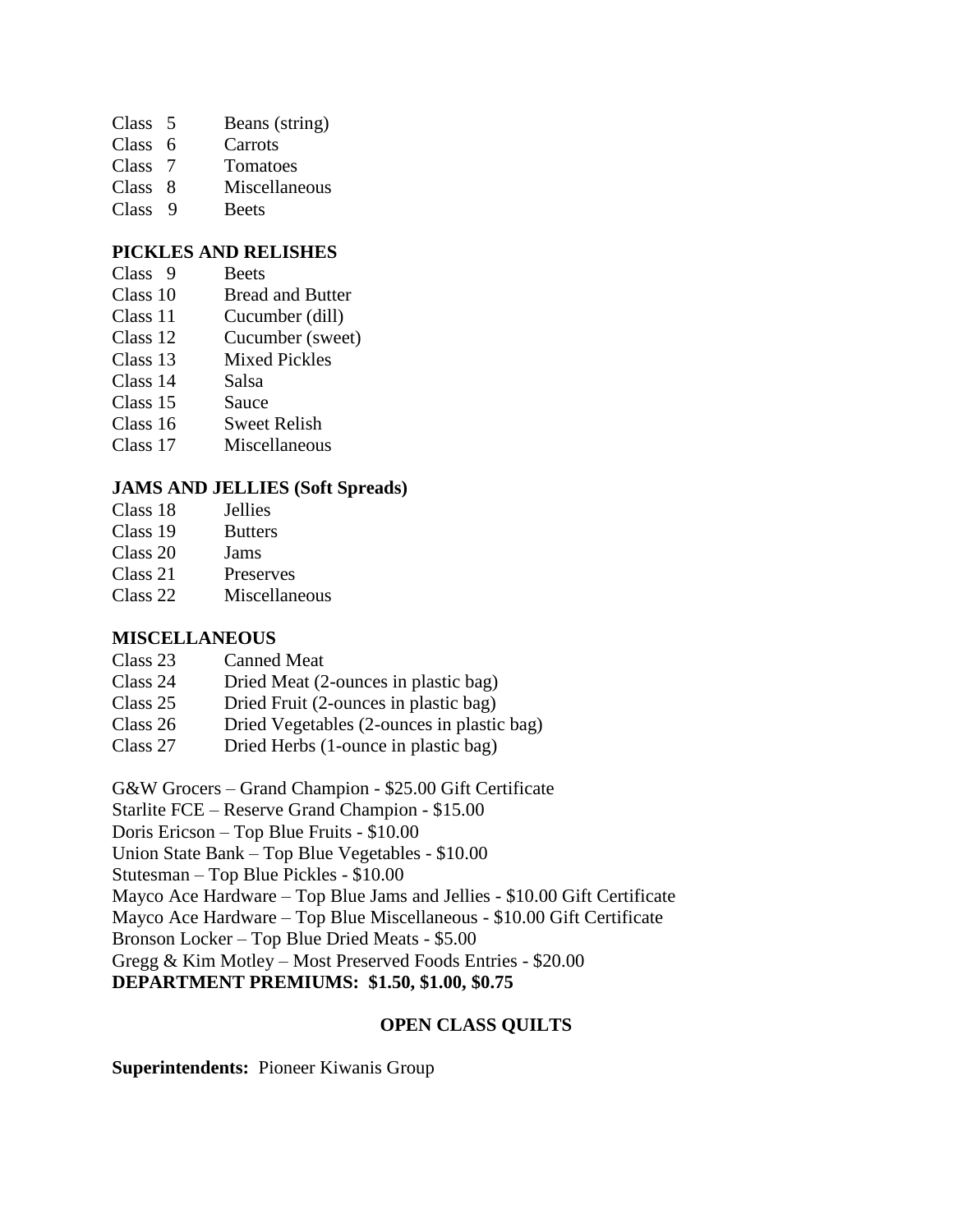Class 5 Beans (string)
Class 6 Carrots
Class 7 Tomatoes
Class 8 Miscellaneous
Class 9 Beets

**PICKLES AND RELISHES**

Class 9 Beets
Class 10 Bread and Butter
Class 11 Cucumber (dill)
Class 12 Cucumber (sweet)
Class 13 Mixed Pickles
Class 14 Salsa
Class 15 Sauce
Class 16 Sweet Relish
Class 17 Miscellaneous

**JAMS AND JELLIES (Soft Spreads)**

Class 18 Jellies
Class 19 Butters
Class 20 Jams
Class 21 Preserves
Class 22 Miscellaneous

**MISCELLANEOUS**

Class 23 Canned Meat
Class 24 Dried Meat (2-ounces in plastic bag)
Class 25 Dried Fruit (2-ounces in plastic bag)
Class 26 Dried Vegetables (2-ounces in plastic bag)
Class 27 Dried Herbs (1-ounce in plastic bag)

G&W Grocers – Grand Champion - $25.00 Gift Certificate
Starlite FCE – Reserve Grand Champion - $15.00
Doris Ericson – Top Blue Fruits - $10.00
Union State Bank – Top Blue Vegetables - $10.00
Stutesman – Top Blue Pickles - $10.00
Mayco Ace Hardware – Top Blue Jams and Jellies - $10.00 Gift Certificate
Mayco Ace Hardware – Top Blue Miscellaneous - $10.00 Gift Certificate
Bronson Locker – Top Blue Dried Meats - $5.00
Gregg & Kim Motley – Most Preserved Foods Entries - $20.00
**DEPARTMENT PREMIUMS: $1.50, $1.00, $0.75**

## OPEN CLASS QUILTS

**Superintendents:** Pioneer Kiwanis Group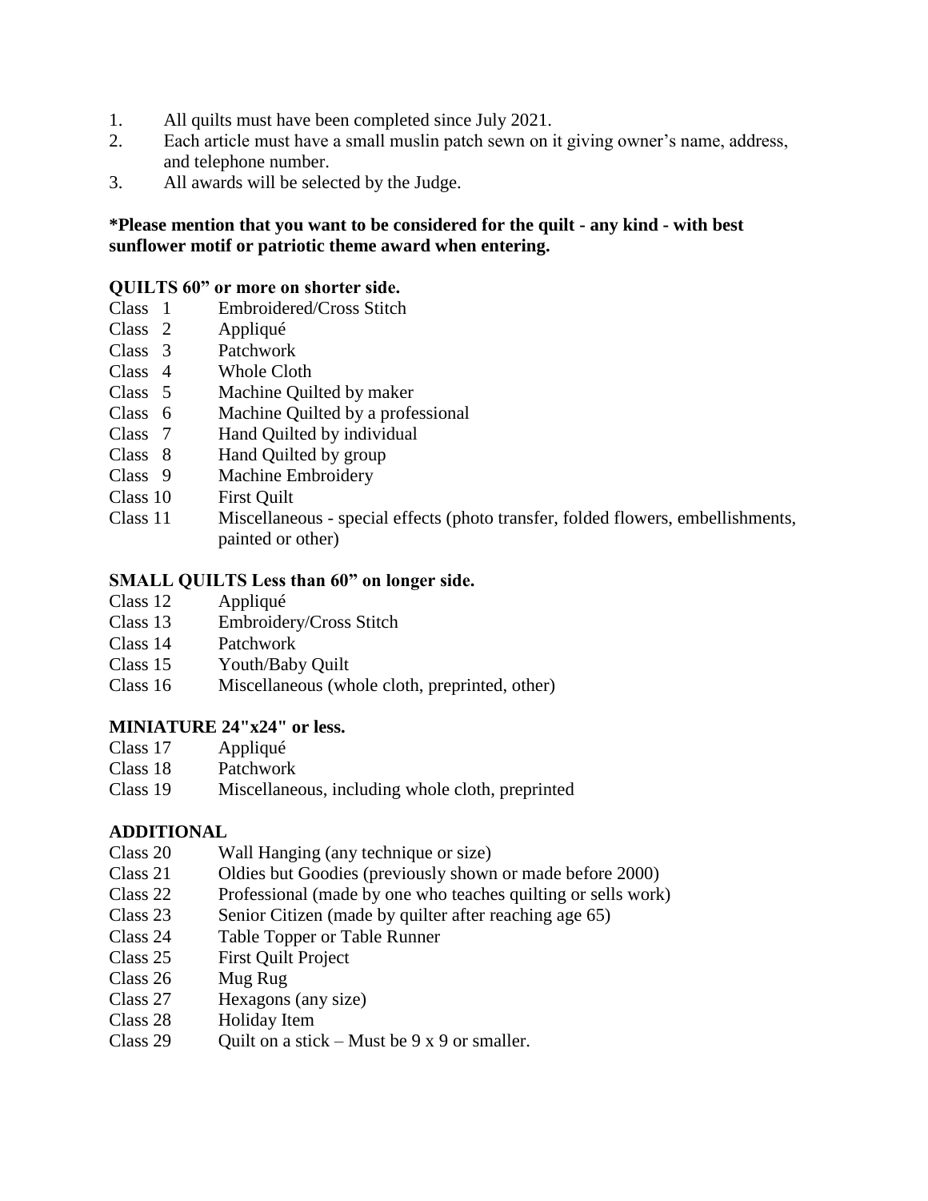1. All quilts must have been completed since July 2021.
2. Each article must have a small muslin patch sewn on it giving owner's name, address, and telephone number.
3. All awards will be selected by the Judge.

**\*Please mention that you want to be considered for the quilt - any kind - with best sunflower motif or patriotic theme award when entering.**

**QUILTS 60" or more on shorter side.**

Class 1 Embroidered/Cross Stitch
Class 2 Appliqué
Class 3 Patchwork
Class 4 Whole Cloth
Class 5 Machine Quilted by maker
Class 6 Machine Quilted by a professional
Class 7 Hand Quilted by individual
Class 8 Hand Quilted by group
Class 9 Machine Embroidery
Class 10 First Quilt
Class 11 Miscellaneous - special effects (photo transfer, folded flowers, embellishments, painted or other)

**SMALL QUILTS Less than 60" on longer side.**

Class 12 Appliqué
Class 13 Embroidery/Cross Stitch
Class 14 Patchwork
Class 15 Youth/Baby Quilt
Class 16 Miscellaneous (whole cloth, preprinted, other)

**MINIATURE 24"x24" or less.**

Class 17 Appliqué
Class 18 Patchwork
Class 19 Miscellaneous, including whole cloth, preprinted

**ADDITIONAL**

Class 20 Wall Hanging (any technique or size)
Class 21 Oldies but Goodies (previously shown or made before 2000)
Class 22 Professional (made by one who teaches quilting or sells work)
Class 23 Senior Citizen (made by quilter after reaching age 65)
Class 24 Table Topper or Table Runner
Class 25 First Quilt Project
Class 26 Mug Rug
Class 27 Hexagons (any size)
Class 28 Holiday Item
Class 29 Quilt on a stick – Must be 9 x 9 or smaller.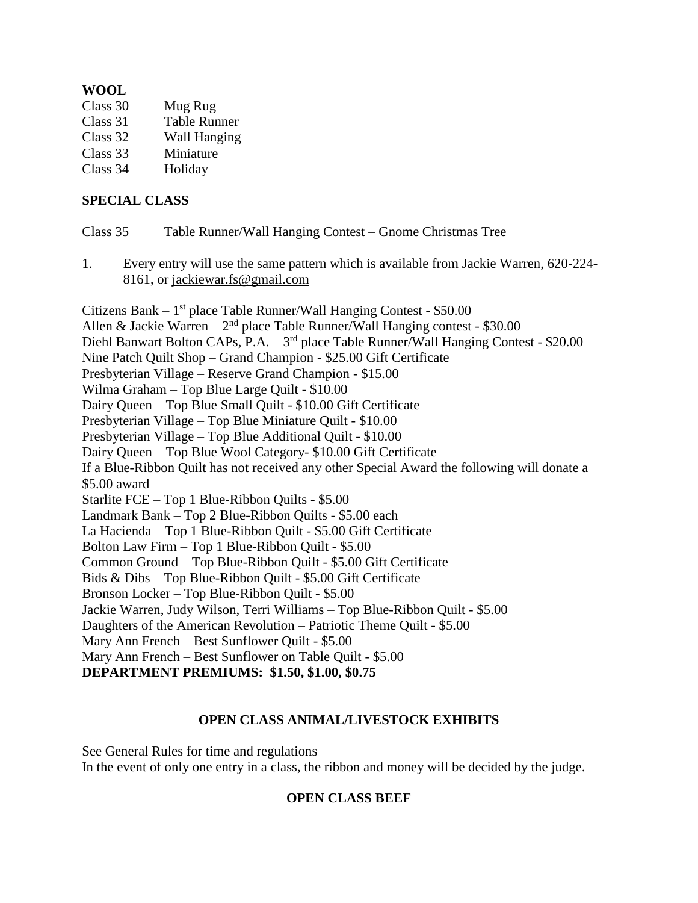**WOOL**

Class 30 Mug Rug
Class 31 Table Runner
Class 32 Wall Hanging
Class 33 Miniature
Class 34 Holiday

**SPECIAL CLASS**

Class 35 Table Runner/Wall Hanging Contest – Gnome Christmas Tree

1. Every entry will use the same pattern which is available from Jackie Warren, 620-224-8161, or jackiewar.fs@gmail.com

Citizens Bank – 1st place Table Runner/Wall Hanging Contest - $50.00
Allen & Jackie Warren – 2nd place Table Runner/Wall Hanging contest - $30.00
Diehl Banwart Bolton CAPs, P.A. – 3rd place Table Runner/Wall Hanging Contest - $20.00
Nine Patch Quilt Shop – Grand Champion - $25.00 Gift Certificate
Presbyterian Village – Reserve Grand Champion - $15.00
Wilma Graham – Top Blue Large Quilt - $10.00
Dairy Queen – Top Blue Small Quilt - $10.00 Gift Certificate
Presbyterian Village – Top Blue Miniature Quilt - $10.00
Presbyterian Village – Top Blue Additional Quilt - $10.00
Dairy Queen – Top Blue Wool Category- $10.00 Gift Certificate
If a Blue-Ribbon Quilt has not received any other Special Award the following will donate a $5.00 award
Starlite FCE – Top 1 Blue-Ribbon Quilts - $5.00
Landmark Bank – Top 2 Blue-Ribbon Quilts - $5.00 each
La Hacienda – Top 1 Blue-Ribbon Quilt - $5.00 Gift Certificate
Bolton Law Firm – Top 1 Blue-Ribbon Quilt - $5.00
Common Ground – Top Blue-Ribbon Quilt - $5.00 Gift Certificate
Bids & Dibs – Top Blue-Ribbon Quilt - $5.00 Gift Certificate
Bronson Locker – Top Blue-Ribbon Quilt - $5.00
Jackie Warren, Judy Wilson, Terri Williams – Top Blue-Ribbon Quilt - $5.00
Daughters of the American Revolution – Patriotic Theme Quilt - $5.00
Mary Ann French – Best Sunflower Quilt - $5.00
Mary Ann French – Best Sunflower on Table Quilt - $5.00
**DEPARTMENT PREMIUMS: $1.50, $1.00, $0.75**

## OPEN CLASS ANIMAL/LIVESTOCK EXHIBITS

See General Rules for time and regulations
In the event of only one entry in a class, the ribbon and money will be decided by the judge.

## OPEN CLASS BEEF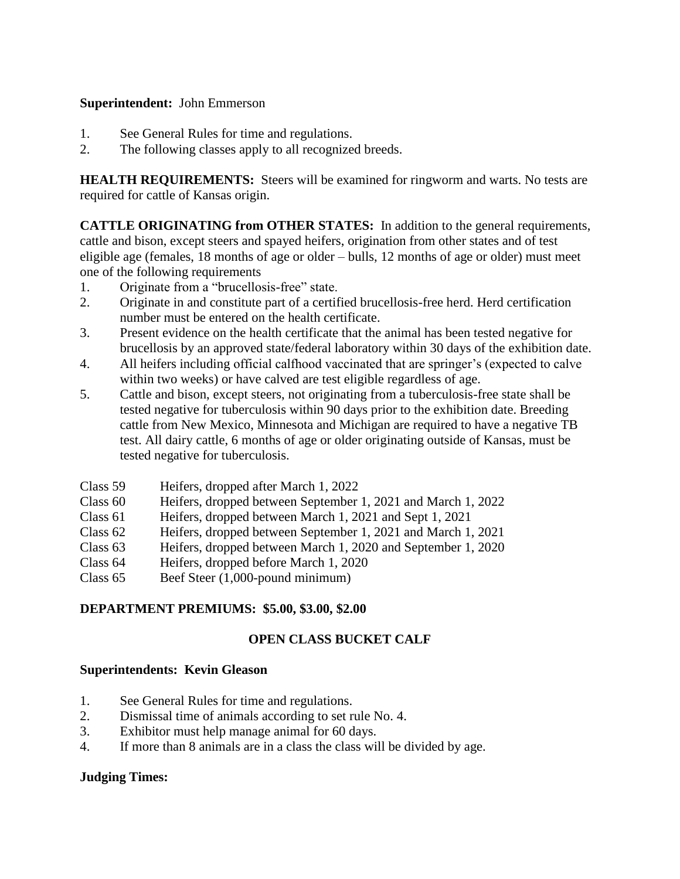**Superintendent:** John Emmerson

1. See General Rules for time and regulations.
2. The following classes apply to all recognized breeds.

**HEALTH REQUIREMENTS:** Steers will be examined for ringworm and warts. No tests are required for cattle of Kansas origin.

**CATTLE ORIGINATING from OTHER STATES:** In addition to the general requirements, cattle and bison, except steers and spayed heifers, origination from other states and of test eligible age (females, 18 months of age or older – bulls, 12 months of age or older) must meet one of the following requirements

1. Originate from a "brucellosis-free" state.
2. Originate in and constitute part of a certified brucellosis-free herd. Herd certification number must be entered on the health certificate.
3. Present evidence on the health certificate that the animal has been tested negative for brucellosis by an approved state/federal laboratory within 30 days of the exhibition date.
4. All heifers including official calfhood vaccinated that are springer's (expected to calve within two weeks) or have calved are test eligible regardless of age.
5. Cattle and bison, except steers, not originating from a tuberculosis-free state shall be tested negative for tuberculosis within 90 days prior to the exhibition date. Breeding cattle from New Mexico, Minnesota and Michigan are required to have a negative TB test. All dairy cattle, 6 months of age or older originating outside of Kansas, must be tested negative for tuberculosis.

Class 59 Heifers, dropped after March 1, 2022
Class 60 Heifers, dropped between September 1, 2021 and March 1, 2022
Class 61 Heifers, dropped between March 1, 2021 and Sept 1, 2021
Class 62 Heifers, dropped between September 1, 2021 and March 1, 2021
Class 63 Heifers, dropped between March 1, 2020 and September 1, 2020
Class 64 Heifers, dropped before March 1, 2020
Class 65 Beef Steer (1,000-pound minimum)

**DEPARTMENT PREMIUMS: $5.00, $3.00, $2.00**

## OPEN CLASS BUCKET CALF

**Superintendents: Kevin Gleason**

1. See General Rules for time and regulations.
2. Dismissal time of animals according to set rule No. 4.
3. Exhibitor must help manage animal for 60 days.
4. If more than 8 animals are in a class the class will be divided by age.

**Judging Times:**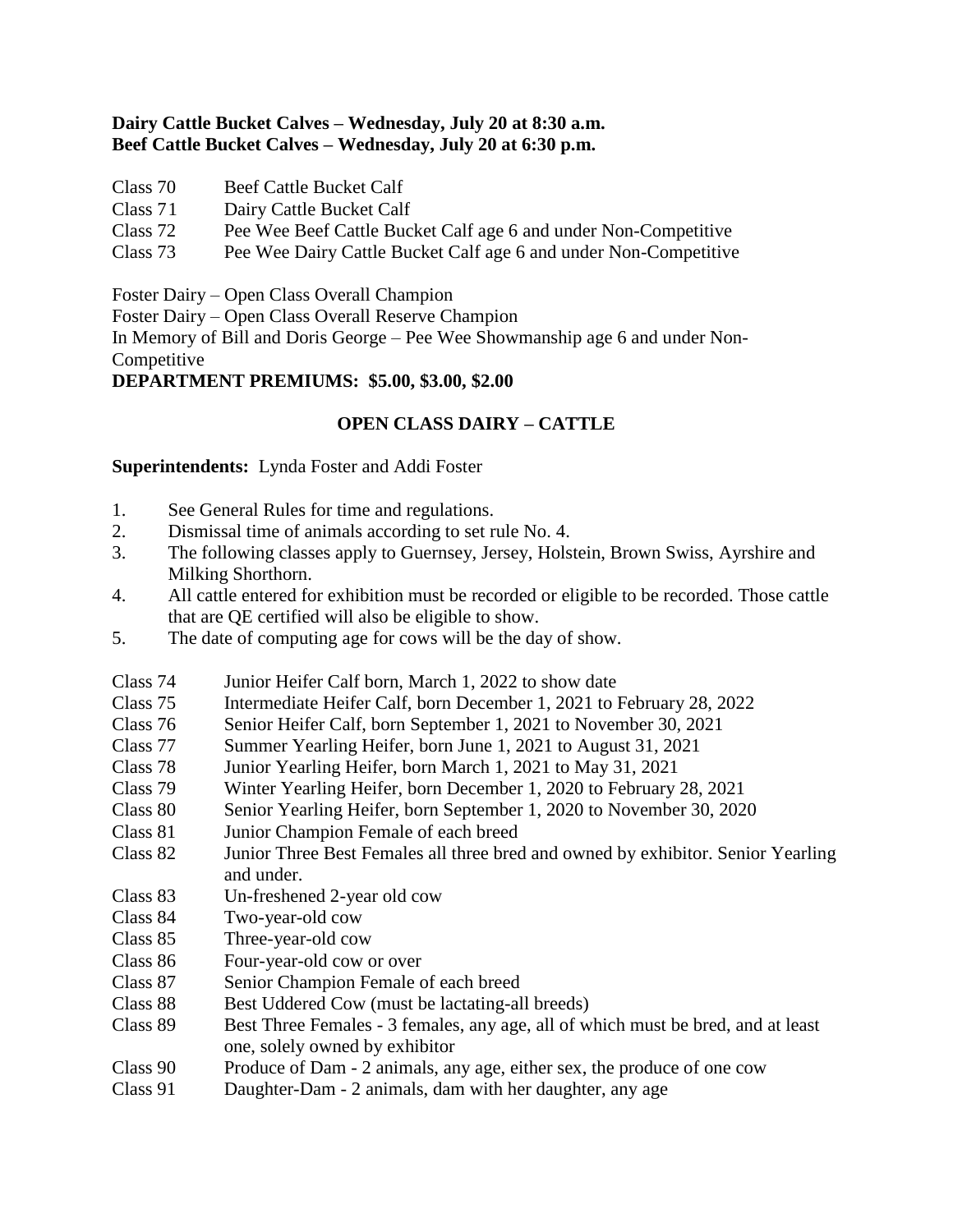**Dairy Cattle Bucket Calves – Wednesday, July 20 at 8:30 a.m.**
**Beef Cattle Bucket Calves – Wednesday, July 20 at 6:30 p.m.**

Class 70 Beef Cattle Bucket Calf
Class 71 Dairy Cattle Bucket Calf
Class 72 Pee Wee Beef Cattle Bucket Calf age 6 and under Non-Competitive
Class 73 Pee Wee Dairy Cattle Bucket Calf age 6 and under Non-Competitive

Foster Dairy – Open Class Overall Champion
Foster Dairy – Open Class Overall Reserve Champion
In Memory of Bill and Doris George – Pee Wee Showmanship age 6 and under Non-Competitive

**DEPARTMENT PREMIUMS: $5.00, $3.00, $2.00**

## OPEN CLASS DAIRY – CATTLE

**Superintendents:** Lynda Foster and Addi Foster

1. See General Rules for time and regulations.
2. Dismissal time of animals according to set rule No. 4.
3. The following classes apply to Guernsey, Jersey, Holstein, Brown Swiss, Ayrshire and Milking Shorthorn.
4. All cattle entered for exhibition must be recorded or eligible to be recorded. Those cattle that are QE certified will also be eligible to show.
5. The date of computing age for cows will be the day of show.

Class 74 Junior Heifer Calf born, March 1, 2022 to show date
Class 75 Intermediate Heifer Calf, born December 1, 2021 to February 28, 2022
Class 76 Senior Heifer Calf, born September 1, 2021 to November 30, 2021
Class 77 Summer Yearling Heifer, born June 1, 2021 to August 31, 2021
Class 78 Junior Yearling Heifer, born March 1, 2021 to May 31, 2021
Class 79 Winter Yearling Heifer, born December 1, 2020 to February 28, 2021
Class 80 Senior Yearling Heifer, born September 1, 2020 to November 30, 2020
Class 81 Junior Champion Female of each breed
Class 82 Junior Three Best Females all three bred and owned by exhibitor. Senior Yearling and under.
Class 83 Un-freshened 2-year old cow
Class 84 Two-year-old cow
Class 85 Three-year-old cow
Class 86 Four-year-old cow or over
Class 87 Senior Champion Female of each breed
Class 88 Best Uddered Cow (must be lactating-all breeds)
Class 89 Best Three Females - 3 females, any age, all of which must be bred, and at least one, solely owned by exhibitor
Class 90 Produce of Dam - 2 animals, any age, either sex, the produce of one cow
Class 91 Daughter-Dam - 2 animals, dam with her daughter, any age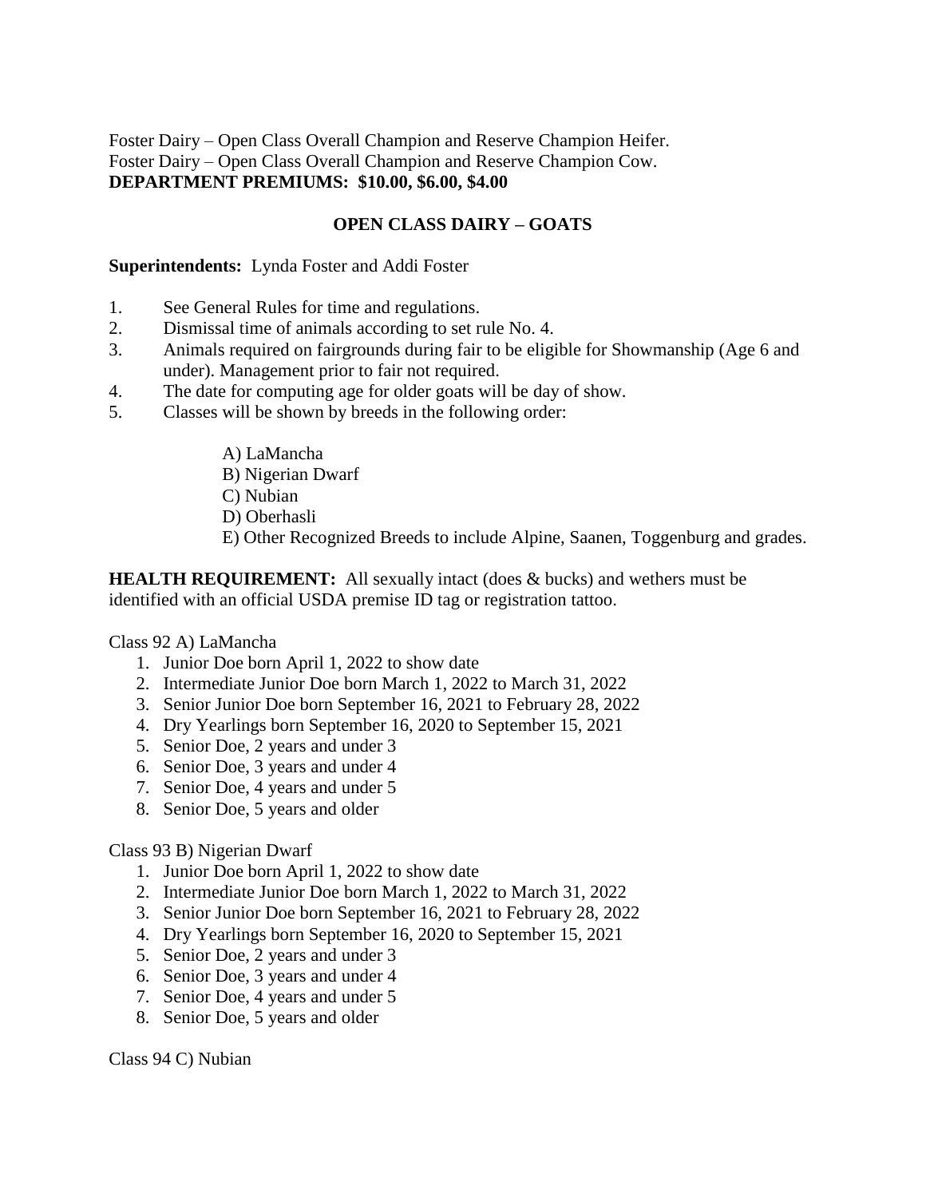Foster Dairy – Open Class Overall Champion and Reserve Champion Heifer.
Foster Dairy – Open Class Overall Champion and Reserve Champion Cow.
**DEPARTMENT PREMIUMS: $10.00, $6.00, $4.00**

## OPEN CLASS DAIRY – GOATS

**Superintendents:** Lynda Foster and Addi Foster

1. See General Rules for time and regulations.
2. Dismissal time of animals according to set rule No. 4.
3. Animals required on fairgrounds during fair to be eligible for Showmanship (Age 6 and under). Management prior to fair not required.
4. The date for computing age for older goats will be day of show.
5. Classes will be shown by breeds in the following order:

    A) LaMancha
    B) Nigerian Dwarf
    C) Nubian
    D) Oberhasli
    E) Other Recognized Breeds to include Alpine, Saanen, Toggenburg and grades.

**HEALTH REQUIREMENT:** All sexually intact (does & bucks) and wethers must be identified with an official USDA premise ID tag or registration tattoo.

Class 92 A) LaMancha

1. Junior Doe born April 1, 2022 to show date
2. Intermediate Junior Doe born March 1, 2022 to March 31, 2022
3. Senior Junior Doe born September 16, 2021 to February 28, 2022
4. Dry Yearlings born September 16, 2020 to September 15, 2021
5. Senior Doe, 2 years and under 3
6. Senior Doe, 3 years and under 4
7. Senior Doe, 4 years and under 5
8. Senior Doe, 5 years and older

Class 93 B) Nigerian Dwarf

1. Junior Doe born April 1, 2022 to show date
2. Intermediate Junior Doe born March 1, 2022 to March 31, 2022
3. Senior Junior Doe born September 16, 2021 to February 28, 2022
4. Dry Yearlings born September 16, 2020 to September 15, 2021
5. Senior Doe, 2 years and under 3
6. Senior Doe, 3 years and under 4
7. Senior Doe, 4 years and under 5
8. Senior Doe, 5 years and older

Class 94 C) Nubian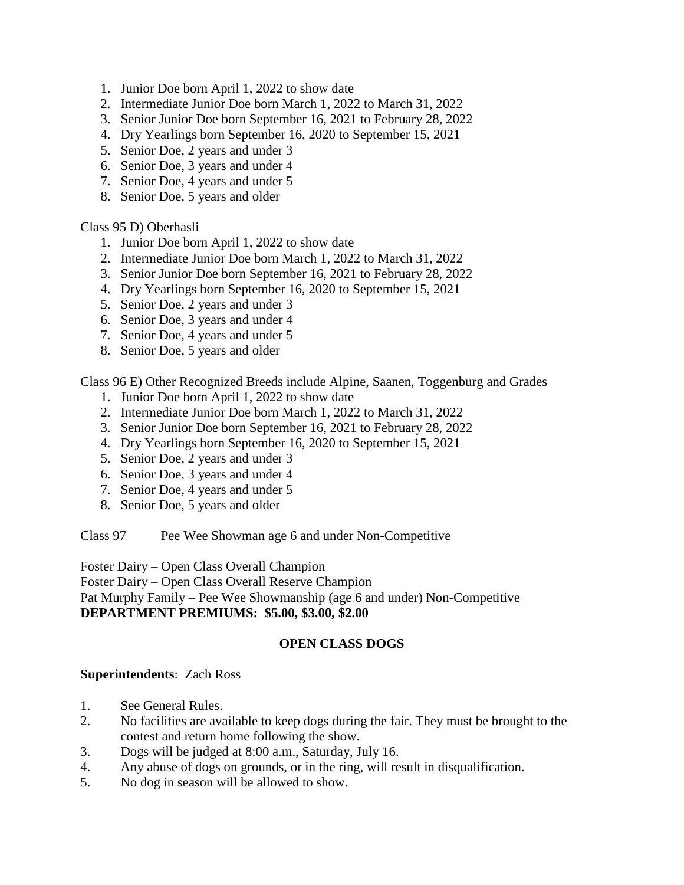1. Junior Doe born April 1, 2022 to show date
2. Intermediate Junior Doe born March 1, 2022 to March 31, 2022
3. Senior Junior Doe born September 16, 2021 to February 28, 2022
4. Dry Yearlings born September 16, 2020 to September 15, 2021
5. Senior Doe, 2 years and under 3
6. Senior Doe, 3 years and under 4
7. Senior Doe, 4 years and under 5
8. Senior Doe, 5 years and older

Class 95 D) Oberhasli

1. Junior Doe born April 1, 2022 to show date
2. Intermediate Junior Doe born March 1, 2022 to March 31, 2022
3. Senior Junior Doe born September 16, 2021 to February 28, 2022
4. Dry Yearlings born September 16, 2020 to September 15, 2021
5. Senior Doe, 2 years and under 3
6. Senior Doe, 3 years and under 4
7. Senior Doe, 4 years and under 5
8. Senior Doe, 5 years and older

Class 96 E) Other Recognized Breeds include Alpine, Saanen, Toggenburg and Grades

1. Junior Doe born April 1, 2022 to show date
2. Intermediate Junior Doe born March 1, 2022 to March 31, 2022
3. Senior Junior Doe born September 16, 2021 to February 28, 2022
4. Dry Yearlings born September 16, 2020 to September 15, 2021
5. Senior Doe, 2 years and under 3
6. Senior Doe, 3 years and under 4
7. Senior Doe, 4 years and under 5
8. Senior Doe, 5 years and older

Class 97 Pee Wee Showman age 6 and under Non-Competitive

Foster Dairy – Open Class Overall Champion
Foster Dairy – Open Class Overall Reserve Champion
Pat Murphy Family – Pee Wee Showmanship (age 6 and under) Non-Competitive
**DEPARTMENT PREMIUMS: $5.00, $3.00, $2.00**

## OPEN CLASS DOGS

**Superintendents**: Zach Ross

1. See General Rules.
2. No facilities are available to keep dogs during the fair. They must be brought to the contest and return home following the show.
3. Dogs will be judged at 8:00 a.m., Saturday, July 16.
4. Any abuse of dogs on grounds, or in the ring, will result in disqualification.
5. No dog in season will be allowed to show.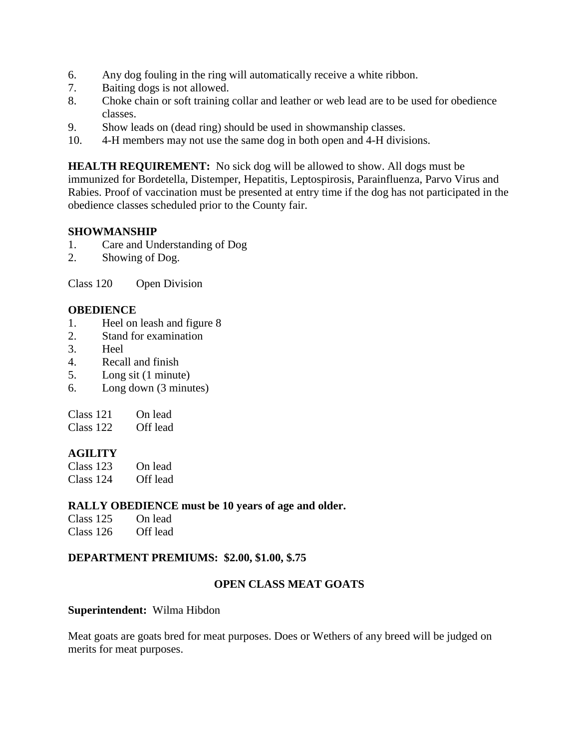6. Any dog fouling in the ring will automatically receive a white ribbon.
7. Baiting dogs is not allowed.
8. Choke chain or soft training collar and leather or web lead are to be used for obedience classes.
9. Show leads on (dead ring) should be used in showmanship classes.
10. 4-H members may not use the same dog in both open and 4-H divisions.

**HEALTH REQUIREMENT:** No sick dog will be allowed to show. All dogs must be immunized for Bordetella, Distemper, Hepatitis, Leptospirosis, Parainfluenza, Parvo Virus and Rabies. Proof of vaccination must be presented at entry time if the dog has not participated in the obedience classes scheduled prior to the County fair.

**SHOWMANSHIP**

1. Care and Understanding of Dog
2. Showing of Dog.

Class 120 Open Division

**OBEDIENCE**

1. Heel on leash and figure 8
2. Stand for examination
3. Heel
4. Recall and finish
5. Long sit (1 minute)
6. Long down (3 minutes)

Class 121 On lead
Class 122 Off lead

**AGILITY**

Class 123 On lead
Class 124 Off lead

**RALLY OBEDIENCE must be 10 years of age and older.**

Class 125 On lead
Class 126 Off lead

**DEPARTMENT PREMIUMS: $2.00, $1.00, $.75**

## OPEN CLASS MEAT GOATS

**Superintendent:** Wilma Hibdon

Meat goats are goats bred for meat purposes. Does or Wethers of any breed will be judged on merits for meat purposes.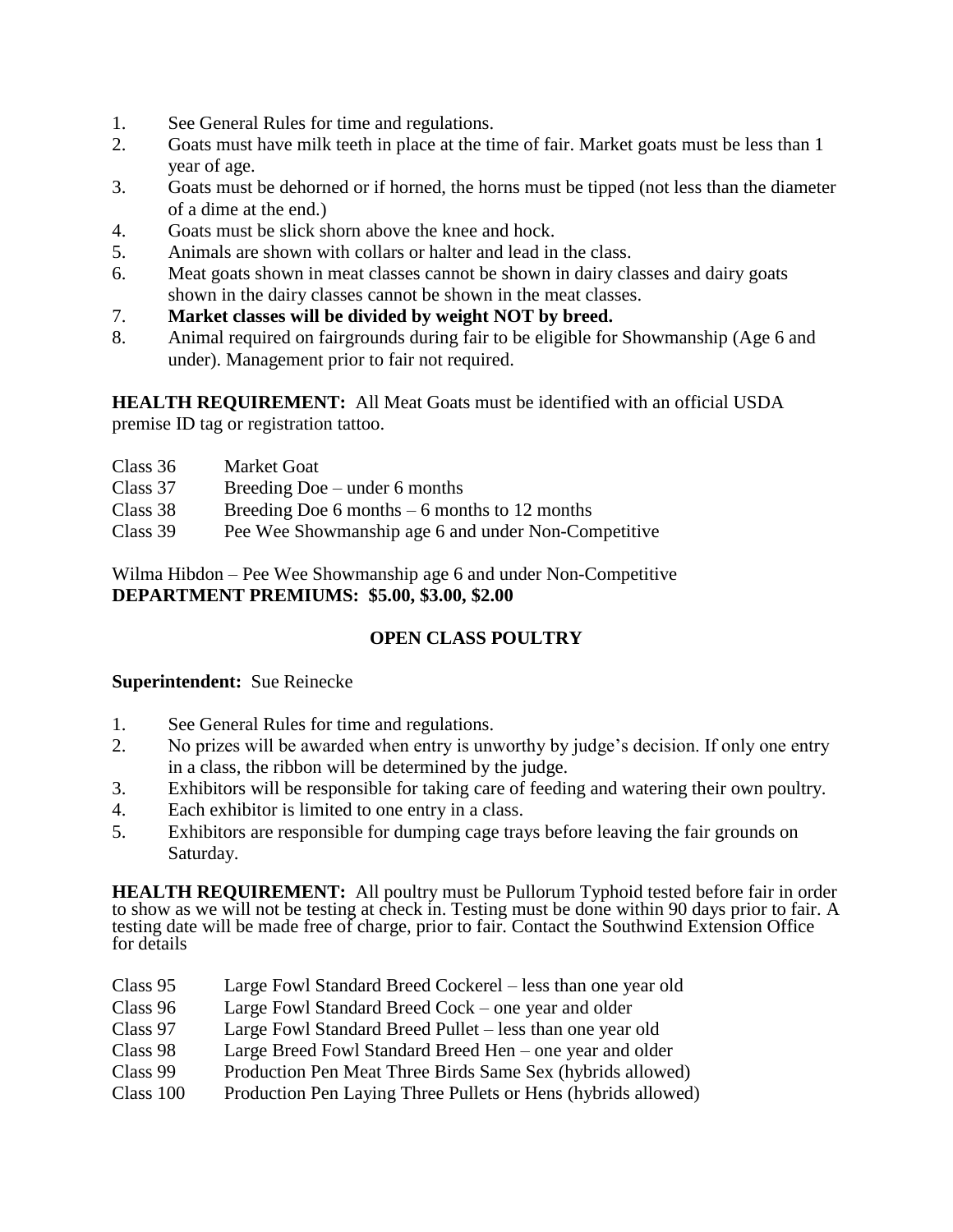1. See General Rules for time and regulations.
2. Goats must have milk teeth in place at the time of fair. Market goats must be less than 1 year of age.
3. Goats must be dehorned or if horned, the horns must be tipped (not less than the diameter of a dime at the end.)
4. Goats must be slick shorn above the knee and hock.
5. Animals are shown with collars or halter and lead in the class.
6. Meat goats shown in meat classes cannot be shown in dairy classes and dairy goats shown in the dairy classes cannot be shown in the meat classes.
7. **Market classes will be divided by weight NOT by breed.**
8. Animal required on fairgrounds during fair to be eligible for Showmanship (Age 6 and under). Management prior to fair not required.

**HEALTH REQUIREMENT:** All Meat Goats must be identified with an official USDA premise ID tag or registration tattoo.

Class 36 Market Goat
Class 37 Breeding Doe – under 6 months
Class 38 Breeding Doe 6 months – 6 months to 12 months
Class 39 Pee Wee Showmanship age 6 and under Non-Competitive

Wilma Hibdon – Pee Wee Showmanship age 6 and under Non-Competitive
**DEPARTMENT PREMIUMS: $5.00, $3.00, $2.00**

## OPEN CLASS POULTRY

**Superintendent:** Sue Reinecke

1. See General Rules for time and regulations.
2. No prizes will be awarded when entry is unworthy by judge's decision. If only one entry in a class, the ribbon will be determined by the judge.
3. Exhibitors will be responsible for taking care of feeding and watering their own poultry.
4. Each exhibitor is limited to one entry in a class.
5. Exhibitors are responsible for dumping cage trays before leaving the fair grounds on Saturday.

**HEALTH REQUIREMENT:** All poultry must be Pullorum Typhoid tested before fair in order to show as we will not be testing at check in. Testing must be done within 90 days prior to fair. A testing date will be made free of charge, prior to fair. Contact the Southwind Extension Office for details

Class 95 Large Fowl Standard Breed Cockerel – less than one year old
Class 96 Large Fowl Standard Breed Cock – one year and older
Class 97 Large Fowl Standard Breed Pullet – less than one year old
Class 98 Large Breed Fowl Standard Breed Hen – one year and older
Class 99 Production Pen Meat Three Birds Same Sex (hybrids allowed)
Class 100 Production Pen Laying Three Pullets or Hens (hybrids allowed)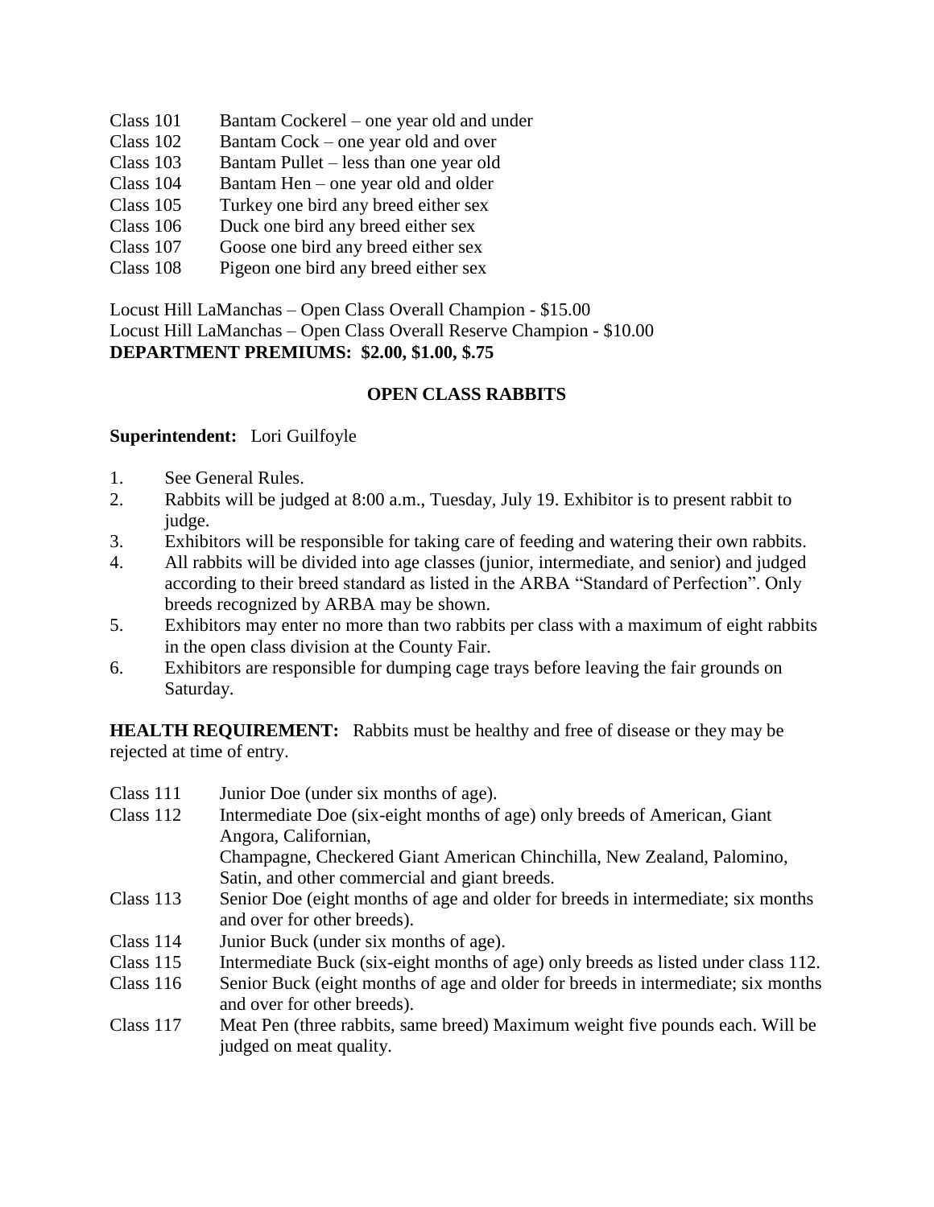Class 101 Bantam Cockerel – one year old and under
Class 102 Bantam Cock – one year old and over
Class 103 Bantam Pullet – less than one year old
Class 104 Bantam Hen – one year old and older
Class 105 Turkey one bird any breed either sex
Class 106 Duck one bird any breed either sex
Class 107 Goose one bird any breed either sex
Class 108 Pigeon one bird any breed either sex

Locust Hill LaManchas – Open Class Overall Champion - $15.00
Locust Hill LaManchas – Open Class Overall Reserve Champion - $10.00
**DEPARTMENT PREMIUMS: $2.00, $1.00, $.75**

## OPEN CLASS RABBITS

**Superintendent:** Lori Guilfoyle

1. See General Rules.
2. Rabbits will be judged at 8:00 a.m., Tuesday, July 19. Exhibitor is to present rabbit to judge.
3. Exhibitors will be responsible for taking care of feeding and watering their own rabbits.
4. All rabbits will be divided into age classes (junior, intermediate, and senior) and judged according to their breed standard as listed in the ARBA "Standard of Perfection". Only breeds recognized by ARBA may be shown.
5. Exhibitors may enter no more than two rabbits per class with a maximum of eight rabbits in the open class division at the County Fair.
6. Exhibitors are responsible for dumping cage trays before leaving the fair grounds on Saturday.

**HEALTH REQUIREMENT:** Rabbits must be healthy and free of disease or they may be rejected at time of entry.

Class 111 Junior Doe (under six months of age).
Class 112 Intermediate Doe (six-eight months of age) only breeds of American, Giant Angora, Californian,
Champagne, Checkered Giant American Chinchilla, New Zealand, Palomino, Satin, and other commercial and giant breeds.
Class 113 Senior Doe (eight months of age and older for breeds in intermediate; six months and over for other breeds).
Class 114 Junior Buck (under six months of age).
Class 115 Intermediate Buck (six-eight months of age) only breeds as listed under class 112.
Class 116 Senior Buck (eight months of age and older for breeds in intermediate; six months and over for other breeds).
Class 117 Meat Pen (three rabbits, same breed) Maximum weight five pounds each. Will be judged on meat quality.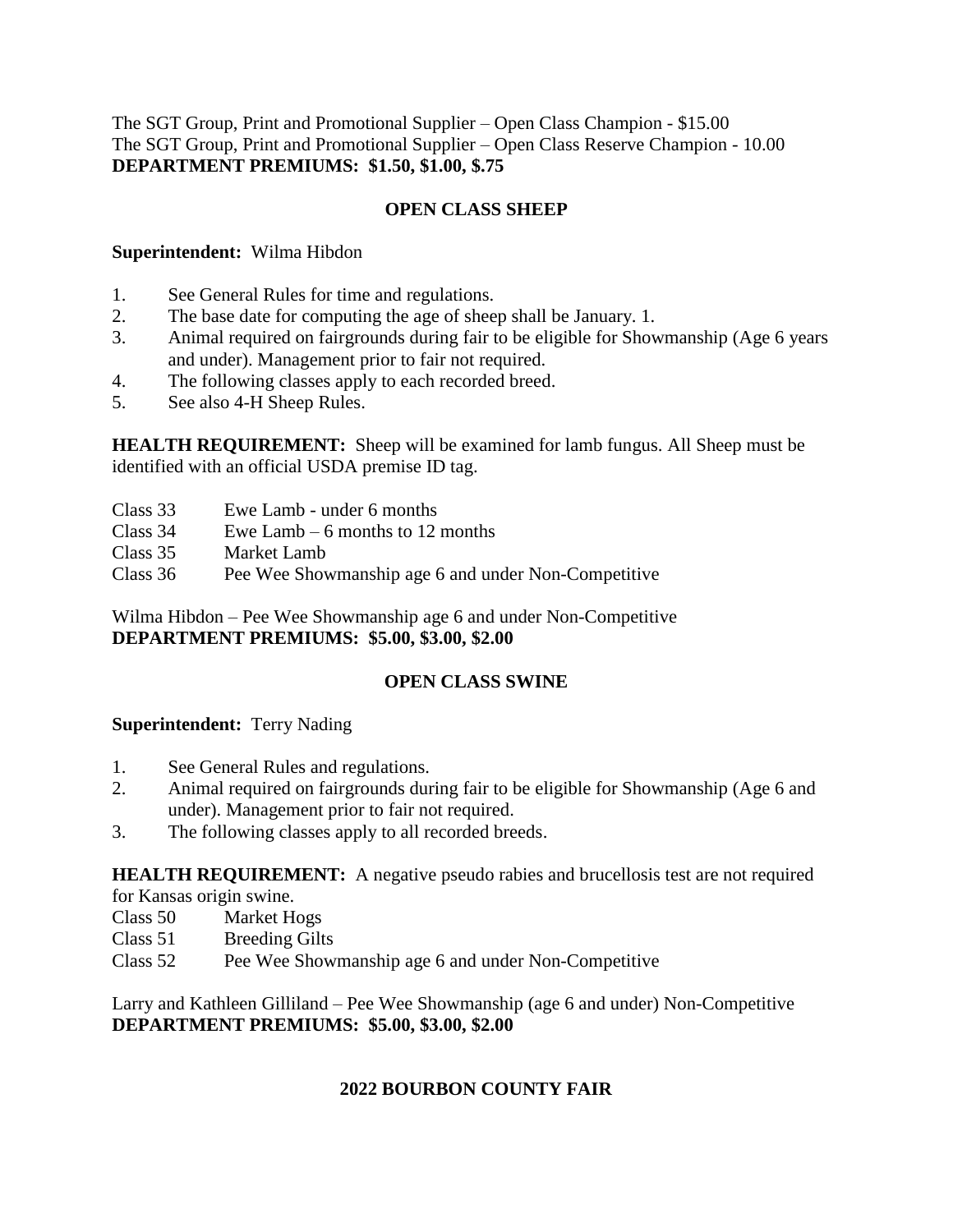The SGT Group, Print and Promotional Supplier – Open Class Champion - $15.00
The SGT Group, Print and Promotional Supplier – Open Class Reserve Champion - 10.00
**DEPARTMENT PREMIUMS: $1.50, $1.00, $.75**

## OPEN CLASS SHEEP

**Superintendent:** Wilma Hibdon

1. See General Rules for time and regulations.
2. The base date for computing the age of sheep shall be January. 1.
3. Animal required on fairgrounds during fair to be eligible for Showmanship (Age 6 years and under). Management prior to fair not required.
4. The following classes apply to each recorded breed.
5. See also 4-H Sheep Rules.

**HEALTH REQUIREMENT:** Sheep will be examined for lamb fungus. All Sheep must be identified with an official USDA premise ID tag.

Class 33 Ewe Lamb - under 6 months
Class 34 Ewe Lamb – 6 months to 12 months
Class 35 Market Lamb
Class 36 Pee Wee Showmanship age 6 and under Non-Competitive

Wilma Hibdon – Pee Wee Showmanship age 6 and under Non-Competitive
**DEPARTMENT PREMIUMS: $5.00, $3.00, $2.00**

## OPEN CLASS SWINE

**Superintendent:** Terry Nading

1. See General Rules and regulations.
2. Animal required on fairgrounds during fair to be eligible for Showmanship (Age 6 and under). Management prior to fair not required.
3. The following classes apply to all recorded breeds.

**HEALTH REQUIREMENT:** A negative pseudo rabies and brucellosis test are not required for Kansas origin swine.

Class 50 Market Hogs
Class 51 Breeding Gilts
Class 52 Pee Wee Showmanship age 6 and under Non-Competitive

Larry and Kathleen Gilliland – Pee Wee Showmanship (age 6 and under) Non-Competitive
**DEPARTMENT PREMIUMS: $5.00, $3.00, $2.00**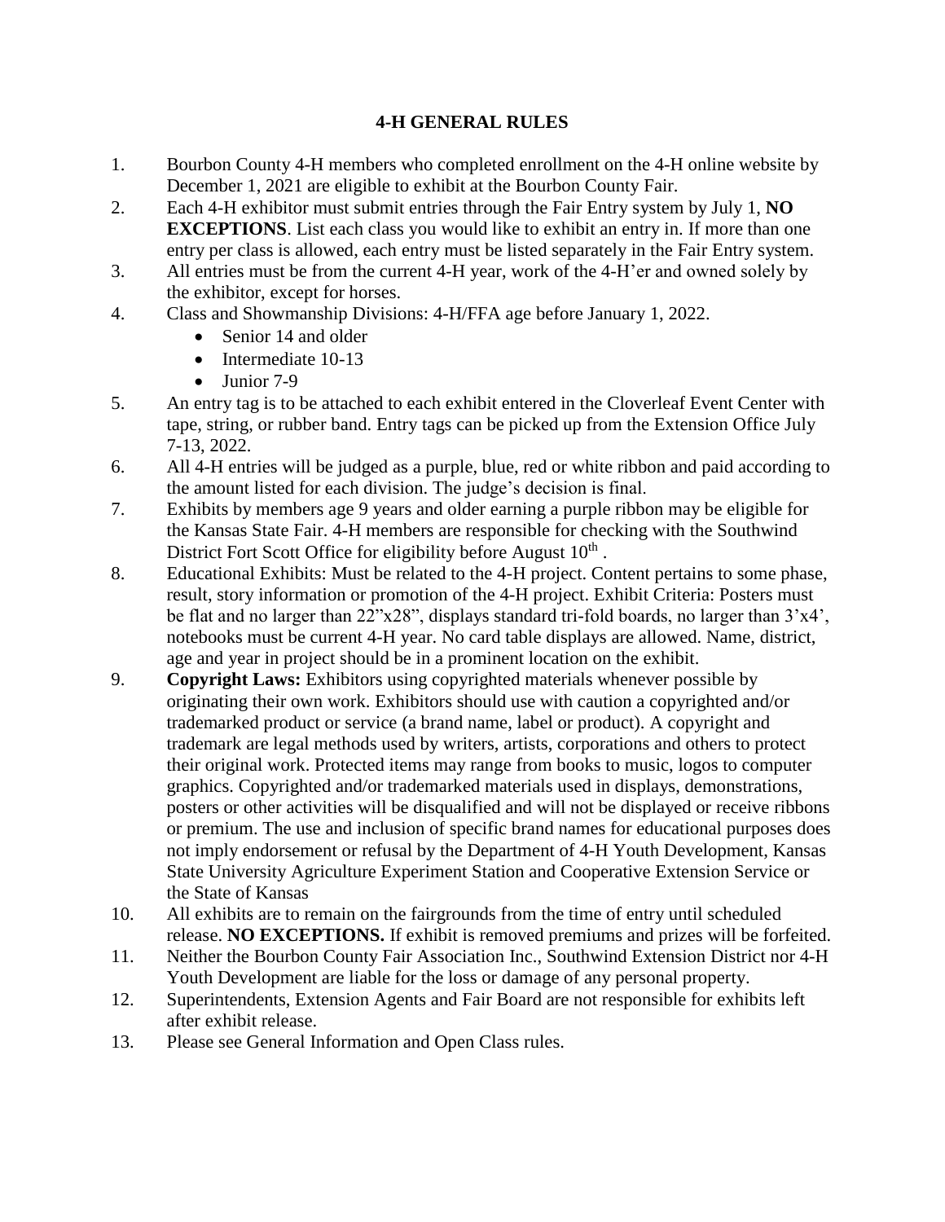# 4-H GENERAL RULES

1. Bourbon County 4-H members who completed enrollment on the 4-H online website by December 1, 2021 are eligible to exhibit at the Bourbon County Fair.
2. Each 4-H exhibitor must submit entries through the Fair Entry system by July 1, **NO EXCEPTIONS**. List each class you would like to exhibit an entry in. If more than one entry per class is allowed, each entry must be listed separately in the Fair Entry system.
3. All entries must be from the current 4-H year, work of the 4-H'er and owned solely by the exhibitor, except for horses.
4. Class and Showmanship Divisions: 4-H/FFA age before January 1, 2022.
   - Senior 14 and older
   - Intermediate 10-13
   - Junior 7-9
5. An entry tag is to be attached to each exhibit entered in the Cloverleaf Event Center with tape, string, or rubber band. Entry tags can be picked up from the Extension Office July 7-13, 2022.
6. All 4-H entries will be judged as a purple, blue, red or white ribbon and paid according to the amount listed for each division. The judge's decision is final.
7. Exhibits by members age 9 years and older earning a purple ribbon may be eligible for the Kansas State Fair. 4-H members are responsible for checking with the Southwind District Fort Scott Office for eligibility before August 10th .
8. Educational Exhibits: Must be related to the 4-H project. Content pertains to some phase, result, story information or promotion of the 4-H project. Exhibit Criteria: Posters must be flat and no larger than 22"x28", displays standard tri-fold boards, no larger than 3'x4', notebooks must be current 4-H year. No card table displays are allowed. Name, district, age and year in project should be in a prominent location on the exhibit.
9. **Copyright Laws:** Exhibitors using copyrighted materials whenever possible by originating their own work. Exhibitors should use with caution a copyrighted and/or trademarked product or service (a brand name, label or product). A copyright and trademark are legal methods used by writers, artists, corporations and others to protect their original work. Protected items may range from books to music, logos to computer graphics. Copyrighted and/or trademarked materials used in displays, demonstrations, posters or other activities will be disqualified and will not be displayed or receive ribbons or premium. The use and inclusion of specific brand names for educational purposes does not imply endorsement or refusal by the Department of 4-H Youth Development, Kansas State University Agriculture Experiment Station and Cooperative Extension Service or the State of Kansas
10. All exhibits are to remain on the fairgrounds from the time of entry until scheduled release. **NO EXCEPTIONS.** If exhibit is removed premiums and prizes will be forfeited.
11. Neither the Bourbon County Fair Association Inc., Southwind Extension District nor 4-H Youth Development are liable for the loss or damage of any personal property.
12. Superintendents, Extension Agents and Fair Board are not responsible for exhibits left after exhibit release.
13. Please see General Information and Open Class rules.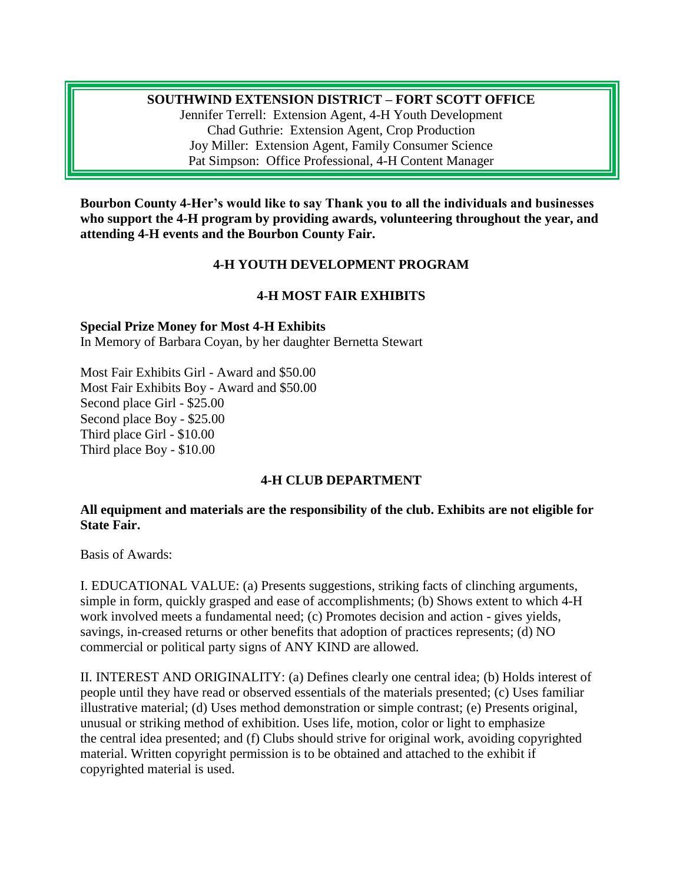**SOUTHWIND EXTENSION DISTRICT – FORT SCOTT OFFICE**
Jennifer Terrell: Extension Agent, 4-H Youth Development
Chad Guthrie: Extension Agent, Crop Production
Joy Miller: Extension Agent, Family Consumer Science
Pat Simpson: Office Professional, 4-H Content Manager

**Bourbon County 4-Her's would like to say Thank you to all the individuals and businesses who support the 4-H program by providing awards, volunteering throughout the year, and attending 4-H events and the Bourbon County Fair.**

## 4-H YOUTH DEVELOPMENT PROGRAM

## 4-H MOST FAIR EXHIBITS

**Special Prize Money for Most 4-H Exhibits**
In Memory of Barbara Coyan, by her daughter Bernetta Stewart

Most Fair Exhibits Girl - Award and $50.00
Most Fair Exhibits Boy - Award and $50.00
Second place Girl - $25.00
Second place Boy - $25.00
Third place Girl - $10.00
Third place Boy - $10.00

## 4-H CLUB DEPARTMENT

**All equipment and materials are the responsibility of the club. Exhibits are not eligible for State Fair.**

Basis of Awards:

I. EDUCATIONAL VALUE: (a) Presents suggestions, striking facts of clinching arguments, simple in form, quickly grasped and ease of accomplishments; (b) Shows extent to which 4-H work involved meets a fundamental need; (c) Promotes decision and action - gives yields, savings, in-creased returns or other benefits that adoption of practices represents; (d) NO commercial or political party signs of ANY KIND are allowed.

II. INTEREST AND ORIGINALITY: (a) Defines clearly one central idea; (b) Holds interest of people until they have read or observed essentials of the materials presented; (c) Uses familiar illustrative material; (d) Uses method demonstration or simple contrast; (e) Presents original, unusual or striking method of exhibition. Uses life, motion, color or light to emphasize the central idea presented; and (f) Clubs should strive for original work, avoiding copyrighted material. Written copyright permission is to be obtained and attached to the exhibit if copyrighted material is used.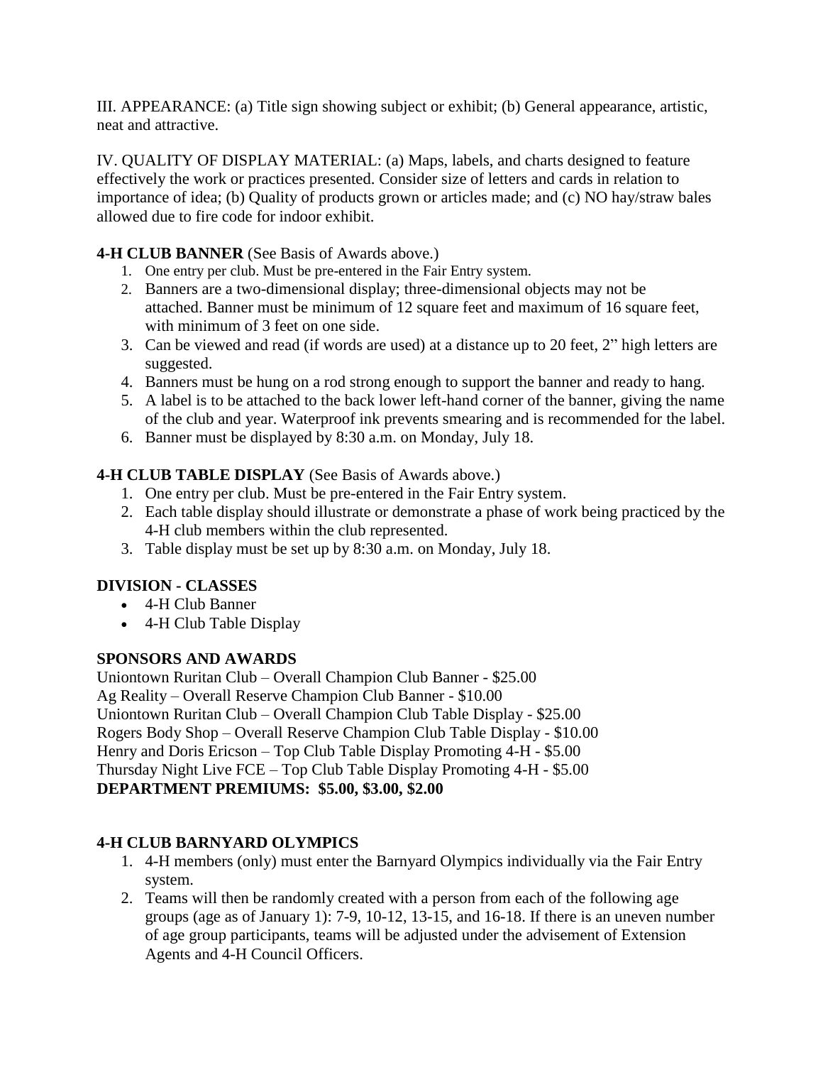III. APPEARANCE: (a) Title sign showing subject or exhibit; (b) General appearance, artistic, neat and attractive.

IV. QUALITY OF DISPLAY MATERIAL: (a) Maps, labels, and charts designed to feature effectively the work or practices presented. Consider size of letters and cards in relation to importance of idea; (b) Quality of products grown or articles made; and (c) NO hay/straw bales allowed due to fire code for indoor exhibit.

**4-H CLUB BANNER** (See Basis of Awards above.)

1. One entry per club. Must be pre-entered in the Fair Entry system.
2. Banners are a two-dimensional display; three-dimensional objects may not be attached. Banner must be minimum of 12 square feet and maximum of 16 square feet, with minimum of 3 feet on one side.
3. Can be viewed and read (if words are used) at a distance up to 20 feet, 2" high letters are suggested.
4. Banners must be hung on a rod strong enough to support the banner and ready to hang.
5. A label is to be attached to the back lower left-hand corner of the banner, giving the name of the club and year. Waterproof ink prevents smearing and is recommended for the label.
6. Banner must be displayed by 8:30 a.m. on Monday, July 18.

**4-H CLUB TABLE DISPLAY** (See Basis of Awards above.)

1. One entry per club. Must be pre-entered in the Fair Entry system.
2. Each table display should illustrate or demonstrate a phase of work being practiced by the 4-H club members within the club represented.
3. Table display must be set up by 8:30 a.m. on Monday, July 18.

**DIVISION - CLASSES**

- 4-H Club Banner
- 4-H Club Table Display

**SPONSORS AND AWARDS**

Uniontown Ruritan Club – Overall Champion Club Banner - $25.00
Ag Reality – Overall Reserve Champion Club Banner - $10.00
Uniontown Ruritan Club – Overall Champion Club Table Display - $25.00
Rogers Body Shop – Overall Reserve Champion Club Table Display - $10.00
Henry and Doris Ericson – Top Club Table Display Promoting 4-H - $5.00
Thursday Night Live FCE – Top Club Table Display Promoting 4-H - $5.00
**DEPARTMENT PREMIUMS: $5.00, $3.00, $2.00**

**4-H CLUB BARNYARD OLYMPICS**

1. 4-H members (only) must enter the Barnyard Olympics individually via the Fair Entry system.
2. Teams will then be randomly created with a person from each of the following age groups (age as of January 1): 7-9, 10-12, 13-15, and 16-18. If there is an uneven number of age group participants, teams will be adjusted under the advisement of Extension Agents and 4-H Council Officers.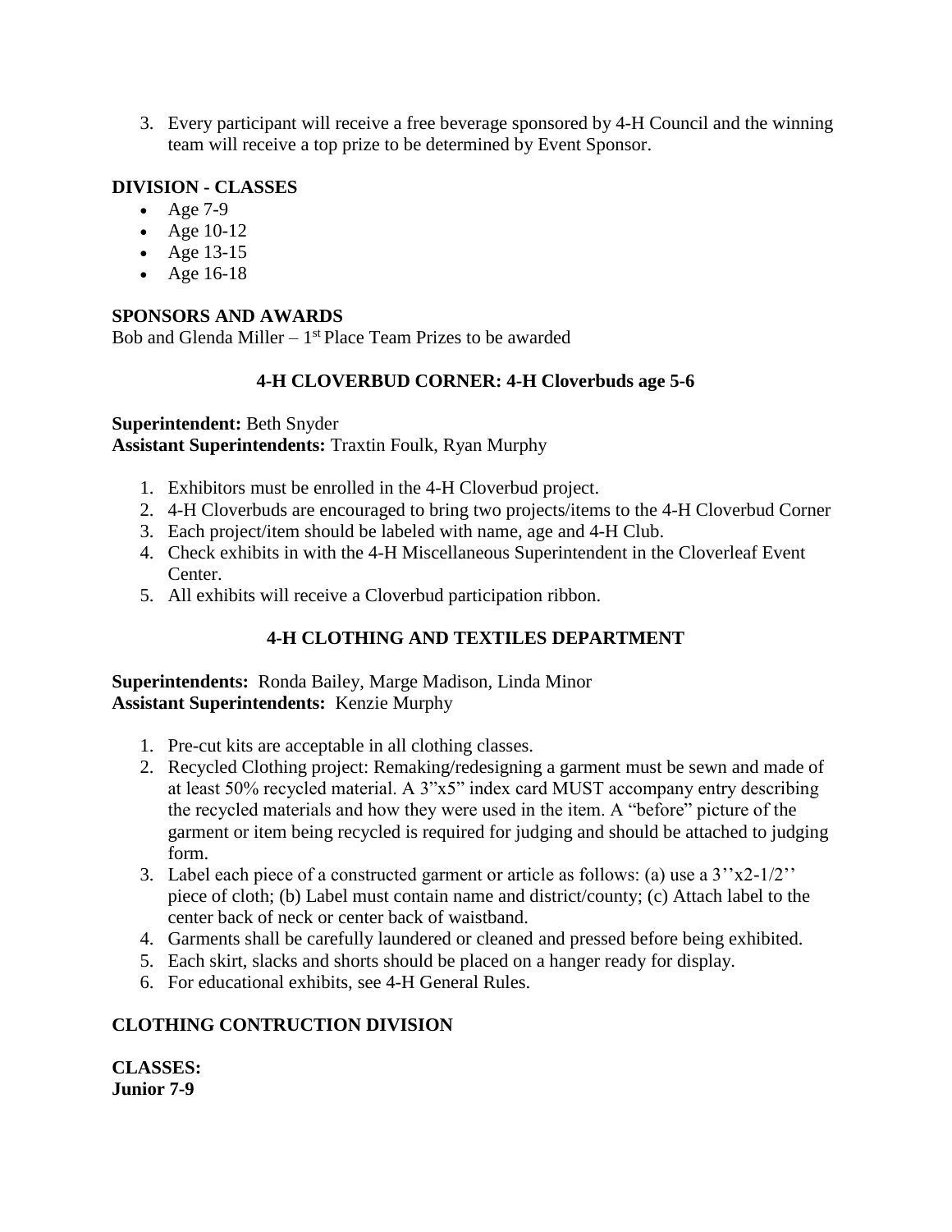3. Every participant will receive a free beverage sponsored by 4-H Council and the winning team will receive a top prize to be determined by Event Sponsor.

**DIVISION - CLASSES**

- Age 7-9
- Age 10-12
- Age 13-15
- Age 16-18

**SPONSORS AND AWARDS**

Bob and Glenda Miller – 1st Place Team Prizes to be awarded

## 4-H CLOVERBUD CORNER: 4-H Cloverbuds age 5-6

**Superintendent:** Beth Snyder
**Assistant Superintendents:** Traxtin Foulk, Ryan Murphy

1. Exhibitors must be enrolled in the 4-H Cloverbud project.
2. 4-H Cloverbuds are encouraged to bring two projects/items to the 4-H Cloverbud Corner
3. Each project/item should be labeled with name, age and 4-H Club.
4. Check exhibits in with the 4-H Miscellaneous Superintendent in the Cloverleaf Event Center.
5. All exhibits will receive a Cloverbud participation ribbon.

## 4-H CLOTHING AND TEXTILES DEPARTMENT

**Superintendents:** Ronda Bailey, Marge Madison, Linda Minor
**Assistant Superintendents:** Kenzie Murphy

1. Pre-cut kits are acceptable in all clothing classes.
2. Recycled Clothing project: Remaking/redesigning a garment must be sewn and made of at least 50% recycled material. A 3"x5" index card MUST accompany entry describing the recycled materials and how they were used in the item. A "before" picture of the garment or item being recycled is required for judging and should be attached to judging form.
3. Label each piece of a constructed garment or article as follows: (a) use a 3''x2-1/2'' piece of cloth; (b) Label must contain name and district/county; (c) Attach label to the center back of neck or center back of waistband.
4. Garments shall be carefully laundered or cleaned and pressed before being exhibited.
5. Each skirt, slacks and shorts should be placed on a hanger ready for display.
6. For educational exhibits, see 4-H General Rules.

**CLOTHING CONTRUCTION DIVISION**

**CLASSES:**
**Junior 7-9**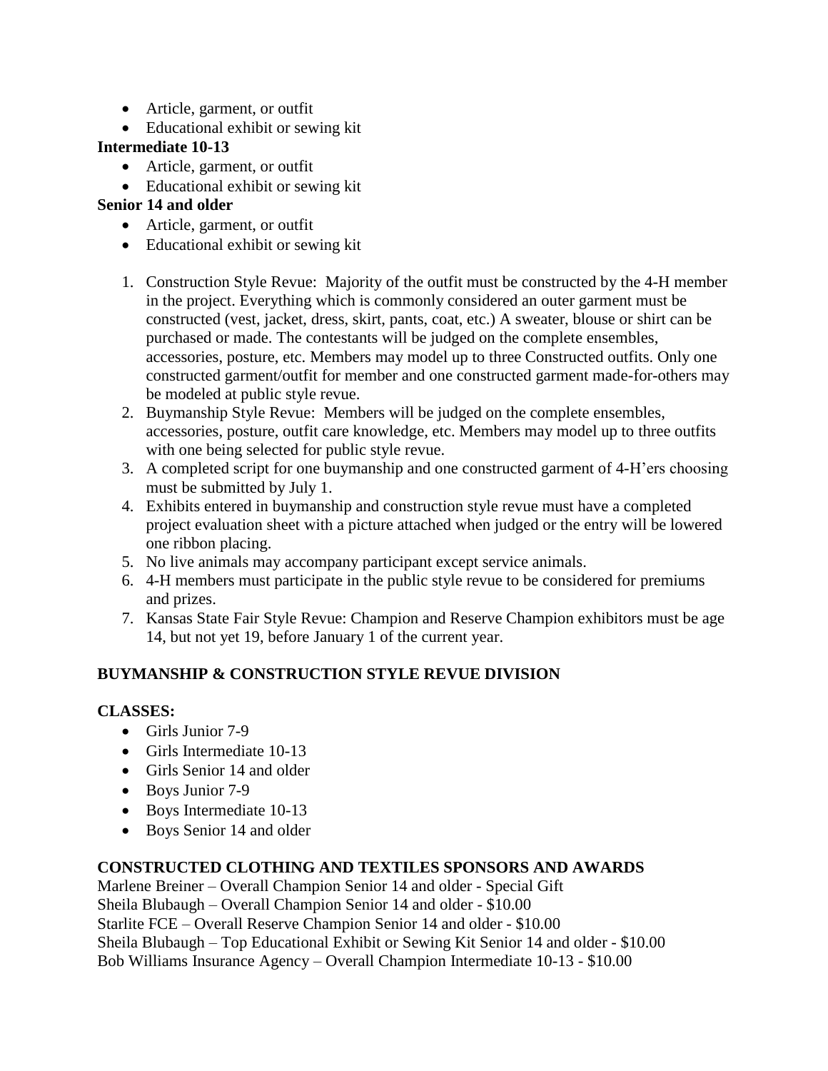- Article, garment, or outfit
- Educational exhibit or sewing kit

**Intermediate 10-13**

- Article, garment, or outfit
- Educational exhibit or sewing kit

**Senior 14 and older**

- Article, garment, or outfit
- Educational exhibit or sewing kit

1. Construction Style Revue: Majority of the outfit must be constructed by the 4-H member in the project. Everything which is commonly considered an outer garment must be constructed (vest, jacket, dress, skirt, pants, coat, etc.) A sweater, blouse or shirt can be purchased or made. The contestants will be judged on the complete ensembles, accessories, posture, etc. Members may model up to three Constructed outfits. Only one constructed garment/outfit for member and one constructed garment made-for-others may be modeled at public style revue.
2. Buymanship Style Revue: Members will be judged on the complete ensembles, accessories, posture, outfit care knowledge, etc. Members may model up to three outfits with one being selected for public style revue.
3. A completed script for one buymanship and one constructed garment of 4-H'ers choosing must be submitted by July 1.
4. Exhibits entered in buymanship and construction style revue must have a completed project evaluation sheet with a picture attached when judged or the entry will be lowered one ribbon placing.
5. No live animals may accompany participant except service animals.
6. 4-H members must participate in the public style revue to be considered for premiums and prizes.
7. Kansas State Fair Style Revue: Champion and Reserve Champion exhibitors must be age 14, but not yet 19, before January 1 of the current year.

**BUYMANSHIP & CONSTRUCTION STYLE REVUE DIVISION**

**CLASSES:**

- Girls Junior 7-9
- Girls Intermediate 10-13
- Girls Senior 14 and older
- Boys Junior 7-9
- Boys Intermediate 10-13
- Boys Senior 14 and older

**CONSTRUCTED CLOTHING AND TEXTILES SPONSORS AND AWARDS**

Marlene Breiner – Overall Champion Senior 14 and older - Special Gift
Sheila Blubaugh – Overall Champion Senior 14 and older - $10.00
Starlite FCE – Overall Reserve Champion Senior 14 and older - $10.00
Sheila Blubaugh – Top Educational Exhibit or Sewing Kit Senior 14 and older - $10.00
Bob Williams Insurance Agency – Overall Champion Intermediate 10-13 - $10.00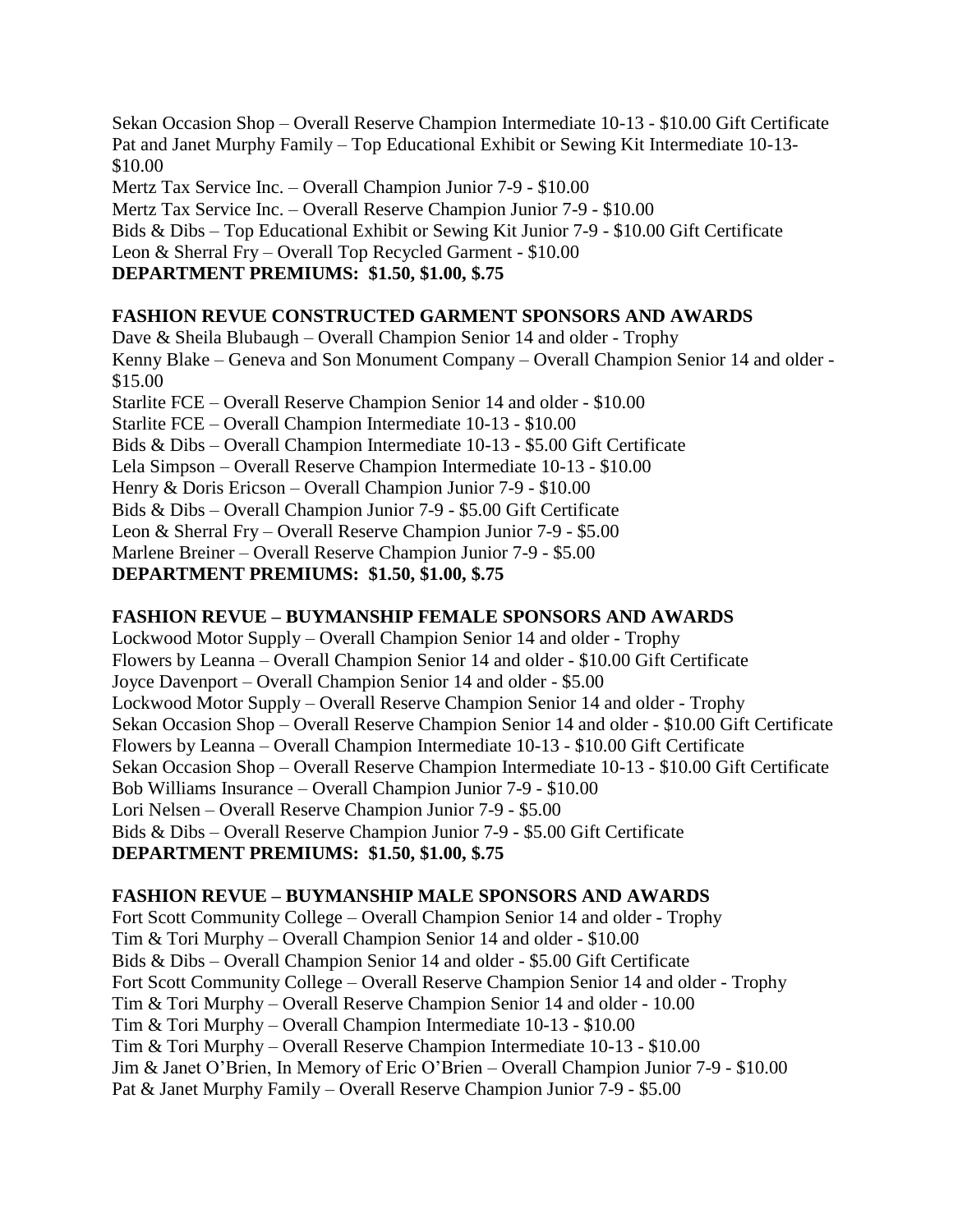Sekan Occasion Shop – Overall Reserve Champion Intermediate 10-13 - $10.00 Gift Certificate
Pat and Janet Murphy Family – Top Educational Exhibit or Sewing Kit Intermediate 10-13- $10.00
Mertz Tax Service Inc. – Overall Champion Junior 7-9 - $10.00
Mertz Tax Service Inc. – Overall Reserve Champion Junior 7-9 - $10.00
Bids & Dibs – Top Educational Exhibit or Sewing Kit Junior 7-9 - $10.00 Gift Certificate
Leon & Sherral Fry – Overall Top Recycled Garment - $10.00
**DEPARTMENT PREMIUMS: $1.50, $1.00, $.75**

**FASHION REVUE CONSTRUCTED GARMENT SPONSORS AND AWARDS**
Dave & Sheila Blubaugh – Overall Champion Senior 14 and older - Trophy
Kenny Blake – Geneva and Son Monument Company – Overall Champion Senior 14 and older - $15.00
Starlite FCE – Overall Reserve Champion Senior 14 and older - $10.00
Starlite FCE – Overall Champion Intermediate 10-13 - $10.00
Bids & Dibs – Overall Champion Intermediate 10-13 - $5.00 Gift Certificate
Lela Simpson – Overall Reserve Champion Intermediate 10-13 - $10.00
Henry & Doris Ericson – Overall Champion Junior 7-9 - $10.00
Bids & Dibs – Overall Champion Junior 7-9 - $5.00 Gift Certificate
Leon & Sherral Fry – Overall Reserve Champion Junior 7-9 - $5.00
Marlene Breiner – Overall Reserve Champion Junior 7-9 - $5.00
**DEPARTMENT PREMIUMS: $1.50, $1.00, $.75**

**FASHION REVUE – BUYMANSHIP FEMALE SPONSORS AND AWARDS**
Lockwood Motor Supply – Overall Champion Senior 14 and older - Trophy
Flowers by Leanna – Overall Champion Senior 14 and older - $10.00 Gift Certificate
Joyce Davenport – Overall Champion Senior 14 and older - $5.00
Lockwood Motor Supply – Overall Reserve Champion Senior 14 and older - Trophy
Sekan Occasion Shop – Overall Reserve Champion Senior 14 and older - $10.00 Gift Certificate
Flowers by Leanna – Overall Champion Intermediate 10-13 - $10.00 Gift Certificate
Sekan Occasion Shop – Overall Reserve Champion Intermediate 10-13 - $10.00 Gift Certificate
Bob Williams Insurance – Overall Champion Junior 7-9 - $10.00
Lori Nelsen – Overall Reserve Champion Junior 7-9 - $5.00
Bids & Dibs – Overall Reserve Champion Junior 7-9 - $5.00 Gift Certificate
**DEPARTMENT PREMIUMS: $1.50, $1.00, $.75**

**FASHION REVUE – BUYMANSHIP MALE SPONSORS AND AWARDS**
Fort Scott Community College – Overall Champion Senior 14 and older - Trophy
Tim & Tori Murphy – Overall Champion Senior 14 and older - $10.00
Bids & Dibs – Overall Champion Senior 14 and older - $5.00 Gift Certificate
Fort Scott Community College – Overall Reserve Champion Senior 14 and older - Trophy
Tim & Tori Murphy – Overall Reserve Champion Senior 14 and older - 10.00
Tim & Tori Murphy – Overall Champion Intermediate 10-13 - $10.00
Tim & Tori Murphy – Overall Reserve Champion Intermediate 10-13 - $10.00
Jim & Janet O'Brien, In Memory of Eric O'Brien – Overall Champion Junior 7-9 - $10.00
Pat & Janet Murphy Family – Overall Reserve Champion Junior 7-9 - $5.00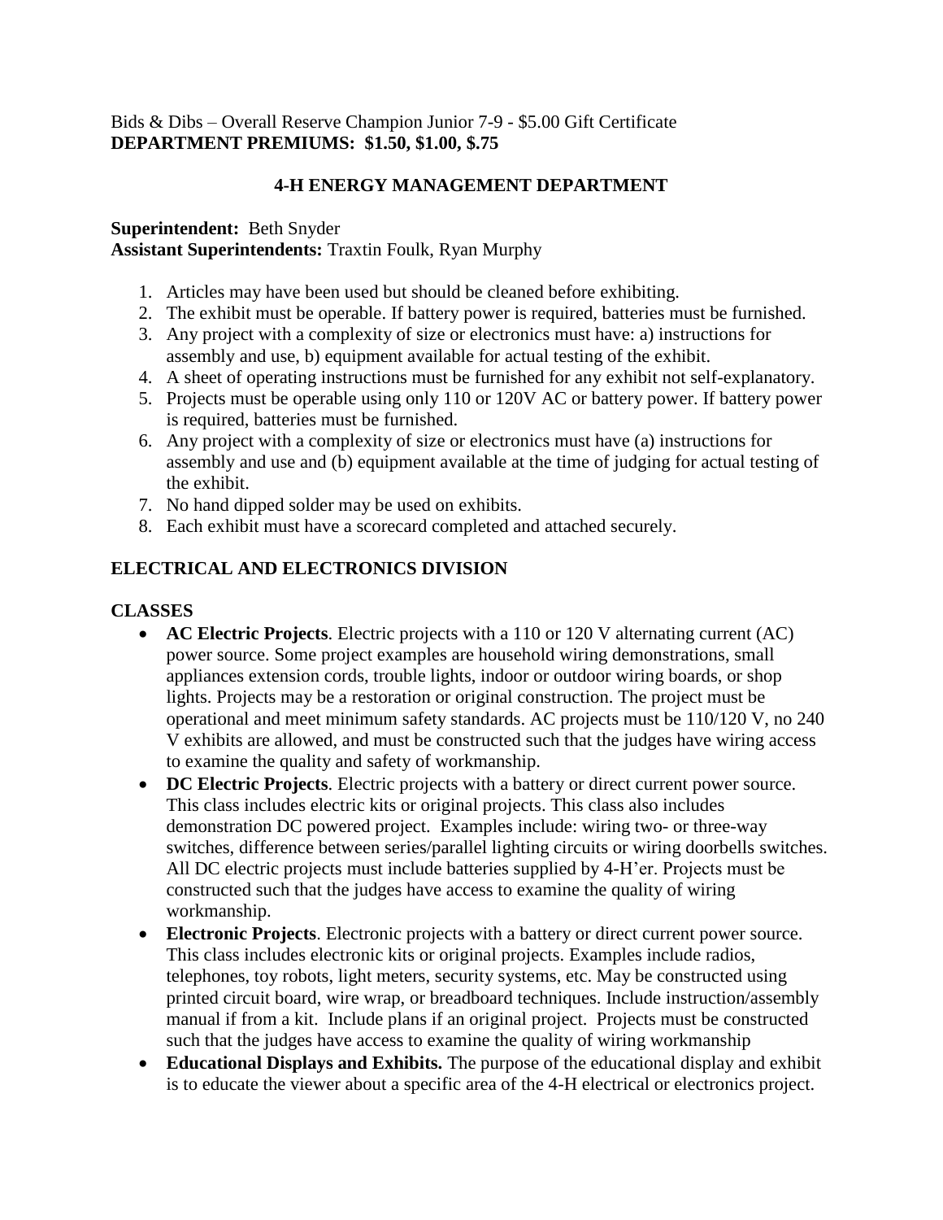Bids & Dibs – Overall Reserve Champion Junior 7-9 - $5.00 Gift Certificate
**DEPARTMENT PREMIUMS: $1.50, $1.00, $.75**

## 4-H ENERGY MANAGEMENT DEPARTMENT

**Superintendent:** Beth Snyder
**Assistant Superintendents:** Traxtin Foulk, Ryan Murphy

1. Articles may have been used but should be cleaned before exhibiting.
2. The exhibit must be operable. If battery power is required, batteries must be furnished.
3. Any project with a complexity of size or electronics must have: a) instructions for assembly and use, b) equipment available for actual testing of the exhibit.
4. A sheet of operating instructions must be furnished for any exhibit not self-explanatory.
5. Projects must be operable using only 110 or 120V AC or battery power. If battery power is required, batteries must be furnished.
6. Any project with a complexity of size or electronics must have (a) instructions for assembly and use and (b) equipment available at the time of judging for actual testing of the exhibit.
7. No hand dipped solder may be used on exhibits.
8. Each exhibit must have a scorecard completed and attached securely.

### ELECTRICAL AND ELECTRONICS DIVISION

**CLASSES**

- **AC Electric Projects**. Electric projects with a 110 or 120 V alternating current (AC) power source. Some project examples are household wiring demonstrations, small appliances extension cords, trouble lights, indoor or outdoor wiring boards, or shop lights. Projects may be a restoration or original construction. The project must be operational and meet minimum safety standards. AC projects must be 110/120 V, no 240 V exhibits are allowed, and must be constructed such that the judges have wiring access to examine the quality and safety of workmanship.
- **DC Electric Projects**. Electric projects with a battery or direct current power source. This class includes electric kits or original projects. This class also includes demonstration DC powered project. Examples include: wiring two- or three-way switches, difference between series/parallel lighting circuits or wiring doorbells switches. All DC electric projects must include batteries supplied by 4-H'er. Projects must be constructed such that the judges have access to examine the quality of wiring workmanship.
- **Electronic Projects**. Electronic projects with a battery or direct current power source. This class includes electronic kits or original projects. Examples include radios, telephones, toy robots, light meters, security systems, etc. May be constructed using printed circuit board, wire wrap, or breadboard techniques. Include instruction/assembly manual if from a kit. Include plans if an original project. Projects must be constructed such that the judges have access to examine the quality of wiring workmanship
- **Educational Displays and Exhibits.** The purpose of the educational display and exhibit is to educate the viewer about a specific area of the 4-H electrical or electronics project.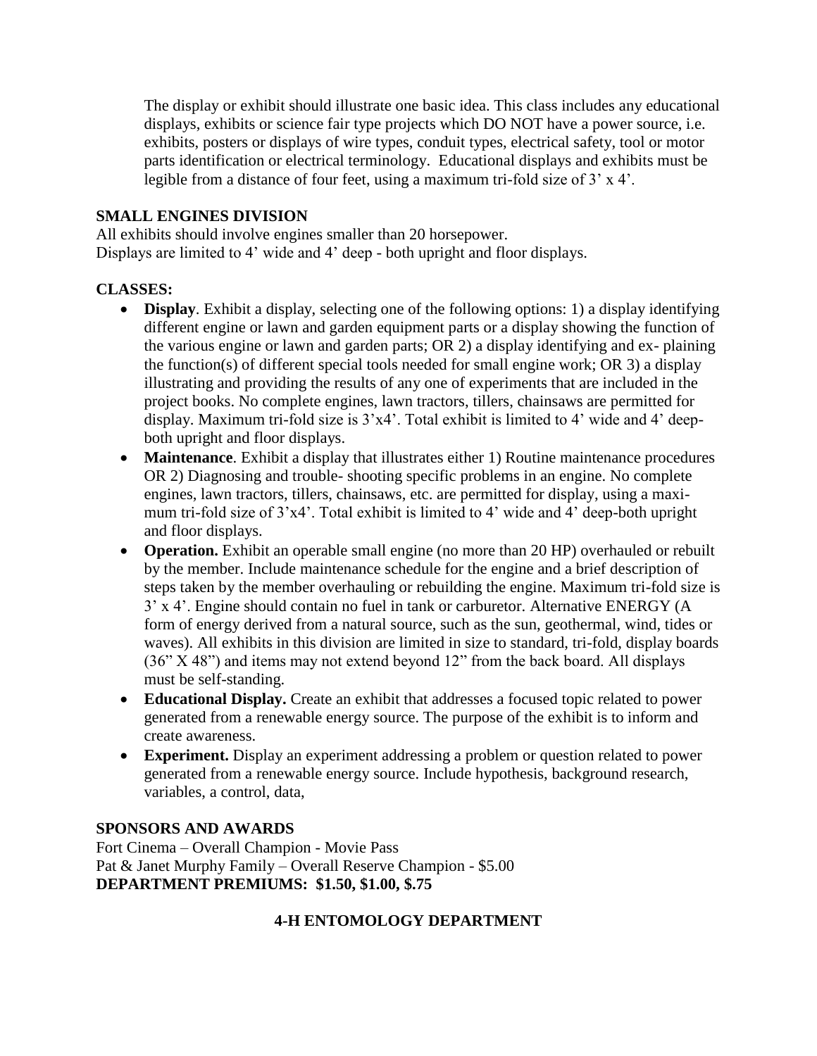The display or exhibit should illustrate one basic idea. This class includes any educational displays, exhibits or science fair type projects which DO NOT have a power source, i.e. exhibits, posters or displays of wire types, conduit types, electrical safety, tool or motor parts identification or electrical terminology. Educational displays and exhibits must be legible from a distance of four feet, using a maximum tri-fold size of 3' x 4'.

**SMALL ENGINES DIVISION**

All exhibits should involve engines smaller than 20 horsepower.
Displays are limited to 4' wide and 4' deep - both upright and floor displays.

**CLASSES:**

- **Display**. Exhibit a display, selecting one of the following options: 1) a display identifying different engine or lawn and garden equipment parts or a display showing the function of the various engine or lawn and garden parts; OR 2) a display identifying and ex- plaining the function(s) of different special tools needed for small engine work; OR 3) a display illustrating and providing the results of any one of experiments that are included in the project books. No complete engines, lawn tractors, tillers, chainsaws are permitted for display. Maximum tri-fold size is 3'x4'. Total exhibit is limited to 4' wide and 4' deep-both upright and floor displays.
- **Maintenance**. Exhibit a display that illustrates either 1) Routine maintenance procedures OR 2) Diagnosing and trouble- shooting specific problems in an engine. No complete engines, lawn tractors, tillers, chainsaws, etc. are permitted for display, using a maxi- mum tri-fold size of 3'x4'. Total exhibit is limited to 4' wide and 4' deep-both upright and floor displays.
- **Operation.** Exhibit an operable small engine (no more than 20 HP) overhauled or rebuilt by the member. Include maintenance schedule for the engine and a brief description of steps taken by the member overhauling or rebuilding the engine. Maximum tri-fold size is 3' x 4'. Engine should contain no fuel in tank or carburetor. Alternative ENERGY (A form of energy derived from a natural source, such as the sun, geothermal, wind, tides or waves). All exhibits in this division are limited in size to standard, tri-fold, display boards (36" X 48") and items may not extend beyond 12" from the back board. All displays must be self-standing.
- **Educational Display.** Create an exhibit that addresses a focused topic related to power generated from a renewable energy source. The purpose of the exhibit is to inform and create awareness.
- **Experiment.** Display an experiment addressing a problem or question related to power generated from a renewable energy source. Include hypothesis, background research, variables, a control, data,

**SPONSORS AND AWARDS**

Fort Cinema – Overall Champion - Movie Pass
Pat & Janet Murphy Family – Overall Reserve Champion - $5.00
**DEPARTMENT PREMIUMS: $1.50, $1.00, $.75**

## 4-H ENTOMOLOGY DEPARTMENT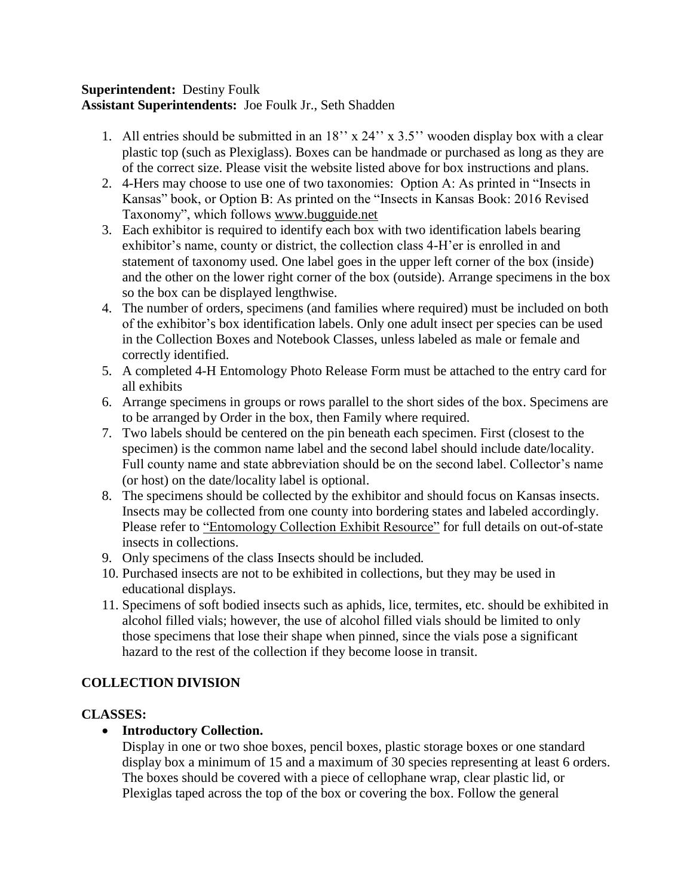**Superintendent:** Destiny Foulk
**Assistant Superintendents:** Joe Foulk Jr., Seth Shadden

1. All entries should be submitted in an 18'' x 24'' x 3.5'' wooden display box with a clear plastic top (such as Plexiglass). Boxes can be handmade or purchased as long as they are of the correct size. Please visit the website listed above for box instructions and plans.
2. 4-Hers may choose to use one of two taxonomies: Option A: As printed in "Insects in Kansas" book, or Option B: As printed on the "Insects in Kansas Book: 2016 Revised Taxonomy", which follows www.bugguide.net
3. Each exhibitor is required to identify each box with two identification labels bearing exhibitor's name, county or district, the collection class 4-H'er is enrolled in and statement of taxonomy used. One label goes in the upper left corner of the box (inside) and the other on the lower right corner of the box (outside). Arrange specimens in the box so the box can be displayed lengthwise.
4. The number of orders, specimens (and families where required) must be included on both of the exhibitor's box identification labels. Only one adult insect per species can be used in the Collection Boxes and Notebook Classes, unless labeled as male or female and correctly identified.
5. A completed 4-H Entomology Photo Release Form must be attached to the entry card for all exhibits
6. Arrange specimens in groups or rows parallel to the short sides of the box. Specimens are to be arranged by Order in the box, then Family where required.
7. Two labels should be centered on the pin beneath each specimen. First (closest to the specimen) is the common name label and the second label should include date/locality. Full county name and state abbreviation should be on the second label. Collector's name (or host) on the date/locality label is optional.
8. The specimens should be collected by the exhibitor and should focus on Kansas insects. Insects may be collected from one county into bordering states and labeled accordingly. Please refer to "Entomology Collection Exhibit Resource" for full details on out-of-state insects in collections.
9. Only specimens of the class Insects should be included.
10. Purchased insects are not to be exhibited in collections, but they may be used in educational displays.
11. Specimens of soft bodied insects such as aphids, lice, termites, etc. should be exhibited in alcohol filled vials; however, the use of alcohol filled vials should be limited to only those specimens that lose their shape when pinned, since the vials pose a significant hazard to the rest of the collection if they become loose in transit.

## COLLECTION DIVISION

### CLASSES:

- **Introductory Collection.**
  Display in one or two shoe boxes, pencil boxes, plastic storage boxes or one standard display box a minimum of 15 and a maximum of 30 species representing at least 6 orders. The boxes should be covered with a piece of cellophane wrap, clear plastic lid, or Plexiglas taped across the top of the box or covering the box. Follow the general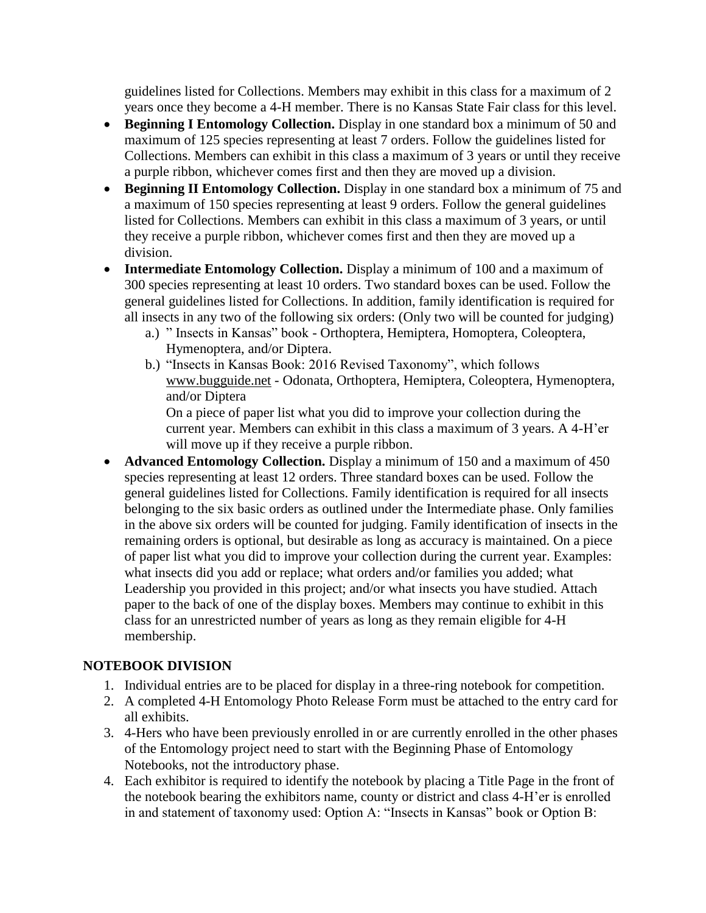guidelines listed for Collections. Members may exhibit in this class for a maximum of 2 years once they become a 4-H member. There is no Kansas State Fair class for this level.

- **Beginning I Entomology Collection.** Display in one standard box a minimum of 50 and maximum of 125 species representing at least 7 orders. Follow the guidelines listed for Collections. Members can exhibit in this class a maximum of 3 years or until they receive a purple ribbon, whichever comes first and then they are moved up a division.
- **Beginning II Entomology Collection.** Display in one standard box a minimum of 75 and a maximum of 150 species representing at least 9 orders. Follow the general guidelines listed for Collections. Members can exhibit in this class a maximum of 3 years, or until they receive a purple ribbon, whichever comes first and then they are moved up a division.
- **Intermediate Entomology Collection.** Display a minimum of 100 and a maximum of 300 species representing at least 10 orders. Two standard boxes can be used. Follow the general guidelines listed for Collections. In addition, family identification is required for all insects in any two of the following six orders: (Only two will be counted for judging)
  - a.) " Insects in Kansas" book - Orthoptera, Hemiptera, Homoptera, Coleoptera, Hymenoptera, and/or Diptera.
  - b.) "Insects in Kansas Book: 2016 Revised Taxonomy", which follows www.bugguide.net - Odonata, Orthoptera, Hemiptera, Coleoptera, Hymenoptera, and/or Diptera

    On a piece of paper list what you did to improve your collection during the current year. Members can exhibit in this class a maximum of 3 years. A 4-H'er will move up if they receive a purple ribbon.
- **Advanced Entomology Collection.** Display a minimum of 150 and a maximum of 450 species representing at least 12 orders. Three standard boxes can be used. Follow the general guidelines listed for Collections. Family identification is required for all insects belonging to the six basic orders as outlined under the Intermediate phase. Only families in the above six orders will be counted for judging. Family identification of insects in the remaining orders is optional, but desirable as long as accuracy is maintained. On a piece of paper list what you did to improve your collection during the current year. Examples: what insects did you add or replace; what orders and/or families you added; what Leadership you provided in this project; and/or what insects you have studied. Attach paper to the back of one of the display boxes. Members may continue to exhibit in this class for an unrestricted number of years as long as they remain eligible for 4-H membership.

## NOTEBOOK DIVISION

1. Individual entries are to be placed for display in a three-ring notebook for competition.
2. A completed 4-H Entomology Photo Release Form must be attached to the entry card for all exhibits.
3. 4-Hers who have been previously enrolled in or are currently enrolled in the other phases of the Entomology project need to start with the Beginning Phase of Entomology Notebooks, not the introductory phase.
4. Each exhibitor is required to identify the notebook by placing a Title Page in the front of the notebook bearing the exhibitors name, county or district and class 4-H'er is enrolled in and statement of taxonomy used: Option A: "Insects in Kansas" book or Option B: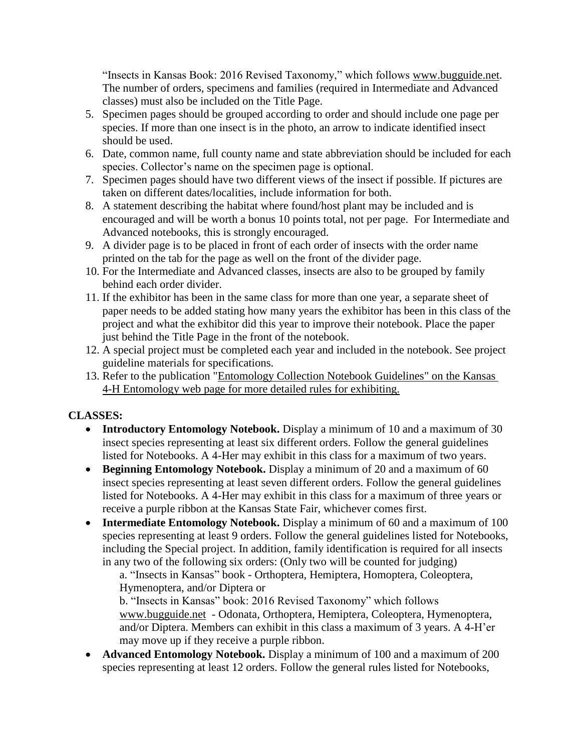"Insects in Kansas Book: 2016 Revised Taxonomy," which follows www.bugguide.net. The number of orders, specimens and families (required in Intermediate and Advanced classes) must also be included on the Title Page.

5. Specimen pages should be grouped according to order and should include one page per species. If more than one insect is in the photo, an arrow to indicate identified insect should be used.
6. Date, common name, full county name and state abbreviation should be included for each species. Collector's name on the specimen page is optional.
7. Specimen pages should have two different views of the insect if possible. If pictures are taken on different dates/localities, include information for both.
8. A statement describing the habitat where found/host plant may be included and is encouraged and will be worth a bonus 10 points total, not per page. For Intermediate and Advanced notebooks, this is strongly encouraged.
9. A divider page is to be placed in front of each order of insects with the order name printed on the tab for the page as well on the front of the divider page.
10. For the Intermediate and Advanced classes, insects are also to be grouped by family behind each order divider.
11. If the exhibitor has been in the same class for more than one year, a separate sheet of paper needs to be added stating how many years the exhibitor has been in this class of the project and what the exhibitor did this year to improve their notebook. Place the paper just behind the Title Page in the front of the notebook.
12. A special project must be completed each year and included in the notebook. See project guideline materials for specifications.
13. Refer to the publication "Entomology Collection Notebook Guidelines" on the Kansas 4-H Entomology web page for more detailed rules for exhibiting.

**CLASSES:**

- **Introductory Entomology Notebook.** Display a minimum of 10 and a maximum of 30 insect species representing at least six different orders. Follow the general guidelines listed for Notebooks. A 4-Her may exhibit in this class for a maximum of two years.
- **Beginning Entomology Notebook.** Display a minimum of 20 and a maximum of 60 insect species representing at least seven different orders. Follow the general guidelines listed for Notebooks. A 4-Her may exhibit in this class for a maximum of three years or receive a purple ribbon at the Kansas State Fair, whichever comes first.
- **Intermediate Entomology Notebook.** Display a minimum of 60 and a maximum of 100 species representing at least 9 orders. Follow the general guidelines listed for Notebooks, including the Special project. In addition, family identification is required for all insects in any two of the following six orders: (Only two will be counted for judging)

  a. "Insects in Kansas" book - Orthoptera, Hemiptera, Homoptera, Coleoptera, Hymenoptera, and/or Diptera or

  b. "Insects in Kansas" book: 2016 Revised Taxonomy" which follows www.bugguide.net - Odonata, Orthoptera, Hemiptera, Coleoptera, Hymenoptera, and/or Diptera. Members can exhibit in this class a maximum of 3 years. A 4-H'er may move up if they receive a purple ribbon.
- **Advanced Entomology Notebook.** Display a minimum of 100 and a maximum of 200 species representing at least 12 orders. Follow the general rules listed for Notebooks,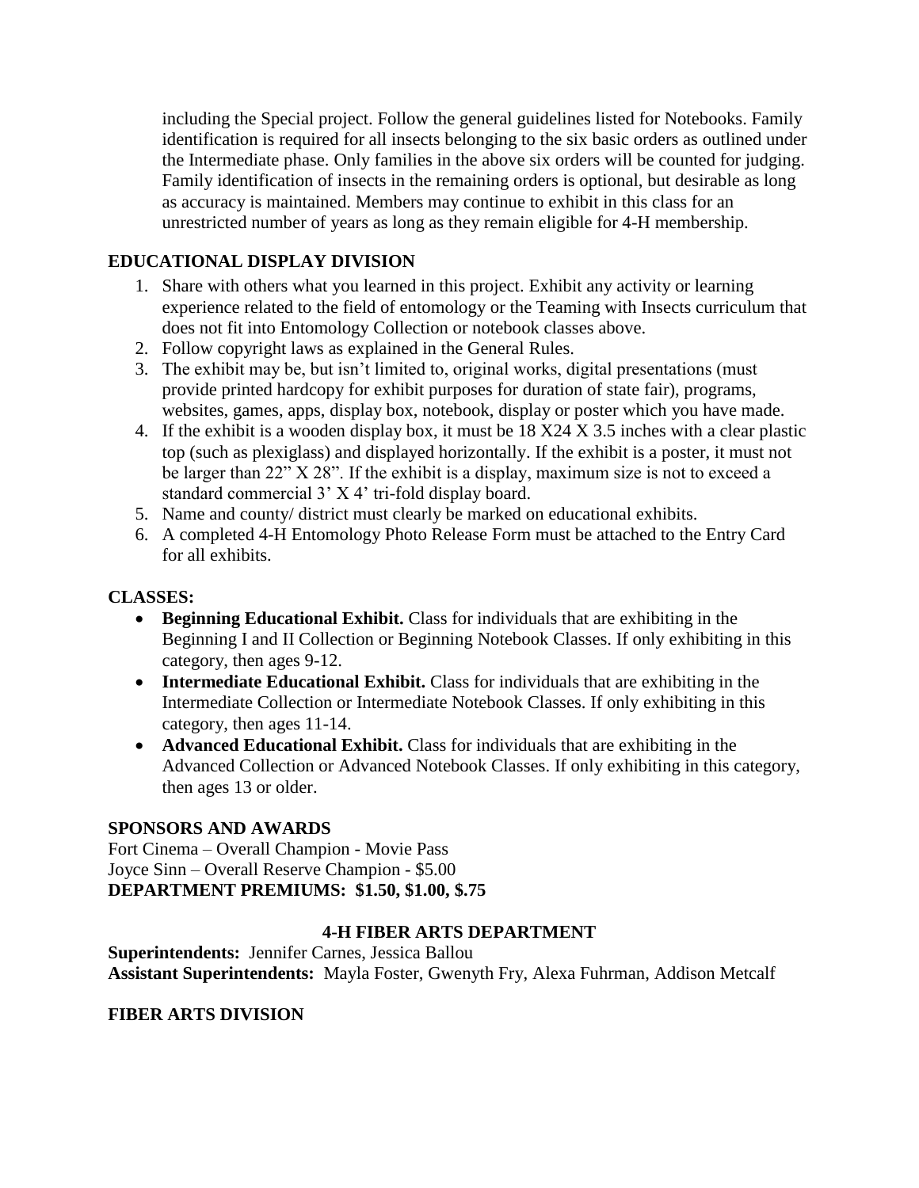including the Special project. Follow the general guidelines listed for Notebooks. Family identification is required for all insects belonging to the six basic orders as outlined under the Intermediate phase. Only families in the above six orders will be counted for judging. Family identification of insects in the remaining orders is optional, but desirable as long as accuracy is maintained. Members may continue to exhibit in this class for an unrestricted number of years as long as they remain eligible for 4-H membership.

### EDUCATIONAL DISPLAY DIVISION

1. Share with others what you learned in this project. Exhibit any activity or learning experience related to the field of entomology or the Teaming with Insects curriculum that does not fit into Entomology Collection or notebook classes above.
2. Follow copyright laws as explained in the General Rules.
3. The exhibit may be, but isn't limited to, original works, digital presentations (must provide printed hardcopy for exhibit purposes for duration of state fair), programs, websites, games, apps, display box, notebook, display or poster which you have made.
4. If the exhibit is a wooden display box, it must be 18 X24 X 3.5 inches with a clear plastic top (such as plexiglass) and displayed horizontally. If the exhibit is a poster, it must not be larger than 22" X 28". If the exhibit is a display, maximum size is not to exceed a standard commercial 3' X 4' tri-fold display board.
5. Name and county/ district must clearly be marked on educational exhibits.
6. A completed 4-H Entomology Photo Release Form must be attached to the Entry Card for all exhibits.

### CLASSES:

- **Beginning Educational Exhibit.** Class for individuals that are exhibiting in the Beginning I and II Collection or Beginning Notebook Classes. If only exhibiting in this category, then ages 9-12.
- **Intermediate Educational Exhibit.** Class for individuals that are exhibiting in the Intermediate Collection or Intermediate Notebook Classes. If only exhibiting in this category, then ages 11-14.
- **Advanced Educational Exhibit.** Class for individuals that are exhibiting in the Advanced Collection or Advanced Notebook Classes. If only exhibiting in this category, then ages 13 or older.

### SPONSORS AND AWARDS

Fort Cinema – Overall Champion - Movie Pass
Joyce Sinn – Overall Reserve Champion - $5.00
**DEPARTMENT PREMIUMS: $1.50, $1.00, $.75**

## 4-H FIBER ARTS DEPARTMENT

**Superintendents:** Jennifer Carnes, Jessica Ballou
**Assistant Superintendents:** Mayla Foster, Gwenyth Fry, Alexa Fuhrman, Addison Metcalf

### FIBER ARTS DIVISION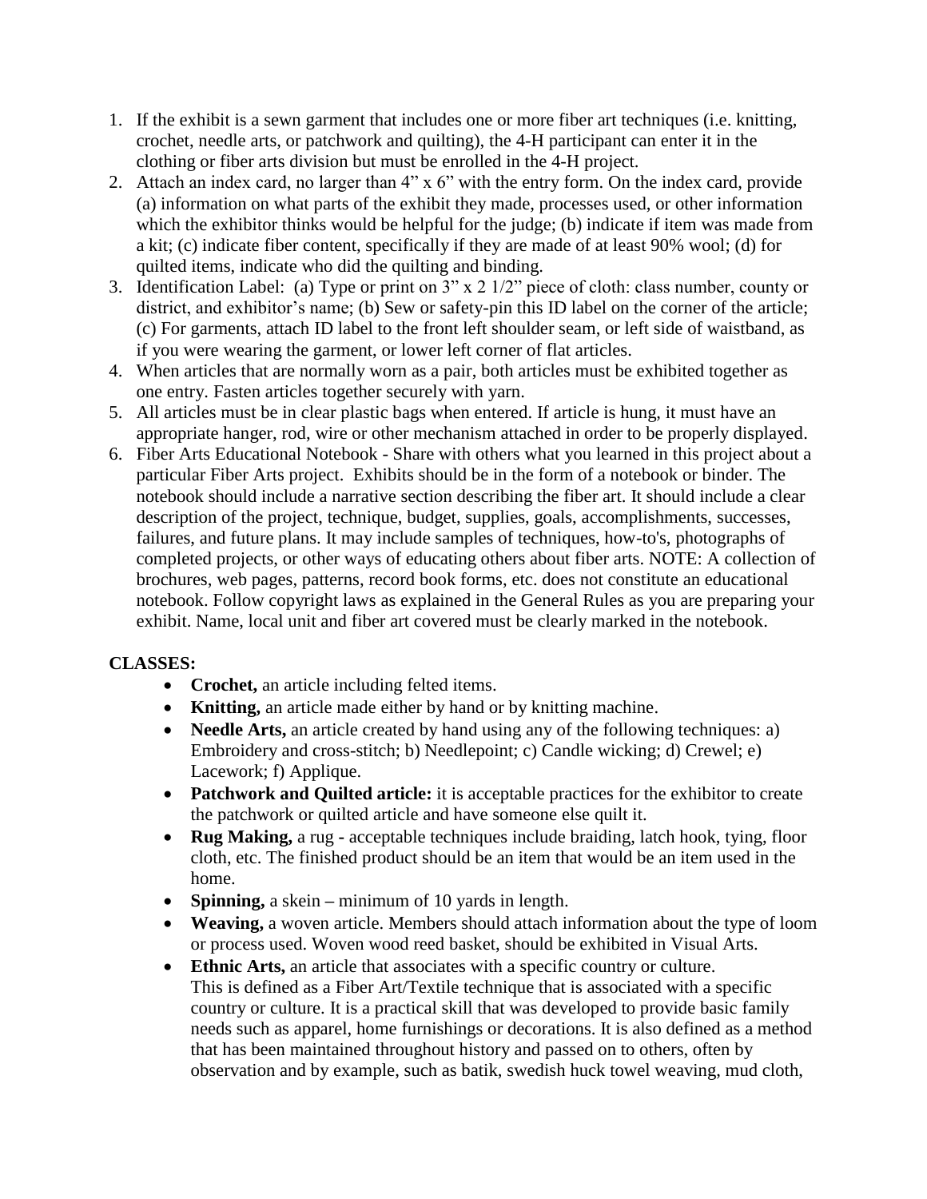1. If the exhibit is a sewn garment that includes one or more fiber art techniques (i.e. knitting, crochet, needle arts, or patchwork and quilting), the 4-H participant can enter it in the clothing or fiber arts division but must be enrolled in the 4-H project.
2. Attach an index card, no larger than 4" x 6" with the entry form. On the index card, provide (a) information on what parts of the exhibit they made, processes used, or other information which the exhibitor thinks would be helpful for the judge; (b) indicate if item was made from a kit; (c) indicate fiber content, specifically if they are made of at least 90% wool; (d) for quilted items, indicate who did the quilting and binding.
3. Identification Label: (a) Type or print on 3" x 2 1/2" piece of cloth: class number, county or district, and exhibitor's name; (b) Sew or safety-pin this ID label on the corner of the article; (c) For garments, attach ID label to the front left shoulder seam, or left side of waistband, as if you were wearing the garment, or lower left corner of flat articles.
4. When articles that are normally worn as a pair, both articles must be exhibited together as one entry. Fasten articles together securely with yarn.
5. All articles must be in clear plastic bags when entered. If article is hung, it must have an appropriate hanger, rod, wire or other mechanism attached in order to be properly displayed.
6. Fiber Arts Educational Notebook - Share with others what you learned in this project about a particular Fiber Arts project. Exhibits should be in the form of a notebook or binder. The notebook should include a narrative section describing the fiber art. It should include a clear description of the project, technique, budget, supplies, goals, accomplishments, successes, failures, and future plans. It may include samples of techniques, how-to's, photographs of completed projects, or other ways of educating others about fiber arts. NOTE: A collection of brochures, web pages, patterns, record book forms, etc. does not constitute an educational notebook. Follow copyright laws as explained in the General Rules as you are preparing your exhibit. Name, local unit and fiber art covered must be clearly marked in the notebook.

**CLASSES:**

- **Crochet,** an article including felted items.
- **Knitting,** an article made either by hand or by knitting machine.
- **Needle Arts,** an article created by hand using any of the following techniques: a) Embroidery and cross-stitch; b) Needlepoint; c) Candle wicking; d) Crewel; e) Lacework; f) Applique.
- **Patchwork and Quilted article:** it is acceptable practices for the exhibitor to create the patchwork or quilted article and have someone else quilt it.
- **Rug Making,** a rug **-** acceptable techniques include braiding, latch hook, tying, floor cloth, etc. The finished product should be an item that would be an item used in the home.
- **Spinning,** a skein **–** minimum of 10 yards in length.
- **Weaving,** a woven article. Members should attach information about the type of loom or process used. Woven wood reed basket, should be exhibited in Visual Arts.
- **Ethnic Arts,** an article that associates with a specific country or culture. This is defined as a Fiber Art/Textile technique that is associated with a specific country or culture. It is a practical skill that was developed to provide basic family needs such as apparel, home furnishings or decorations. It is also defined as a method that has been maintained throughout history and passed on to others, often by observation and by example, such as batik, swedish huck towel weaving, mud cloth,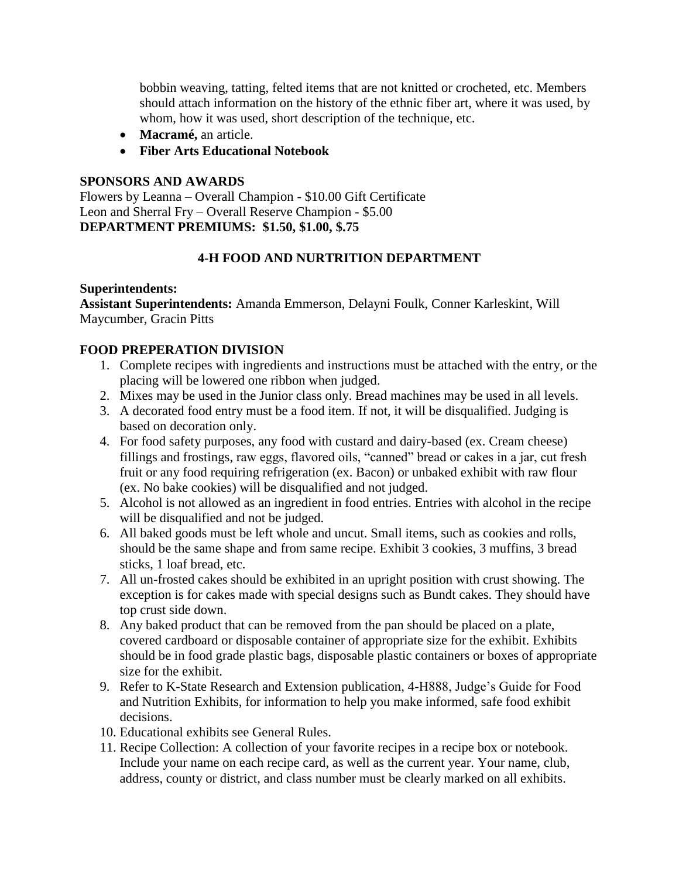bobbin weaving, tatting, felted items that are not knitted or crocheted, etc. Members should attach information on the history of the ethnic fiber art, where it was used, by whom, how it was used, short description of the technique, etc.

- **Macramé,** an article.
- **Fiber Arts Educational Notebook**

**SPONSORS AND AWARDS**

Flowers by Leanna – Overall Champion - $10.00 Gift Certificate
Leon and Sherral Fry – Overall Reserve Champion - $5.00
**DEPARTMENT PREMIUMS: $1.50, $1.00, $.75**

## 4-H FOOD AND NURTRITION DEPARTMENT

**Superintendents:**
**Assistant Superintendents:** Amanda Emmerson, Delayni Foulk, Conner Karleskint, Will Maycumber, Gracin Pitts

### FOOD PREPERATION DIVISION

1. Complete recipes with ingredients and instructions must be attached with the entry, or the placing will be lowered one ribbon when judged.
2. Mixes may be used in the Junior class only. Bread machines may be used in all levels.
3. A decorated food entry must be a food item. If not, it will be disqualified. Judging is based on decoration only.
4. For food safety purposes, any food with custard and dairy-based (ex. Cream cheese) fillings and frostings, raw eggs, flavored oils, "canned" bread or cakes in a jar, cut fresh fruit or any food requiring refrigeration (ex. Bacon) or unbaked exhibit with raw flour (ex. No bake cookies) will be disqualified and not judged.
5. Alcohol is not allowed as an ingredient in food entries. Entries with alcohol in the recipe will be disqualified and not be judged.
6. All baked goods must be left whole and uncut. Small items, such as cookies and rolls, should be the same shape and from same recipe. Exhibit 3 cookies, 3 muffins, 3 bread sticks, 1 loaf bread, etc.
7. All un-frosted cakes should be exhibited in an upright position with crust showing. The exception is for cakes made with special designs such as Bundt cakes. They should have top crust side down.
8. Any baked product that can be removed from the pan should be placed on a plate, covered cardboard or disposable container of appropriate size for the exhibit. Exhibits should be in food grade plastic bags, disposable plastic containers or boxes of appropriate size for the exhibit.
9. Refer to K-State Research and Extension publication, 4-H888, Judge's Guide for Food and Nutrition Exhibits, for information to help you make informed, safe food exhibit decisions.
10. Educational exhibits see General Rules.
11. Recipe Collection: A collection of your favorite recipes in a recipe box or notebook. Include your name on each recipe card, as well as the current year. Your name, club, address, county or district, and class number must be clearly marked on all exhibits.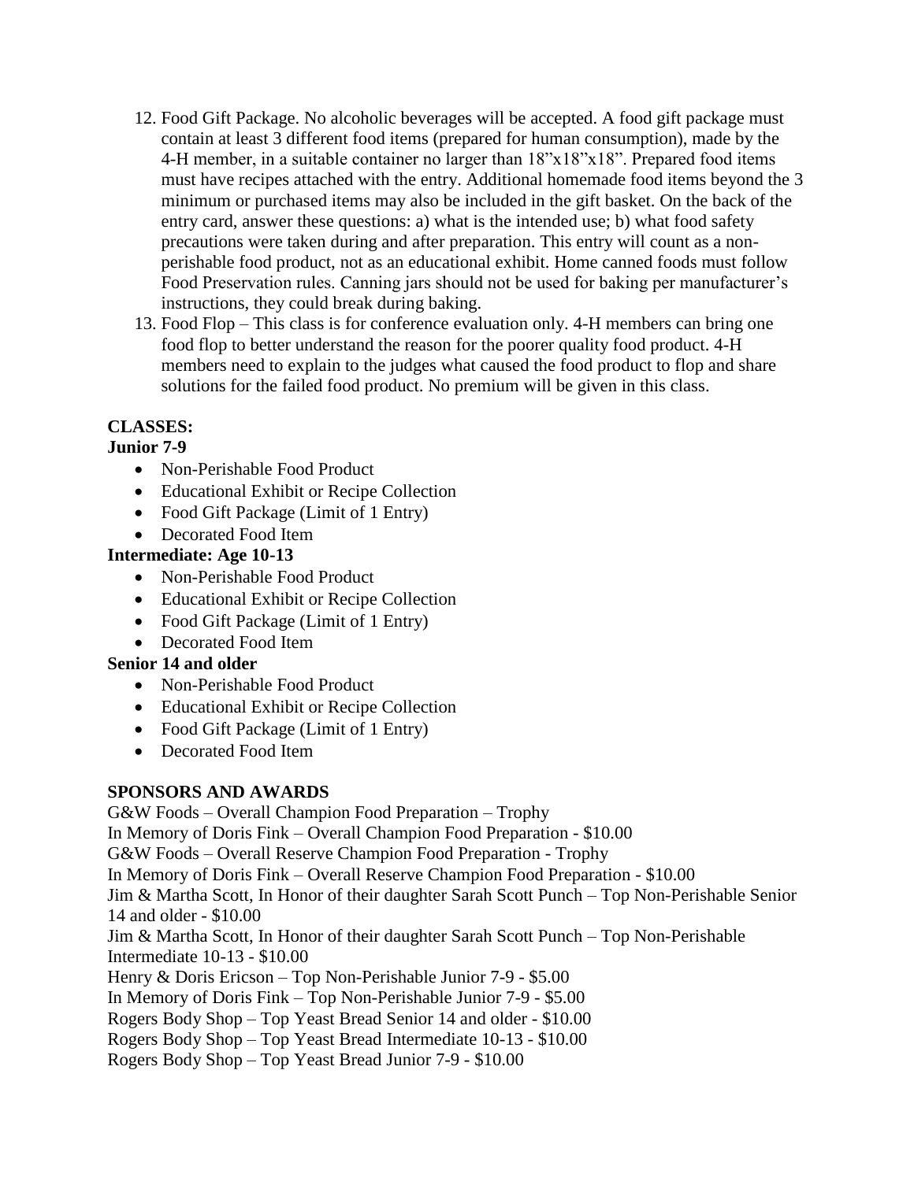12. Food Gift Package. No alcoholic beverages will be accepted. A food gift package must contain at least 3 different food items (prepared for human consumption), made by the 4-H member, in a suitable container no larger than 18"x18"x18". Prepared food items must have recipes attached with the entry. Additional homemade food items beyond the 3 minimum or purchased items may also be included in the gift basket. On the back of the entry card, answer these questions: a) what is the intended use; b) what food safety precautions were taken during and after preparation. This entry will count as a non-perishable food product, not as an educational exhibit. Home canned foods must follow Food Preservation rules. Canning jars should not be used for baking per manufacturer's instructions, they could break during baking.
13. Food Flop – This class is for conference evaluation only. 4-H members can bring one food flop to better understand the reason for the poorer quality food product. 4-H members need to explain to the judges what caused the food product to flop and share solutions for the failed food product. No premium will be given in this class.

**CLASSES:**

**Junior 7-9**

- Non-Perishable Food Product
- Educational Exhibit or Recipe Collection
- Food Gift Package (Limit of 1 Entry)
- Decorated Food Item

**Intermediate: Age 10-13**

- Non-Perishable Food Product
- Educational Exhibit or Recipe Collection
- Food Gift Package (Limit of 1 Entry)
- Decorated Food Item

**Senior 14 and older**

- Non-Perishable Food Product
- Educational Exhibit or Recipe Collection
- Food Gift Package (Limit of 1 Entry)
- Decorated Food Item

**SPONSORS AND AWARDS**

G&W Foods – Overall Champion Food Preparation – Trophy
In Memory of Doris Fink – Overall Champion Food Preparation - $10.00
G&W Foods – Overall Reserve Champion Food Preparation - Trophy
In Memory of Doris Fink – Overall Reserve Champion Food Preparation - $10.00
Jim & Martha Scott, In Honor of their daughter Sarah Scott Punch – Top Non-Perishable Senior 14 and older - $10.00
Jim & Martha Scott, In Honor of their daughter Sarah Scott Punch – Top Non-Perishable Intermediate 10-13 - $10.00
Henry & Doris Ericson – Top Non-Perishable Junior 7-9 - $5.00
In Memory of Doris Fink – Top Non-Perishable Junior 7-9 - $5.00
Rogers Body Shop – Top Yeast Bread Senior 14 and older - $10.00
Rogers Body Shop – Top Yeast Bread Intermediate 10-13 - $10.00
Rogers Body Shop – Top Yeast Bread Junior 7-9 - $10.00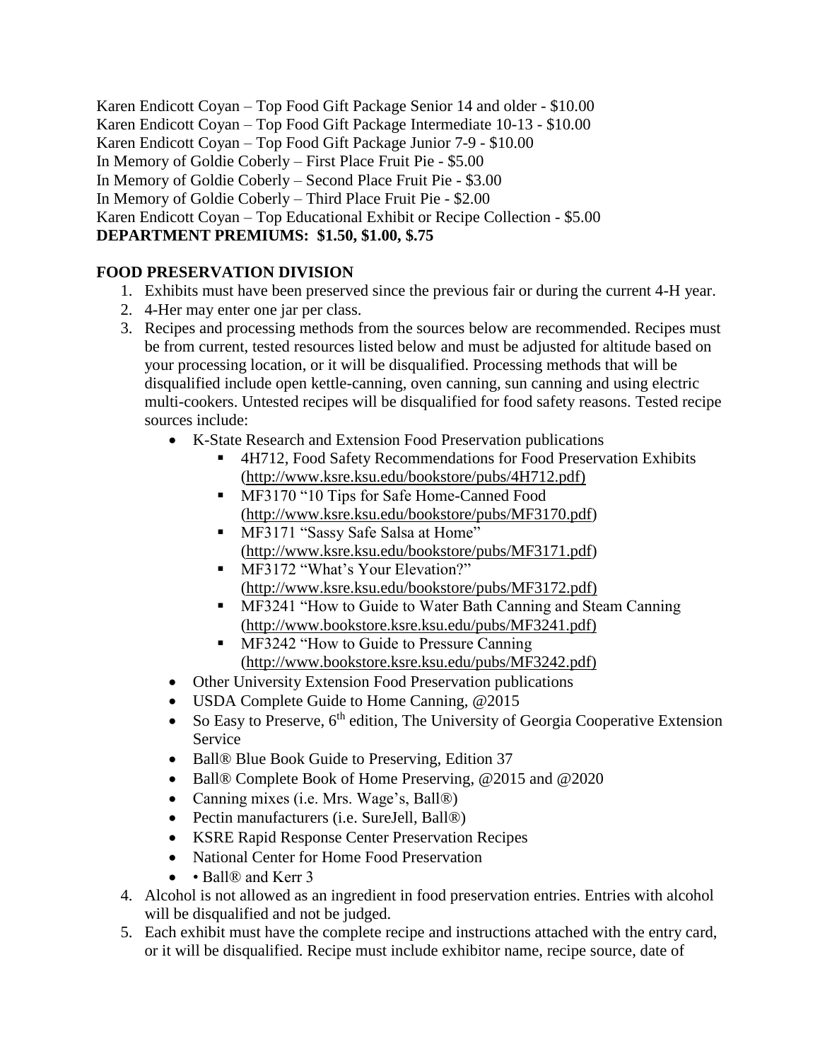Karen Endicott Coyan – Top Food Gift Package Senior 14 and older - $10.00
Karen Endicott Coyan – Top Food Gift Package Intermediate 10-13 - $10.00
Karen Endicott Coyan – Top Food Gift Package Junior 7-9 - $10.00
In Memory of Goldie Coberly – First Place Fruit Pie - $5.00
In Memory of Goldie Coberly – Second Place Fruit Pie - $3.00
In Memory of Goldie Coberly – Third Place Fruit Pie - $2.00
Karen Endicott Coyan – Top Educational Exhibit or Recipe Collection - $5.00
**DEPARTMENT PREMIUMS: $1.50, $1.00, $.75**

**FOOD PRESERVATION DIVISION**

1. Exhibits must have been preserved since the previous fair or during the current 4-H year.
2. 4-Her may enter one jar per class.
3. Recipes and processing methods from the sources below are recommended. Recipes must be from current, tested resources listed below and must be adjusted for altitude based on your processing location, or it will be disqualified. Processing methods that will be disqualified include open kettle-canning, oven canning, sun canning and using electric multi-cookers. Untested recipes will be disqualified for food safety reasons. Tested recipe sources include:
   - K-State Research and Extension Food Preservation publications
     - 4H712, Food Safety Recommendations for Food Preservation Exhibits (http://www.ksre.ksu.edu/bookstore/pubs/4H712.pdf)
     - MF3170 "10 Tips for Safe Home-Canned Food (http://www.ksre.ksu.edu/bookstore/pubs/MF3170.pdf)
     - MF3171 "Sassy Safe Salsa at Home" (http://www.ksre.ksu.edu/bookstore/pubs/MF3171.pdf)
     - MF3172 "What's Your Elevation?" (http://www.ksre.ksu.edu/bookstore/pubs/MF3172.pdf)
     - MF3241 "How to Guide to Water Bath Canning and Steam Canning (http://www.bookstore.ksre.ksu.edu/pubs/MF3241.pdf)
     - MF3242 "How to Guide to Pressure Canning (http://www.bookstore.ksre.ksu.edu/pubs/MF3242.pdf)
   - Other University Extension Food Preservation publications
   - USDA Complete Guide to Home Canning, @2015
   - So Easy to Preserve, 6th edition, The University of Georgia Cooperative Extension Service
   - Ball® Blue Book Guide to Preserving, Edition 37
   - Ball® Complete Book of Home Preserving, @2015 and @2020
   - Canning mixes (i.e. Mrs. Wage's, Ball®)
   - Pectin manufacturers (i.e. SureJell, Ball®)
   - KSRE Rapid Response Center Preservation Recipes
   - National Center for Home Food Preservation
   - • Ball® and Kerr 3
4. Alcohol is not allowed as an ingredient in food preservation entries. Entries with alcohol will be disqualified and not be judged.
5. Each exhibit must have the complete recipe and instructions attached with the entry card, or it will be disqualified. Recipe must include exhibitor name, recipe source, date of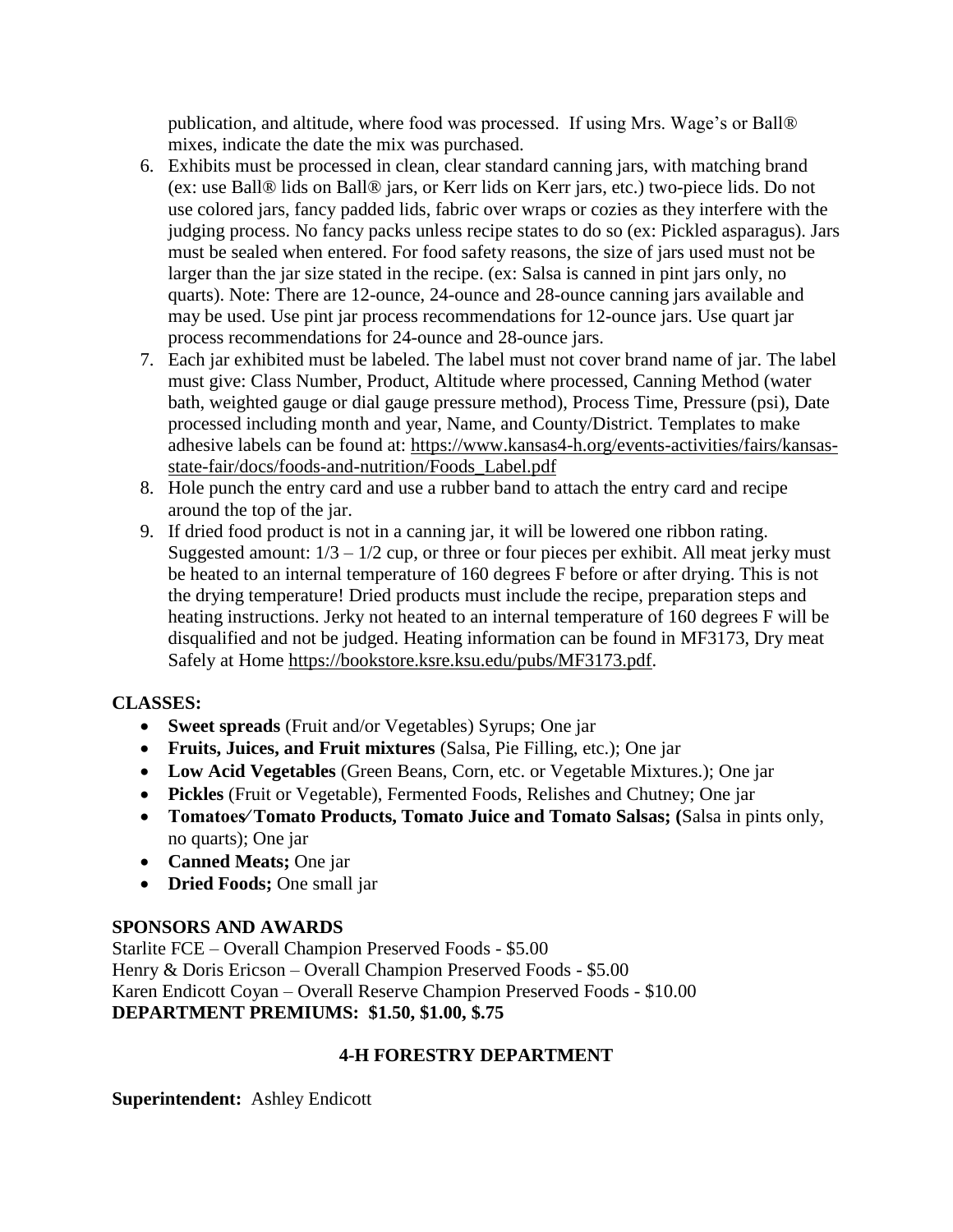publication, and altitude, where food was processed. If using Mrs. Wage's or Ball® mixes, indicate the date the mix was purchased.

6. Exhibits must be processed in clean, clear standard canning jars, with matching brand (ex: use Ball® lids on Ball® jars, or Kerr lids on Kerr jars, etc.) two-piece lids. Do not use colored jars, fancy padded lids, fabric over wraps or cozies as they interfere with the judging process. No fancy packs unless recipe states to do so (ex: Pickled asparagus). Jars must be sealed when entered. For food safety reasons, the size of jars used must not be larger than the jar size stated in the recipe. (ex: Salsa is canned in pint jars only, no quarts). Note: There are 12-ounce, 24-ounce and 28-ounce canning jars available and may be used. Use pint jar process recommendations for 12-ounce jars. Use quart jar process recommendations for 24-ounce and 28-ounce jars.
7. Each jar exhibited must be labeled. The label must not cover brand name of jar. The label must give: Class Number, Product, Altitude where processed, Canning Method (water bath, weighted gauge or dial gauge pressure method), Process Time, Pressure (psi), Date processed including month and year, Name, and County/District. Templates to make adhesive labels can be found at: https://www.kansas4-h.org/events-activities/fairs/kansas-state-fair/docs/foods-and-nutrition/Foods_Label.pdf
8. Hole punch the entry card and use a rubber band to attach the entry card and recipe around the top of the jar.
9. If dried food product is not in a canning jar, it will be lowered one ribbon rating. Suggested amount: 1/3 – 1/2 cup, or three or four pieces per exhibit. All meat jerky must be heated to an internal temperature of 160 degrees F before or after drying. This is not the drying temperature! Dried products must include the recipe, preparation steps and heating instructions. Jerky not heated to an internal temperature of 160 degrees F will be disqualified and not be judged. Heating information can be found in MF3173, Dry meat Safely at Home https://bookstore.ksre.ksu.edu/pubs/MF3173.pdf.

**CLASSES:**

- **Sweet spreads** (Fruit and/or Vegetables) Syrups; One jar
- **Fruits, Juices, and Fruit mixtures** (Salsa, Pie Filling, etc.); One jar
- **Low Acid Vegetables** (Green Beans, Corn, etc. or Vegetable Mixtures.); One jar
- **Pickles** (Fruit or Vegetable), Fermented Foods, Relishes and Chutney; One jar
- **Tomatoes⁄Tomato Products, Tomato Juice and Tomato Salsas; (**Salsa in pints only, no quarts); One jar
- **Canned Meats;** One jar
- **Dried Foods;** One small jar

**SPONSORS AND AWARDS**

Starlite FCE – Overall Champion Preserved Foods - $5.00
Henry & Doris Ericson – Overall Champion Preserved Foods - $5.00
Karen Endicott Coyan – Overall Reserve Champion Preserved Foods - $10.00
**DEPARTMENT PREMIUMS: $1.50, $1.00, $.75**

## 4-H FORESTRY DEPARTMENT

**Superintendent:** Ashley Endicott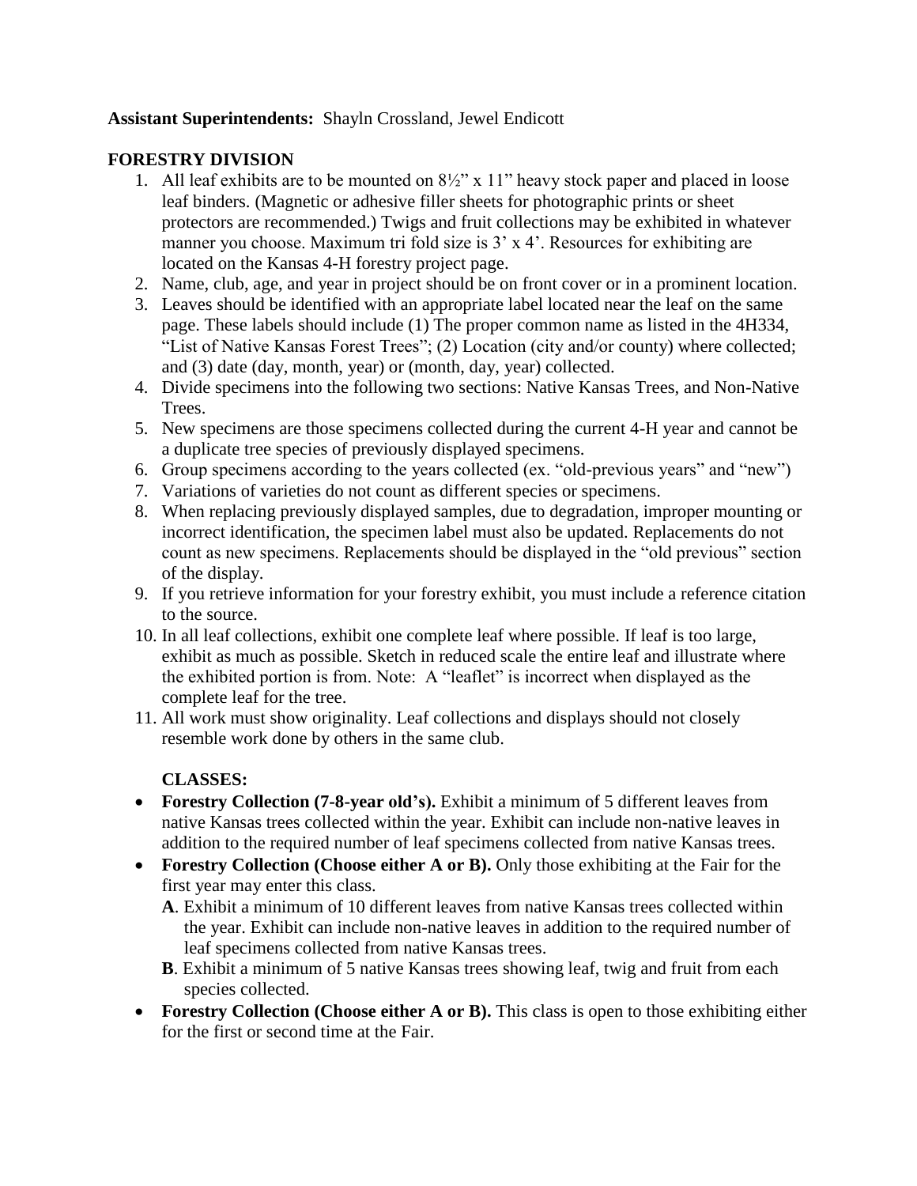**Assistant Superintendents:** Shayln Crossland, Jewel Endicott

## FORESTRY DIVISION

1. All leaf exhibits are to be mounted on 8½" x 11" heavy stock paper and placed in loose leaf binders. (Magnetic or adhesive filler sheets for photographic prints or sheet protectors are recommended.) Twigs and fruit collections may be exhibited in whatever manner you choose. Maximum tri fold size is 3' x 4'. Resources for exhibiting are located on the Kansas 4-H forestry project page.
2. Name, club, age, and year in project should be on front cover or in a prominent location.
3. Leaves should be identified with an appropriate label located near the leaf on the same page. These labels should include (1) The proper common name as listed in the 4H334, "List of Native Kansas Forest Trees"; (2) Location (city and/or county) where collected; and (3) date (day, month, year) or (month, day, year) collected.
4. Divide specimens into the following two sections: Native Kansas Trees, and Non-Native Trees.
5. New specimens are those specimens collected during the current 4-H year and cannot be a duplicate tree species of previously displayed specimens.
6. Group specimens according to the years collected (ex. "old-previous years" and "new")
7. Variations of varieties do not count as different species or specimens.
8. When replacing previously displayed samples, due to degradation, improper mounting or incorrect identification, the specimen label must also be updated. Replacements do not count as new specimens. Replacements should be displayed in the "old previous" section of the display.
9. If you retrieve information for your forestry exhibit, you must include a reference citation to the source.
10. In all leaf collections, exhibit one complete leaf where possible. If leaf is too large, exhibit as much as possible. Sketch in reduced scale the entire leaf and illustrate where the exhibited portion is from. Note: A "leaflet" is incorrect when displayed as the complete leaf for the tree.
11. All work must show originality. Leaf collections and displays should not closely resemble work done by others in the same club.

**CLASSES:**

- **Forestry Collection (7-8-year old's).** Exhibit a minimum of 5 different leaves from native Kansas trees collected within the year. Exhibit can include non-native leaves in addition to the required number of leaf specimens collected from native Kansas trees.
- **Forestry Collection (Choose either A or B).** Only those exhibiting at the Fair for the first year may enter this class.
  - **A**. Exhibit a minimum of 10 different leaves from native Kansas trees collected within the year. Exhibit can include non-native leaves in addition to the required number of leaf specimens collected from native Kansas trees.
  - **B**. Exhibit a minimum of 5 native Kansas trees showing leaf, twig and fruit from each species collected.
- **Forestry Collection (Choose either A or B).** This class is open to those exhibiting either for the first or second time at the Fair.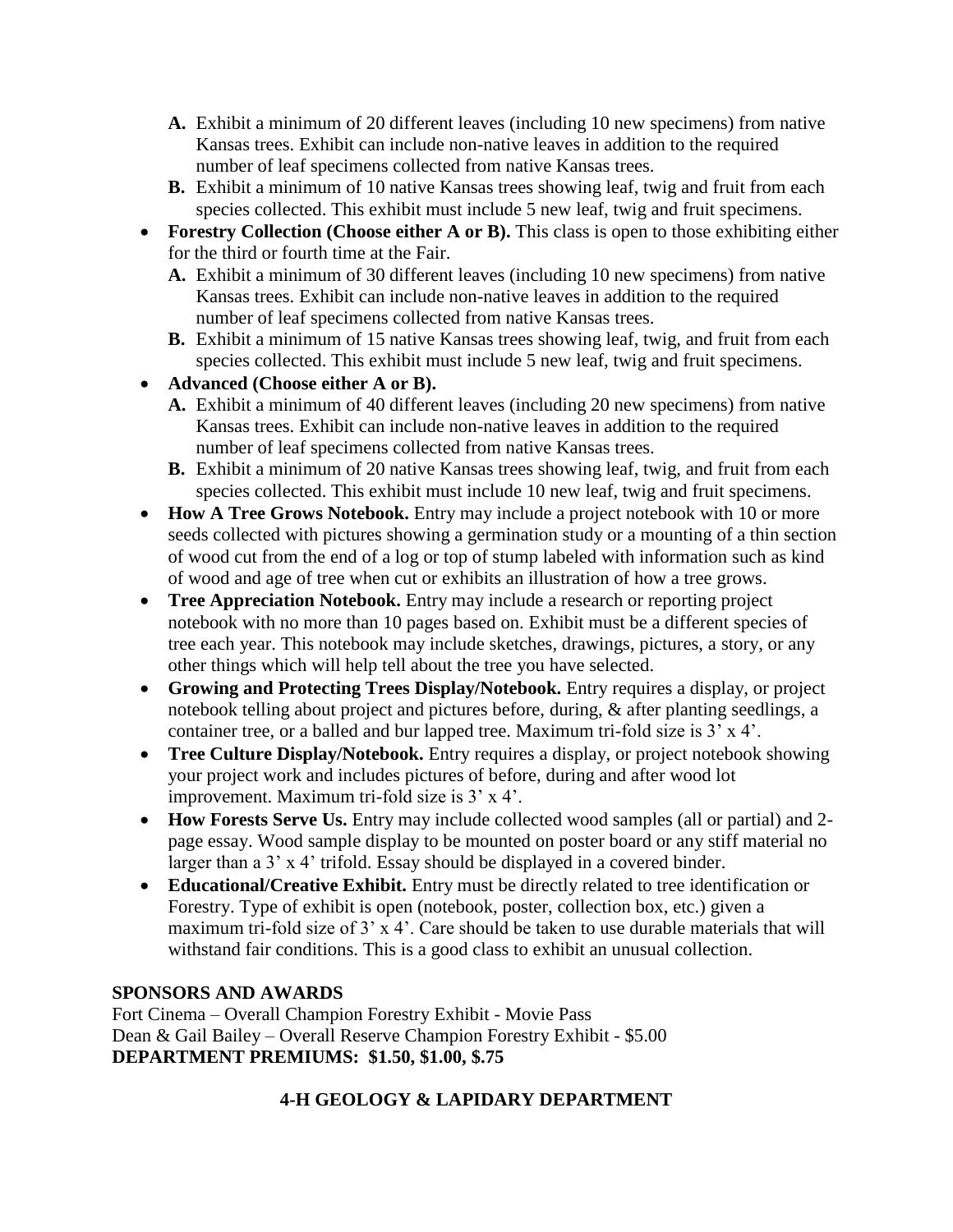- **A.** Exhibit a minimum of 20 different leaves (including 10 new specimens) from native Kansas trees. Exhibit can include non-native leaves in addition to the required number of leaf specimens collected from native Kansas trees.
   - **B.** Exhibit a minimum of 10 native Kansas trees showing leaf, twig and fruit from each species collected. This exhibit must include 5 new leaf, twig and fruit specimens.
- **Forestry Collection (Choose either A or B).** This class is open to those exhibiting either for the third or fourth time at the Fair.
   - **A.** Exhibit a minimum of 30 different leaves (including 10 new specimens) from native Kansas trees. Exhibit can include non-native leaves in addition to the required number of leaf specimens collected from native Kansas trees.
   - **B.** Exhibit a minimum of 15 native Kansas trees showing leaf, twig, and fruit from each species collected. This exhibit must include 5 new leaf, twig and fruit specimens.
- **Advanced (Choose either A or B).**
   - **A.** Exhibit a minimum of 40 different leaves (including 20 new specimens) from native Kansas trees. Exhibit can include non-native leaves in addition to the required number of leaf specimens collected from native Kansas trees.
   - **B.** Exhibit a minimum of 20 native Kansas trees showing leaf, twig, and fruit from each species collected. This exhibit must include 10 new leaf, twig and fruit specimens.
- **How A Tree Grows Notebook.** Entry may include a project notebook with 10 or more seeds collected with pictures showing a germination study or a mounting of a thin section of wood cut from the end of a log or top of stump labeled with information such as kind of wood and age of tree when cut or exhibits an illustration of how a tree grows.
- **Tree Appreciation Notebook.** Entry may include a research or reporting project notebook with no more than 10 pages based on. Exhibit must be a different species of tree each year. This notebook may include sketches, drawings, pictures, a story, or any other things which will help tell about the tree you have selected.
- **Growing and Protecting Trees Display/Notebook.** Entry requires a display, or project notebook telling about project and pictures before, during, & after planting seedlings, a container tree, or a balled and bur lapped tree. Maximum tri-fold size is 3' x 4'.
- **Tree Culture Display/Notebook.** Entry requires a display, or project notebook showing your project work and includes pictures of before, during and after wood lot improvement. Maximum tri-fold size is 3' x 4'.
- **How Forests Serve Us.** Entry may include collected wood samples (all or partial) and 2-page essay. Wood sample display to be mounted on poster board or any stiff material no larger than a 3' x 4' trifold. Essay should be displayed in a covered binder.
- **Educational/Creative Exhibit.** Entry must be directly related to tree identification or Forestry. Type of exhibit is open (notebook, poster, collection box, etc.) given a maximum tri-fold size of 3' x 4'. Care should be taken to use durable materials that will withstand fair conditions. This is a good class to exhibit an unusual collection.

**SPONSORS AND AWARDS**

Fort Cinema – Overall Champion Forestry Exhibit - Movie Pass
Dean & Gail Bailey – Overall Reserve Champion Forestry Exhibit - $5.00
**DEPARTMENT PREMIUMS: $1.50, $1.00, $.75**

## 4-H GEOLOGY & LAPIDARY DEPARTMENT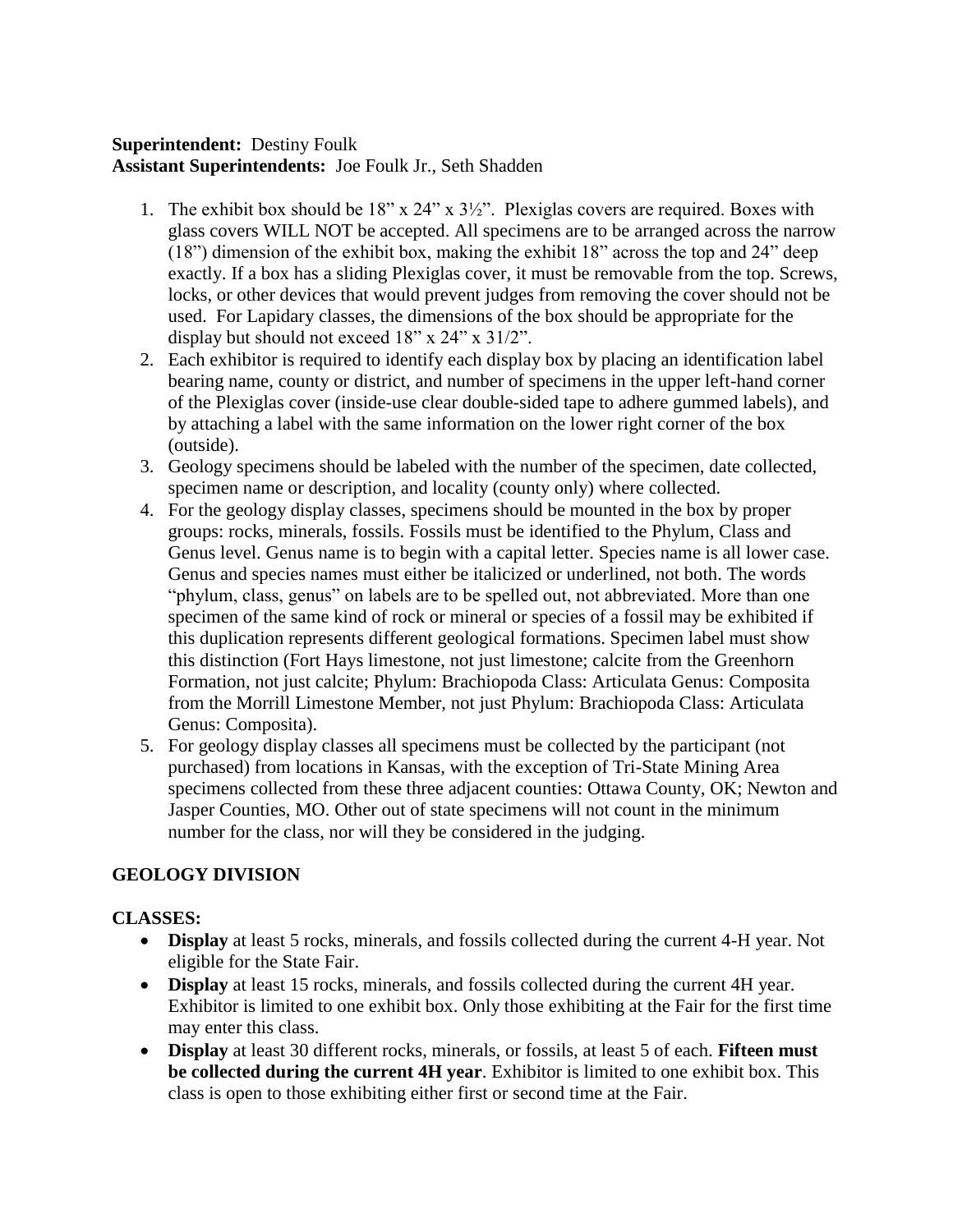**Superintendent:** Destiny Foulk
**Assistant Superintendents:** Joe Foulk Jr., Seth Shadden

1. The exhibit box should be 18" x 24" x 3½". Plexiglas covers are required. Boxes with glass covers WILL NOT be accepted. All specimens are to be arranged across the narrow (18") dimension of the exhibit box, making the exhibit 18" across the top and 24" deep exactly. If a box has a sliding Plexiglas cover, it must be removable from the top. Screws, locks, or other devices that would prevent judges from removing the cover should not be used. For Lapidary classes, the dimensions of the box should be appropriate for the display but should not exceed 18" x 24" x 31/2".
2. Each exhibitor is required to identify each display box by placing an identification label bearing name, county or district, and number of specimens in the upper left-hand corner of the Plexiglas cover (inside-use clear double-sided tape to adhere gummed labels), and by attaching a label with the same information on the lower right corner of the box (outside).
3. Geology specimens should be labeled with the number of the specimen, date collected, specimen name or description, and locality (county only) where collected.
4. For the geology display classes, specimens should be mounted in the box by proper groups: rocks, minerals, fossils. Fossils must be identified to the Phylum, Class and Genus level. Genus name is to begin with a capital letter. Species name is all lower case. Genus and species names must either be italicized or underlined, not both. The words "phylum, class, genus" on labels are to be spelled out, not abbreviated. More than one specimen of the same kind of rock or mineral or species of a fossil may be exhibited if this duplication represents different geological formations. Specimen label must show this distinction (Fort Hays limestone, not just limestone; calcite from the Greenhorn Formation, not just calcite; Phylum: Brachiopoda Class: Articulata Genus: Composita from the Morrill Limestone Member, not just Phylum: Brachiopoda Class: Articulata Genus: Composita).
5. For geology display classes all specimens must be collected by the participant (not purchased) from locations in Kansas, with the exception of Tri-State Mining Area specimens collected from these three adjacent counties: Ottawa County, OK; Newton and Jasper Counties, MO. Other out of state specimens will not count in the minimum number for the class, nor will they be considered in the judging.

## GEOLOGY DIVISION

### CLASSES:

- **Display** at least 5 rocks, minerals, and fossils collected during the current 4-H year. Not eligible for the State Fair.
- **Display** at least 15 rocks, minerals, and fossils collected during the current 4H year. Exhibitor is limited to one exhibit box. Only those exhibiting at the Fair for the first time may enter this class.
- **Display** at least 30 different rocks, minerals, or fossils, at least 5 of each. **Fifteen must be collected during the current 4H year**. Exhibitor is limited to one exhibit box. This class is open to those exhibiting either first or second time at the Fair.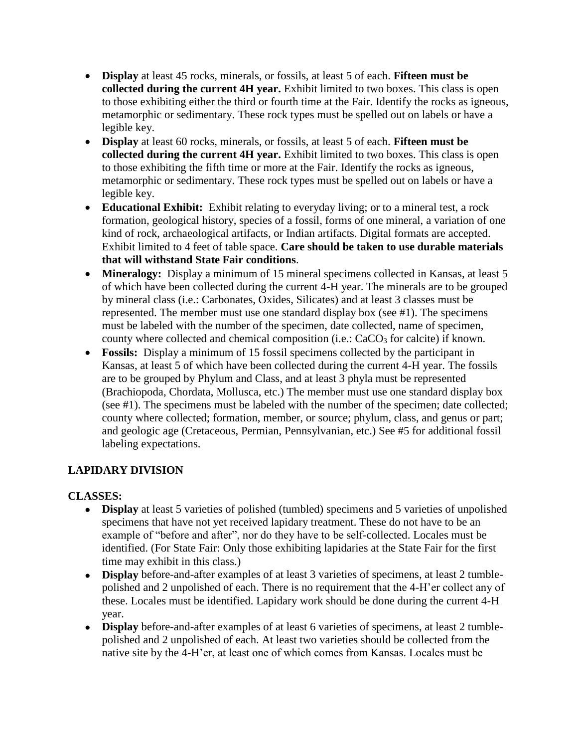- **Display** at least 45 rocks, minerals, or fossils, at least 5 of each. **Fifteen must be collected during the current 4H year.** Exhibit limited to two boxes. This class is open to those exhibiting either the third or fourth time at the Fair. Identify the rocks as igneous, metamorphic or sedimentary. These rock types must be spelled out on labels or have a legible key.
- **Display** at least 60 rocks, minerals, or fossils, at least 5 of each. **Fifteen must be collected during the current 4H year.** Exhibit limited to two boxes. This class is open to those exhibiting the fifth time or more at the Fair. Identify the rocks as igneous, metamorphic or sedimentary. These rock types must be spelled out on labels or have a legible key.
- **Educational Exhibit:** Exhibit relating to everyday living; or to a mineral test, a rock formation, geological history, species of a fossil, forms of one mineral, a variation of one kind of rock, archaeological artifacts, or Indian artifacts. Digital formats are accepted. Exhibit limited to 4 feet of table space. **Care should be taken to use durable materials that will withstand State Fair conditions**.
- **Mineralogy:** Display a minimum of 15 mineral specimens collected in Kansas, at least 5 of which have been collected during the current 4-H year. The minerals are to be grouped by mineral class (i.e.: Carbonates, Oxides, Silicates) and at least 3 classes must be represented. The member must use one standard display box (see #1). The specimens must be labeled with the number of the specimen, date collected, name of specimen, county where collected and chemical composition (i.e.: $CaCO_3$ for calcite) if known.
- **Fossils:** Display a minimum of 15 fossil specimens collected by the participant in Kansas, at least 5 of which have been collected during the current 4-H year. The fossils are to be grouped by Phylum and Class, and at least 3 phyla must be represented (Brachiopoda, Chordata, Mollusca, etc.) The member must use one standard display box (see #1). The specimens must be labeled with the number of the specimen; date collected; county where collected; formation, member, or source; phylum, class, and genus or part; and geologic age (Cretaceous, Permian, Pennsylvanian, etc.) See #5 for additional fossil labeling expectations.

## LAPIDARY DIVISION

**CLASSES:**

- **Display** at least 5 varieties of polished (tumbled) specimens and 5 varieties of unpolished specimens that have not yet received lapidary treatment. These do not have to be an example of "before and after", nor do they have to be self-collected. Locales must be identified. (For State Fair: Only those exhibiting lapidaries at the State Fair for the first time may exhibit in this class.)
- **Display** before-and-after examples of at least 3 varieties of specimens, at least 2 tumble-polished and 2 unpolished of each. There is no requirement that the 4-H'er collect any of these. Locales must be identified. Lapidary work should be done during the current 4-H year.
- **Display** before-and-after examples of at least 6 varieties of specimens, at least 2 tumble-polished and 2 unpolished of each. At least two varieties should be collected from the native site by the 4-H'er, at least one of which comes from Kansas. Locales must be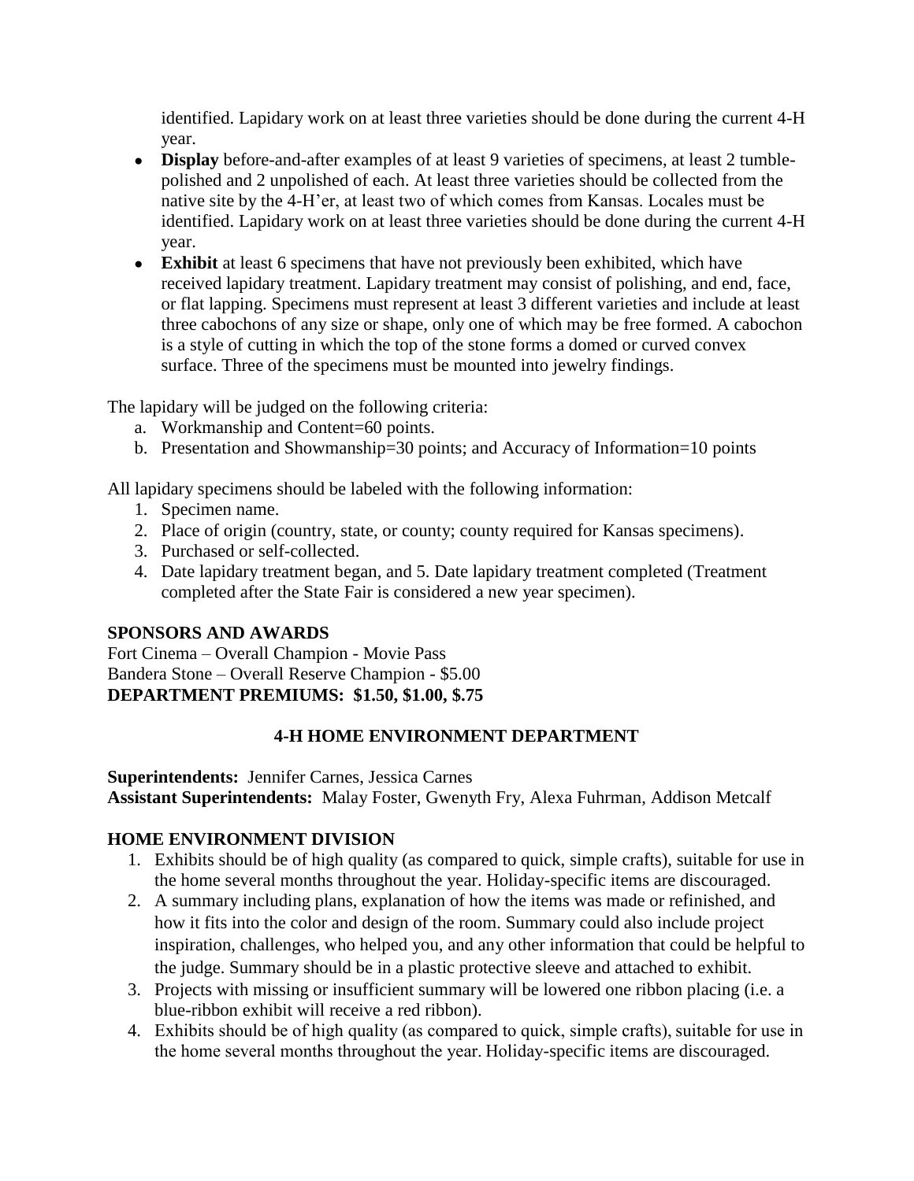identified. Lapidary work on at least three varieties should be done during the current 4-H year.

- **Display** before-and-after examples of at least 9 varieties of specimens, at least 2 tumble-polished and 2 unpolished of each. At least three varieties should be collected from the native site by the 4-H'er, at least two of which comes from Kansas. Locales must be identified. Lapidary work on at least three varieties should be done during the current 4-H year.
- **Exhibit** at least 6 specimens that have not previously been exhibited, which have received lapidary treatment. Lapidary treatment may consist of polishing, and end, face, or flat lapping. Specimens must represent at least 3 different varieties and include at least three cabochons of any size or shape, only one of which may be free formed. A cabochon is a style of cutting in which the top of the stone forms a domed or curved convex surface. Three of the specimens must be mounted into jewelry findings.

The lapidary will be judged on the following criteria:

a. Workmanship and Content=60 points.
b. Presentation and Showmanship=30 points; and Accuracy of Information=10 points

All lapidary specimens should be labeled with the following information:

1. Specimen name.
2. Place of origin (country, state, or county; county required for Kansas specimens).
3. Purchased or self-collected.
4. Date lapidary treatment began, and 5. Date lapidary treatment completed (Treatment completed after the State Fair is considered a new year specimen).

**SPONSORS AND AWARDS**

Fort Cinema – Overall Champion - Movie Pass
Bandera Stone – Overall Reserve Champion - $5.00
**DEPARTMENT PREMIUMS: $1.50, $1.00, $.75**

## 4-H HOME ENVIRONMENT DEPARTMENT

**Superintendents:** Jennifer Carnes, Jessica Carnes
**Assistant Superintendents:** Malay Foster, Gwenyth Fry, Alexa Fuhrman, Addison Metcalf

### HOME ENVIRONMENT DIVISION

1. Exhibits should be of high quality (as compared to quick, simple crafts), suitable for use in the home several months throughout the year. Holiday-specific items are discouraged.
2. A summary including plans, explanation of how the items was made or refinished, and how it fits into the color and design of the room. Summary could also include project inspiration, challenges, who helped you, and any other information that could be helpful to the judge. Summary should be in a plastic protective sleeve and attached to exhibit.
3. Projects with missing or insufficient summary will be lowered one ribbon placing (i.e. a blue-ribbon exhibit will receive a red ribbon).
4. Exhibits should be of high quality (as compared to quick, simple crafts), suitable for use in the home several months throughout the year. Holiday-specific items are discouraged.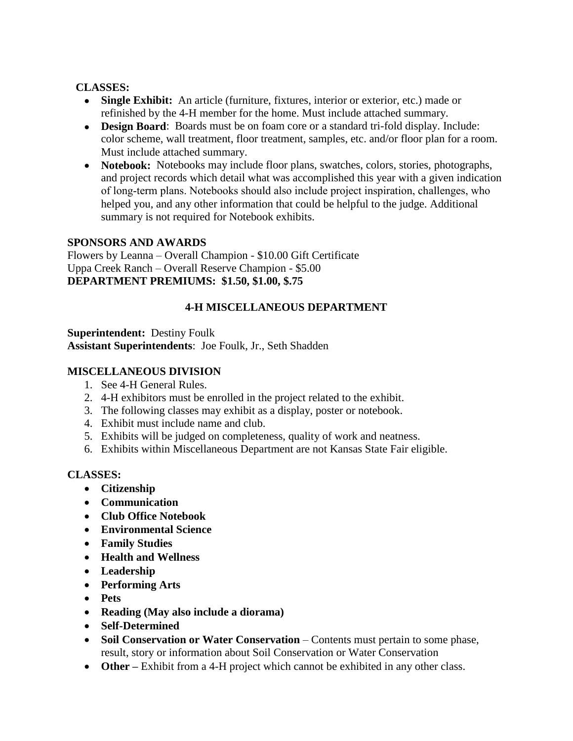**CLASSES:**

- **Single Exhibit:** An article (furniture, fixtures, interior or exterior, etc.) made or refinished by the 4-H member for the home. Must include attached summary.
- **Design Board**: Boards must be on foam core or a standard tri-fold display. Include: color scheme, wall treatment, floor treatment, samples, etc. and/or floor plan for a room. Must include attached summary.
- **Notebook:** Notebooks may include floor plans, swatches, colors, stories, photographs, and project records which detail what was accomplished this year with a given indication of long-term plans. Notebooks should also include project inspiration, challenges, who helped you, and any other information that could be helpful to the judge. Additional summary is not required for Notebook exhibits.

**SPONSORS AND AWARDS**

Flowers by Leanna – Overall Champion - $10.00 Gift Certificate
Uppa Creek Ranch – Overall Reserve Champion - $5.00
**DEPARTMENT PREMIUMS: $1.50, $1.00, $.75**

## 4-H MISCELLANEOUS DEPARTMENT

**Superintendent:** Destiny Foulk
**Assistant Superintendents**: Joe Foulk, Jr., Seth Shadden

**MISCELLANEOUS DIVISION**

1. See 4-H General Rules.
2. 4-H exhibitors must be enrolled in the project related to the exhibit.
3. The following classes may exhibit as a display, poster or notebook.
4. Exhibit must include name and club.
5. Exhibits will be judged on completeness, quality of work and neatness.
6. Exhibits within Miscellaneous Department are not Kansas State Fair eligible.

**CLASSES:**

- **Citizenship**
- **Communication**
- **Club Office Notebook**
- **Environmental Science**
- **Family Studies**
- **Health and Wellness**
- **Leadership**
- **Performing Arts**
- **Pets**
- **Reading (May also include a diorama)**
- **Self-Determined**
- **Soil Conservation or Water Conservation** – Contents must pertain to some phase, result, story or information about Soil Conservation or Water Conservation
- **Other –** Exhibit from a 4-H project which cannot be exhibited in any other class.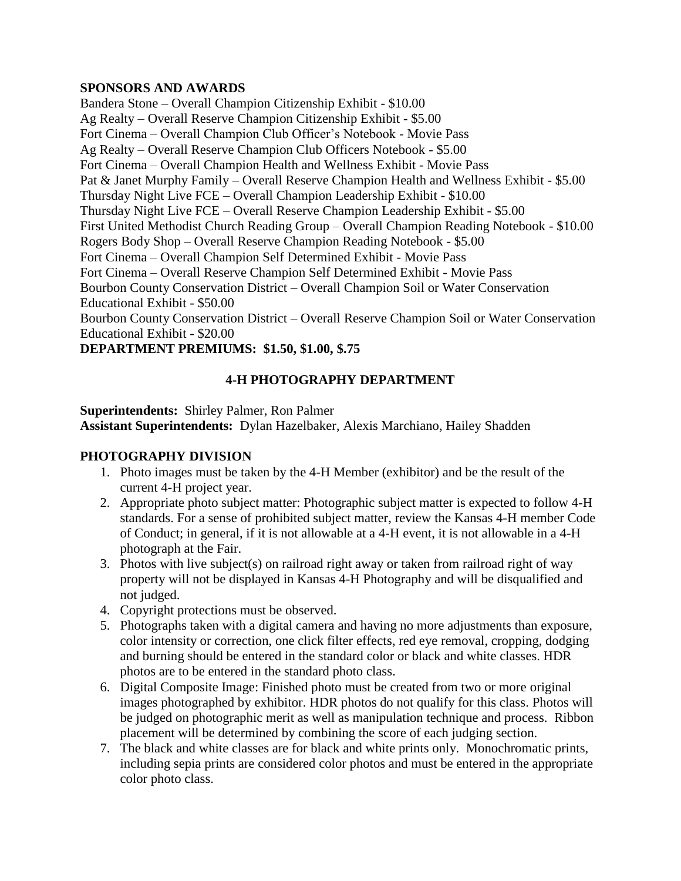**SPONSORS AND AWARDS**

Bandera Stone – Overall Champion Citizenship Exhibit - $10.00
Ag Realty – Overall Reserve Champion Citizenship Exhibit - $5.00
Fort Cinema – Overall Champion Club Officer's Notebook - Movie Pass
Ag Realty – Overall Reserve Champion Club Officers Notebook - $5.00
Fort Cinema – Overall Champion Health and Wellness Exhibit - Movie Pass
Pat & Janet Murphy Family – Overall Reserve Champion Health and Wellness Exhibit - $5.00
Thursday Night Live FCE – Overall Champion Leadership Exhibit - $10.00
Thursday Night Live FCE – Overall Reserve Champion Leadership Exhibit - $5.00
First United Methodist Church Reading Group – Overall Champion Reading Notebook - $10.00
Rogers Body Shop – Overall Reserve Champion Reading Notebook - $5.00
Fort Cinema – Overall Champion Self Determined Exhibit - Movie Pass
Fort Cinema – Overall Reserve Champion Self Determined Exhibit - Movie Pass
Bourbon County Conservation District – Overall Champion Soil or Water Conservation Educational Exhibit - $50.00
Bourbon County Conservation District – Overall Reserve Champion Soil or Water Conservation Educational Exhibit - $20.00

**DEPARTMENT PREMIUMS: $1.50, $1.00, $.75**

## 4-H PHOTOGRAPHY DEPARTMENT

**Superintendents:** Shirley Palmer, Ron Palmer
**Assistant Superintendents:** Dylan Hazelbaker, Alexis Marchiano, Hailey Shadden

### PHOTOGRAPHY DIVISION

1. Photo images must be taken by the 4-H Member (exhibitor) and be the result of the current 4-H project year.
2. Appropriate photo subject matter: Photographic subject matter is expected to follow 4-H standards. For a sense of prohibited subject matter, review the Kansas 4-H member Code of Conduct; in general, if it is not allowable at a 4-H event, it is not allowable in a 4-H photograph at the Fair.
3. Photos with live subject(s) on railroad right away or taken from railroad right of way property will not be displayed in Kansas 4-H Photography and will be disqualified and not judged.
4. Copyright protections must be observed.
5. Photographs taken with a digital camera and having no more adjustments than exposure, color intensity or correction, one click filter effects, red eye removal, cropping, dodging and burning should be entered in the standard color or black and white classes. HDR photos are to be entered in the standard photo class.
6. Digital Composite Image: Finished photo must be created from two or more original images photographed by exhibitor. HDR photos do not qualify for this class. Photos will be judged on photographic merit as well as manipulation technique and process. Ribbon placement will be determined by combining the score of each judging section.
7. The black and white classes are for black and white prints only. Monochromatic prints, including sepia prints are considered color photos and must be entered in the appropriate color photo class.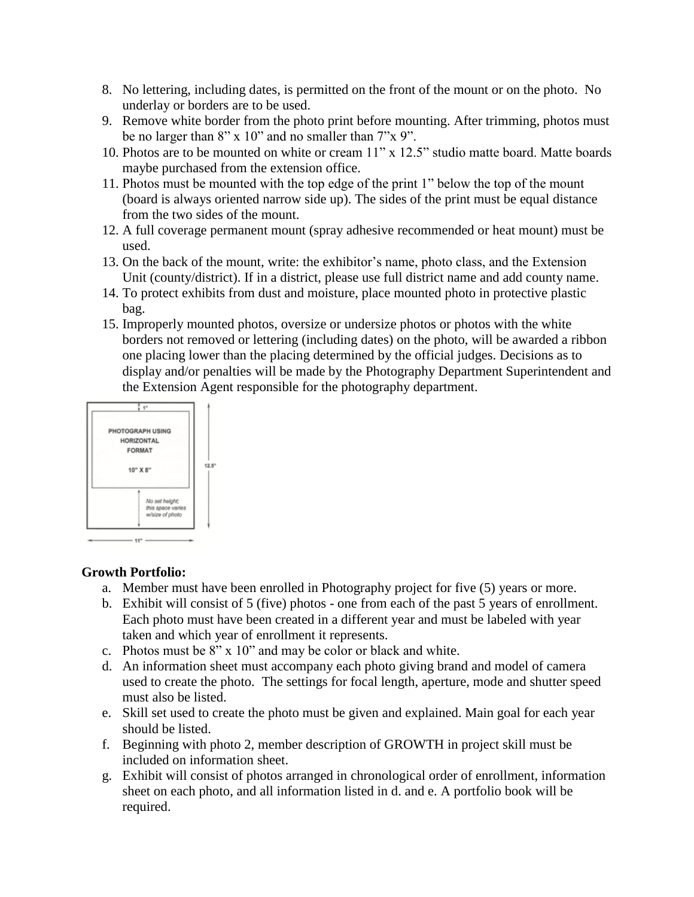8. No lettering, including dates, is permitted on the front of the mount or on the photo. No underlay or borders are to be used.
9. Remove white border from the photo print before mounting. After trimming, photos must be no larger than 8" x 10" and no smaller than 7"x 9".
10. Photos are to be mounted on white or cream 11" x 12.5" studio matte board. Matte boards maybe purchased from the extension office.
11. Photos must be mounted with the top edge of the print 1" below the top of the mount (board is always oriented narrow side up). The sides of the print must be equal distance from the two sides of the mount.
12. A full coverage permanent mount (spray adhesive recommended or heat mount) must be used.
13. On the back of the mount, write: the exhibitor's name, photo class, and the Extension Unit (county/district). If in a district, please use full district name and add county name.
14. To protect exhibits from dust and moisture, place mounted photo in protective plastic bag.
15. Improperly mounted photos, oversize or undersize photos or photos with the white borders not removed or lettering (including dates) on the photo, will be awarded a ribbon one placing lower than the placing determined by the official judges. Decisions as to display and/or penalties will be made by the Photography Department Superintendent and the Extension Agent responsible for the photography department.

1"

PHOTOGRAPH USING HORIZONTAL FORMAT

10" X 8"

12.5"

*No set height; this space varies w/size of photo*

11"

**Growth Portfolio:**

a. Member must have been enrolled in Photography project for five (5) years or more.
b. Exhibit will consist of 5 (five) photos - one from each of the past 5 years of enrollment. Each photo must have been created in a different year and must be labeled with year taken and which year of enrollment it represents.
c. Photos must be 8" x 10" and may be color or black and white.
d. An information sheet must accompany each photo giving brand and model of camera used to create the photo. The settings for focal length, aperture, mode and shutter speed must also be listed.
e. Skill set used to create the photo must be given and explained. Main goal for each year should be listed.
f. Beginning with photo 2, member description of GROWTH in project skill must be included on information sheet.
g. Exhibit will consist of photos arranged in chronological order of enrollment, information sheet on each photo, and all information listed in d. and e. A portfolio book will be required.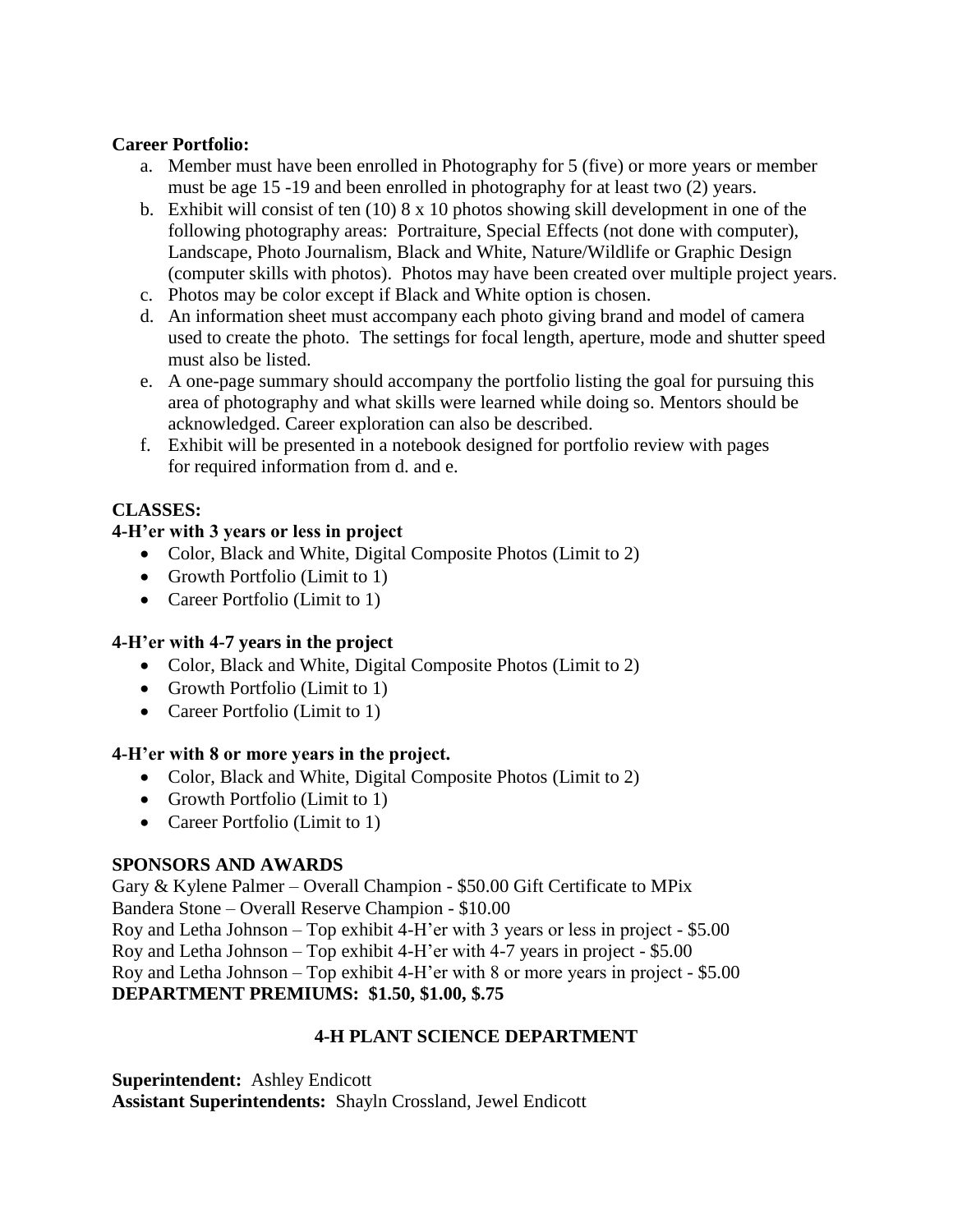**Career Portfolio:**

a. Member must have been enrolled in Photography for 5 (five) or more years or member must be age 15 -19 and been enrolled in photography for at least two (2) years.
b. Exhibit will consist of ten (10) 8 x 10 photos showing skill development in one of the following photography areas: Portraiture, Special Effects (not done with computer), Landscape, Photo Journalism, Black and White, Nature/Wildlife or Graphic Design (computer skills with photos). Photos may have been created over multiple project years.
c. Photos may be color except if Black and White option is chosen.
d. An information sheet must accompany each photo giving brand and model of camera used to create the photo. The settings for focal length, aperture, mode and shutter speed must also be listed.
e. A one-page summary should accompany the portfolio listing the goal for pursuing this area of photography and what skills were learned while doing so. Mentors should be acknowledged. Career exploration can also be described.
f. Exhibit will be presented in a notebook designed for portfolio review with pages for required information from d. and e.

**CLASSES:**

**4-H'er with 3 years or less in project**

- Color, Black and White, Digital Composite Photos (Limit to 2)
- Growth Portfolio (Limit to 1)
- Career Portfolio (Limit to 1)

**4-H'er with 4-7 years in the project**

- Color, Black and White, Digital Composite Photos (Limit to 2)
- Growth Portfolio (Limit to 1)
- Career Portfolio (Limit to 1)

**4-H'er with 8 or more years in the project.**

- Color, Black and White, Digital Composite Photos (Limit to 2)
- Growth Portfolio (Limit to 1)
- Career Portfolio (Limit to 1)

**SPONSORS AND AWARDS**

Gary & Kylene Palmer – Overall Champion - $50.00 Gift Certificate to MPix
Bandera Stone – Overall Reserve Champion - $10.00
Roy and Letha Johnson – Top exhibit 4-H'er with 3 years or less in project - $5.00
Roy and Letha Johnson – Top exhibit 4-H'er with 4-7 years in project - $5.00
Roy and Letha Johnson – Top exhibit 4-H'er with 8 or more years in project - $5.00
**DEPARTMENT PREMIUMS: $1.50, $1.00, $.75**

## 4-H PLANT SCIENCE DEPARTMENT

**Superintendent:** Ashley Endicott
**Assistant Superintendents:** Shayln Crossland, Jewel Endicott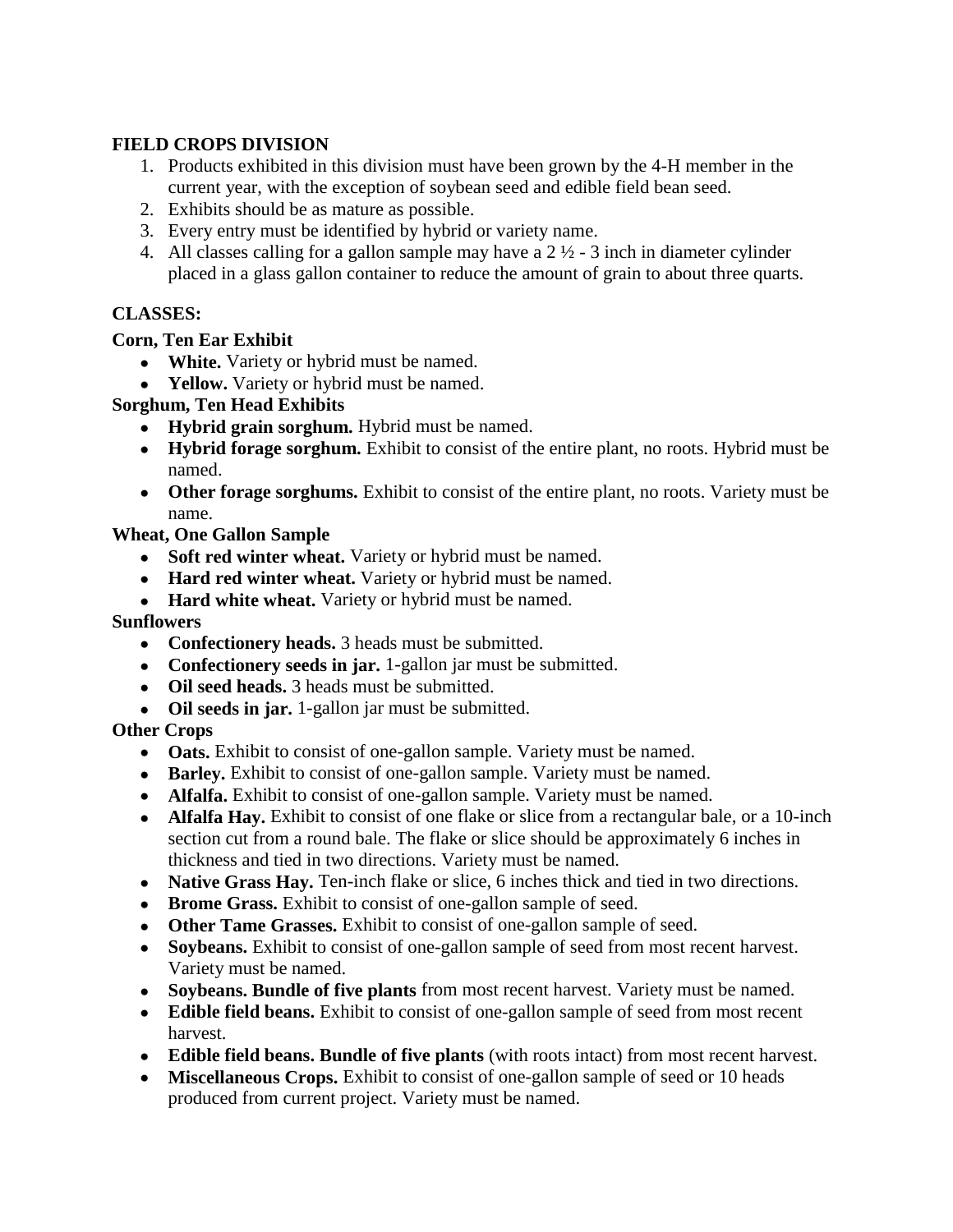## FIELD CROPS DIVISION

1. Products exhibited in this division must have been grown by the 4-H member in the current year, with the exception of soybean seed and edible field bean seed.
2. Exhibits should be as mature as possible.
3. Every entry must be identified by hybrid or variety name.
4. All classes calling for a gallon sample may have a 2 ½ - 3 inch in diameter cylinder placed in a glass gallon container to reduce the amount of grain to about three quarts.

### CLASSES:

**Corn, Ten Ear Exhibit**

- **White.** Variety or hybrid must be named.
- **Yellow.** Variety or hybrid must be named.

**Sorghum, Ten Head Exhibits**

- **Hybrid grain sorghum.** Hybrid must be named.
- **Hybrid forage sorghum.** Exhibit to consist of the entire plant, no roots. Hybrid must be named.
- **Other forage sorghums.** Exhibit to consist of the entire plant, no roots. Variety must be name.

**Wheat, One Gallon Sample**

- **Soft red winter wheat.** Variety or hybrid must be named.
- **Hard red winter wheat.** Variety or hybrid must be named.
- **Hard white wheat.** Variety or hybrid must be named.

**Sunflowers**

- **Confectionery heads.** 3 heads must be submitted.
- **Confectionery seeds in jar.** 1-gallon jar must be submitted.
- **Oil seed heads.** 3 heads must be submitted.
- **Oil seeds in jar.** 1-gallon jar must be submitted.

**Other Crops**

- **Oats.** Exhibit to consist of one-gallon sample. Variety must be named.
- **Barley.** Exhibit to consist of one-gallon sample. Variety must be named.
- **Alfalfa.** Exhibit to consist of one-gallon sample. Variety must be named.
- **Alfalfa Hay.** Exhibit to consist of one flake or slice from a rectangular bale, or a 10-inch section cut from a round bale. The flake or slice should be approximately 6 inches in thickness and tied in two directions. Variety must be named.
- **Native Grass Hay.** Ten-inch flake or slice, 6 inches thick and tied in two directions.
- **Brome Grass.** Exhibit to consist of one-gallon sample of seed.
- **Other Tame Grasses.** Exhibit to consist of one-gallon sample of seed.
- **Soybeans.** Exhibit to consist of one-gallon sample of seed from most recent harvest. Variety must be named.
- **Soybeans. Bundle of five plants** from most recent harvest. Variety must be named.
- **Edible field beans.** Exhibit to consist of one-gallon sample of seed from most recent harvest.
- **Edible field beans. Bundle of five plants** (with roots intact) from most recent harvest.
- **Miscellaneous Crops.** Exhibit to consist of one-gallon sample of seed or 10 heads produced from current project. Variety must be named.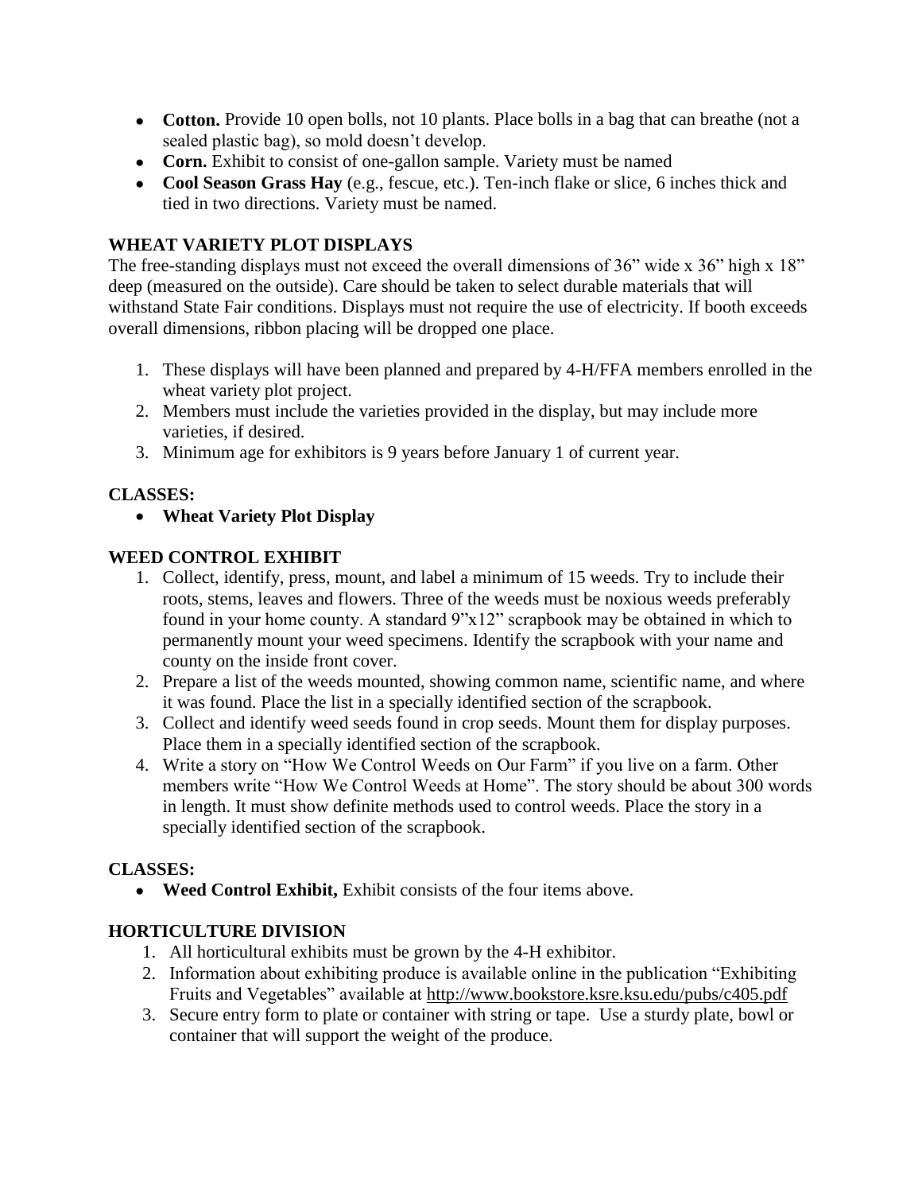- **Cotton.** Provide 10 open bolls, not 10 plants. Place bolls in a bag that can breathe (not a sealed plastic bag), so mold doesn't develop.
- **Corn.** Exhibit to consist of one-gallon sample. Variety must be named
- **Cool Season Grass Hay** (e.g., fescue, etc.). Ten-inch flake or slice, 6 inches thick and tied in two directions. Variety must be named.

### WHEAT VARIETY PLOT DISPLAYS

The free-standing displays must not exceed the overall dimensions of 36" wide x 36" high x 18" deep (measured on the outside). Care should be taken to select durable materials that will withstand State Fair conditions. Displays must not require the use of electricity. If booth exceeds overall dimensions, ribbon placing will be dropped one place.

1. These displays will have been planned and prepared by 4-H/FFA members enrolled in the wheat variety plot project.
2. Members must include the varieties provided in the display, but may include more varieties, if desired.
3. Minimum age for exhibitors is 9 years before January 1 of current year.

### CLASSES:

- **Wheat Variety Plot Display**

### WEED CONTROL EXHIBIT

1. Collect, identify, press, mount, and label a minimum of 15 weeds. Try to include their roots, stems, leaves and flowers. Three of the weeds must be noxious weeds preferably found in your home county. A standard 9"x12" scrapbook may be obtained in which to permanently mount your weed specimens. Identify the scrapbook with your name and county on the inside front cover.
2. Prepare a list of the weeds mounted, showing common name, scientific name, and where it was found. Place the list in a specially identified section of the scrapbook.
3. Collect and identify weed seeds found in crop seeds. Mount them for display purposes. Place them in a specially identified section of the scrapbook.
4. Write a story on "How We Control Weeds on Our Farm" if you live on a farm. Other members write "How We Control Weeds at Home". The story should be about 300 words in length. It must show definite methods used to control weeds. Place the story in a specially identified section of the scrapbook.

### CLASSES:

- **Weed Control Exhibit,** Exhibit consists of the four items above.

### HORTICULTURE DIVISION

1. All horticultural exhibits must be grown by the 4-H exhibitor.
2. Information about exhibiting produce is available online in the publication "Exhibiting Fruits and Vegetables" available at http://www.bookstore.ksre.ksu.edu/pubs/c405.pdf
3. Secure entry form to plate or container with string or tape. Use a sturdy plate, bowl or container that will support the weight of the produce.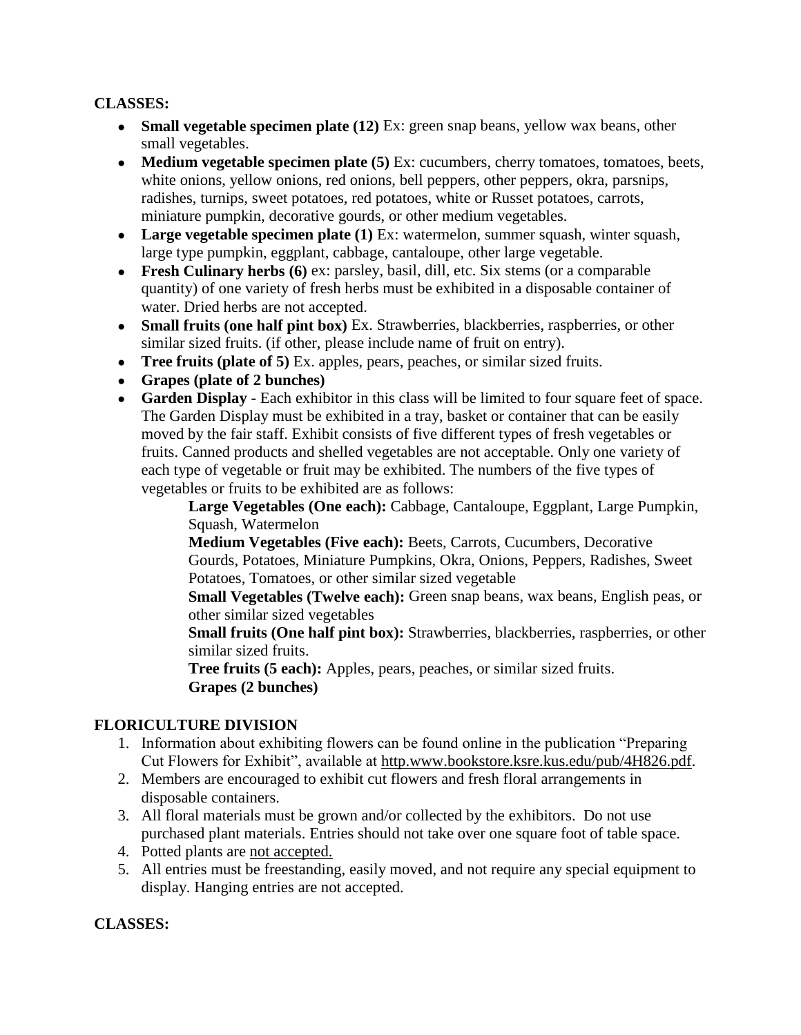**CLASSES:**

- **Small vegetable specimen plate (12)** Ex: green snap beans, yellow wax beans, other small vegetables.
- **Medium vegetable specimen plate (5)** Ex: cucumbers, cherry tomatoes, tomatoes, beets, white onions, yellow onions, red onions, bell peppers, other peppers, okra, parsnips, radishes, turnips, sweet potatoes, red potatoes, white or Russet potatoes, carrots, miniature pumpkin, decorative gourds, or other medium vegetables.
- **Large vegetable specimen plate (1)** Ex: watermelon, summer squash, winter squash, large type pumpkin, eggplant, cabbage, cantaloupe, other large vegetable.
- **Fresh Culinary herbs (6)** ex: parsley, basil, dill, etc. Six stems (or a comparable quantity) of one variety of fresh herbs must be exhibited in a disposable container of water. Dried herbs are not accepted.
- **Small fruits (one half pint box)** Ex. Strawberries, blackberries, raspberries, or other similar sized fruits. (if other, please include name of fruit on entry).
- **Tree fruits (plate of 5)** Ex. apples, pears, peaches, or similar sized fruits.
- **Grapes (plate of 2 bunches)**
- **Garden Display -** Each exhibitor in this class will be limited to four square feet of space. The Garden Display must be exhibited in a tray, basket or container that can be easily moved by the fair staff. Exhibit consists of five different types of fresh vegetables or fruits. Canned products and shelled vegetables are not acceptable. Only one variety of each type of vegetable or fruit may be exhibited. The numbers of the five types of vegetables or fruits to be exhibited are as follows:

  **Large Vegetables (One each):** Cabbage, Cantaloupe, Eggplant, Large Pumpkin, Squash, Watermelon

  **Medium Vegetables (Five each):** Beets, Carrots, Cucumbers, Decorative Gourds, Potatoes, Miniature Pumpkins, Okra, Onions, Peppers, Radishes, Sweet Potatoes, Tomatoes, or other similar sized vegetable

  **Small Vegetables (Twelve each):** Green snap beans, wax beans, English peas, or other similar sized vegetables

  **Small fruits (One half pint box):** Strawberries, blackberries, raspberries, or other similar sized fruits.

  **Tree fruits (5 each):** Apples, pears, peaches, or similar sized fruits.

  **Grapes (2 bunches)**

## FLORICULTURE DIVISION

1. Information about exhibiting flowers can be found online in the publication "Preparing Cut Flowers for Exhibit", available at http.www.bookstore.ksre.kus.edu/pub/4H826.pdf.
2. Members are encouraged to exhibit cut flowers and fresh floral arrangements in disposable containers.
3. All floral materials must be grown and/or collected by the exhibitors. Do not use purchased plant materials. Entries should not take over one square foot of table space.
4. Potted plants are not accepted.
5. All entries must be freestanding, easily moved, and not require any special equipment to display. Hanging entries are not accepted.

**CLASSES:**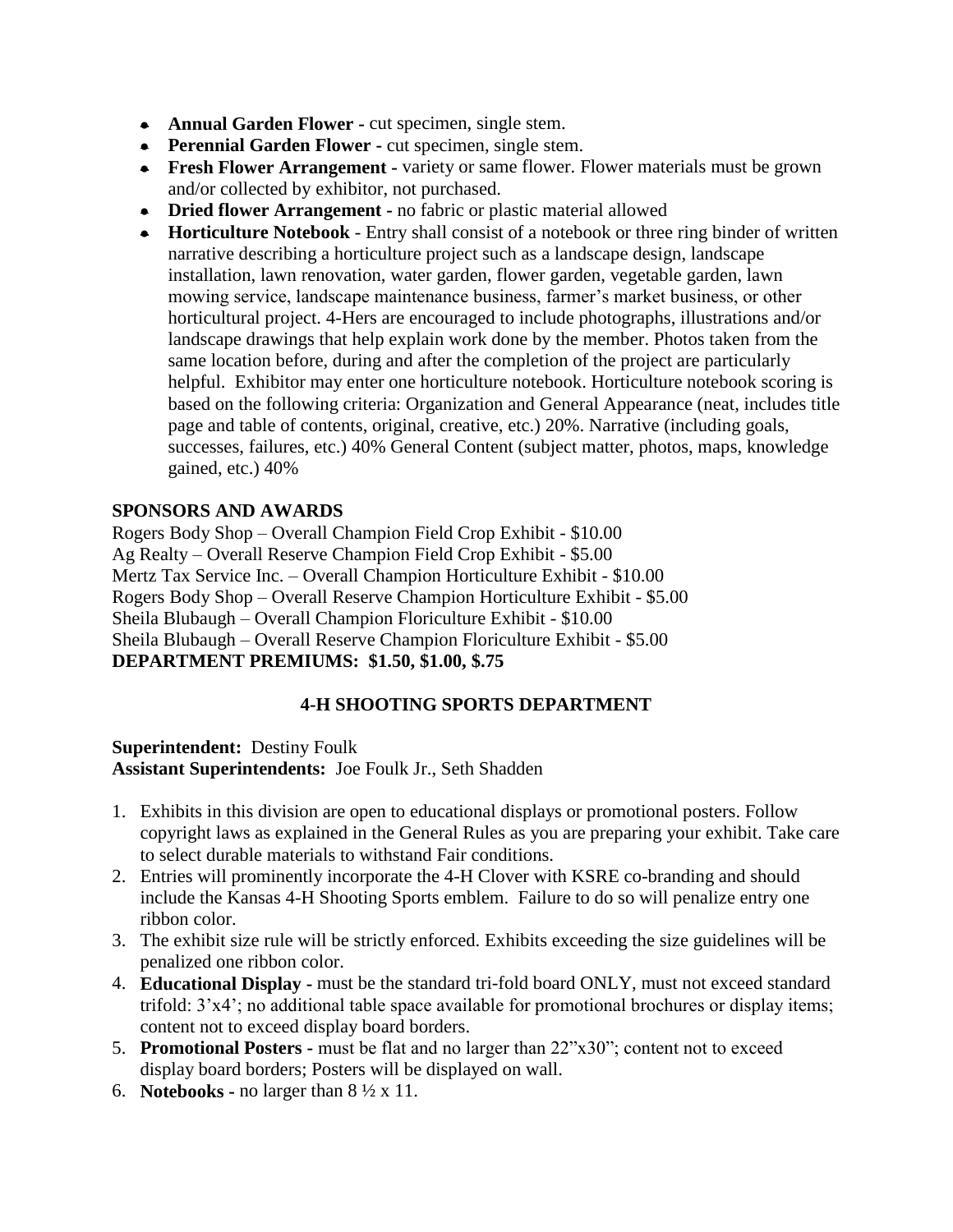- **Annual Garden Flower -** cut specimen, single stem.
- **Perennial Garden Flower -** cut specimen, single stem.
- **Fresh Flower Arrangement -** variety or same flower. Flower materials must be grown and/or collected by exhibitor, not purchased.
- **Dried flower Arrangement -** no fabric or plastic material allowed
- **Horticulture Notebook** - Entry shall consist of a notebook or three ring binder of written narrative describing a horticulture project such as a landscape design, landscape installation, lawn renovation, water garden, flower garden, vegetable garden, lawn mowing service, landscape maintenance business, farmer's market business, or other horticultural project. 4-Hers are encouraged to include photographs, illustrations and/or landscape drawings that help explain work done by the member. Photos taken from the same location before, during and after the completion of the project are particularly helpful. Exhibitor may enter one horticulture notebook. Horticulture notebook scoring is based on the following criteria: Organization and General Appearance (neat, includes title page and table of contents, original, creative, etc.) 20%. Narrative (including goals, successes, failures, etc.) 40% General Content (subject matter, photos, maps, knowledge gained, etc.) 40%

**SPONSORS AND AWARDS**

Rogers Body Shop – Overall Champion Field Crop Exhibit - $10.00
Ag Realty – Overall Reserve Champion Field Crop Exhibit - $5.00
Mertz Tax Service Inc. – Overall Champion Horticulture Exhibit - $10.00
Rogers Body Shop – Overall Reserve Champion Horticulture Exhibit - $5.00
Sheila Blubaugh – Overall Champion Floriculture Exhibit - $10.00
Sheila Blubaugh – Overall Reserve Champion Floriculture Exhibit - $5.00
**DEPARTMENT PREMIUMS: $1.50, $1.00, $.75**

## 4-H SHOOTING SPORTS DEPARTMENT

**Superintendent:** Destiny Foulk
**Assistant Superintendents:** Joe Foulk Jr., Seth Shadden

1. Exhibits in this division are open to educational displays or promotional posters. Follow copyright laws as explained in the General Rules as you are preparing your exhibit. Take care to select durable materials to withstand Fair conditions.
2. Entries will prominently incorporate the 4-H Clover with KSRE co-branding and should include the Kansas 4-H Shooting Sports emblem. Failure to do so will penalize entry one ribbon color.
3. The exhibit size rule will be strictly enforced. Exhibits exceeding the size guidelines will be penalized one ribbon color.
4. **Educational Display -** must be the standard tri-fold board ONLY, must not exceed standard trifold: 3'x4'; no additional table space available for promotional brochures or display items; content not to exceed display board borders.
5. **Promotional Posters -** must be flat and no larger than 22"x30"; content not to exceed display board borders; Posters will be displayed on wall.
6. **Notebooks -** no larger than 8 ½ x 11.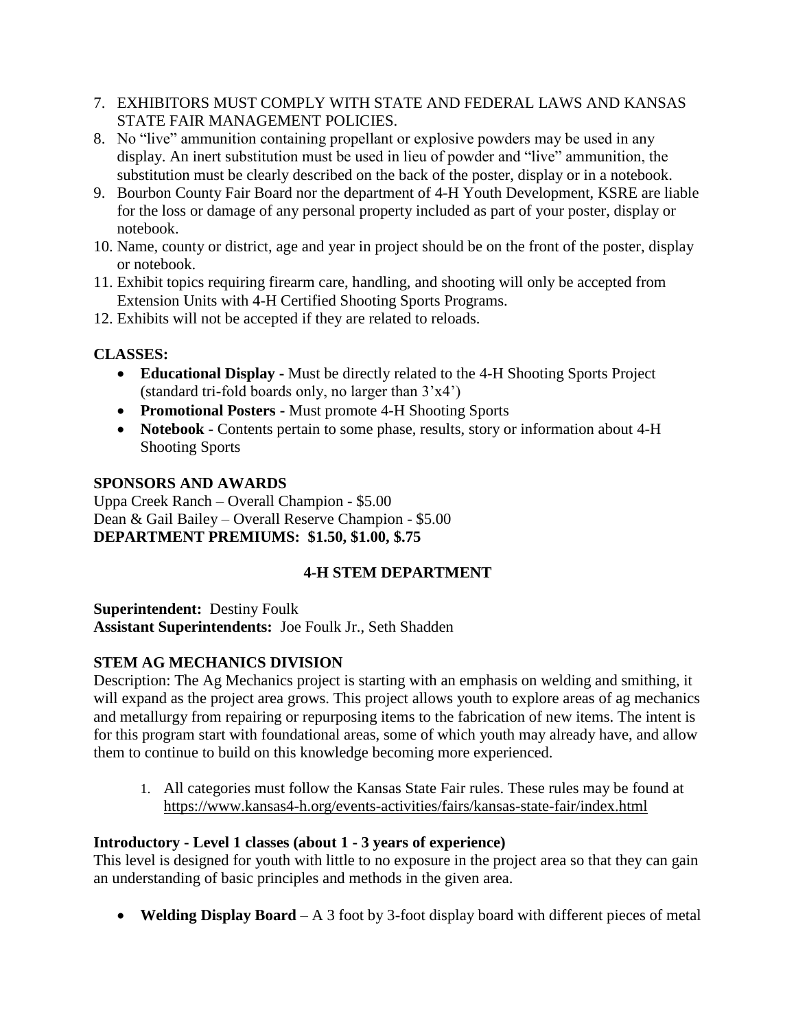7. EXHIBITORS MUST COMPLY WITH STATE AND FEDERAL LAWS AND KANSAS STATE FAIR MANAGEMENT POLICIES.
8. No "live" ammunition containing propellant or explosive powders may be used in any display. An inert substitution must be used in lieu of powder and "live" ammunition, the substitution must be clearly described on the back of the poster, display or in a notebook.
9. Bourbon County Fair Board nor the department of 4-H Youth Development, KSRE are liable for the loss or damage of any personal property included as part of your poster, display or notebook.
10. Name, county or district, age and year in project should be on the front of the poster, display or notebook.
11. Exhibit topics requiring firearm care, handling, and shooting will only be accepted from Extension Units with 4-H Certified Shooting Sports Programs.
12. Exhibits will not be accepted if they are related to reloads.

**CLASSES:**

- **Educational Display -** Must be directly related to the 4-H Shooting Sports Project (standard tri-fold boards only, no larger than 3'x4')
- **Promotional Posters -** Must promote 4-H Shooting Sports
- **Notebook -** Contents pertain to some phase, results, story or information about 4-H Shooting Sports

**SPONSORS AND AWARDS**

Uppa Creek Ranch – Overall Champion - $5.00
Dean & Gail Bailey – Overall Reserve Champion - $5.00
**DEPARTMENT PREMIUMS: $1.50, $1.00, $.75**

## 4-H STEM DEPARTMENT

**Superintendent:** Destiny Foulk
**Assistant Superintendents:** Joe Foulk Jr., Seth Shadden

### STEM AG MECHANICS DIVISION

Description: The Ag Mechanics project is starting with an emphasis on welding and smithing, it will expand as the project area grows. This project allows youth to explore areas of ag mechanics and metallurgy from repairing or repurposing items to the fabrication of new items. The intent is for this program start with foundational areas, some of which youth may already have, and allow them to continue to build on this knowledge becoming more experienced.

1. All categories must follow the Kansas State Fair rules. These rules may be found at https://www.kansas4-h.org/events-activities/fairs/kansas-state-fair/index.html

**Introductory - Level 1 classes (about 1 - 3 years of experience)**

This level is designed for youth with little to no exposure in the project area so that they can gain an understanding of basic principles and methods in the given area.

- **Welding Display Board** – A 3 foot by 3-foot display board with different pieces of metal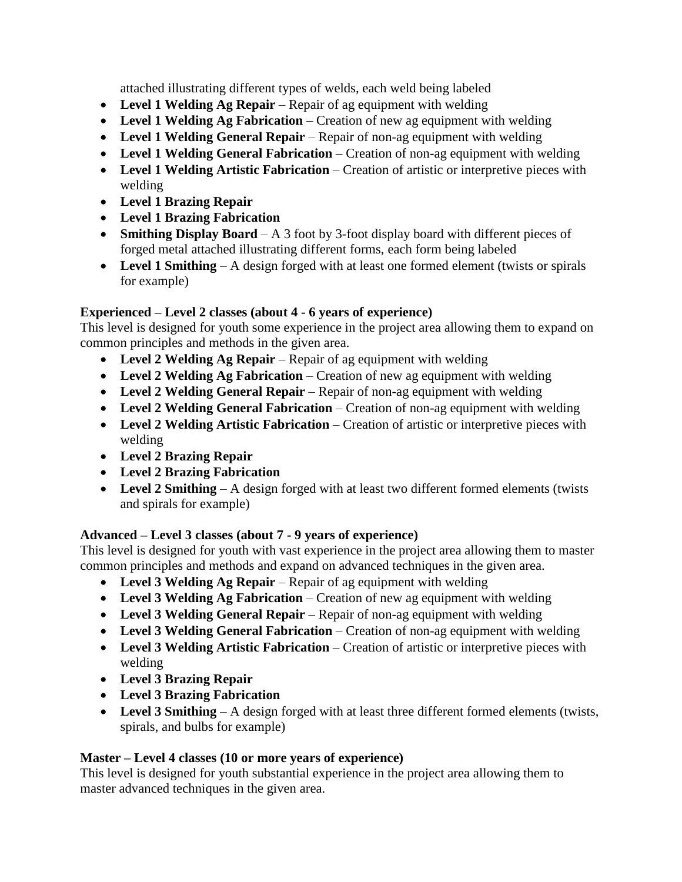attached illustrating different types of welds, each weld being labeled

- **Level 1 Welding Ag Repair** – Repair of ag equipment with welding
- **Level 1 Welding Ag Fabrication** – Creation of new ag equipment with welding
- **Level 1 Welding General Repair** – Repair of non-ag equipment with welding
- **Level 1 Welding General Fabrication** – Creation of non-ag equipment with welding
- **Level 1 Welding Artistic Fabrication** – Creation of artistic or interpretive pieces with welding
- **Level 1 Brazing Repair**
- **Level 1 Brazing Fabrication**
- **Smithing Display Board** – A 3 foot by 3-foot display board with different pieces of forged metal attached illustrating different forms, each form being labeled
- **Level 1 Smithing** – A design forged with at least one formed element (twists or spirals for example)

**Experienced – Level 2 classes (about 4 - 6 years of experience)**
This level is designed for youth some experience in the project area allowing them to expand on common principles and methods in the given area.

- **Level 2 Welding Ag Repair** – Repair of ag equipment with welding
- **Level 2 Welding Ag Fabrication** – Creation of new ag equipment with welding
- **Level 2 Welding General Repair** – Repair of non-ag equipment with welding
- **Level 2 Welding General Fabrication** – Creation of non-ag equipment with welding
- **Level 2 Welding Artistic Fabrication** – Creation of artistic or interpretive pieces with welding
- **Level 2 Brazing Repair**
- **Level 2 Brazing Fabrication**
- **Level 2 Smithing** – A design forged with at least two different formed elements (twists and spirals for example)

**Advanced – Level 3 classes (about 7 - 9 years of experience)**
This level is designed for youth with vast experience in the project area allowing them to master common principles and methods and expand on advanced techniques in the given area.

- **Level 3 Welding Ag Repair** – Repair of ag equipment with welding
- **Level 3 Welding Ag Fabrication** – Creation of new ag equipment with welding
- **Level 3 Welding General Repair** – Repair of non-ag equipment with welding
- **Level 3 Welding General Fabrication** – Creation of non-ag equipment with welding
- **Level 3 Welding Artistic Fabrication** – Creation of artistic or interpretive pieces with welding
- **Level 3 Brazing Repair**
- **Level 3 Brazing Fabrication**
- **Level 3 Smithing** – A design forged with at least three different formed elements (twists, spirals, and bulbs for example)

**Master – Level 4 classes (10 or more years of experience)**
This level is designed for youth substantial experience in the project area allowing them to master advanced techniques in the given area.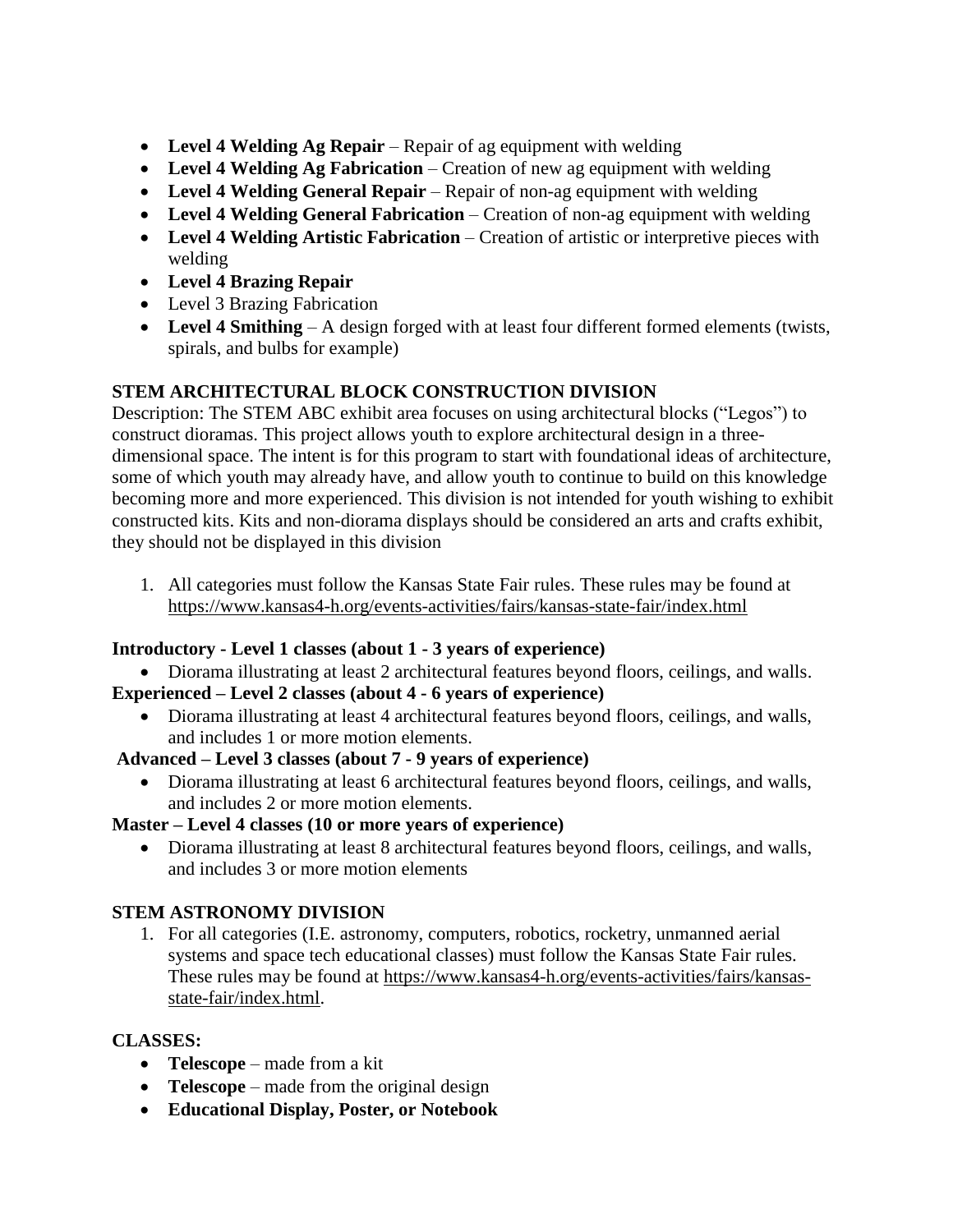- **Level 4 Welding Ag Repair** – Repair of ag equipment with welding
- **Level 4 Welding Ag Fabrication** – Creation of new ag equipment with welding
- **Level 4 Welding General Repair** – Repair of non-ag equipment with welding
- **Level 4 Welding General Fabrication** – Creation of non-ag equipment with welding
- **Level 4 Welding Artistic Fabrication** – Creation of artistic or interpretive pieces with welding
- **Level 4 Brazing Repair**
- Level 3 Brazing Fabrication
- **Level 4 Smithing** – A design forged with at least four different formed elements (twists, spirals, and bulbs for example)

**STEM ARCHITECTURAL BLOCK CONSTRUCTION DIVISION**

Description: The STEM ABC exhibit area focuses on using architectural blocks ("Legos") to construct dioramas. This project allows youth to explore architectural design in a three-dimensional space. The intent is for this program to start with foundational ideas of architecture, some of which youth may already have, and allow youth to continue to build on this knowledge becoming more and more experienced. This division is not intended for youth wishing to exhibit constructed kits. Kits and non-diorama displays should be considered an arts and crafts exhibit, they should not be displayed in this division

1. All categories must follow the Kansas State Fair rules. These rules may be found at https://www.kansas4-h.org/events-activities/fairs/kansas-state-fair/index.html

**Introductory - Level 1 classes (about 1 - 3 years of experience)**

- Diorama illustrating at least 2 architectural features beyond floors, ceilings, and walls.

**Experienced – Level 2 classes (about 4 - 6 years of experience)**

- Diorama illustrating at least 4 architectural features beyond floors, ceilings, and walls, and includes 1 or more motion elements.

**Advanced – Level 3 classes (about 7 - 9 years of experience)**

- Diorama illustrating at least 6 architectural features beyond floors, ceilings, and walls, and includes 2 or more motion elements.

**Master – Level 4 classes (10 or more years of experience)**

- Diorama illustrating at least 8 architectural features beyond floors, ceilings, and walls, and includes 3 or more motion elements

**STEM ASTRONOMY DIVISION**

1. For all categories (I.E. astronomy, computers, robotics, rocketry, unmanned aerial systems and space tech educational classes) must follow the Kansas State Fair rules. These rules may be found at https://www.kansas4-h.org/events-activities/fairs/kansas-state-fair/index.html.

**CLASSES:**

- **Telescope** – made from a kit
- **Telescope** – made from the original design
- **Educational Display, Poster, or Notebook**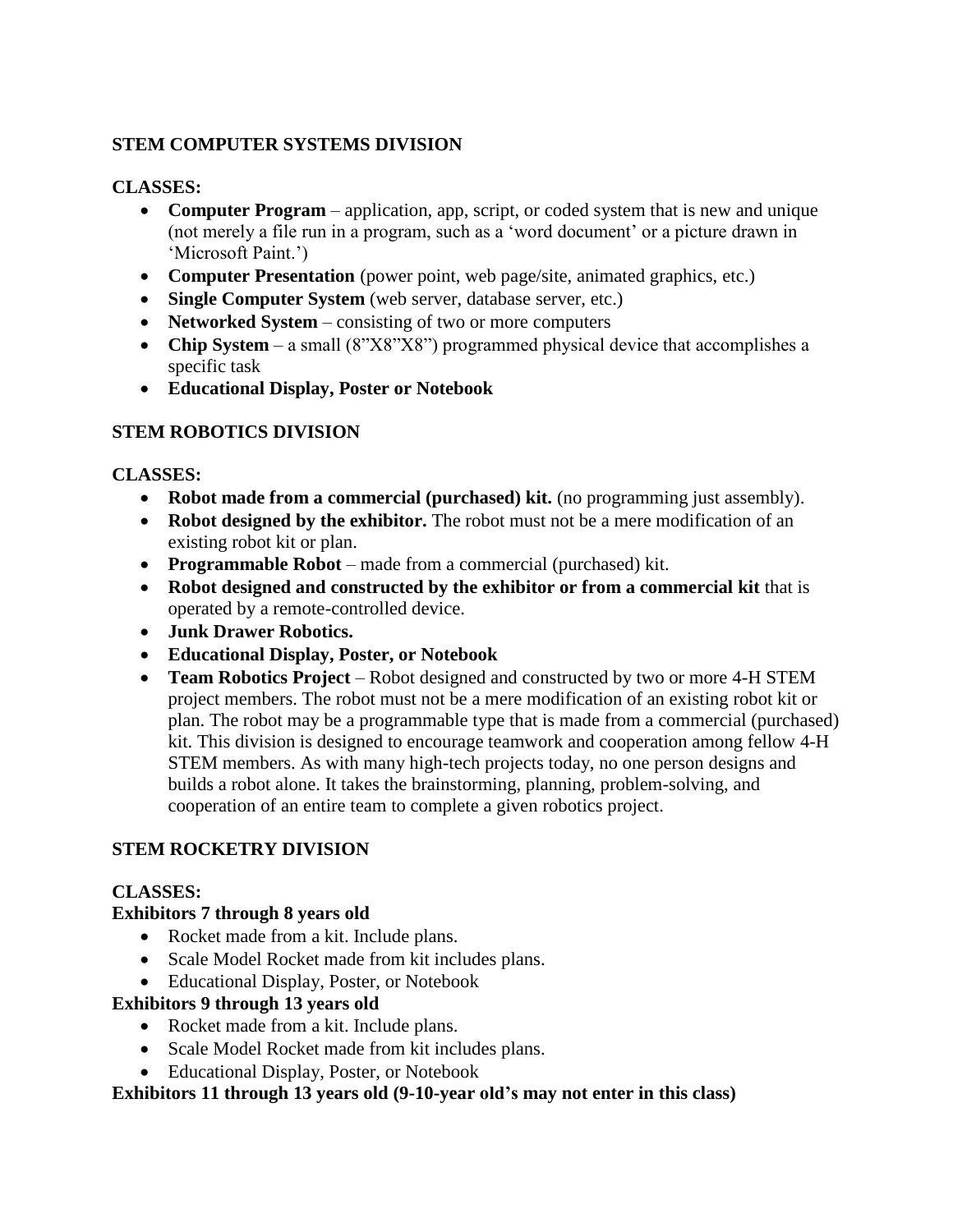## STEM COMPUTER SYSTEMS DIVISION

**CLASSES:**

- **Computer Program** – application, app, script, or coded system that is new and unique (not merely a file run in a program, such as a 'word document' or a picture drawn in 'Microsoft Paint.')
- **Computer Presentation** (power point, web page/site, animated graphics, etc.)
- **Single Computer System** (web server, database server, etc.)
- **Networked System** – consisting of two or more computers
- **Chip System** – a small (8"X8"X8") programmed physical device that accomplishes a specific task
- **Educational Display, Poster or Notebook**

## STEM ROBOTICS DIVISION

**CLASSES:**

- **Robot made from a commercial (purchased) kit.** (no programming just assembly).
- **Robot designed by the exhibitor.** The robot must not be a mere modification of an existing robot kit or plan.
- **Programmable Robot** – made from a commercial (purchased) kit.
- **Robot designed and constructed by the exhibitor or from a commercial kit** that is operated by a remote-controlled device.
- **Junk Drawer Robotics.**
- **Educational Display, Poster, or Notebook**
- **Team Robotics Project** – Robot designed and constructed by two or more 4-H STEM project members. The robot must not be a mere modification of an existing robot kit or plan. The robot may be a programmable type that is made from a commercial (purchased) kit. This division is designed to encourage teamwork and cooperation among fellow 4-H STEM members. As with many high-tech projects today, no one person designs and builds a robot alone. It takes the brainstorming, planning, problem-solving, and cooperation of an entire team to complete a given robotics project.

## STEM ROCKETRY DIVISION

**CLASSES:**

**Exhibitors 7 through 8 years old**

- Rocket made from a kit. Include plans.
- Scale Model Rocket made from kit includes plans.
- Educational Display, Poster, or Notebook

**Exhibitors 9 through 13 years old**

- Rocket made from a kit. Include plans.
- Scale Model Rocket made from kit includes plans.
- Educational Display, Poster, or Notebook

**Exhibitors 11 through 13 years old (9-10-year old's may not enter in this class)**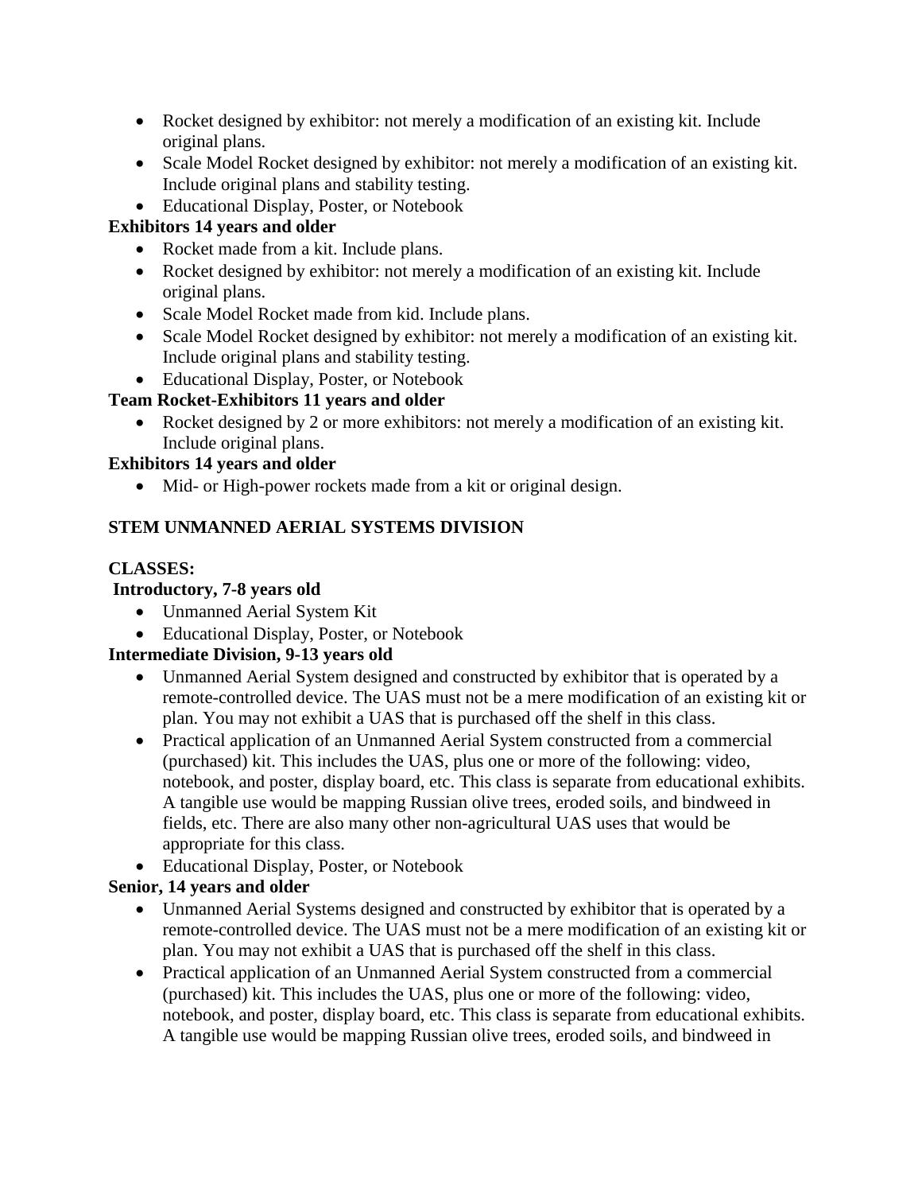- Rocket designed by exhibitor: not merely a modification of an existing kit. Include original plans.
- Scale Model Rocket designed by exhibitor: not merely a modification of an existing kit. Include original plans and stability testing.
- Educational Display, Poster, or Notebook

**Exhibitors 14 years and older**

- Rocket made from a kit. Include plans.
- Rocket designed by exhibitor: not merely a modification of an existing kit. Include original plans.
- Scale Model Rocket made from kid. Include plans.
- Scale Model Rocket designed by exhibitor: not merely a modification of an existing kit. Include original plans and stability testing.
- Educational Display, Poster, or Notebook

**Team Rocket-Exhibitors 11 years and older**

- Rocket designed by 2 or more exhibitors: not merely a modification of an existing kit. Include original plans.

**Exhibitors 14 years and older**

- Mid- or High-power rockets made from a kit or original design.

**STEM UNMANNED AERIAL SYSTEMS DIVISION**

**CLASSES:**

**Introductory, 7-8 years old**

- Unmanned Aerial System Kit
- Educational Display, Poster, or Notebook

**Intermediate Division, 9-13 years old**

- Unmanned Aerial System designed and constructed by exhibitor that is operated by a remote-controlled device. The UAS must not be a mere modification of an existing kit or plan. You may not exhibit a UAS that is purchased off the shelf in this class.
- Practical application of an Unmanned Aerial System constructed from a commercial (purchased) kit. This includes the UAS, plus one or more of the following: video, notebook, and poster, display board, etc. This class is separate from educational exhibits. A tangible use would be mapping Russian olive trees, eroded soils, and bindweed in fields, etc. There are also many other non-agricultural UAS uses that would be appropriate for this class.
- Educational Display, Poster, or Notebook

**Senior, 14 years and older**

- Unmanned Aerial Systems designed and constructed by exhibitor that is operated by a remote-controlled device. The UAS must not be a mere modification of an existing kit or plan. You may not exhibit a UAS that is purchased off the shelf in this class.
- Practical application of an Unmanned Aerial System constructed from a commercial (purchased) kit. This includes the UAS, plus one or more of the following: video, notebook, and poster, display board, etc. This class is separate from educational exhibits. A tangible use would be mapping Russian olive trees, eroded soils, and bindweed in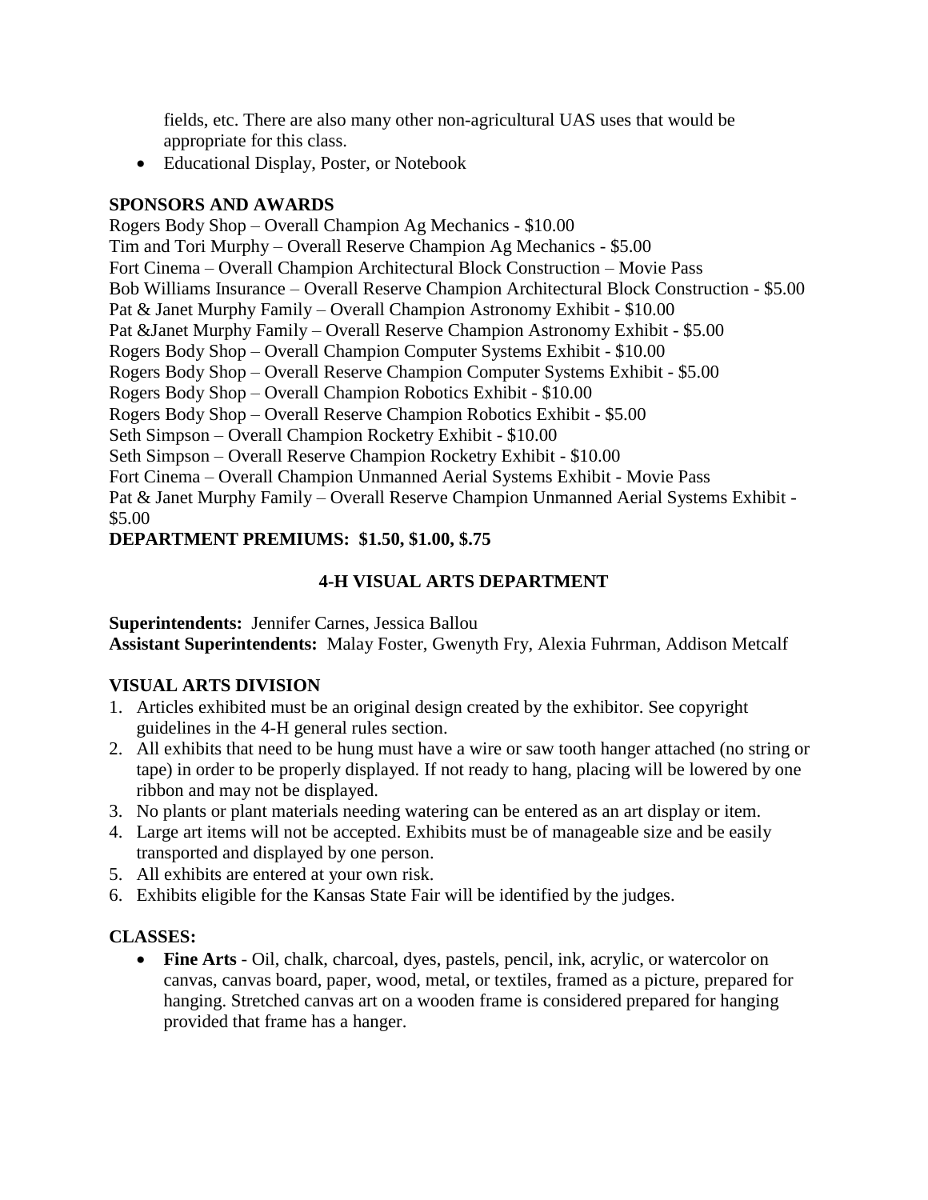fields, etc. There are also many other non-agricultural UAS uses that would be appropriate for this class.

- Educational Display, Poster, or Notebook

**SPONSORS AND AWARDS**

Rogers Body Shop – Overall Champion Ag Mechanics - $10.00
Tim and Tori Murphy – Overall Reserve Champion Ag Mechanics - $5.00
Fort Cinema – Overall Champion Architectural Block Construction – Movie Pass
Bob Williams Insurance – Overall Reserve Champion Architectural Block Construction - $5.00
Pat & Janet Murphy Family – Overall Champion Astronomy Exhibit - $10.00
Pat &Janet Murphy Family – Overall Reserve Champion Astronomy Exhibit - $5.00
Rogers Body Shop – Overall Champion Computer Systems Exhibit - $10.00
Rogers Body Shop – Overall Reserve Champion Computer Systems Exhibit - $5.00
Rogers Body Shop – Overall Champion Robotics Exhibit - $10.00
Rogers Body Shop – Overall Reserve Champion Robotics Exhibit - $5.00
Seth Simpson – Overall Champion Rocketry Exhibit - $10.00
Seth Simpson – Overall Reserve Champion Rocketry Exhibit - $10.00
Fort Cinema – Overall Champion Unmanned Aerial Systems Exhibit - Movie Pass
Pat & Janet Murphy Family – Overall Reserve Champion Unmanned Aerial Systems Exhibit - $5.00

**DEPARTMENT PREMIUMS: $1.50, $1.00, $.75**

## 4-H VISUAL ARTS DEPARTMENT

**Superintendents:** Jennifer Carnes, Jessica Ballou
**Assistant Superintendents:** Malay Foster, Gwenyth Fry, Alexia Fuhrman, Addison Metcalf

**VISUAL ARTS DIVISION**

1. Articles exhibited must be an original design created by the exhibitor. See copyright guidelines in the 4-H general rules section.
2. All exhibits that need to be hung must have a wire or saw tooth hanger attached (no string or tape) in order to be properly displayed. If not ready to hang, placing will be lowered by one ribbon and may not be displayed.
3. No plants or plant materials needing watering can be entered as an art display or item.
4. Large art items will not be accepted. Exhibits must be of manageable size and be easily transported and displayed by one person.
5. All exhibits are entered at your own risk.
6. Exhibits eligible for the Kansas State Fair will be identified by the judges.

**CLASSES:**

- **Fine Arts** - Oil, chalk, charcoal, dyes, pastels, pencil, ink, acrylic, or watercolor on canvas, canvas board, paper, wood, metal, or textiles, framed as a picture, prepared for hanging. Stretched canvas art on a wooden frame is considered prepared for hanging provided that frame has a hanger.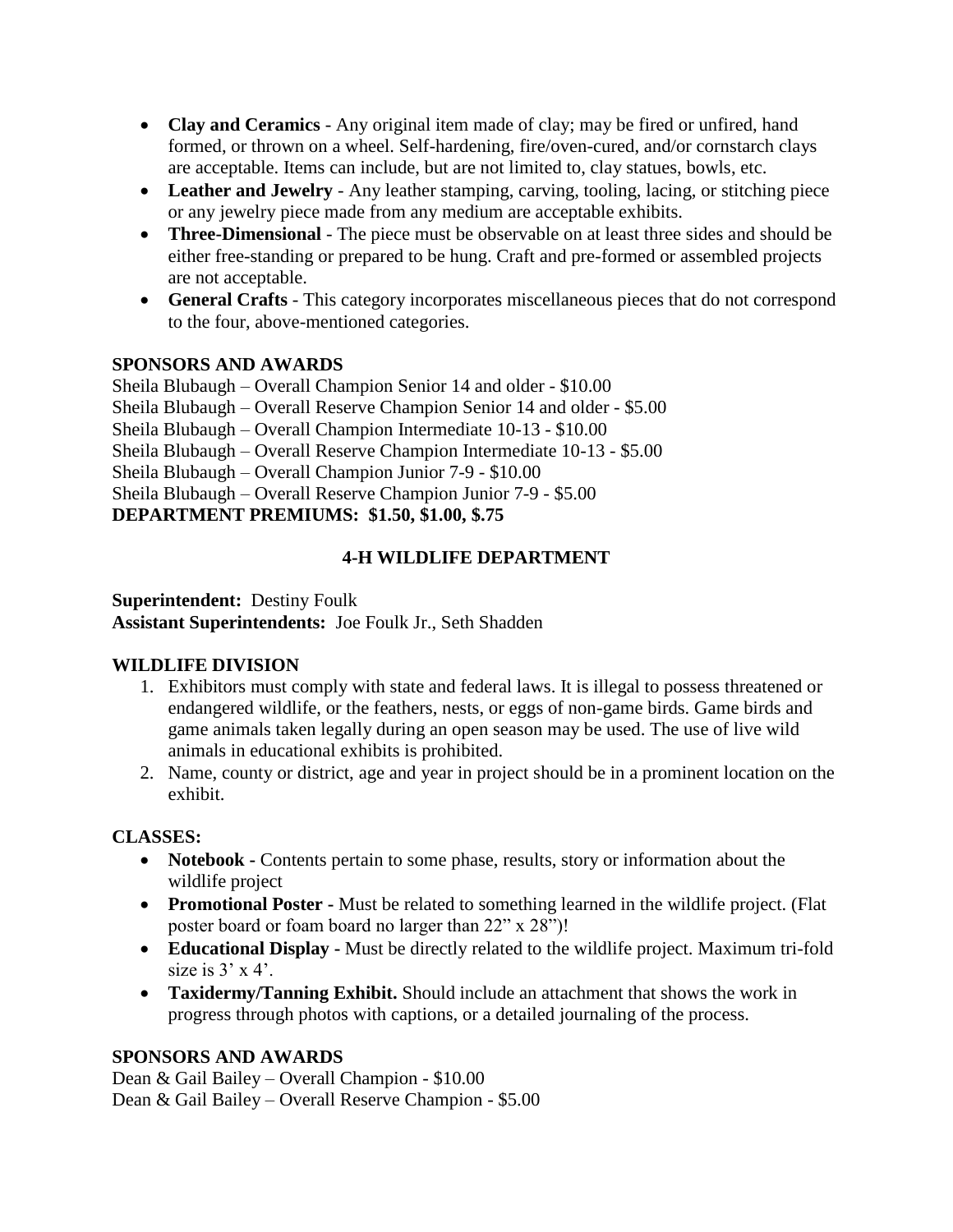- **Clay and Ceramics** - Any original item made of clay; may be fired or unfired, hand formed, or thrown on a wheel. Self-hardening, fire/oven-cured, and/or cornstarch clays are acceptable. Items can include, but are not limited to, clay statues, bowls, etc.
- **Leather and Jewelry** - Any leather stamping, carving, tooling, lacing, or stitching piece or any jewelry piece made from any medium are acceptable exhibits.
- **Three-Dimensional** - The piece must be observable on at least three sides and should be either free-standing or prepared to be hung. Craft and pre-formed or assembled projects are not acceptable.
- **General Crafts** - This category incorporates miscellaneous pieces that do not correspond to the four, above-mentioned categories.

**SPONSORS AND AWARDS**

Sheila Blubaugh – Overall Champion Senior 14 and older - $10.00
Sheila Blubaugh – Overall Reserve Champion Senior 14 and older - $5.00
Sheila Blubaugh – Overall Champion Intermediate 10-13 - $10.00
Sheila Blubaugh – Overall Reserve Champion Intermediate 10-13 - $5.00
Sheila Blubaugh – Overall Champion Junior 7-9 - $10.00
Sheila Blubaugh – Overall Reserve Champion Junior 7-9 - $5.00
**DEPARTMENT PREMIUMS: $1.50, $1.00, $.75**

## 4-H WILDLIFE DEPARTMENT

**Superintendent:** Destiny Foulk
**Assistant Superintendents:** Joe Foulk Jr., Seth Shadden

**WILDLIFE DIVISION**

1. Exhibitors must comply with state and federal laws. It is illegal to possess threatened or endangered wildlife, or the feathers, nests, or eggs of non-game birds. Game birds and game animals taken legally during an open season may be used. The use of live wild animals in educational exhibits is prohibited.
2. Name, county or district, age and year in project should be in a prominent location on the exhibit.

**CLASSES:**

- **Notebook -** Contents pertain to some phase, results, story or information about the wildlife project
- **Promotional Poster -** Must be related to something learned in the wildlife project. (Flat poster board or foam board no larger than 22" x 28")!
- **Educational Display -** Must be directly related to the wildlife project. Maximum tri-fold size is 3' x 4'.
- **Taxidermy/Tanning Exhibit.** Should include an attachment that shows the work in progress through photos with captions, or a detailed journaling of the process.

**SPONSORS AND AWARDS**

Dean & Gail Bailey – Overall Champion - $10.00
Dean & Gail Bailey – Overall Reserve Champion - $5.00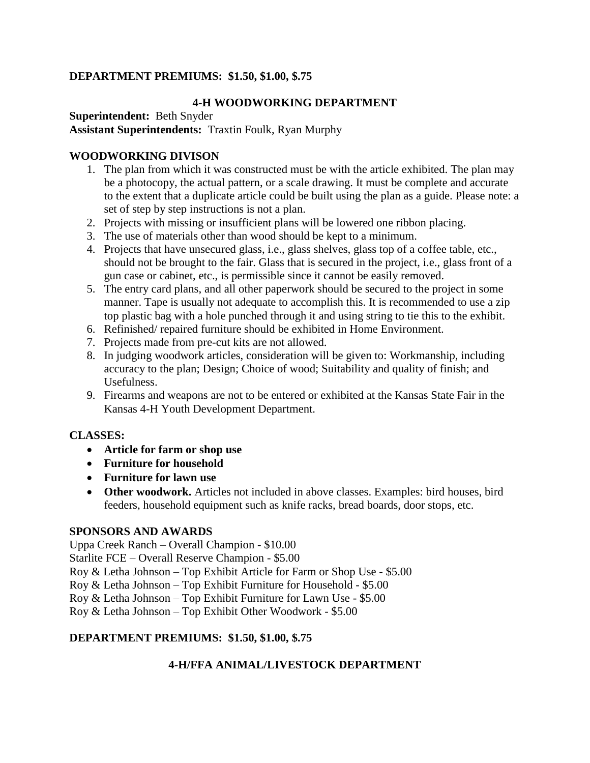**DEPARTMENT PREMIUMS: $1.50, $1.00, $.75**

## 4-H WOODWORKING DEPARTMENT

**Superintendent:** Beth Snyder
**Assistant Superintendents:** Traxtin Foulk, Ryan Murphy

### WOODWORKING DIVISON

1. The plan from which it was constructed must be with the article exhibited. The plan may be a photocopy, the actual pattern, or a scale drawing. It must be complete and accurate to the extent that a duplicate article could be built using the plan as a guide. Please note: a set of step by step instructions is not a plan.
2. Projects with missing or insufficient plans will be lowered one ribbon placing.
3. The use of materials other than wood should be kept to a minimum.
4. Projects that have unsecured glass, i.e., glass shelves, glass top of a coffee table, etc., should not be brought to the fair. Glass that is secured in the project, i.e., glass front of a gun case or cabinet, etc., is permissible since it cannot be easily removed.
5. The entry card plans, and all other paperwork should be secured to the project in some manner. Tape is usually not adequate to accomplish this. It is recommended to use a zip top plastic bag with a hole punched through it and using string to tie this to the exhibit.
6. Refinished/ repaired furniture should be exhibited in Home Environment.
7. Projects made from pre-cut kits are not allowed.
8. In judging woodwork articles, consideration will be given to: Workmanship, including accuracy to the plan; Design; Choice of wood; Suitability and quality of finish; and Usefulness.
9. Firearms and weapons are not to be entered or exhibited at the Kansas State Fair in the Kansas 4-H Youth Development Department.

### CLASSES:

- **Article for farm or shop use**
- **Furniture for household**
- **Furniture for lawn use**
- **Other woodwork.** Articles not included in above classes. Examples: bird houses, bird feeders, household equipment such as knife racks, bread boards, door stops, etc.

### SPONSORS AND AWARDS

Uppa Creek Ranch – Overall Champion - $10.00
Starlite FCE – Overall Reserve Champion - $5.00
Roy & Letha Johnson – Top Exhibit Article for Farm or Shop Use - $5.00
Roy & Letha Johnson – Top Exhibit Furniture for Household - $5.00
Roy & Letha Johnson – Top Exhibit Furniture for Lawn Use - $5.00
Roy & Letha Johnson – Top Exhibit Other Woodwork - $5.00

**DEPARTMENT PREMIUMS: $1.50, $1.00, $.75**

## 4-H/FFA ANIMAL/LIVESTOCK DEPARTMENT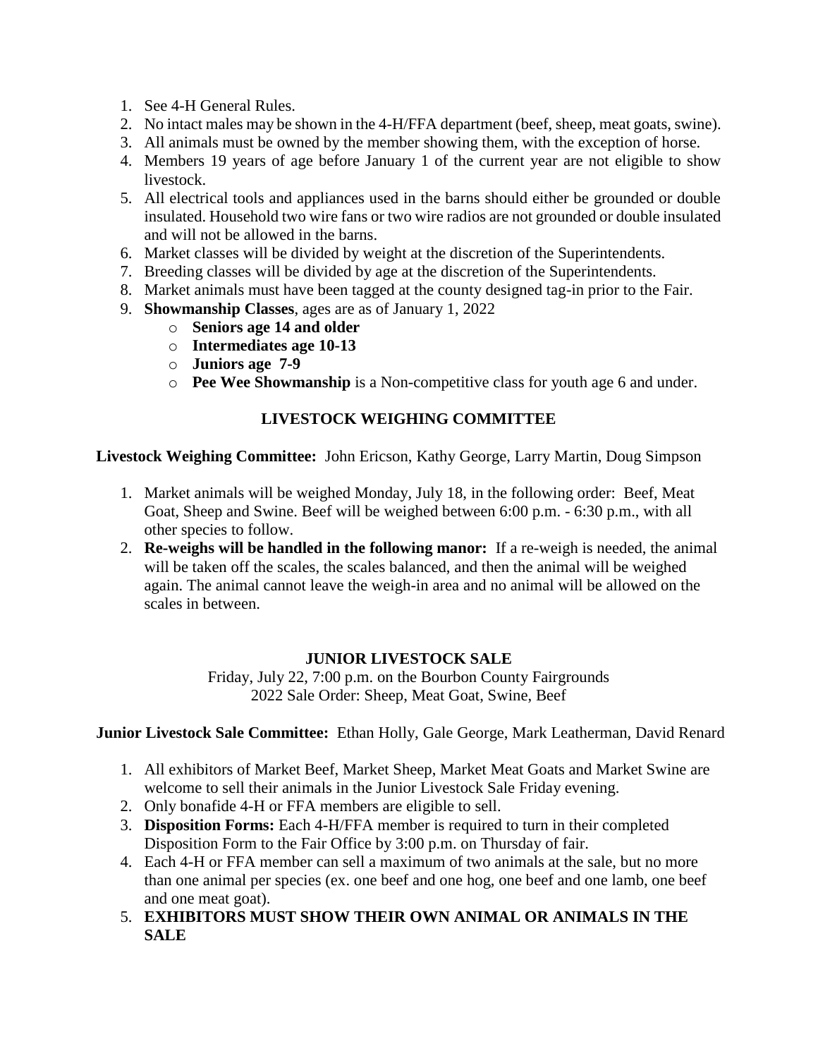1. See 4-H General Rules.
2. No intact males may be shown in the 4-H/FFA department (beef, sheep, meat goats, swine).
3. All animals must be owned by the member showing them, with the exception of horse.
4. Members 19 years of age before January 1 of the current year are not eligible to show livestock.
5. All electrical tools and appliances used in the barns should either be grounded or double insulated. Household two wire fans or two wire radios are not grounded or double insulated and will not be allowed in the barns.
6. Market classes will be divided by weight at the discretion of the Superintendents.
7. Breeding classes will be divided by age at the discretion of the Superintendents.
8. Market animals must have been tagged at the county designed tag-in prior to the Fair.
9. **Showmanship Classes**, ages are as of January 1, 2022
   - **Seniors age 14 and older**
   - **Intermediates age 10-13**
   - **Juniors age 7-9**
   - **Pee Wee Showmanship** is a Non-competitive class for youth age 6 and under.

## LIVESTOCK WEIGHING COMMITTEE

**Livestock Weighing Committee:** John Ericson, Kathy George, Larry Martin, Doug Simpson

1. Market animals will be weighed Monday, July 18, in the following order: Beef, Meat Goat, Sheep and Swine. Beef will be weighed between 6:00 p.m. - 6:30 p.m., with all other species to follow.
2. **Re-weighs will be handled in the following manor:** If a re-weigh is needed, the animal will be taken off the scales, the scales balanced, and then the animal will be weighed again. The animal cannot leave the weigh-in area and no animal will be allowed on the scales in between.

## JUNIOR LIVESTOCK SALE

Friday, July 22, 7:00 p.m. on the Bourbon County Fairgrounds
2022 Sale Order: Sheep, Meat Goat, Swine, Beef

**Junior Livestock Sale Committee:** Ethan Holly, Gale George, Mark Leatherman, David Renard

1. All exhibitors of Market Beef, Market Sheep, Market Meat Goats and Market Swine are welcome to sell their animals in the Junior Livestock Sale Friday evening.
2. Only bonafide 4-H or FFA members are eligible to sell.
3. **Disposition Forms:** Each 4-H/FFA member is required to turn in their completed Disposition Form to the Fair Office by 3:00 p.m. on Thursday of fair.
4. Each 4-H or FFA member can sell a maximum of two animals at the sale, but no more than one animal per species (ex. one beef and one hog, one beef and one lamb, one beef and one meat goat).
5. **EXHIBITORS MUST SHOW THEIR OWN ANIMAL OR ANIMALS IN THE SALE**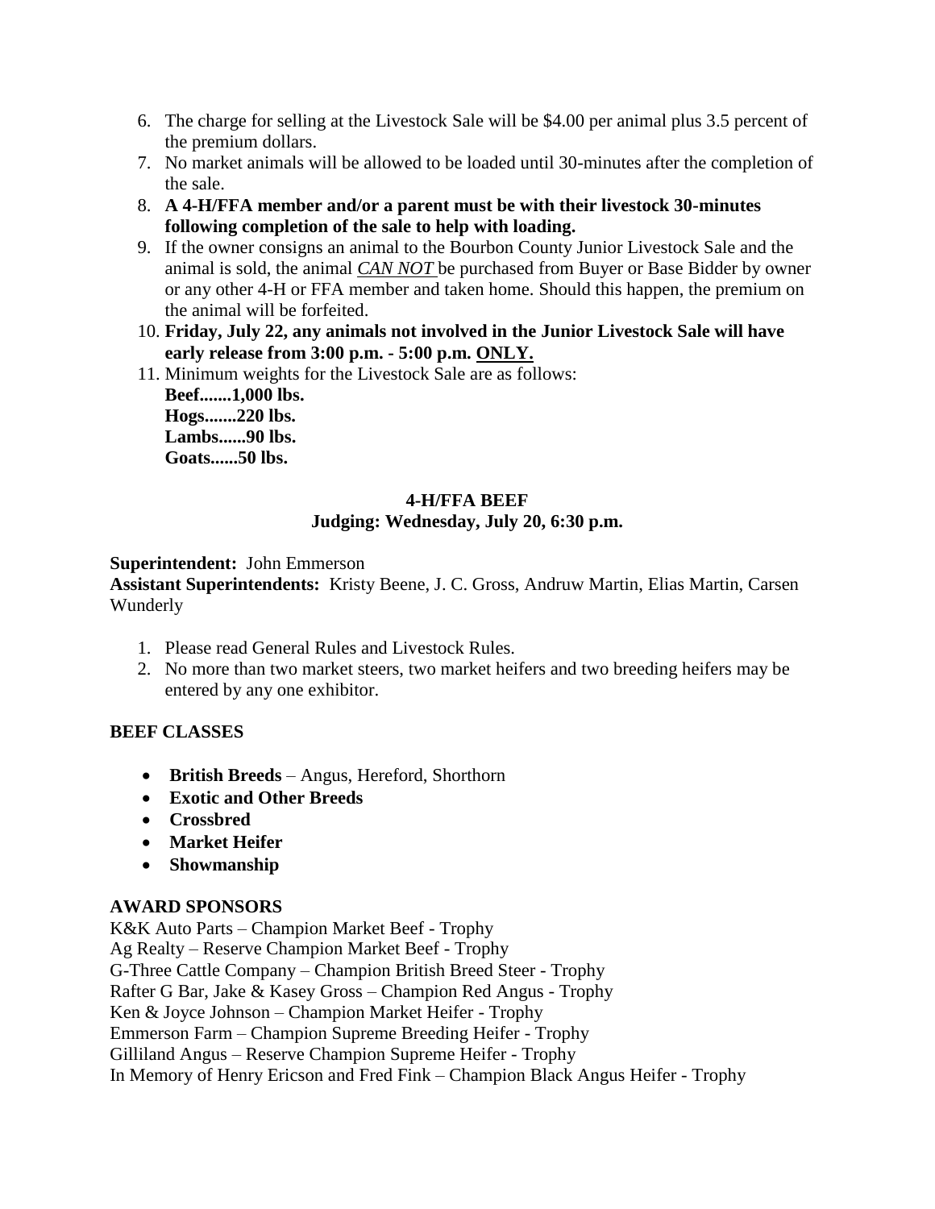6. The charge for selling at the Livestock Sale will be $4.00 per animal plus 3.5 percent of the premium dollars.
7. No market animals will be allowed to be loaded until 30-minutes after the completion of the sale.
8. **A 4-H/FFA member and/or a parent must be with their livestock 30-minutes following completion of the sale to help with loading.**
9. If the owner consigns an animal to the Bourbon County Junior Livestock Sale and the animal is sold, the animal ***CAN NOT*** be purchased from Buyer or Base Bidder by owner or any other 4-H or FFA member and taken home. Should this happen, the premium on the animal will be forfeited.
10. **Friday, July 22, any animals not involved in the Junior Livestock Sale will have early release from 3:00 p.m. - 5:00 p.m. ONLY.**
11. Minimum weights for the Livestock Sale are as follows:
    **Beef.......1,000 lbs.**
    **Hogs.......220 lbs.**
    **Lambs......90 lbs.**
    **Goats......50 lbs.**

## 4-H/FFA BEEF
### Judging: Wednesday, July 20, 6:30 p.m.

**Superintendent:** John Emmerson
**Assistant Superintendents:** Kristy Beene, J. C. Gross, Andruw Martin, Elias Martin, Carsen Wunderly

1. Please read General Rules and Livestock Rules.
2. No more than two market steers, two market heifers and two breeding heifers may be entered by any one exhibitor.

**BEEF CLASSES**

- **British Breeds** – Angus, Hereford, Shorthorn
- **Exotic and Other Breeds**
- **Crossbred**
- **Market Heifer**
- **Showmanship**

**AWARD SPONSORS**
K&K Auto Parts – Champion Market Beef - Trophy
Ag Realty – Reserve Champion Market Beef - Trophy
G-Three Cattle Company – Champion British Breed Steer - Trophy
Rafter G Bar, Jake & Kasey Gross – Champion Red Angus - Trophy
Ken & Joyce Johnson – Champion Market Heifer - Trophy
Emmerson Farm – Champion Supreme Breeding Heifer - Trophy
Gilliland Angus – Reserve Champion Supreme Heifer - Trophy
In Memory of Henry Ericson and Fred Fink – Champion Black Angus Heifer - Trophy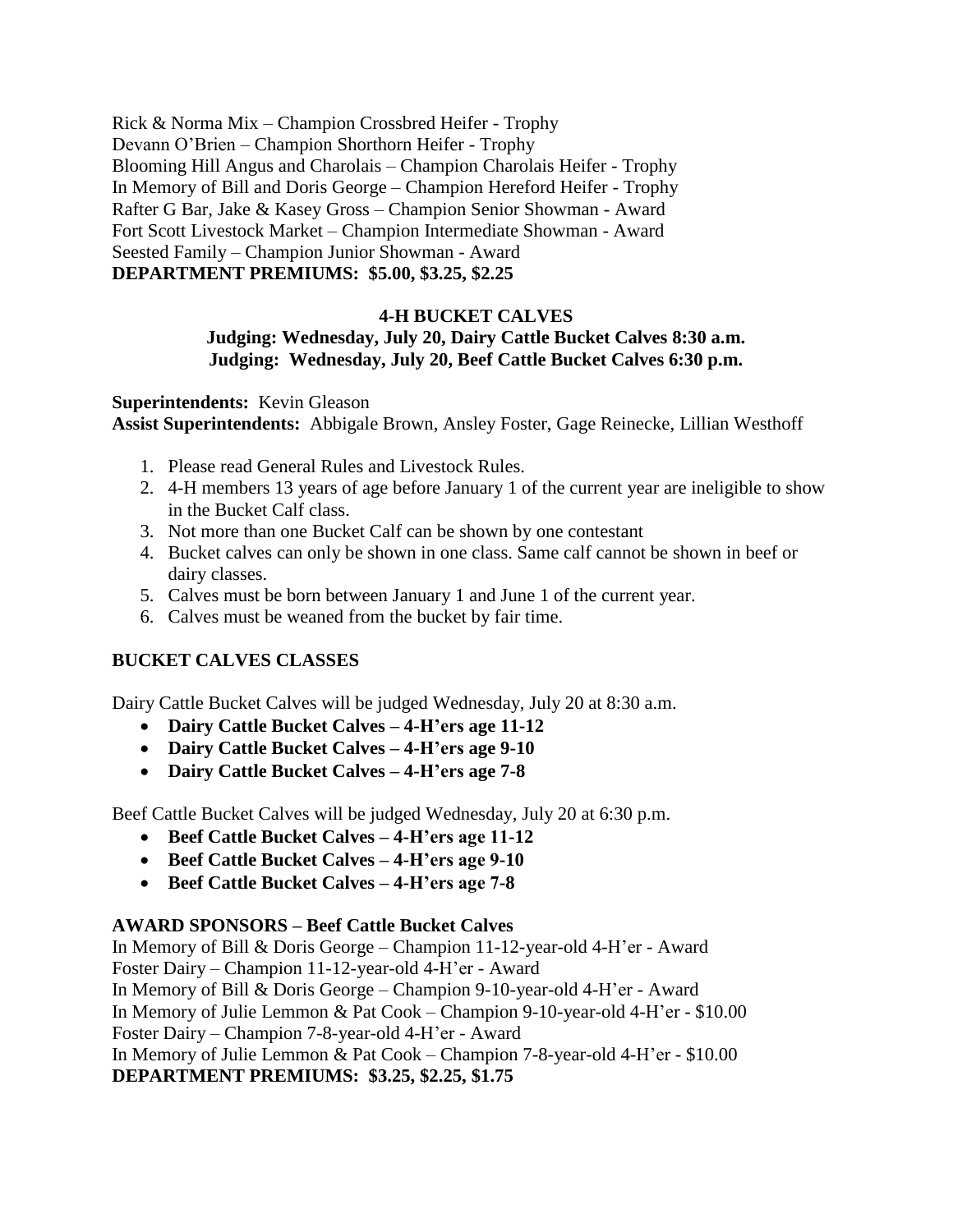Rick & Norma Mix – Champion Crossbred Heifer - Trophy
Devann O'Brien – Champion Shorthorn Heifer - Trophy
Blooming Hill Angus and Charolais – Champion Charolais Heifer - Trophy
In Memory of Bill and Doris George – Champion Hereford Heifer - Trophy
Rafter G Bar, Jake & Kasey Gross – Champion Senior Showman - Award
Fort Scott Livestock Market – Champion Intermediate Showman - Award
Seested Family – Champion Junior Showman - Award
**DEPARTMENT PREMIUMS: $5.00, $3.25, $2.25**

## 4-H BUCKET CALVES

**Judging: Wednesday, July 20, Dairy Cattle Bucket Calves 8:30 a.m.**
**Judging: Wednesday, July 20, Beef Cattle Bucket Calves 6:30 p.m.**

**Superintendents:** Kevin Gleason
**Assist Superintendents:** Abbigale Brown, Ansley Foster, Gage Reinecke, Lillian Westhoff

1. Please read General Rules and Livestock Rules.
2. 4-H members 13 years of age before January 1 of the current year are ineligible to show in the Bucket Calf class.
3. Not more than one Bucket Calf can be shown by one contestant
4. Bucket calves can only be shown in one class. Same calf cannot be shown in beef or dairy classes.
5. Calves must be born between January 1 and June 1 of the current year.
6. Calves must be weaned from the bucket by fair time.

### BUCKET CALVES CLASSES

Dairy Cattle Bucket Calves will be judged Wednesday, July 20 at 8:30 a.m.

- **Dairy Cattle Bucket Calves – 4-H'ers age 11-12**
- **Dairy Cattle Bucket Calves – 4-H'ers age 9-10**
- **Dairy Cattle Bucket Calves – 4-H'ers age 7-8**

Beef Cattle Bucket Calves will be judged Wednesday, July 20 at 6:30 p.m.

- **Beef Cattle Bucket Calves – 4-H'ers age 11-12**
- **Beef Cattle Bucket Calves – 4-H'ers age 9-10**
- **Beef Cattle Bucket Calves – 4-H'ers age 7-8**

### AWARD SPONSORS – Beef Cattle Bucket Calves

In Memory of Bill & Doris George – Champion 11-12-year-old 4-H'er - Award
Foster Dairy – Champion 11-12-year-old 4-H'er - Award
In Memory of Bill & Doris George – Champion 9-10-year-old 4-H'er - Award
In Memory of Julie Lemmon & Pat Cook – Champion 9-10-year-old 4-H'er - $10.00
Foster Dairy – Champion 7-8-year-old 4-H'er - Award
In Memory of Julie Lemmon & Pat Cook – Champion 7-8-year-old 4-H'er - $10.00
**DEPARTMENT PREMIUMS: $3.25, $2.25, $1.75**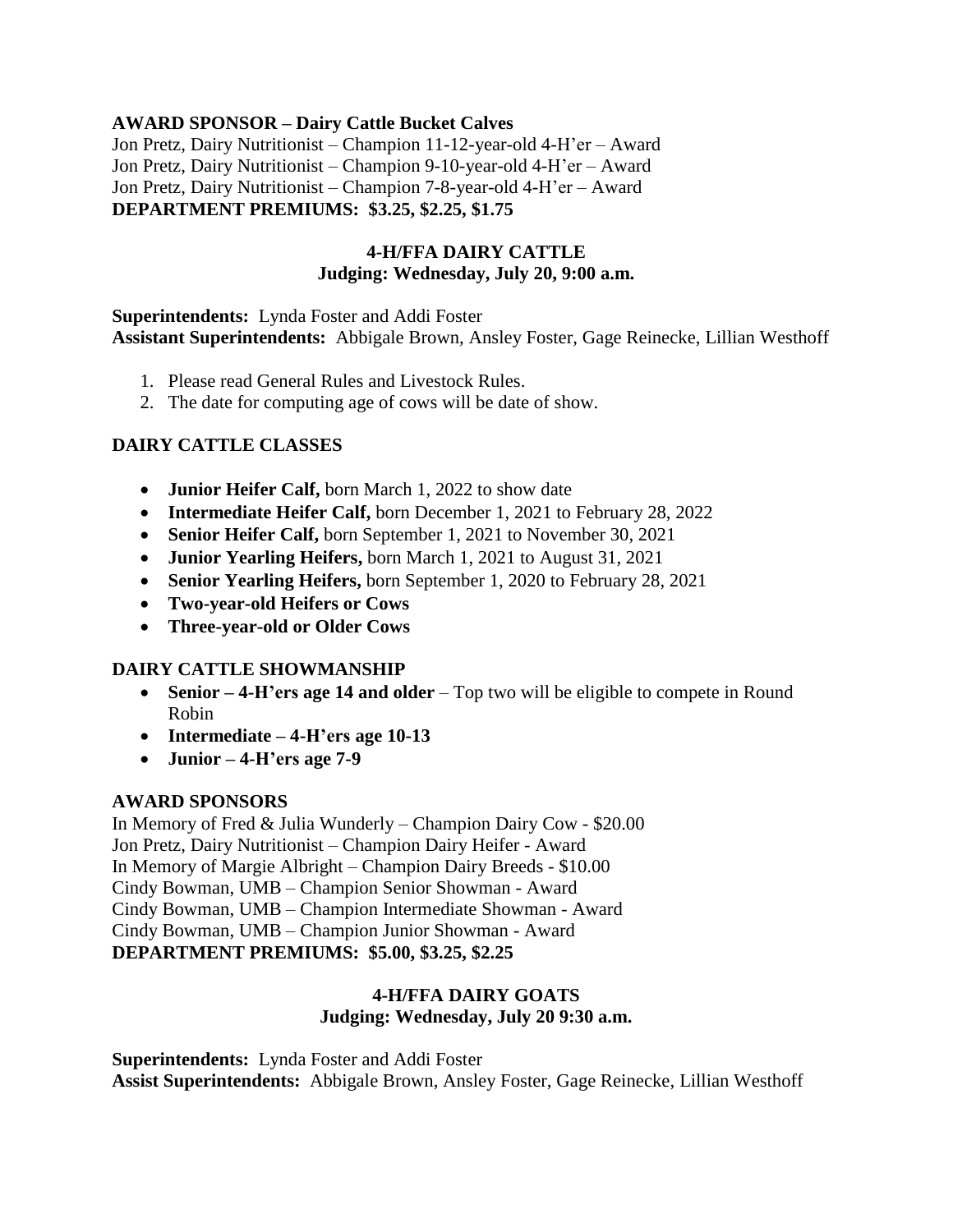**AWARD SPONSOR – Dairy Cattle Bucket Calves**
Jon Pretz, Dairy Nutritionist – Champion 11-12-year-old 4-H'er – Award
Jon Pretz, Dairy Nutritionist – Champion 9-10-year-old 4-H'er – Award
Jon Pretz, Dairy Nutritionist – Champion 7-8-year-old 4-H'er – Award
**DEPARTMENT PREMIUMS: $3.25, $2.25, $1.75**

## 4-H/FFA DAIRY CATTLE
### Judging: Wednesday, July 20, 9:00 a.m.

**Superintendents:** Lynda Foster and Addi Foster
**Assistant Superintendents:** Abbigale Brown, Ansley Foster, Gage Reinecke, Lillian Westhoff

1. Please read General Rules and Livestock Rules.
2. The date for computing age of cows will be date of show.

**DAIRY CATTLE CLASSES**

- **Junior Heifer Calf,** born March 1, 2022 to show date
- **Intermediate Heifer Calf,** born December 1, 2021 to February 28, 2022
- **Senior Heifer Calf,** born September 1, 2021 to November 30, 2021
- **Junior Yearling Heifers,** born March 1, 2021 to August 31, 2021
- **Senior Yearling Heifers,** born September 1, 2020 to February 28, 2021
- **Two-year-old Heifers or Cows**
- **Three-year-old or Older Cows**

**DAIRY CATTLE SHOWMANSHIP**

- **Senior – 4-H'ers age 14 and older** – Top two will be eligible to compete in Round Robin
- **Intermediate – 4-H'ers age 10-13**
- **Junior – 4-H'ers age 7-9**

**AWARD SPONSORS**
In Memory of Fred & Julia Wunderly – Champion Dairy Cow - $20.00
Jon Pretz, Dairy Nutritionist – Champion Dairy Heifer - Award
In Memory of Margie Albright – Champion Dairy Breeds - $10.00
Cindy Bowman, UMB – Champion Senior Showman - Award
Cindy Bowman, UMB – Champion Intermediate Showman - Award
Cindy Bowman, UMB – Champion Junior Showman - Award
**DEPARTMENT PREMIUMS: $5.00, $3.25, $2.25**

## 4-H/FFA DAIRY GOATS
### Judging: Wednesday, July 20 9:30 a.m.

**Superintendents:** Lynda Foster and Addi Foster
**Assist Superintendents:** Abbigale Brown, Ansley Foster, Gage Reinecke, Lillian Westhoff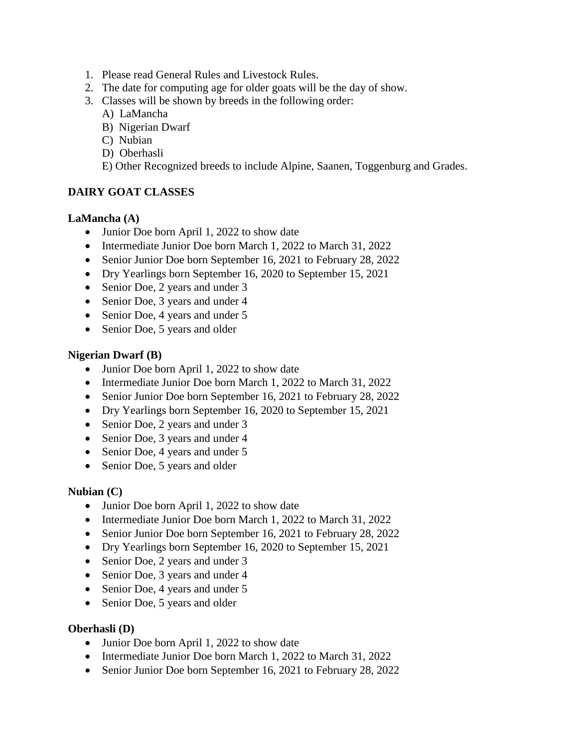1. Please read General Rules and Livestock Rules.
2. The date for computing age for older goats will be the day of show.
3. Classes will be shown by breeds in the following order:
   A) LaMancha
   B) Nigerian Dwarf
   C) Nubian
   D) Oberhasli
   E) Other Recognized breeds to include Alpine, Saanen, Toggenburg and Grades.

**DAIRY GOAT CLASSES**

**LaMancha (A)**

- Junior Doe born April 1, 2022 to show date
- Intermediate Junior Doe born March 1, 2022 to March 31, 2022
- Senior Junior Doe born September 16, 2021 to February 28, 2022
- Dry Yearlings born September 16, 2020 to September 15, 2021
- Senior Doe, 2 years and under 3
- Senior Doe, 3 years and under 4
- Senior Doe, 4 years and under 5
- Senior Doe, 5 years and older

**Nigerian Dwarf (B)**

- Junior Doe born April 1, 2022 to show date
- Intermediate Junior Doe born March 1, 2022 to March 31, 2022
- Senior Junior Doe born September 16, 2021 to February 28, 2022
- Dry Yearlings born September 16, 2020 to September 15, 2021
- Senior Doe, 2 years and under 3
- Senior Doe, 3 years and under 4
- Senior Doe, 4 years and under 5
- Senior Doe, 5 years and older

**Nubian (C)**

- Junior Doe born April 1, 2022 to show date
- Intermediate Junior Doe born March 1, 2022 to March 31, 2022
- Senior Junior Doe born September 16, 2021 to February 28, 2022
- Dry Yearlings born September 16, 2020 to September 15, 2021
- Senior Doe, 2 years and under 3
- Senior Doe, 3 years and under 4
- Senior Doe, 4 years and under 5
- Senior Doe, 5 years and older

**Oberhasli (D)**

- Junior Doe born April 1, 2022 to show date
- Intermediate Junior Doe born March 1, 2022 to March 31, 2022
- Senior Junior Doe born September 16, 2021 to February 28, 2022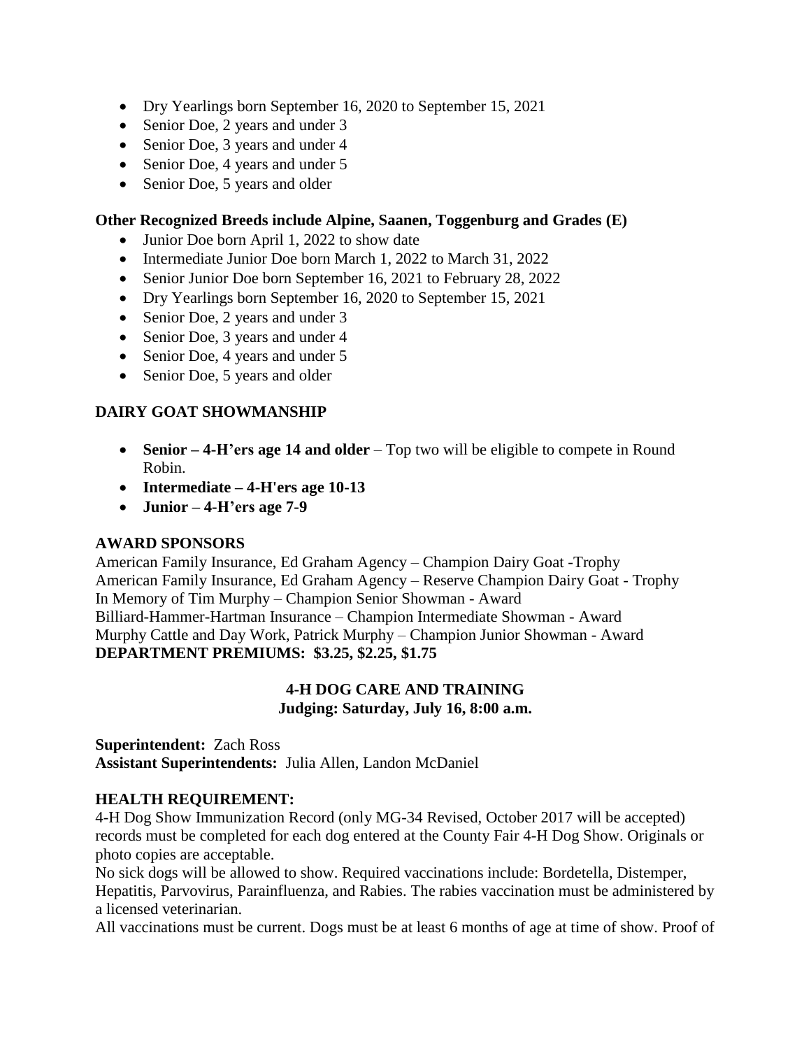- Dry Yearlings born September 16, 2020 to September 15, 2021
- Senior Doe, 2 years and under 3
- Senior Doe, 3 years and under 4
- Senior Doe, 4 years and under 5
- Senior Doe, 5 years and older

**Other Recognized Breeds include Alpine, Saanen, Toggenburg and Grades (E)**

- Junior Doe born April 1, 2022 to show date
- Intermediate Junior Doe born March 1, 2022 to March 31, 2022
- Senior Junior Doe born September 16, 2021 to February 28, 2022
- Dry Yearlings born September 16, 2020 to September 15, 2021
- Senior Doe, 2 years and under 3
- Senior Doe, 3 years and under 4
- Senior Doe, 4 years and under 5
- Senior Doe, 5 years and older

**DAIRY GOAT SHOWMANSHIP**

- **Senior – 4-H'ers age 14 and older** – Top two will be eligible to compete in Round Robin.
- **Intermediate – 4-H'ers age 10-13**
- **Junior – 4-H'ers age 7-9**

**AWARD SPONSORS**

American Family Insurance, Ed Graham Agency – Champion Dairy Goat -Trophy
American Family Insurance, Ed Graham Agency – Reserve Champion Dairy Goat - Trophy
In Memory of Tim Murphy – Champion Senior Showman - Award
Billiard-Hammer-Hartman Insurance – Champion Intermediate Showman - Award
Murphy Cattle and Day Work, Patrick Murphy – Champion Junior Showman - Award
**DEPARTMENT PREMIUMS: $3.25, $2.25, $1.75**

## 4-H DOG CARE AND TRAINING
**Judging: Saturday, July 16, 8:00 a.m.**

**Superintendent:** Zach Ross
**Assistant Superintendents:** Julia Allen, Landon McDaniel

**HEALTH REQUIREMENT:**

4-H Dog Show Immunization Record (only MG-34 Revised, October 2017 will be accepted) records must be completed for each dog entered at the County Fair 4-H Dog Show. Originals or photo copies are acceptable.

No sick dogs will be allowed to show. Required vaccinations include: Bordetella, Distemper, Hepatitis, Parvovirus, Parainfluenza, and Rabies. The rabies vaccination must be administered by a licensed veterinarian.

All vaccinations must be current. Dogs must be at least 6 months of age at time of show. Proof of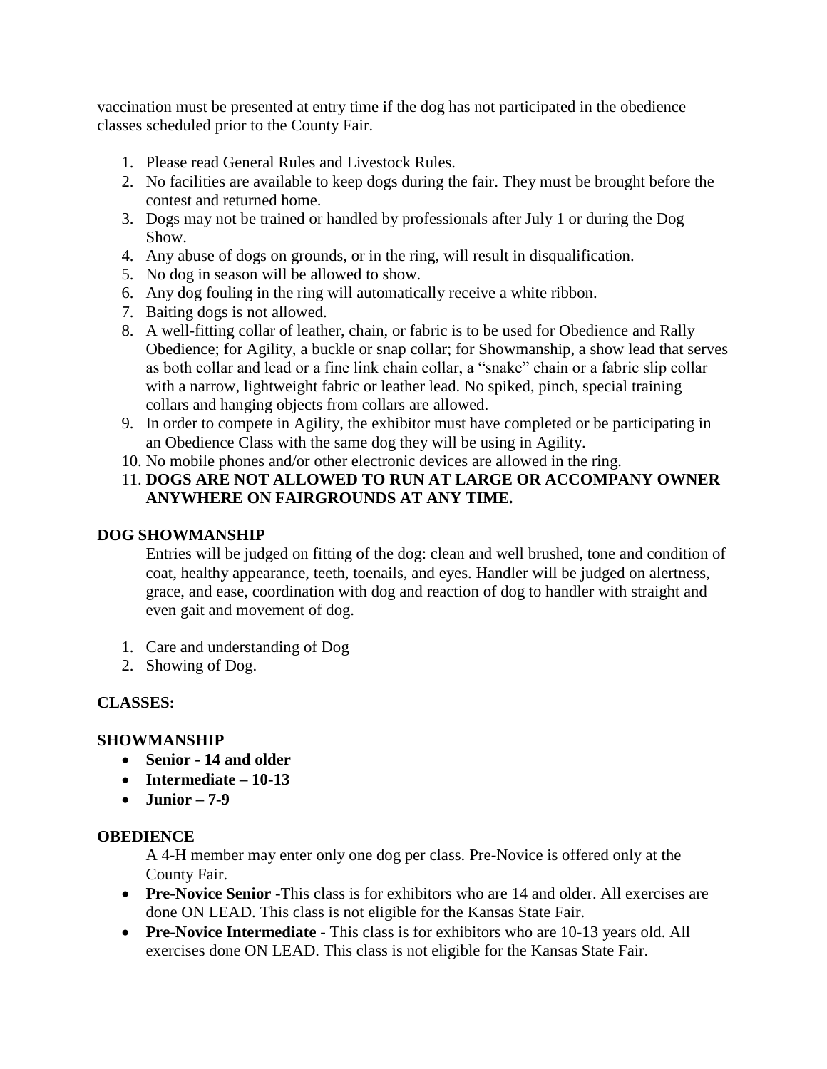vaccination must be presented at entry time if the dog has not participated in the obedience classes scheduled prior to the County Fair.

1. Please read General Rules and Livestock Rules.
2. No facilities are available to keep dogs during the fair. They must be brought before the contest and returned home.
3. Dogs may not be trained or handled by professionals after July 1 or during the Dog Show.
4. Any abuse of dogs on grounds, or in the ring, will result in disqualification.
5. No dog in season will be allowed to show.
6. Any dog fouling in the ring will automatically receive a white ribbon.
7. Baiting dogs is not allowed.
8. A well-fitting collar of leather, chain, or fabric is to be used for Obedience and Rally Obedience; for Agility, a buckle or snap collar; for Showmanship, a show lead that serves as both collar and lead or a fine link chain collar, a "snake" chain or a fabric slip collar with a narrow, lightweight fabric or leather lead. No spiked, pinch, special training collars and hanging objects from collars are allowed.
9. In order to compete in Agility, the exhibitor must have completed or be participating in an Obedience Class with the same dog they will be using in Agility.
10. No mobile phones and/or other electronic devices are allowed in the ring.
11. **DOGS ARE NOT ALLOWED TO RUN AT LARGE OR ACCOMPANY OWNER ANYWHERE ON FAIRGROUNDS AT ANY TIME.**

**DOG SHOWMANSHIP**

Entries will be judged on fitting of the dog: clean and well brushed, tone and condition of coat, healthy appearance, teeth, toenails, and eyes. Handler will be judged on alertness, grace, and ease, coordination with dog and reaction of dog to handler with straight and even gait and movement of dog.

1. Care and understanding of Dog
2. Showing of Dog.

**CLASSES:**

**SHOWMANSHIP**

- **Senior - 14 and older**
- **Intermediate – 10-13**
- **Junior – 7-9**

**OBEDIENCE**

A 4-H member may enter only one dog per class. Pre-Novice is offered only at the County Fair.

- **Pre-Novice Senior** -This class is for exhibitors who are 14 and older. All exercises are done ON LEAD. This class is not eligible for the Kansas State Fair.
- **Pre-Novice Intermediate** - This class is for exhibitors who are 10-13 years old. All exercises done ON LEAD. This class is not eligible for the Kansas State Fair.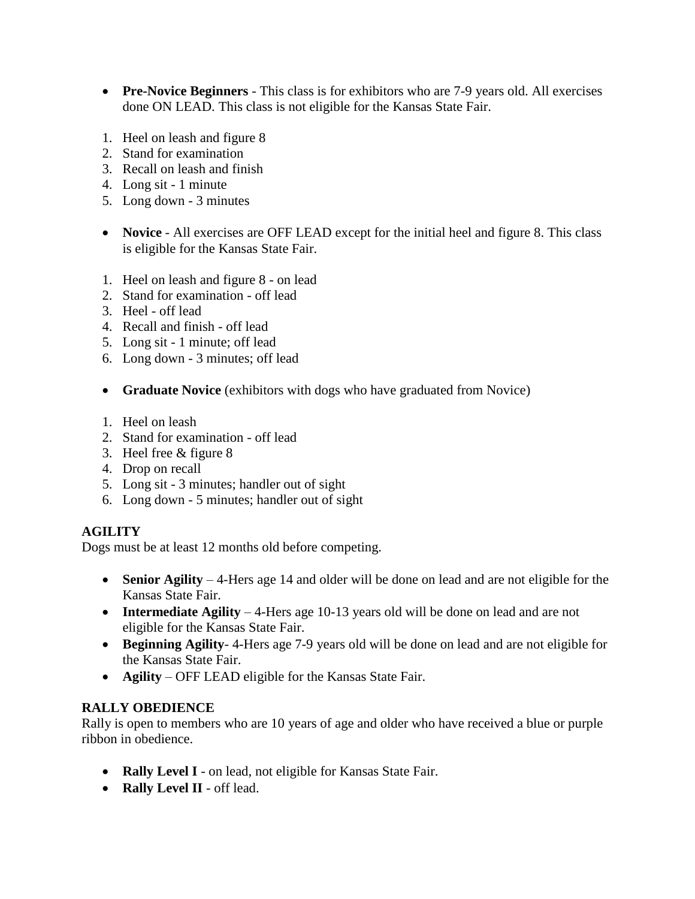- **Pre-Novice Beginners** - This class is for exhibitors who are 7-9 years old. All exercises done ON LEAD. This class is not eligible for the Kansas State Fair.

1. Heel on leash and figure 8
2. Stand for examination
3. Recall on leash and finish
4. Long sit - 1 minute
5. Long down - 3 minutes

- **Novice** - All exercises are OFF LEAD except for the initial heel and figure 8. This class is eligible for the Kansas State Fair.

1. Heel on leash and figure 8 - on lead
2. Stand for examination - off lead
3. Heel - off lead
4. Recall and finish - off lead
5. Long sit - 1 minute; off lead
6. Long down - 3 minutes; off lead

- **Graduate Novice** (exhibitors with dogs who have graduated from Novice)

1. Heel on leash
2. Stand for examination - off lead
3. Heel free & figure 8
4. Drop on recall
5. Long sit - 3 minutes; handler out of sight
6. Long down - 5 minutes; handler out of sight

**AGILITY**

Dogs must be at least 12 months old before competing.

- **Senior Agility** – 4-Hers age 14 and older will be done on lead and are not eligible for the Kansas State Fair.
- **Intermediate Agility** – 4-Hers age 10-13 years old will be done on lead and are not eligible for the Kansas State Fair.
- **Beginning Agility**- 4-Hers age 7-9 years old will be done on lead and are not eligible for the Kansas State Fair.
- **Agility** – OFF LEAD eligible for the Kansas State Fair.

**RALLY OBEDIENCE**

Rally is open to members who are 10 years of age and older who have received a blue or purple ribbon in obedience.

- **Rally Level I** - on lead, not eligible for Kansas State Fair.
- **Rally Level II** - off lead.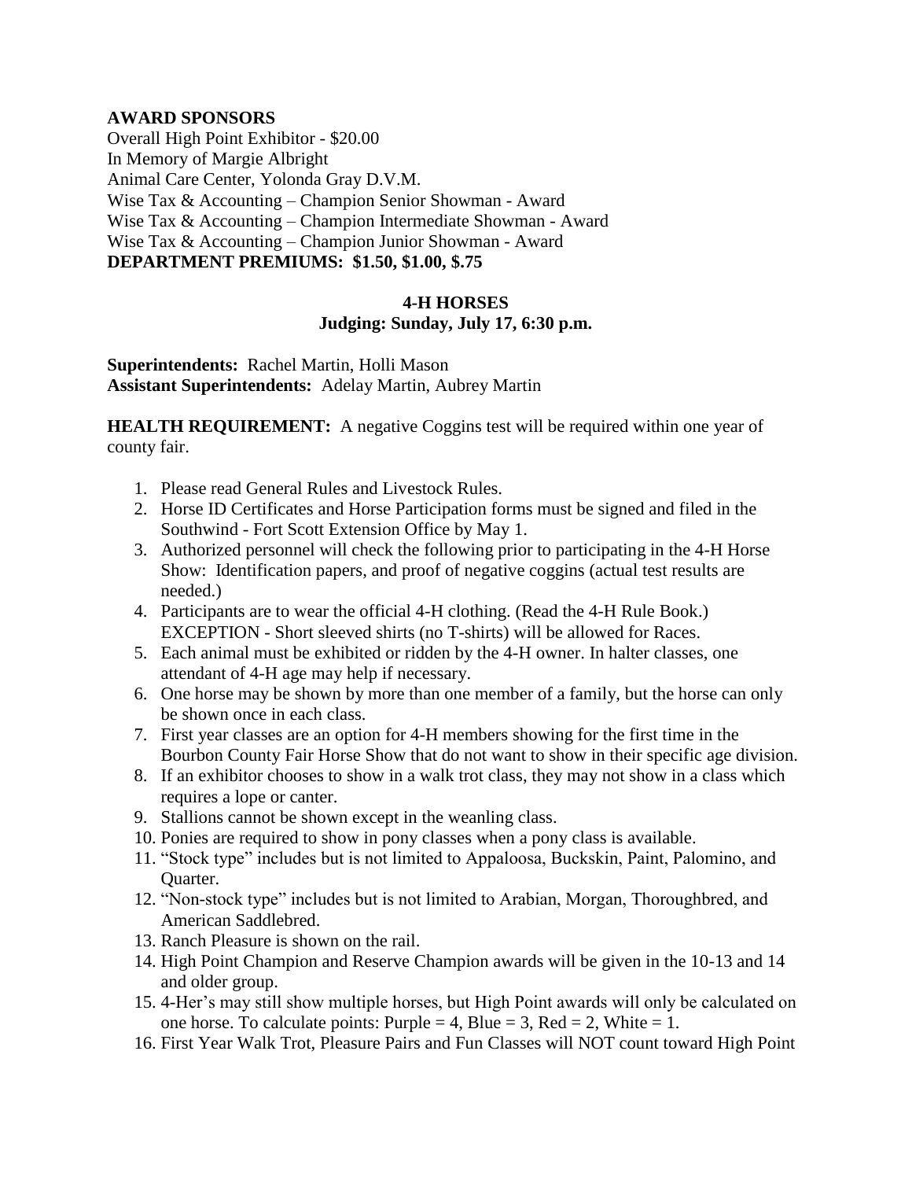**AWARD SPONSORS**

Overall High Point Exhibitor - $20.00
In Memory of Margie Albright
Animal Care Center, Yolonda Gray D.V.M.
Wise Tax & Accounting – Champion Senior Showman - Award
Wise Tax & Accounting – Champion Intermediate Showman - Award
Wise Tax & Accounting – Champion Junior Showman - Award

**DEPARTMENT PREMIUMS: $1.50, $1.00, $.75**

## 4-H HORSES

**Judging: Sunday, July 17, 6:30 p.m.**

**Superintendents:** Rachel Martin, Holli Mason
**Assistant Superintendents:** Adelay Martin, Aubrey Martin

**HEALTH REQUIREMENT:** A negative Coggins test will be required within one year of county fair.

1. Please read General Rules and Livestock Rules.
2. Horse ID Certificates and Horse Participation forms must be signed and filed in the Southwind - Fort Scott Extension Office by May 1.
3. Authorized personnel will check the following prior to participating in the 4-H Horse Show: Identification papers, and proof of negative coggins (actual test results are needed.)
4. Participants are to wear the official 4-H clothing. (Read the 4-H Rule Book.) EXCEPTION - Short sleeved shirts (no T-shirts) will be allowed for Races.
5. Each animal must be exhibited or ridden by the 4-H owner. In halter classes, one attendant of 4-H age may help if necessary.
6. One horse may be shown by more than one member of a family, but the horse can only be shown once in each class.
7. First year classes are an option for 4-H members showing for the first time in the Bourbon County Fair Horse Show that do not want to show in their specific age division.
8. If an exhibitor chooses to show in a walk trot class, they may not show in a class which requires a lope or canter.
9. Stallions cannot be shown except in the weanling class.
10. Ponies are required to show in pony classes when a pony class is available.
11. "Stock type" includes but is not limited to Appaloosa, Buckskin, Paint, Palomino, and Quarter.
12. "Non-stock type" includes but is not limited to Arabian, Morgan, Thoroughbred, and American Saddlebred.
13. Ranch Pleasure is shown on the rail.
14. High Point Champion and Reserve Champion awards will be given in the 10-13 and 14 and older group.
15. 4-Her's may still show multiple horses, but High Point awards will only be calculated on one horse. To calculate points: Purple = 4, Blue = 3, Red = 2, White = 1.
16. First Year Walk Trot, Pleasure Pairs and Fun Classes will NOT count toward High Point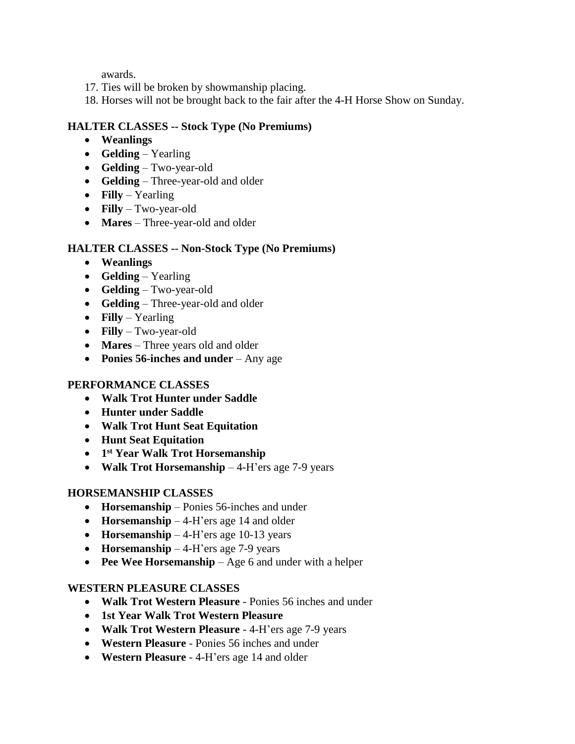awards.

17. Ties will be broken by showmanship placing.
18. Horses will not be brought back to the fair after the 4-H Horse Show on Sunday.

**HALTER CLASSES -- Stock Type (No Premiums)**

- **Weanlings**
- **Gelding** – Yearling
- **Gelding** – Two-year-old
- **Gelding** – Three-year-old and older
- **Filly** – Yearling
- **Filly** – Two-year-old
- **Mares** – Three-year-old and older

**HALTER CLASSES -- Non-Stock Type (No Premiums)**

- **Weanlings**
- **Gelding** – Yearling
- **Gelding** – Two-year-old
- **Gelding** – Three-year-old and older
- **Filly** – Yearling
- **Filly** – Two-year-old
- **Mares** – Three years old and older
- **Ponies 56-inches and under** – Any age

**PERFORMANCE CLASSES**

- **Walk Trot Hunter under Saddle**
- **Hunter under Saddle**
- **Walk Trot Hunt Seat Equitation**
- **Hunt Seat Equitation**
- **1st Year Walk Trot Horsemanship**
- **Walk Trot Horsemanship** – 4-H'ers age 7-9 years

**HORSEMANSHIP CLASSES**

- **Horsemanship** – Ponies 56-inches and under
- **Horsemanship** – 4-H'ers age 14 and older
- **Horsemanship** – 4-H'ers age 10-13 years
- **Horsemanship** – 4-H'ers age 7-9 years
- **Pee Wee Horsemanship** – Age 6 and under with a helper

**WESTERN PLEASURE CLASSES**

- **Walk Trot Western Pleasure** - Ponies 56 inches and under
- **1st Year Walk Trot Western Pleasure**
- **Walk Trot Western Pleasure** - 4-H'ers age 7-9 years
- **Western Pleasure** - Ponies 56 inches and under
- **Western Pleasure** - 4-H'ers age 14 and older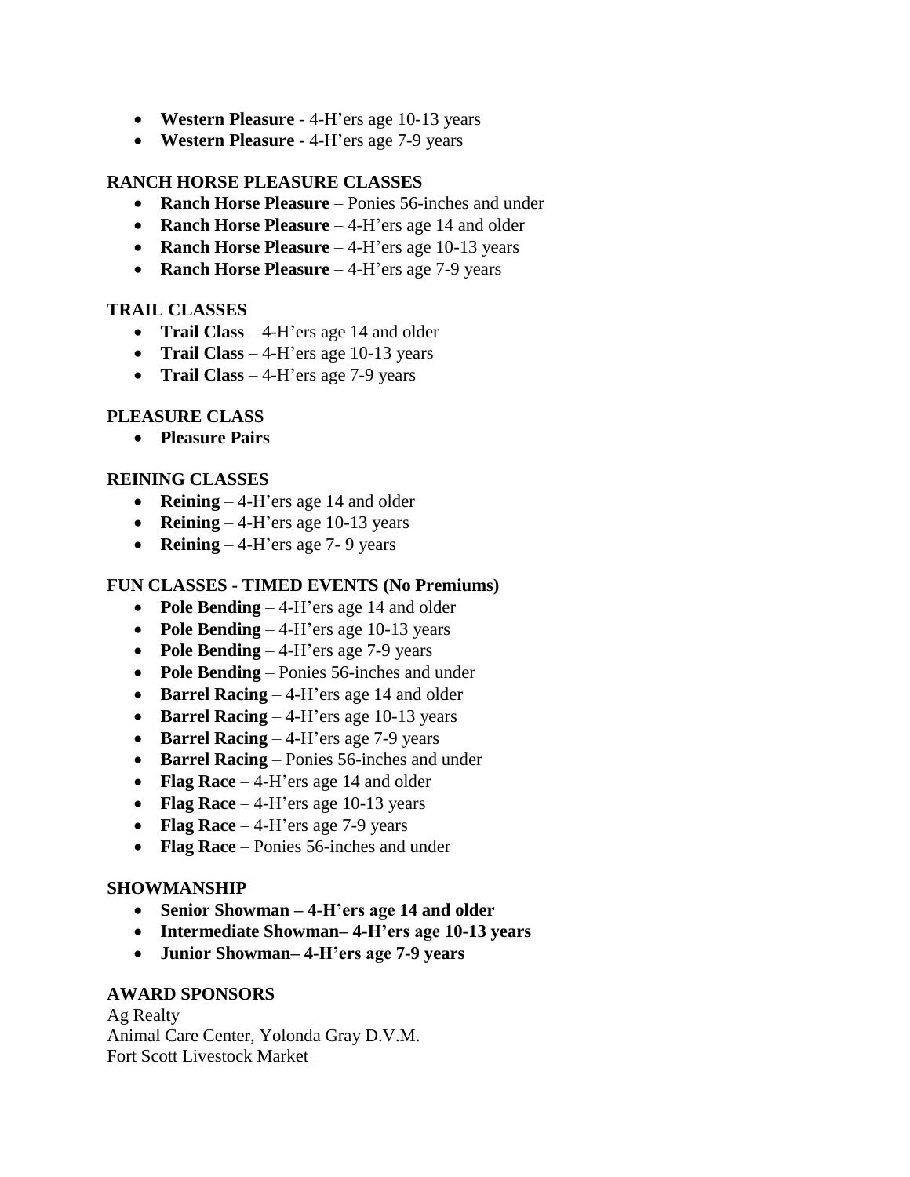- **Western Pleasure** - 4-H'ers age 10-13 years
- **Western Pleasure** - 4-H'ers age 7-9 years

### RANCH HORSE PLEASURE CLASSES

- **Ranch Horse Pleasure** – Ponies 56-inches and under
- **Ranch Horse Pleasure** – 4-H'ers age 14 and older
- **Ranch Horse Pleasure** – 4-H'ers age 10-13 years
- **Ranch Horse Pleasure** – 4-H'ers age 7-9 years

### TRAIL CLASSES

- **Trail Class** – 4-H'ers age 14 and older
- **Trail Class** – 4-H'ers age 10-13 years
- **Trail Class** – 4-H'ers age 7-9 years

### PLEASURE CLASS

- **Pleasure Pairs**

### REINING CLASSES

- **Reining** – 4-H'ers age 14 and older
- **Reining** – 4-H'ers age 10-13 years
- **Reining** – 4-H'ers age 7- 9 years

### FUN CLASSES - TIMED EVENTS (No Premiums)

- **Pole Bending** – 4-H'ers age 14 and older
- **Pole Bending** – 4-H'ers age 10-13 years
- **Pole Bending** – 4-H'ers age 7-9 years
- **Pole Bending** – Ponies 56-inches and under
- **Barrel Racing** – 4-H'ers age 14 and older
- **Barrel Racing** – 4-H'ers age 10-13 years
- **Barrel Racing** – 4-H'ers age 7-9 years
- **Barrel Racing** – Ponies 56-inches and under
- **Flag Race** – 4-H'ers age 14 and older
- **Flag Race** – 4-H'ers age 10-13 years
- **Flag Race** – 4-H'ers age 7-9 years
- **Flag Race** – Ponies 56-inches and under

### SHOWMANSHIP

- **Senior Showman – 4-H'ers age 14 and older**
- **Intermediate Showman– 4-H'ers age 10-13 years**
- **Junior Showman– 4-H'ers age 7-9 years**

### AWARD SPONSORS

Ag Realty
Animal Care Center, Yolonda Gray D.V.M.
Fort Scott Livestock Market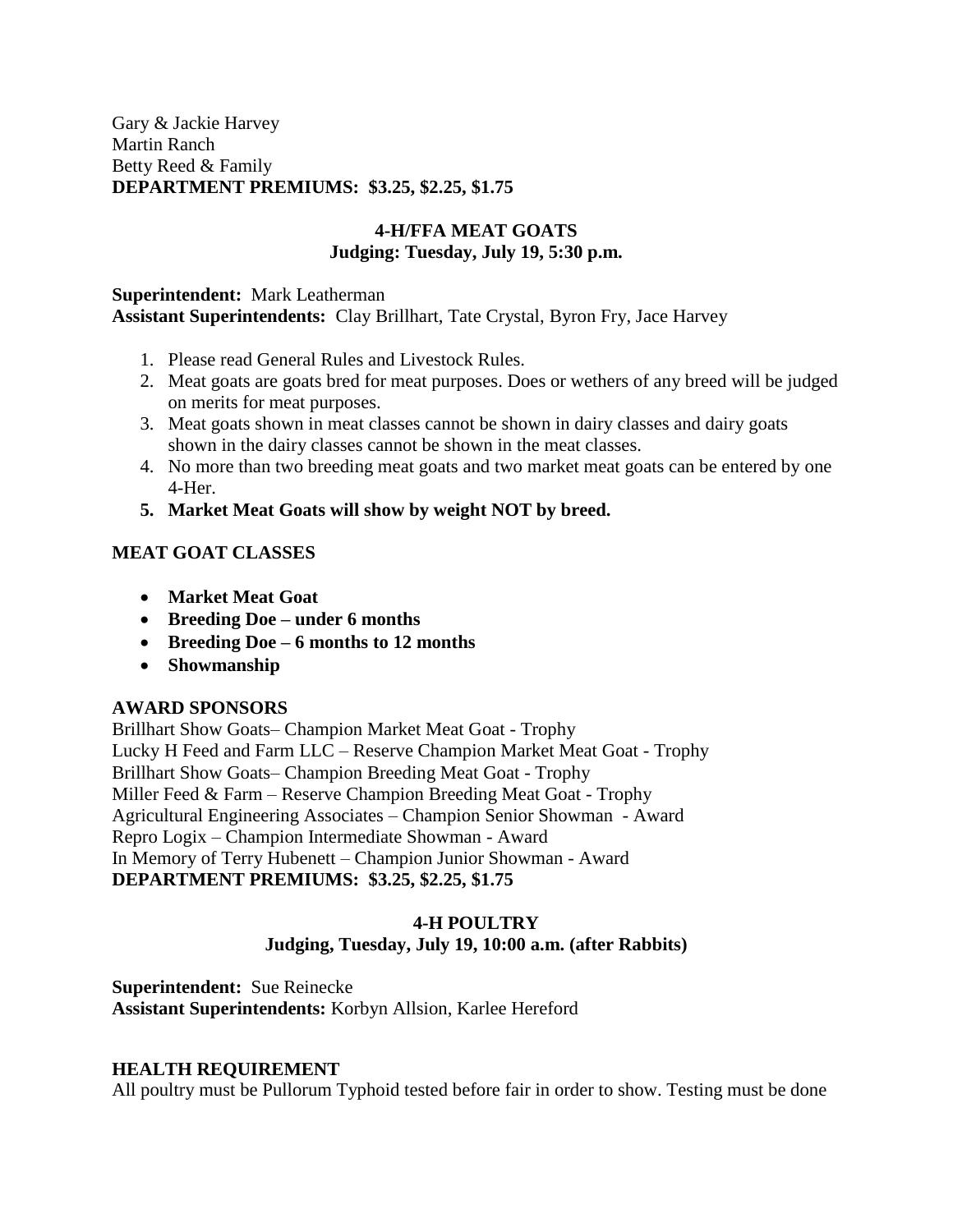Gary & Jackie Harvey
Martin Ranch
Betty Reed & Family
**DEPARTMENT PREMIUMS: $3.25, $2.25, $1.75**

## 4-H/FFA MEAT GOATS
### Judging: Tuesday, July 19, 5:30 p.m.

**Superintendent:** Mark Leatherman
**Assistant Superintendents:** Clay Brillhart, Tate Crystal, Byron Fry, Jace Harvey

1. Please read General Rules and Livestock Rules.
2. Meat goats are goats bred for meat purposes. Does or wethers of any breed will be judged on merits for meat purposes.
3. Meat goats shown in meat classes cannot be shown in dairy classes and dairy goats shown in the dairy classes cannot be shown in the meat classes.
4. No more than two breeding meat goats and two market meat goats can be entered by one 4-Her.
5. **Market Meat Goats will show by weight NOT by breed.**

**MEAT GOAT CLASSES**

- **Market Meat Goat**
- **Breeding Doe – under 6 months**
- **Breeding Doe – 6 months to 12 months**
- **Showmanship**

**AWARD SPONSORS**
Brillhart Show Goats– Champion Market Meat Goat - Trophy
Lucky H Feed and Farm LLC – Reserve Champion Market Meat Goat - Trophy
Brillhart Show Goats– Champion Breeding Meat Goat - Trophy
Miller Feed & Farm – Reserve Champion Breeding Meat Goat - Trophy
Agricultural Engineering Associates – Champion Senior Showman - Award
Repro Logix – Champion Intermediate Showman - Award
In Memory of Terry Hubenett – Champion Junior Showman - Award
**DEPARTMENT PREMIUMS: $3.25, $2.25, $1.75**

## 4-H POULTRY
### Judging, Tuesday, July 19, 10:00 a.m. (after Rabbits)

**Superintendent:** Sue Reinecke
**Assistant Superintendents:** Korbyn Allsion, Karlee Hereford

**HEALTH REQUIREMENT**
All poultry must be Pullorum Typhoid tested before fair in order to show. Testing must be done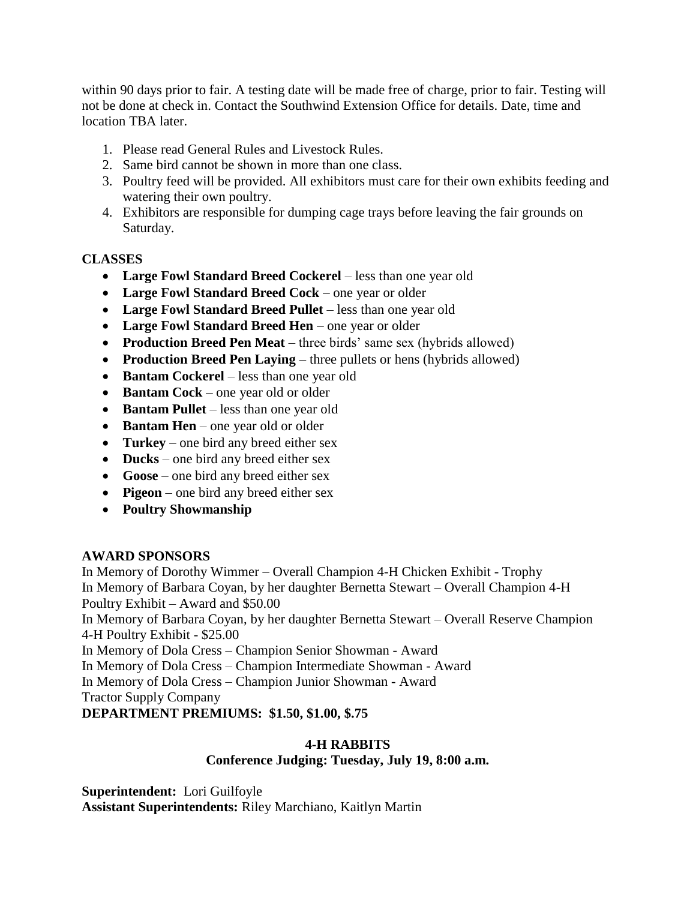within 90 days prior to fair. A testing date will be made free of charge, prior to fair. Testing will not be done at check in. Contact the Southwind Extension Office for details. Date, time and location TBA later.

1. Please read General Rules and Livestock Rules.
2. Same bird cannot be shown in more than one class.
3. Poultry feed will be provided. All exhibitors must care for their own exhibits feeding and watering their own poultry.
4. Exhibitors are responsible for dumping cage trays before leaving the fair grounds on Saturday.

**CLASSES**

- **Large Fowl Standard Breed Cockerel** – less than one year old
- **Large Fowl Standard Breed Cock** – one year or older
- **Large Fowl Standard Breed Pullet** – less than one year old
- **Large Fowl Standard Breed Hen** – one year or older
- **Production Breed Pen Meat** – three birds' same sex (hybrids allowed)
- **Production Breed Pen Laying** – three pullets or hens (hybrids allowed)
- **Bantam Cockerel** – less than one year old
- **Bantam Cock** – one year old or older
- **Bantam Pullet** – less than one year old
- **Bantam Hen** – one year old or older
- **Turkey** – one bird any breed either sex
- **Ducks** – one bird any breed either sex
- **Goose** – one bird any breed either sex
- **Pigeon** – one bird any breed either sex
- **Poultry Showmanship**

**AWARD SPONSORS**

In Memory of Dorothy Wimmer – Overall Champion 4-H Chicken Exhibit - Trophy
In Memory of Barbara Coyan, by her daughter Bernetta Stewart – Overall Champion 4-H Poultry Exhibit – Award and $50.00
In Memory of Barbara Coyan, by her daughter Bernetta Stewart – Overall Reserve Champion 4-H Poultry Exhibit - $25.00
In Memory of Dola Cress – Champion Senior Showman - Award
In Memory of Dola Cress – Champion Intermediate Showman - Award
In Memory of Dola Cress – Champion Junior Showman - Award
Tractor Supply Company

**DEPARTMENT PREMIUMS: $1.50, $1.00, $.75**

## 4-H RABBITS

**Conference Judging: Tuesday, July 19, 8:00 a.m.**

**Superintendent:** Lori Guilfoyle
**Assistant Superintendents:** Riley Marchiano, Kaitlyn Martin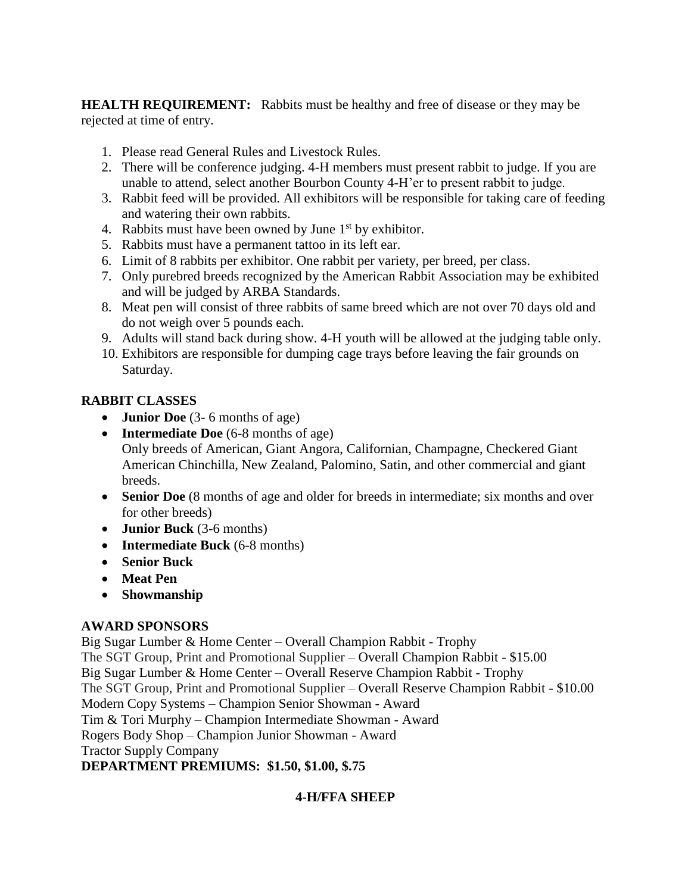**HEALTH REQUIREMENT:** Rabbits must be healthy and free of disease or they may be rejected at time of entry.

1. Please read General Rules and Livestock Rules.
2. There will be conference judging. 4-H members must present rabbit to judge. If you are unable to attend, select another Bourbon County 4-H'er to present rabbit to judge.
3. Rabbit feed will be provided. All exhibitors will be responsible for taking care of feeding and watering their own rabbits.
4. Rabbits must have been owned by June 1st by exhibitor.
5. Rabbits must have a permanent tattoo in its left ear.
6. Limit of 8 rabbits per exhibitor. One rabbit per variety, per breed, per class.
7. Only purebred breeds recognized by the American Rabbit Association may be exhibited and will be judged by ARBA Standards.
8. Meat pen will consist of three rabbits of same breed which are not over 70 days old and do not weigh over 5 pounds each.
9. Adults will stand back during show. 4-H youth will be allowed at the judging table only.
10. Exhibitors are responsible for dumping cage trays before leaving the fair grounds on Saturday.

**RABBIT CLASSES**

- **Junior Doe** (3- 6 months of age)
- **Intermediate Doe** (6-8 months of age)
  Only breeds of American, Giant Angora, Californian, Champagne, Checkered Giant American Chinchilla, New Zealand, Palomino, Satin, and other commercial and giant breeds.
- **Senior Doe** (8 months of age and older for breeds in intermediate; six months and over for other breeds)
- **Junior Buck** (3-6 months)
- **Intermediate Buck** (6-8 months)
- **Senior Buck**
- **Meat Pen**
- **Showmanship**

**AWARD SPONSORS**

Big Sugar Lumber & Home Center – Overall Champion Rabbit - Trophy
The SGT Group, Print and Promotional Supplier – Overall Champion Rabbit - $15.00
Big Sugar Lumber & Home Center – Overall Reserve Champion Rabbit - Trophy
The SGT Group, Print and Promotional Supplier – Overall Reserve Champion Rabbit - $10.00
Modern Copy Systems – Champion Senior Showman - Award
Tim & Tori Murphy – Champion Intermediate Showman - Award
Rogers Body Shop – Champion Junior Showman - Award
Tractor Supply Company

**DEPARTMENT PREMIUMS: $1.50, $1.00, $.75**

**4-H/FFA SHEEP**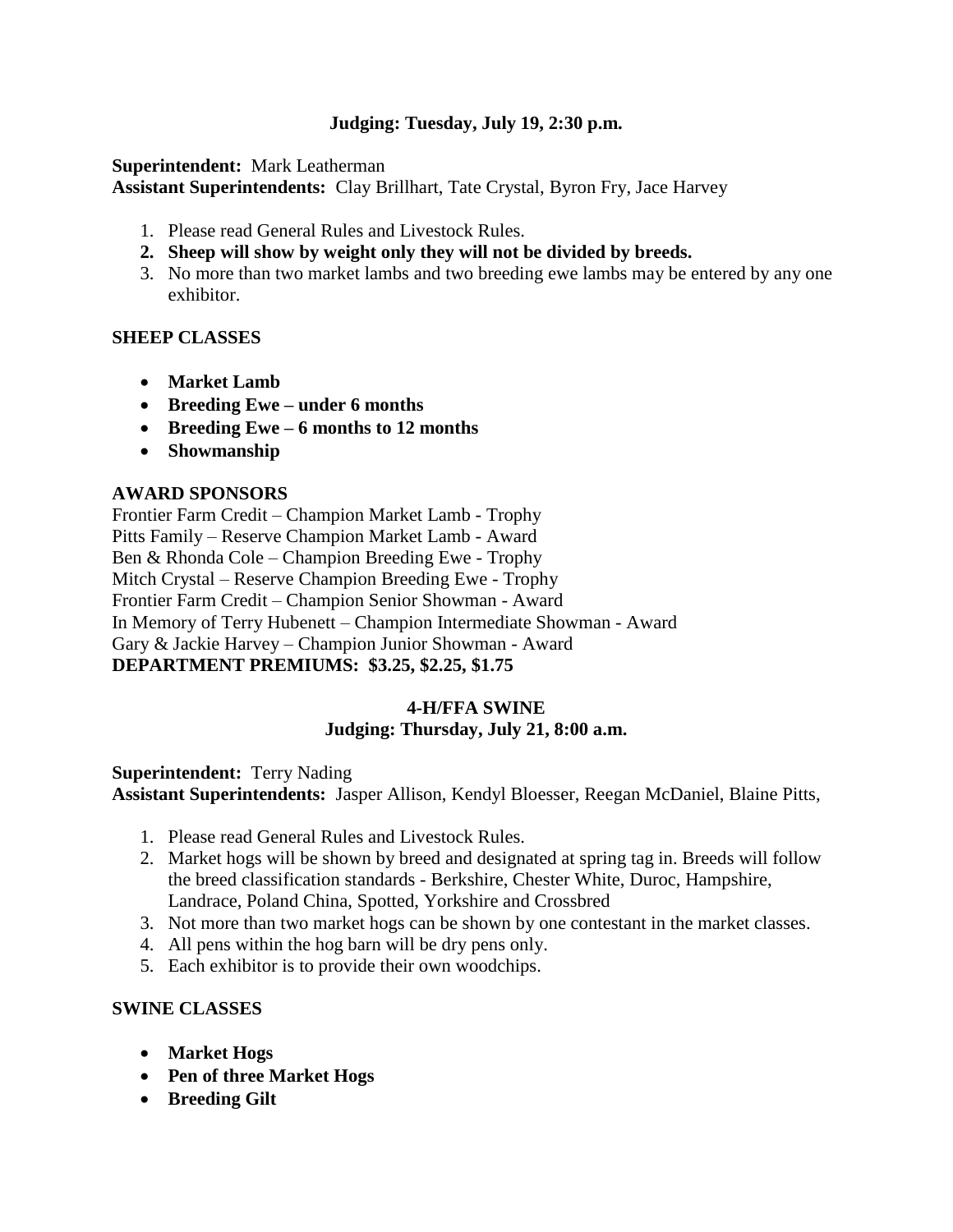**Judging: Tuesday, July 19, 2:30 p.m.**

**Superintendent:** Mark Leatherman
**Assistant Superintendents:** Clay Brillhart, Tate Crystal, Byron Fry, Jace Harvey

1. Please read General Rules and Livestock Rules.
2. **Sheep will show by weight only they will not be divided by breeds.**
3. No more than two market lambs and two breeding ewe lambs may be entered by any one exhibitor.

### SHEEP CLASSES

- **Market Lamb**
- **Breeding Ewe – under 6 months**
- **Breeding Ewe – 6 months to 12 months**
- **Showmanship**

### AWARD SPONSORS

Frontier Farm Credit – Champion Market Lamb - Trophy
Pitts Family – Reserve Champion Market Lamb - Award
Ben & Rhonda Cole – Champion Breeding Ewe - Trophy
Mitch Crystal – Reserve Champion Breeding Ewe - Trophy
Frontier Farm Credit – Champion Senior Showman - Award
In Memory of Terry Hubenett – Champion Intermediate Showman - Award
Gary & Jackie Harvey – Champion Junior Showman - Award
**DEPARTMENT PREMIUMS: $3.25, $2.25, $1.75**

## 4-H/FFA SWINE

**Judging: Thursday, July 21, 8:00 a.m.**

**Superintendent:** Terry Nading
**Assistant Superintendents:** Jasper Allison, Kendyl Bloesser, Reegan McDaniel, Blaine Pitts,

1. Please read General Rules and Livestock Rules.
2. Market hogs will be shown by breed and designated at spring tag in. Breeds will follow the breed classification standards - Berkshire, Chester White, Duroc, Hampshire, Landrace, Poland China, Spotted, Yorkshire and Crossbred
3. Not more than two market hogs can be shown by one contestant in the market classes.
4. All pens within the hog barn will be dry pens only.
5. Each exhibitor is to provide their own woodchips.

### SWINE CLASSES

- **Market Hogs**
- **Pen of three Market Hogs**
- **Breeding Gilt**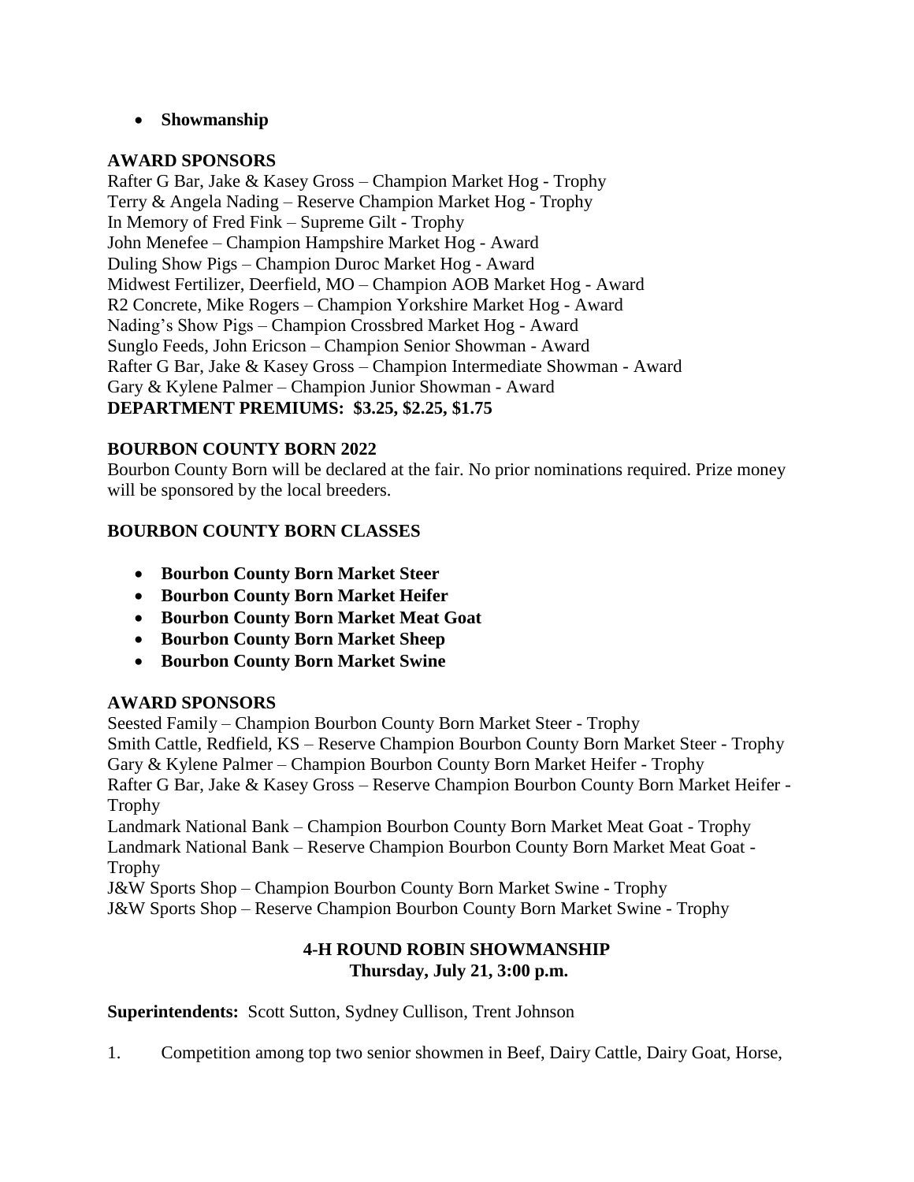- **Showmanship**

**AWARD SPONSORS**

Rafter G Bar, Jake & Kasey Gross – Champion Market Hog - Trophy
Terry & Angela Nading – Reserve Champion Market Hog - Trophy
In Memory of Fred Fink – Supreme Gilt - Trophy
John Menefee – Champion Hampshire Market Hog - Award
Duling Show Pigs – Champion Duroc Market Hog - Award
Midwest Fertilizer, Deerfield, MO – Champion AOB Market Hog - Award
R2 Concrete, Mike Rogers – Champion Yorkshire Market Hog - Award
Nading's Show Pigs – Champion Crossbred Market Hog - Award
Sunglo Feeds, John Ericson – Champion Senior Showman - Award
Rafter G Bar, Jake & Kasey Gross – Champion Intermediate Showman - Award
Gary & Kylene Palmer – Champion Junior Showman - Award

**DEPARTMENT PREMIUMS: $3.25, $2.25, $1.75**

**BOURBON COUNTY BORN 2022**

Bourbon County Born will be declared at the fair. No prior nominations required. Prize money will be sponsored by the local breeders.

**BOURBON COUNTY BORN CLASSES**

- **Bourbon County Born Market Steer**
- **Bourbon County Born Market Heifer**
- **Bourbon County Born Market Meat Goat**
- **Bourbon County Born Market Sheep**
- **Bourbon County Born Market Swine**

**AWARD SPONSORS**

Seested Family – Champion Bourbon County Born Market Steer - Trophy
Smith Cattle, Redfield, KS – Reserve Champion Bourbon County Born Market Steer - Trophy
Gary & Kylene Palmer – Champion Bourbon County Born Market Heifer - Trophy
Rafter G Bar, Jake & Kasey Gross – Reserve Champion Bourbon County Born Market Heifer - Trophy
Landmark National Bank – Champion Bourbon County Born Market Meat Goat - Trophy
Landmark National Bank – Reserve Champion Bourbon County Born Market Meat Goat - Trophy
J&W Sports Shop – Champion Bourbon County Born Market Swine - Trophy
J&W Sports Shop – Reserve Champion Bourbon County Born Market Swine - Trophy

**4-H ROUND ROBIN SHOWMANSHIP**
**Thursday, July 21, 3:00 p.m.**

**Superintendents:** Scott Sutton, Sydney Cullison, Trent Johnson

1. Competition among top two senior showmen in Beef, Dairy Cattle, Dairy Goat, Horse,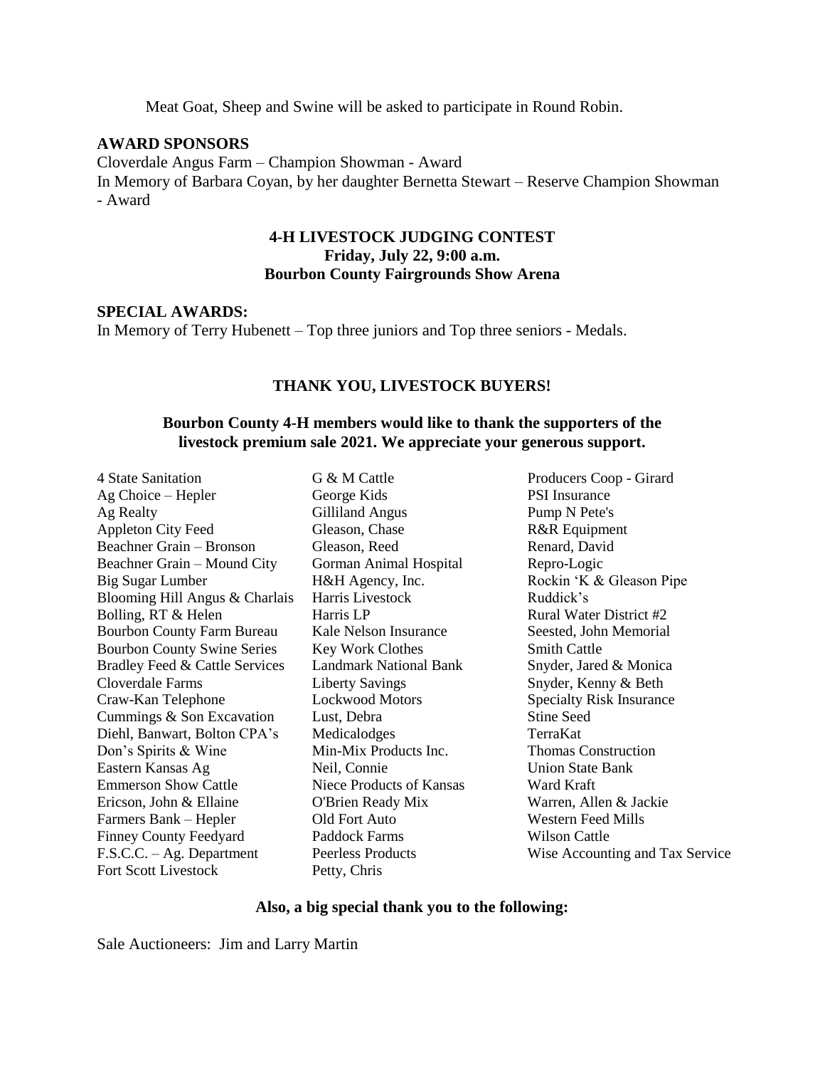Meat Goat, Sheep and Swine will be asked to participate in Round Robin.

**AWARD SPONSORS**

Cloverdale Angus Farm – Champion Showman - Award

In Memory of Barbara Coyan, by her daughter Bernetta Stewart – Reserve Champion Showman - Award

**4-H LIVESTOCK JUDGING CONTEST**
**Friday, July 22, 9:00 a.m.**
**Bourbon County Fairgrounds Show Arena**

**SPECIAL AWARDS:**

In Memory of Terry Hubenett – Top three juniors and Top three seniors - Medals.

**THANK YOU, LIVESTOCK BUYERS!**

**Bourbon County 4-H members would like to thank the supporters of the livestock premium sale 2021. We appreciate your generous support.**

4 State Sanitation
Ag Choice – Hepler
Ag Realty
Appleton City Feed
Beachner Grain – Bronson
Beachner Grain – Mound City
Big Sugar Lumber
Blooming Hill Angus & Charlais
Bolling, RT & Helen
Bourbon County Farm Bureau
Bourbon County Swine Series
Bradley Feed & Cattle Services
Cloverdale Farms
Craw-Kan Telephone
Cummings & Son Excavation
Diehl, Banwart, Bolton CPA's
Don's Spirits & Wine
Eastern Kansas Ag
Emmerson Show Cattle
Ericson, John & Ellaine
Farmers Bank – Hepler
Finney County Feedyard
F.S.C.C. – Ag. Department
Fort Scott Livestock
G & M Cattle
George Kids
Gilliland Angus
Gleason, Chase
Gleason, Reed
Gorman Animal Hospital
H&H Agency, Inc.
Harris Livestock
Harris LP
Kale Nelson Insurance
Key Work Clothes
Landmark National Bank
Liberty Savings
Lockwood Motors
Lust, Debra
Medicalodges
Min-Mix Products Inc.
Neil, Connie
Niece Products of Kansas
O'Brien Ready Mix
Old Fort Auto
Paddock Farms
Peerless Products
Petty, Chris
Producers Coop - Girard
PSI Insurance
Pump N Pete's
R&R Equipment
Renard, David
Repro-Logic
Rockin 'K & Gleason Pipe
Ruddick's
Rural Water District #2
Seested, John Memorial
Smith Cattle
Snyder, Jared & Monica
Snyder, Kenny & Beth
Specialty Risk Insurance
Stine Seed
TerraKat
Thomas Construction
Union State Bank
Ward Kraft
Warren, Allen & Jackie
Western Feed Mills
Wilson Cattle
Wise Accounting and Tax Service

**Also, a big special thank you to the following:**

Sale Auctioneers: Jim and Larry Martin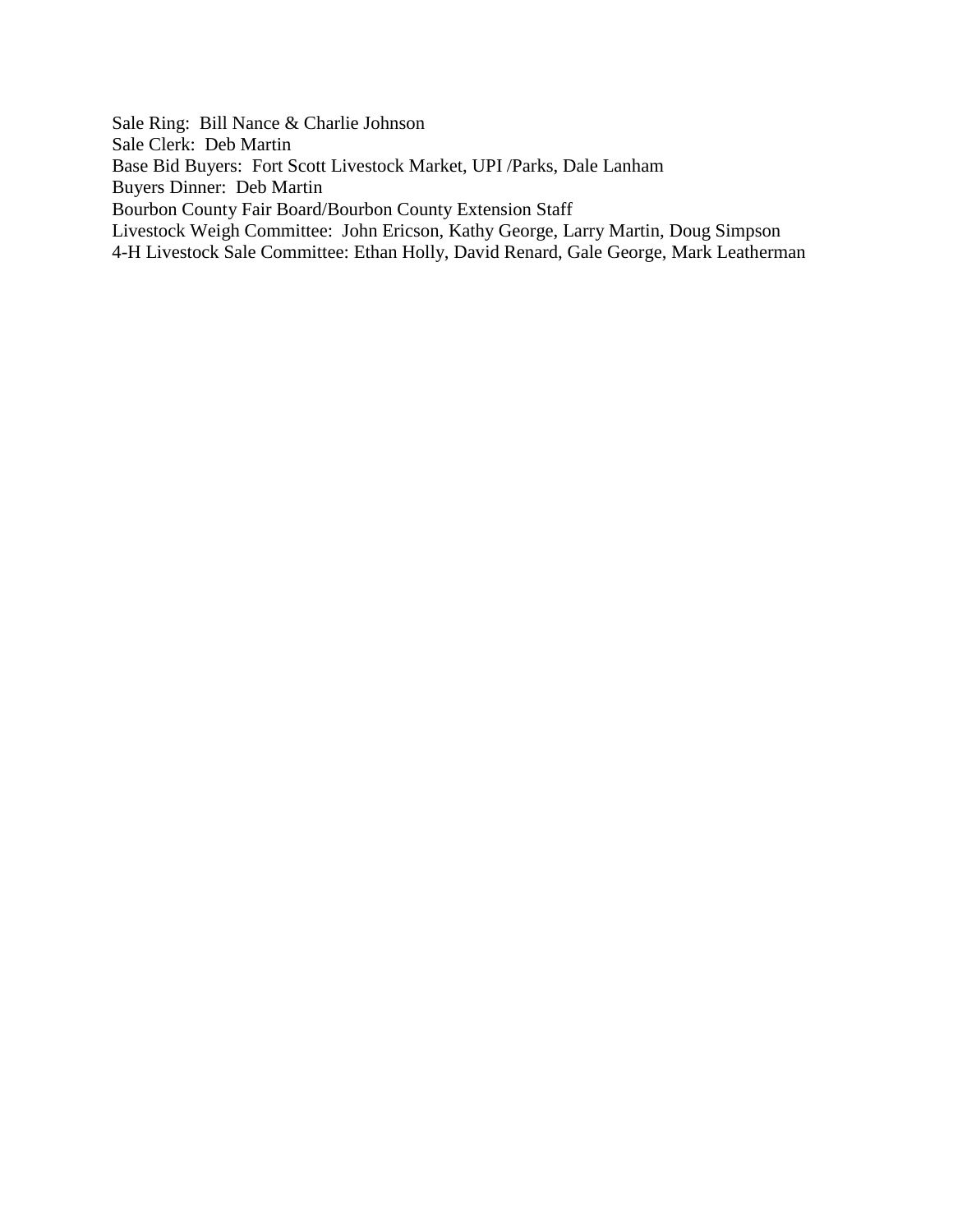Sale Ring: Bill Nance & Charlie Johnson
Sale Clerk: Deb Martin
Base Bid Buyers: Fort Scott Livestock Market, UPI /Parks, Dale Lanham
Buyers Dinner: Deb Martin
Bourbon County Fair Board/Bourbon County Extension Staff
Livestock Weigh Committee: John Ericson, Kathy George, Larry Martin, Doug Simpson
4-H Livestock Sale Committee: Ethan Holly, David Renard, Gale George, Mark Leatherman